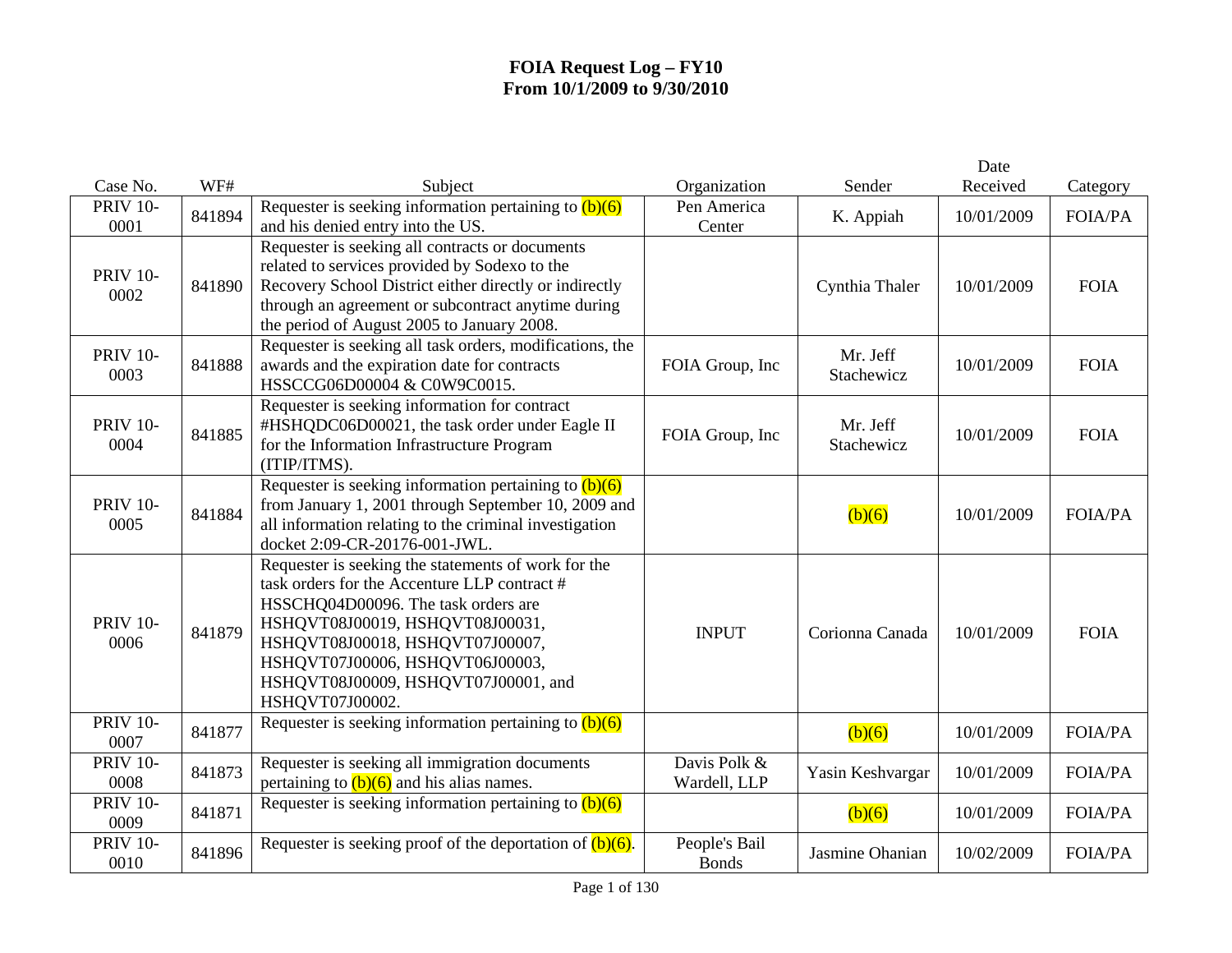# FOIA Request Log – FY10
## From 10/1/2009 to 9/30/2010

| Case No. | WF# | Subject | Organization | Sender | Date Received | Category |
|---|---|---|---|---|---|---|
| PRIV 10-0001 | 841894 | Requester is seeking information pertaining to (b)(6) and his denied entry into the US. | Pen America Center | K. Appiah | 10/01/2009 | FOIA/PA |
| PRIV 10-0002 | 841890 | Requester is seeking all contracts or documents related to services provided by Sodexo to the Recovery School District either directly or indirectly through an agreement or subcontract anytime during the period of August 2005 to January 2008. | | Cynthia Thaler | 10/01/2009 | FOIA |
| PRIV 10-0003 | 841888 | Requester is seeking all task orders, modifications, the awards and the expiration date for contracts HSSCCG06D00004 & C0W9C0015. | FOIA Group, Inc | Mr. Jeff Stachewicz | 10/01/2009 | FOIA |
| PRIV 10-0004 | 841885 | Requester is seeking information for contract #HSHQDC06D00021, the task order under Eagle II for the Information Infrastructure Program (ITIP/ITMS). | FOIA Group, Inc | Mr. Jeff Stachewicz | 10/01/2009 | FOIA |
| PRIV 10-0005 | 841884 | Requester is seeking information pertaining to (b)(6) from January 1, 2001 through September 10, 2009 and all information relating to the criminal investigation docket 2:09-CR-20176-001-JWL. | | (b)(6) | 10/01/2009 | FOIA/PA |
| PRIV 10-0006 | 841879 | Requester is seeking the statements of work for the task orders for the Accenture LLP contract # HSSCHQ04D00096. The task orders are HSHQVT08J00019, HSHQVT08J00031, HSHQVT08J00018, HSHQVT07J00007, HSHQVT07J00006, HSHQVT06J00003, HSHQVT08J00009, HSHQVT07J00001, and HSHQVT07J00002. | INPUT | Corionna Canada | 10/01/2009 | FOIA |
| PRIV 10-0007 | 841877 | Requester is seeking information pertaining to (b)(6) | | (b)(6) | 10/01/2009 | FOIA/PA |
| PRIV 10-0008 | 841873 | Requester is seeking all immigration documents pertaining to (b)(6) and his alias names. | Davis Polk & Wardell, LLP | Yasin Keshvargar | 10/01/2009 | FOIA/PA |
| PRIV 10-0009 | 841871 | Requester is seeking information pertaining to (b)(6) | | (b)(6) | 10/01/2009 | FOIA/PA |
| PRIV 10-0010 | 841896 | Requester is seeking proof of the deportation of (b)(6). | People's Bail Bonds | Jasmine Ohanian | 10/02/2009 | FOIA/PA |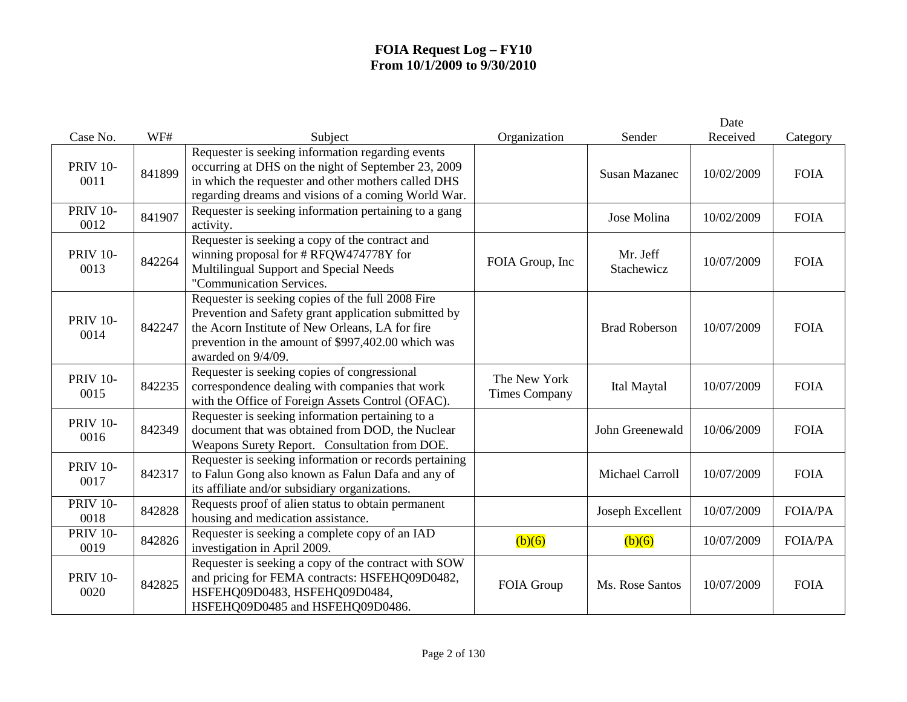# FOIA Request Log – FY10
# From 10/1/2009 to 9/30/2010

| Case No. | WF# | Subject | Organization | Sender | Date Received | Category |
|---|---|---|---|---|---|---|
| PRIV 10-0011 | 841899 | Requester is seeking information regarding events occurring at DHS on the night of September 23, 2009 in which the requester and other mothers called DHS regarding dreams and visions of a coming World War. | | Susan Mazanec | 10/02/2009 | FOIA |
| PRIV 10-0012 | 841907 | Requester is seeking information pertaining to a gang activity. | | Jose Molina | 10/02/2009 | FOIA |
| PRIV 10-0013 | 842264 | Requester is seeking a copy of the contract and winning proposal for # RFQW474778Y for Multilingual Support and Special Needs "Communication Services. | FOIA Group, Inc | Mr. Jeff Stachewicz | 10/07/2009 | FOIA |
| PRIV 10-0014 | 842247 | Requester is seeking copies of the full 2008 Fire Prevention and Safety grant application submitted by the Acorn Institute of New Orleans, LA for fire prevention in the amount of $997,402.00 which was awarded on 9/4/09. | | Brad Roberson | 10/07/2009 | FOIA |
| PRIV 10-0015 | 842235 | Requester is seeking copies of congressional correspondence dealing with companies that work with the Office of Foreign Assets Control (OFAC). | The New York Times Company | Ital Maytal | 10/07/2009 | FOIA |
| PRIV 10-0016 | 842349 | Requester is seeking information pertaining to a document that was obtained from DOD, the Nuclear Weapons Surety Report. Consultation from DOE. | | John Greenewald | 10/06/2009 | FOIA |
| PRIV 10-0017 | 842317 | Requester is seeking information or records pertaining to Falun Gong also known as Falun Dafa and any of its affiliate and/or subsidiary organizations. | | Michael Carroll | 10/07/2009 | FOIA |
| PRIV 10-0018 | 842828 | Requests proof of alien status to obtain permanent housing and medication assistance. | | Joseph Excellent | 10/07/2009 | FOIA/PA |
| PRIV 10-0019 | 842826 | Requester is seeking a complete copy of an IAD investigation in April 2009. | (b)(6) | (b)(6) | 10/07/2009 | FOIA/PA |
| PRIV 10-0020 | 842825 | Requester is seeking a copy of the contract with SOW and pricing for FEMA contracts: HSFEHQ09D0482, HSFEHQ09D0483, HSFEHQ09D0484, HSFEHQ09D0485 and HSFEHQ09D0486. | FOIA Group | Ms. Rose Santos | 10/07/2009 | FOIA |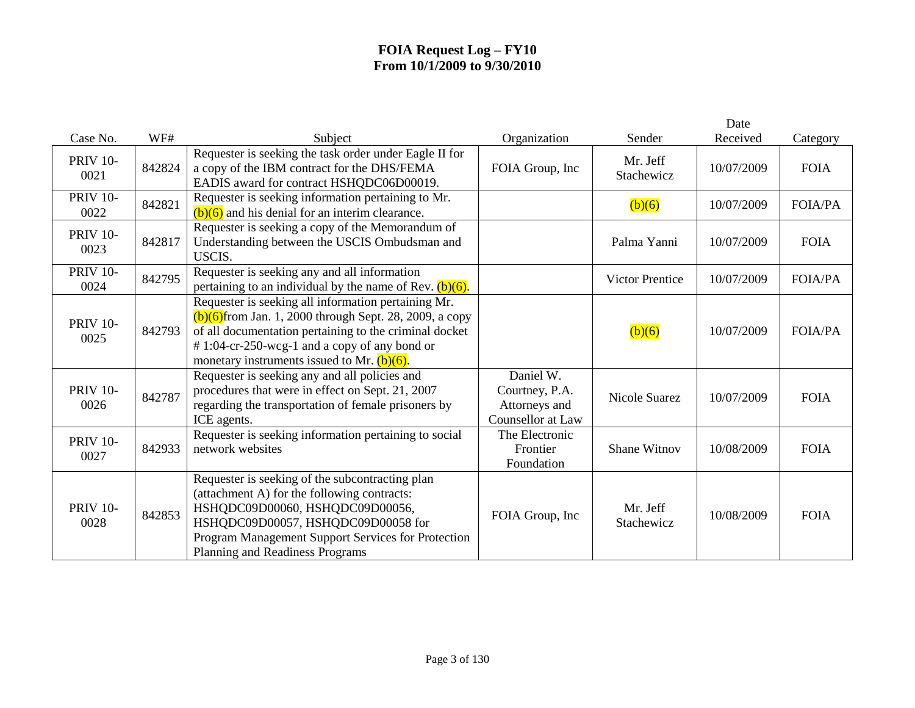# FOIA Request Log – FY10
# From 10/1/2009 to 9/30/2010

| Case No. | WF# | Subject | Organization | Sender | Date Received | Category |
|---|---|---|---|---|---|---|
| PRIV 10-0021 | 842824 | Requester is seeking the task order under Eagle II for a copy of the IBM contract for the DHS/FEMA EADIS award for contract HSHQDC06D00019. | FOIA Group, Inc | Mr. Jeff Stachewicz | 10/07/2009 | FOIA |
| PRIV 10-0022 | 842821 | Requester is seeking information pertaining to Mr. (b)(6) and his denial for an interim clearance. | | (b)(6) | 10/07/2009 | FOIA/PA |
| PRIV 10-0023 | 842817 | Requester is seeking a copy of the Memorandum of Understanding between the USCIS Ombudsman and USCIS. | | Palma Yanni | 10/07/2009 | FOIA |
| PRIV 10-0024 | 842795 | Requester is seeking any and all information pertaining to an individual by the name of Rev. (b)(6). | | Victor Prentice | 10/07/2009 | FOIA/PA |
| PRIV 10-0025 | 842793 | Requester is seeking all information pertaining Mr. (b)(6)from Jan. 1, 2000 through Sept. 28, 2009, a copy of all documentation pertaining to the criminal docket # 1:04-cr-250-wcg-1 and a copy of any bond or monetary instruments issued to Mr. (b)(6). | | (b)(6) | 10/07/2009 | FOIA/PA |
| PRIV 10-0026 | 842787 | Requester is seeking any and all policies and procedures that were in effect on Sept. 21, 2007 regarding the transportation of female prisoners by ICE agents. | Daniel W. Courtney, P.A. Attorneys and Counsellor at Law | Nicole Suarez | 10/07/2009 | FOIA |
| PRIV 10-0027 | 842933 | Requester is seeking information pertaining to social network websites | The Electronic Frontier Foundation | Shane Witnov | 10/08/2009 | FOIA |
| PRIV 10-0028 | 842853 | Requester is seeking of the subcontracting plan (attachment A) for the following contracts: HSHQDC09D00060, HSHQDC09D00056, HSHQDC09D00057, HSHQDC09D00058 for Program Management Support Services for Protection Planning and Readiness Programs | FOIA Group, Inc | Mr. Jeff Stachewicz | 10/08/2009 | FOIA |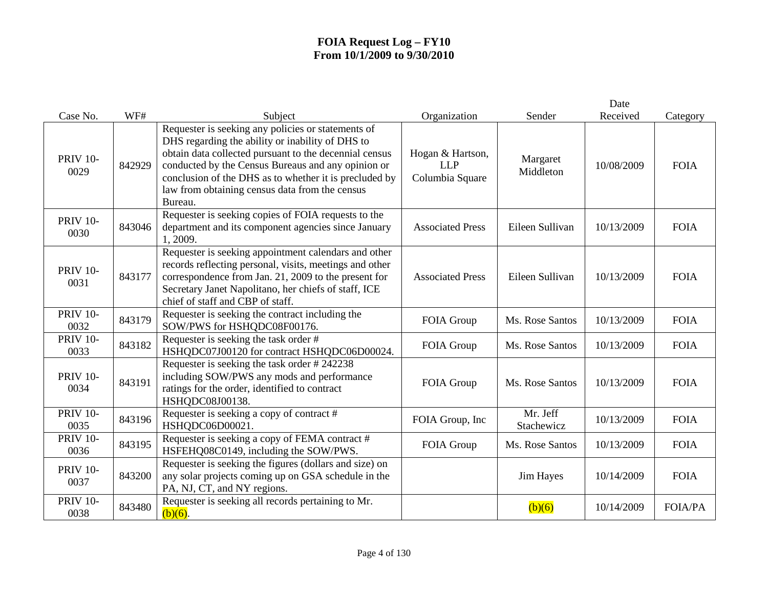# FOIA Request Log – FY10
# From 10/1/2009 to 9/30/2010

| Case No. | WF# | Subject | Organization | Sender | Date Received | Category |
|---|---|---|---|---|---|---|
| PRIV 10-0029 | 842929 | Requester is seeking any policies or statements of DHS regarding the ability or inability of DHS to obtain data collected pursuant to the decennial census conducted by the Census Bureaus and any opinion or conclusion of the DHS as to whether it is precluded by law from obtaining census data from the census Bureau. | Hogan & Hartson, LLP Columbia Square | Margaret Middleton | 10/08/2009 | FOIA |
| PRIV 10-0030 | 843046 | Requester is seeking copies of FOIA requests to the department and its component agencies since January 1, 2009. | Associated Press | Eileen Sullivan | 10/13/2009 | FOIA |
| PRIV 10-0031 | 843177 | Requester is seeking appointment calendars and other records reflecting personal, visits, meetings and other correspondence from Jan. 21, 2009 to the present for Secretary Janet Napolitano, her chiefs of staff, ICE chief of staff and CBP of staff. | Associated Press | Eileen Sullivan | 10/13/2009 | FOIA |
| PRIV 10-0032 | 843179 | Requester is seeking the contract including the SOW/PWS for HSHQDC08F00176. | FOIA Group | Ms. Rose Santos | 10/13/2009 | FOIA |
| PRIV 10-0033 | 843182 | Requester is seeking the task order # HSHQDC07J00120 for contract HSHQDC06D00024. | FOIA Group | Ms. Rose Santos | 10/13/2009 | FOIA |
| PRIV 10-0034 | 843191 | Requester is seeking the task order # 242238 including SOW/PWS any mods and performance ratings for the order, identified to contract HSHQDC08J00138. | FOIA Group | Ms. Rose Santos | 10/13/2009 | FOIA |
| PRIV 10-0035 | 843196 | Requester is seeking a copy of contract # HSHQDC06D00021. | FOIA Group, Inc | Mr. Jeff Stachewicz | 10/13/2009 | FOIA |
| PRIV 10-0036 | 843195 | Requester is seeking a copy of FEMA contract # HSFEHQ08C0149, including the SOW/PWS. | FOIA Group | Ms. Rose Santos | 10/13/2009 | FOIA |
| PRIV 10-0037 | 843200 | Requester is seeking the figures (dollars and size) on any solar projects coming up on GSA schedule in the PA, NJ, CT, and NY regions. | | Jim Hayes | 10/14/2009 | FOIA |
| PRIV 10-0038 | 843480 | Requester is seeking all records pertaining to Mr. (b)(6). | | (b)(6) | 10/14/2009 | FOIA/PA |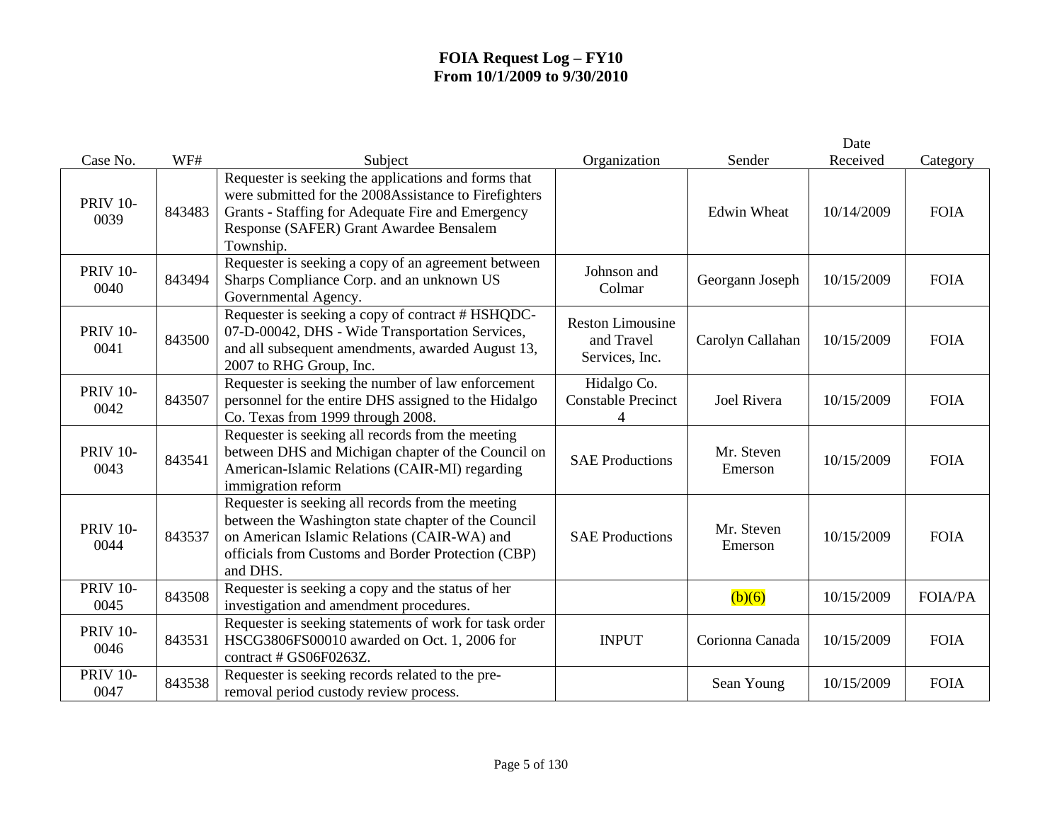# FOIA Request Log – FY10
# From 10/1/2009 to 9/30/2010

| Case No. | WF# | Subject | Organization | Sender | Date Received | Category |
|---|---|---|---|---|---|---|
| PRIV 10-0039 | 843483 | Requester is seeking the applications and forms that were submitted for the 2008Assistance to Firefighters Grants - Staffing for Adequate Fire and Emergency Response (SAFER) Grant Awardee Bensalem Township. | | Edwin Wheat | 10/14/2009 | FOIA |
| PRIV 10-0040 | 843494 | Requester is seeking a copy of an agreement between Sharps Compliance Corp. and an unknown US Governmental Agency. | Johnson and Colmar | Georgann Joseph | 10/15/2009 | FOIA |
| PRIV 10-0041 | 843500 | Requester is seeking a copy of contract # HSHQDC-07-D-00042, DHS - Wide Transportation Services, and all subsequent amendments, awarded August 13, 2007 to RHG Group, Inc. | Reston Limousine and Travel Services, Inc. | Carolyn Callahan | 10/15/2009 | FOIA |
| PRIV 10-0042 | 843507 | Requester is seeking the number of law enforcement personnel for the entire DHS assigned to the Hidalgo Co. Texas from 1999 through 2008. | Hidalgo Co. Constable Precinct 4 | Joel Rivera | 10/15/2009 | FOIA |
| PRIV 10-0043 | 843541 | Requester is seeking all records from the meeting between DHS and Michigan chapter of the Council on American-Islamic Relations (CAIR-MI) regarding immigration reform | SAE Productions | Mr. Steven Emerson | 10/15/2009 | FOIA |
| PRIV 10-0044 | 843537 | Requester is seeking all records from the meeting between the Washington state chapter of the Council on American Islamic Relations (CAIR-WA) and officials from Customs and Border Protection (CBP) and DHS. | SAE Productions | Mr. Steven Emerson | 10/15/2009 | FOIA |
| PRIV 10-0045 | 843508 | Requester is seeking a copy and the status of her investigation and amendment procedures. | | (b)(6) | 10/15/2009 | FOIA/PA |
| PRIV 10-0046 | 843531 | Requester is seeking statements of work for task order HSCG3806FS00010 awarded on Oct. 1, 2006 for contract # GS06F0263Z. | INPUT | Corionna Canada | 10/15/2009 | FOIA |
| PRIV 10-0047 | 843538 | Requester is seeking records related to the pre-removal period custody review process. | | Sean Young | 10/15/2009 | FOIA |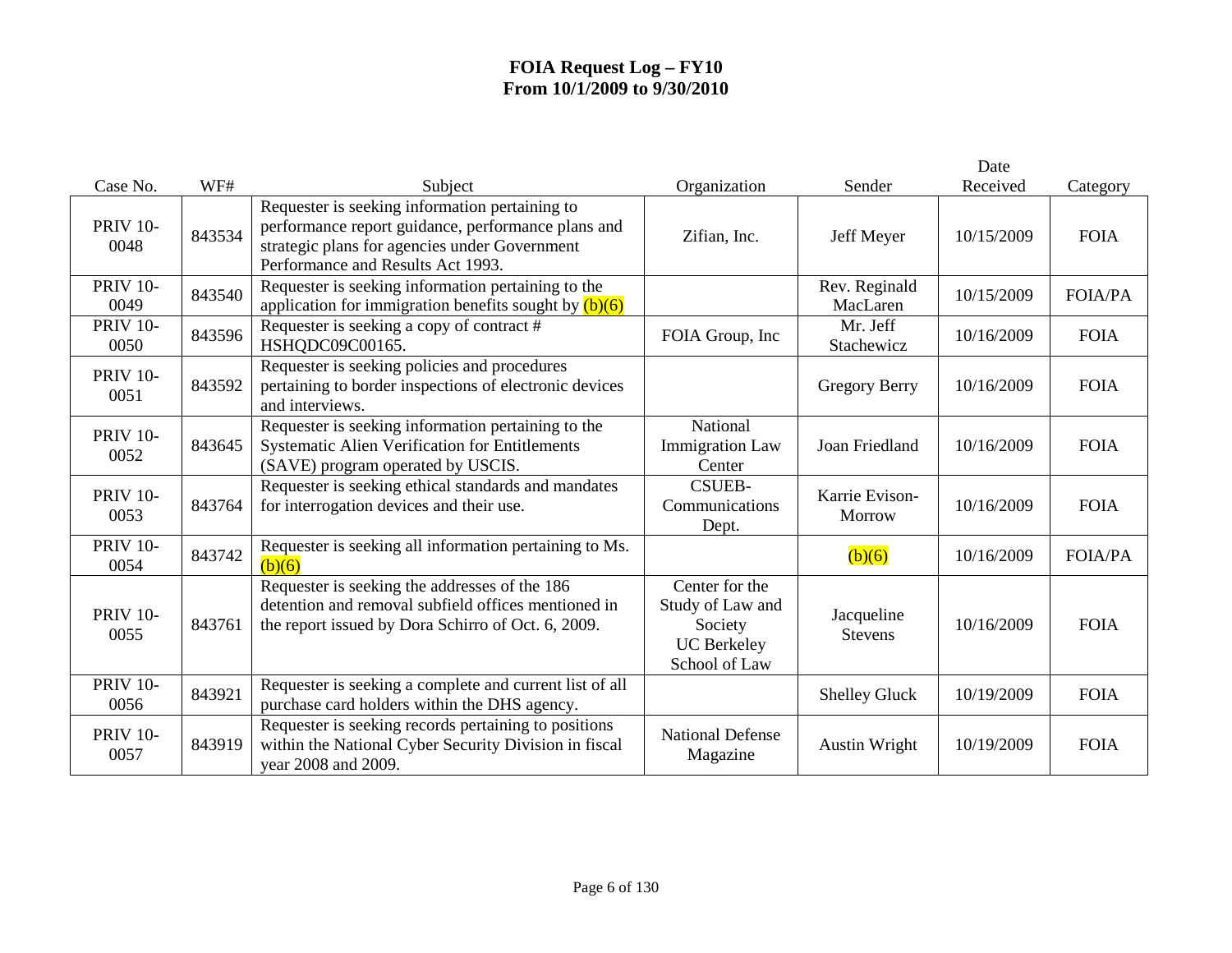# FOIA Request Log – FY10
# From 10/1/2009 to 9/30/2010

| Case No. | WF# | Subject | Organization | Sender | Date Received | Category |
|---|---|---|---|---|---|---|
| PRIV 10-0048 | 843534 | Requester is seeking information pertaining to performance report guidance, performance plans and strategic plans for agencies under Government Performance and Results Act 1993. | Zifian, Inc. | Jeff Meyer | 10/15/2009 | FOIA |
| PRIV 10-0049 | 843540 | Requester is seeking information pertaining to the application for immigration benefits sought by (b)(6) | | Rev. Reginald MacLaren | 10/15/2009 | FOIA/PA |
| PRIV 10-0050 | 843596 | Requester is seeking a copy of contract # HSHQDC09C00165. | FOIA Group, Inc | Mr. Jeff Stachewicz | 10/16/2009 | FOIA |
| PRIV 10-0051 | 843592 | Requester is seeking policies and procedures pertaining to border inspections of electronic devices and interviews. | | Gregory Berry | 10/16/2009 | FOIA |
| PRIV 10-0052 | 843645 | Requester is seeking information pertaining to the Systematic Alien Verification for Entitlements (SAVE) program operated by USCIS. | National Immigration Law Center | Joan Friedland | 10/16/2009 | FOIA |
| PRIV 10-0053 | 843764 | Requester is seeking ethical standards and mandates for interrogation devices and their use. | CSUEB-Communications Dept. | Karrie Evison-Morrow | 10/16/2009 | FOIA |
| PRIV 10-0054 | 843742 | Requester is seeking all information pertaining to Ms. (b)(6) | | (b)(6) | 10/16/2009 | FOIA/PA |
| PRIV 10-0055 | 843761 | Requester is seeking the addresses of the 186 detention and removal subfield offices mentioned in the report issued by Dora Schirro of Oct. 6, 2009. | Center for the Study of Law and Society UC Berkeley School of Law | Jacqueline Stevens | 10/16/2009 | FOIA |
| PRIV 10-0056 | 843921 | Requester is seeking a complete and current list of all purchase card holders within the DHS agency. | | Shelley Gluck | 10/19/2009 | FOIA |
| PRIV 10-0057 | 843919 | Requester is seeking records pertaining to positions within the National Cyber Security Division in fiscal year 2008 and 2009. | National Defense Magazine | Austin Wright | 10/19/2009 | FOIA |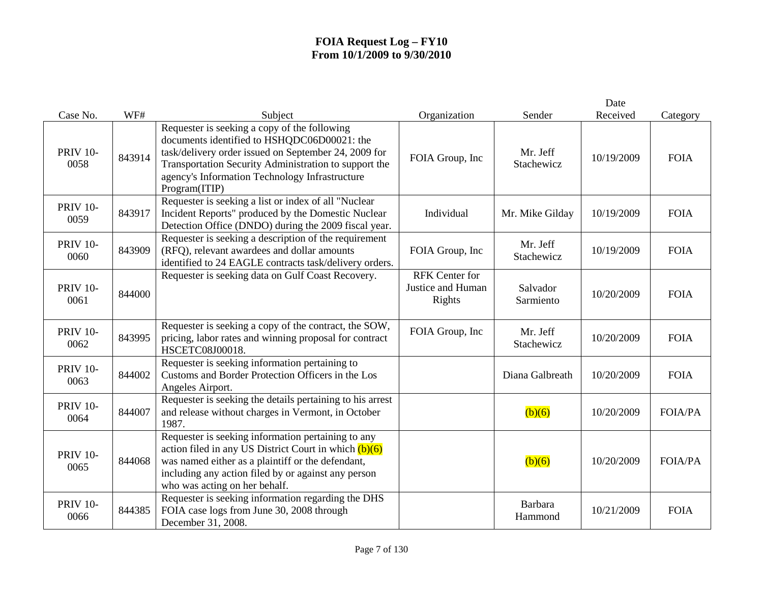# FOIA Request Log – FY10
# From 10/1/2009 to 9/30/2010

| Case No. | WF# | Subject | Organization | Sender | Date Received | Category |
|---|---|---|---|---|---|---|
| PRIV 10-0058 | 843914 | Requester is seeking a copy of the following documents identified to HSHQDC06D00021: the task/delivery order issued on September 24, 2009 for Transportation Security Administration to support the agency's Information Technology Infrastructure Program(ITIP) | FOIA Group, Inc | Mr. Jeff Stachewicz | 10/19/2009 | FOIA |
| PRIV 10-0059 | 843917 | Requester is seeking a list or index of all "Nuclear Incident Reports" produced by the Domestic Nuclear Detection Office (DNDO) during the 2009 fiscal year. | Individual | Mr. Mike Gilday | 10/19/2009 | FOIA |
| PRIV 10-0060 | 843909 | Requester is seeking a description of the requirement (RFQ), relevant awardees and dollar amounts identified to 24 EAGLE contracts task/delivery orders. | FOIA Group, Inc | Mr. Jeff Stachewicz | 10/19/2009 | FOIA |
| PRIV 10-0061 | 844000 | Requester is seeking data on Gulf Coast Recovery. | RFK Center for Justice and Human Rights | Salvador Sarmiento | 10/20/2009 | FOIA |
| PRIV 10-0062 | 843995 | Requester is seeking a copy of the contract, the SOW, pricing, labor rates and winning proposal for contract HSCETC08J00018. | FOIA Group, Inc | Mr. Jeff Stachewicz | 10/20/2009 | FOIA |
| PRIV 10-0063 | 844002 | Requester is seeking information pertaining to Customs and Border Protection Officers in the Los Angeles Airport. | | Diana Galbreath | 10/20/2009 | FOIA |
| PRIV 10-0064 | 844007 | Requester is seeking the details pertaining to his arrest and release without charges in Vermont, in October 1987. | | (b)(6) | 10/20/2009 | FOIA/PA |
| PRIV 10-0065 | 844068 | Requester is seeking information pertaining to any action filed in any US District Court in which (b)(6) was named either as a plaintiff or the defendant, including any action filed by or against any person who was acting on her behalf. | | (b)(6) | 10/20/2009 | FOIA/PA |
| PRIV 10-0066 | 844385 | Requester is seeking information regarding the DHS FOIA case logs from June 30, 2008 through December 31, 2008. | | Barbara Hammond | 10/21/2009 | FOIA |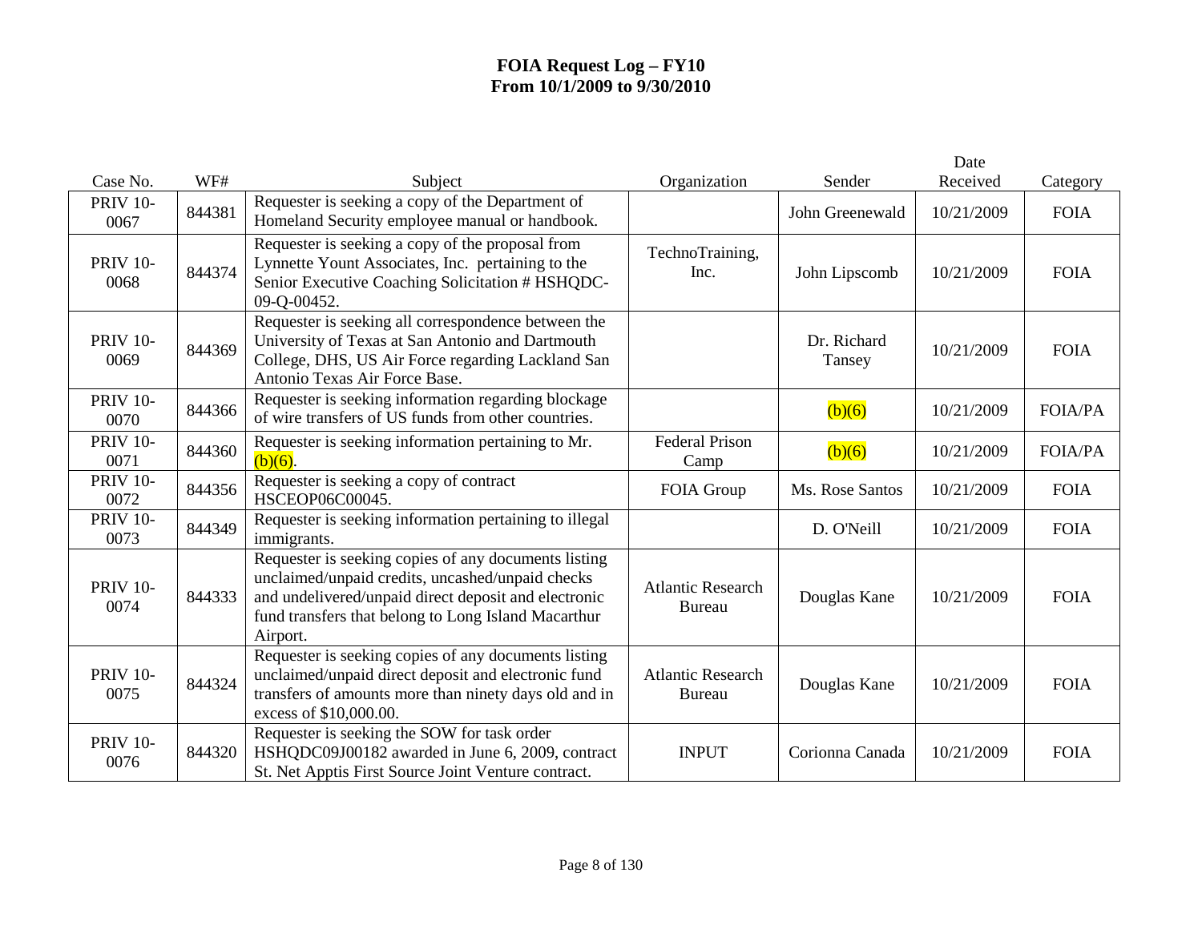# FOIA Request Log – FY10
# From 10/1/2009 to 9/30/2010

| Case No. | WF# | Subject | Organization | Sender | Date Received | Category |
|---|---|---|---|---|---|---|
| PRIV 10-0067 | 844381 | Requester is seeking a copy of the Department of Homeland Security employee manual or handbook. | | John Greenewald | 10/21/2009 | FOIA |
| PRIV 10-0068 | 844374 | Requester is seeking a copy of the proposal from Lynnette Yount Associates, Inc. pertaining to the Senior Executive Coaching Solicitation # HSHQDC-09-Q-00452. | TechnoTraining, Inc. | John Lipscomb | 10/21/2009 | FOIA |
| PRIV 10-0069 | 844369 | Requester is seeking all correspondence between the University of Texas at San Antonio and Dartmouth College, DHS, US Air Force regarding Lackland San Antonio Texas Air Force Base. | | Dr. Richard Tansey | 10/21/2009 | FOIA |
| PRIV 10-0070 | 844366 | Requester is seeking information regarding blockage of wire transfers of US funds from other countries. | | (b)(6) | 10/21/2009 | FOIA/PA |
| PRIV 10-0071 | 844360 | Requester is seeking information pertaining to Mr. (b)(6). | Federal Prison Camp | (b)(6) | 10/21/2009 | FOIA/PA |
| PRIV 10-0072 | 844356 | Requester is seeking a copy of contract HSCEOP06C00045. | FOIA Group | Ms. Rose Santos | 10/21/2009 | FOIA |
| PRIV 10-0073 | 844349 | Requester is seeking information pertaining to illegal immigrants. | | D. O'Neill | 10/21/2009 | FOIA |
| PRIV 10-0074 | 844333 | Requester is seeking copies of any documents listing unclaimed/unpaid credits, uncashed/unpaid checks and undelivered/unpaid direct deposit and electronic fund transfers that belong to Long Island Macarthur Airport. | Atlantic Research Bureau | Douglas Kane | 10/21/2009 | FOIA |
| PRIV 10-0075 | 844324 | Requester is seeking copies of any documents listing unclaimed/unpaid direct deposit and electronic fund transfers of amounts more than ninety days old and in excess of $10,000.00. | Atlantic Research Bureau | Douglas Kane | 10/21/2009 | FOIA |
| PRIV 10-0076 | 844320 | Requester is seeking the SOW for task order HSHQDC09J00182 awarded in June 6, 2009, contract St. Net Apptis First Source Joint Venture contract. | INPUT | Corionna Canada | 10/21/2009 | FOIA |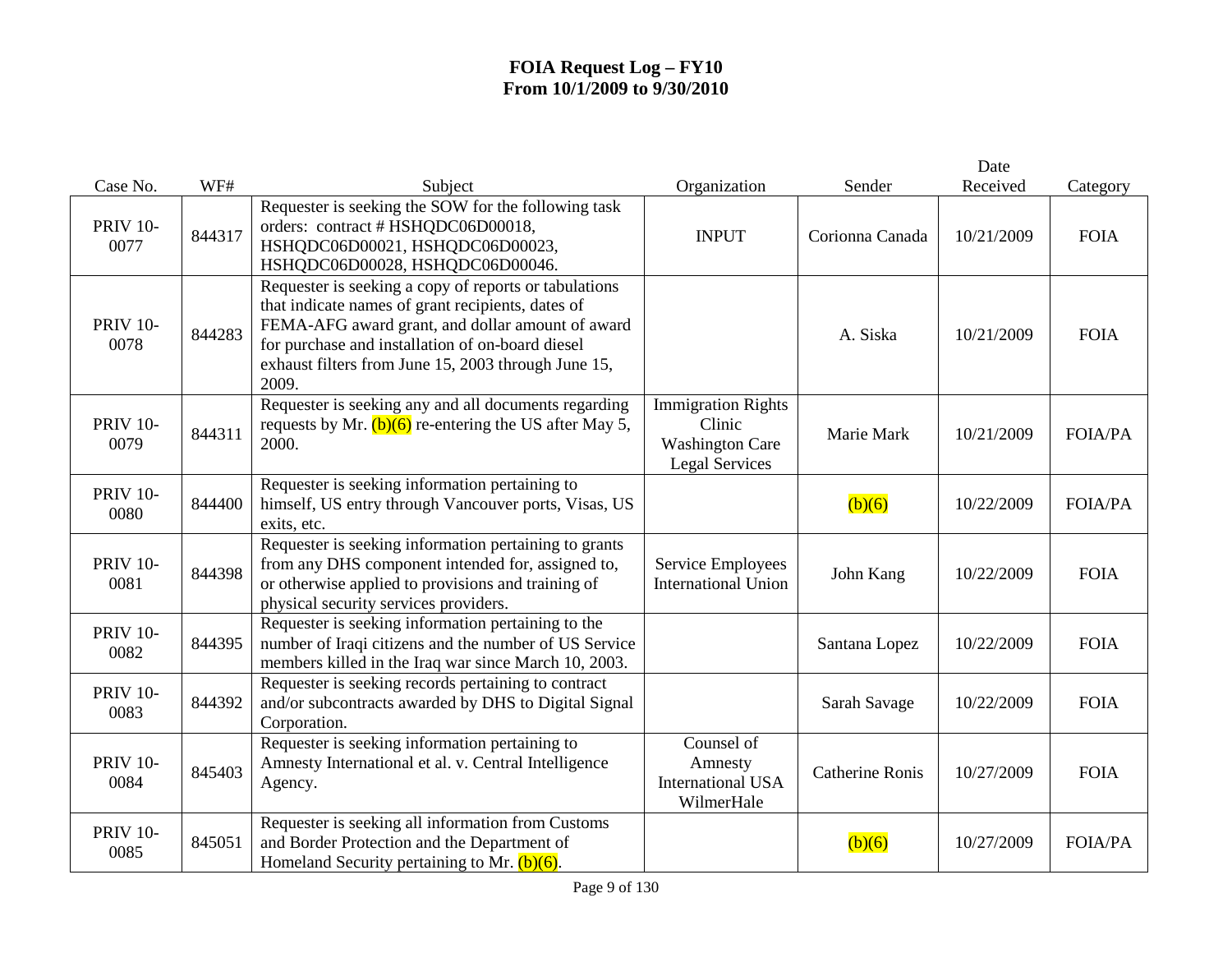# FOIA Request Log – FY10
## From 10/1/2009 to 9/30/2010

| Case No. | WF# | Subject | Organization | Sender | Date Received | Category |
|---|---|---|---|---|---|---|
| PRIV 10-0077 | 844317 | Requester is seeking the SOW for the following task orders: contract # HSHQDC06D00018, HSHQDC06D00021, HSHQDC06D00023, HSHQDC06D00028, HSHQDC06D00046. | INPUT | Corionna Canada | 10/21/2009 | FOIA |
| PRIV 10-0078 | 844283 | Requester is seeking a copy of reports or tabulations that indicate names of grant recipients, dates of FEMA-AFG award grant, and dollar amount of award for purchase and installation of on-board diesel exhaust filters from June 15, 2003 through June 15, 2009. | | A. Siska | 10/21/2009 | FOIA |
| PRIV 10-0079 | 844311 | Requester is seeking any and all documents regarding requests by Mr. (b)(6) re-entering the US after May 5, 2000. | Immigration Rights Clinic Washington Care Legal Services | Marie Mark | 10/21/2009 | FOIA/PA |
| PRIV 10-0080 | 844400 | Requester is seeking information pertaining to himself, US entry through Vancouver ports, Visas, US exits, etc. | | (b)(6) | 10/22/2009 | FOIA/PA |
| PRIV 10-0081 | 844398 | Requester is seeking information pertaining to grants from any DHS component intended for, assigned to, or otherwise applied to provisions and training of physical security services providers. | Service Employees International Union | John Kang | 10/22/2009 | FOIA |
| PRIV 10-0082 | 844395 | Requester is seeking information pertaining to the number of Iraqi citizens and the number of US Service members killed in the Iraq war since March 10, 2003. | | Santana Lopez | 10/22/2009 | FOIA |
| PRIV 10-0083 | 844392 | Requester is seeking records pertaining to contract and/or subcontracts awarded by DHS to Digital Signal Corporation. | | Sarah Savage | 10/22/2009 | FOIA |
| PRIV 10-0084 | 845403 | Requester is seeking information pertaining to Amnesty International et al. v. Central Intelligence Agency. | Counsel of Amnesty International USA WilmerHale | Catherine Ronis | 10/27/2009 | FOIA |
| PRIV 10-0085 | 845051 | Requester is seeking all information from Customs and Border Protection and the Department of Homeland Security pertaining to Mr. (b)(6). | | (b)(6) | 10/27/2009 | FOIA/PA |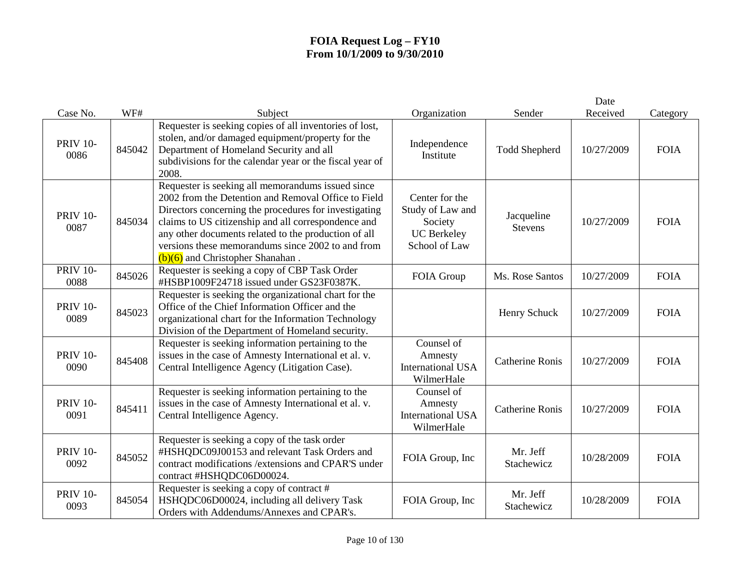# FOIA Request Log – FY10
# From 10/1/2009 to 9/30/2010

| Case No. | WF# | Subject | Organization | Sender | Date Received | Category |
|---|---|---|---|---|---|---|
| PRIV 10-0086 | 845042 | Requester is seeking copies of all inventories of lost, stolen, and/or damaged equipment/property for the Department of Homeland Security and all subdivisions for the calendar year or the fiscal year of 2008. | Independence Institute | Todd Shepherd | 10/27/2009 | FOIA |
| PRIV 10-0087 | 845034 | Requester is seeking all memorandums issued since 2002 from the Detention and Removal Office to Field Directors concerning the procedures for investigating claims to US citizenship and all correspondence and any other documents related to the production of all versions these memorandums since 2002 to and from (b)(6) and Christopher Shanahan . | Center for the Study of Law and Society UC Berkeley School of Law | Jacqueline Stevens | 10/27/2009 | FOIA |
| PRIV 10-0088 | 845026 | Requester is seeking a copy of CBP Task Order #HSBP1009F24718 issued under GS23F0387K. | FOIA Group | Ms. Rose Santos | 10/27/2009 | FOIA |
| PRIV 10-0089 | 845023 | Requester is seeking the organizational chart for the Office of the Chief Information Officer and the organizational chart for the Information Technology Division of the Department of Homeland security. | | Henry Schuck | 10/27/2009 | FOIA |
| PRIV 10-0090 | 845408 | Requester is seeking information pertaining to the issues in the case of Amnesty International et al. v. Central Intelligence Agency (Litigation Case). | Counsel of Amnesty International USA WilmerHale | Catherine Ronis | 10/27/2009 | FOIA |
| PRIV 10-0091 | 845411 | Requester is seeking information pertaining to the issues in the case of Amnesty International et al. v. Central Intelligence Agency. | Counsel of Amnesty International USA WilmerHale | Catherine Ronis | 10/27/2009 | FOIA |
| PRIV 10-0092 | 845052 | Requester is seeking a copy of the task order #HSHQDC09J00153 and relevant Task Orders and contract modifications /extensions and CPAR'S under contract #HSHQDC06D00024. | FOIA Group, Inc | Mr. Jeff Stachewicz | 10/28/2009 | FOIA |
| PRIV 10-0093 | 845054 | Requester is seeking a copy of contract # HSHQDC06D00024, including all delivery Task Orders with Addendums/Annexes and CPAR's. | FOIA Group, Inc | Mr. Jeff Stachewicz | 10/28/2009 | FOIA |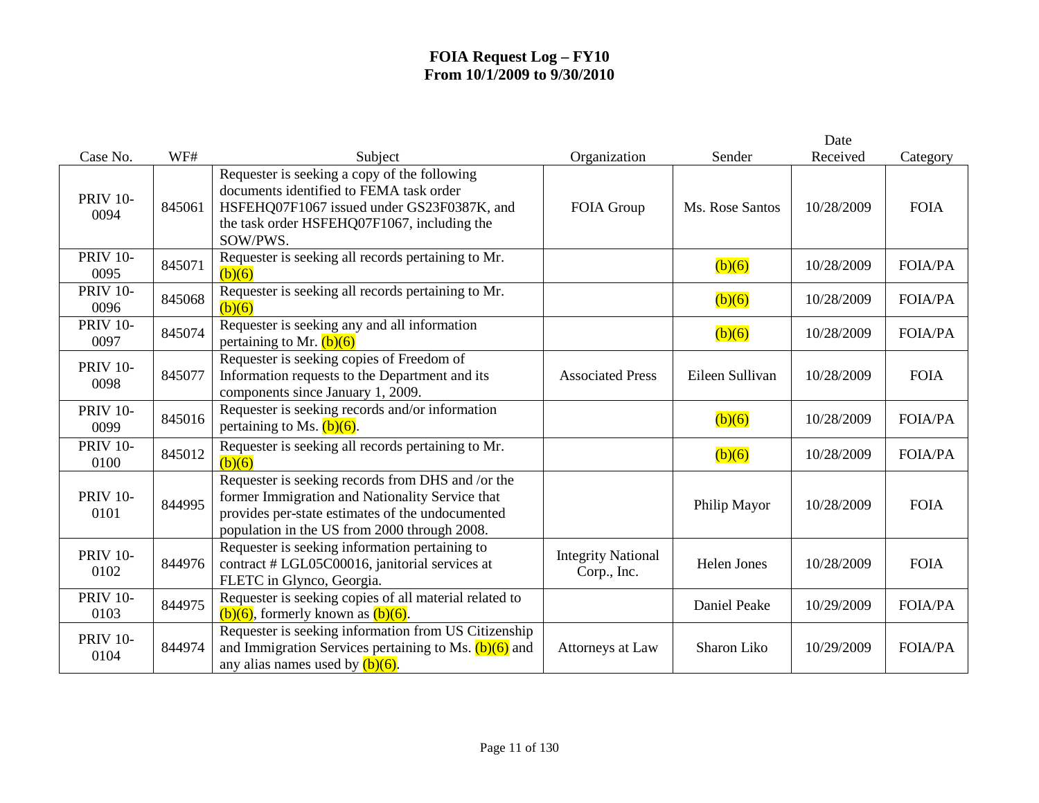# FOIA Request Log – FY10
## From 10/1/2009 to 9/30/2010

| Case No. | WF# | Subject | Organization | Sender | Date Received | Category |
|---|---|---|---|---|---|---|
| PRIV 10-0094 | 845061 | Requester is seeking a copy of the following documents identified to FEMA task order HSFEHQ07F1067 issued under GS23F0387K, and the task order HSFEHQ07F1067, including the SOW/PWS. | FOIA Group | Ms. Rose Santos | 10/28/2009 | FOIA |
| PRIV 10-0095 | 845071 | Requester is seeking all records pertaining to Mr. (b)(6) | | (b)(6) | 10/28/2009 | FOIA/PA |
| PRIV 10-0096 | 845068 | Requester is seeking all records pertaining to Mr. (b)(6) | | (b)(6) | 10/28/2009 | FOIA/PA |
| PRIV 10-0097 | 845074 | Requester is seeking any and all information pertaining to Mr. (b)(6) | | (b)(6) | 10/28/2009 | FOIA/PA |
| PRIV 10-0098 | 845077 | Requester is seeking copies of Freedom of Information requests to the Department and its components since January 1, 2009. | Associated Press | Eileen Sullivan | 10/28/2009 | FOIA |
| PRIV 10-0099 | 845016 | Requester is seeking records and/or information pertaining to Ms. (b)(6). | | (b)(6) | 10/28/2009 | FOIA/PA |
| PRIV 10-0100 | 845012 | Requester is seeking all records pertaining to Mr. (b)(6) | | (b)(6) | 10/28/2009 | FOIA/PA |
| PRIV 10-0101 | 844995 | Requester is seeking records from DHS and /or the former Immigration and Nationality Service that provides per-state estimates of the undocumented population in the US from 2000 through 2008. | | Philip Mayor | 10/28/2009 | FOIA |
| PRIV 10-0102 | 844976 | Requester is seeking information pertaining to contract # LGL05C00016, janitorial services at FLETC in Glynco, Georgia. | Integrity National Corp., Inc. | Helen Jones | 10/28/2009 | FOIA |
| PRIV 10-0103 | 844975 | Requester is seeking copies of all material related to (b)(6), formerly known as (b)(6). | | Daniel Peake | 10/29/2009 | FOIA/PA |
| PRIV 10-0104 | 844974 | Requester is seeking information from US Citizenship and Immigration Services pertaining to Ms. (b)(6) and any alias names used by (b)(6). | Attorneys at Law | Sharon Liko | 10/29/2009 | FOIA/PA |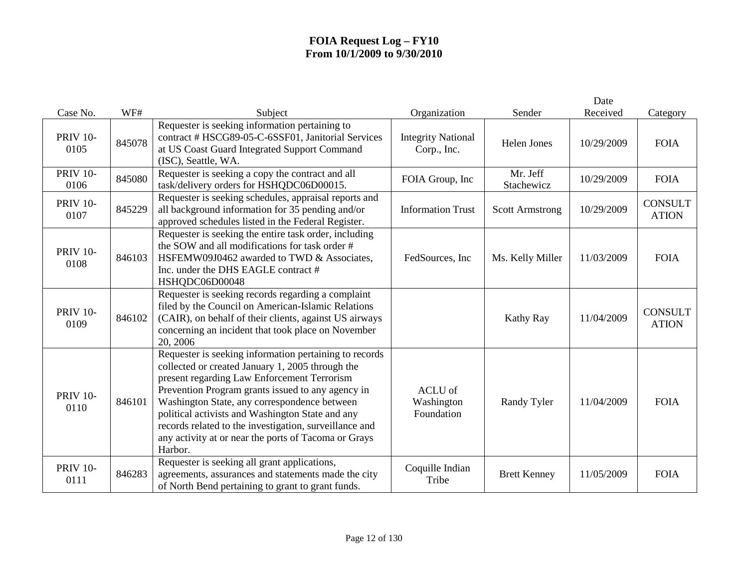# FOIA Request Log – FY10
## From 10/1/2009 to 9/30/2010

| Case No. | WF# | Subject | Organization | Sender | Date Received | Category |
|---|---|---|---|---|---|---|
| PRIV 10-0105 | 845078 | Requester is seeking information pertaining to contract # HSCG89-05-C-6SSF01, Janitorial Services at US Coast Guard Integrated Support Command (ISC), Seattle, WA. | Integrity National Corp., Inc. | Helen Jones | 10/29/2009 | FOIA |
| PRIV 10-0106 | 845080 | Requester is seeking a copy the contract and all task/delivery orders for HSHQDC06D00015. | FOIA Group, Inc | Mr. Jeff Stachewicz | 10/29/2009 | FOIA |
| PRIV 10-0107 | 845229 | Requester is seeking schedules, appraisal reports and all background information for 35 pending and/or approved schedules listed in the Federal Register. | Information Trust | Scott Armstrong | 10/29/2009 | CONSULTATION |
| PRIV 10-0108 | 846103 | Requester is seeking the entire task order, including the SOW and all modifications for task order # HSFEMW09J0462 awarded to TWD & Associates, Inc. under the DHS EAGLE contract # HSHQDC06D00048 | FedSources, Inc | Ms. Kelly Miller | 11/03/2009 | FOIA |
| PRIV 10-0109 | 846102 | Requester is seeking records regarding a complaint filed by the Council on American-Islamic Relations (CAIR), on behalf of their clients, against US airways concerning an incident that took place on November 20, 2006 | | Kathy Ray | 11/04/2009 | CONSULTATION |
| PRIV 10-0110 | 846101 | Requester is seeking information pertaining to records collected or created January 1, 2005 through the present regarding Law Enforcement Terrorism Prevention Program grants issued to any agency in Washington State, any correspondence between political activists and Washington State and any records related to the investigation, surveillance and any activity at or near the ports of Tacoma or Grays Harbor. | ACLU of Washington Foundation | Randy Tyler | 11/04/2009 | FOIA |
| PRIV 10-0111 | 846283 | Requester is seeking all grant applications, agreements, assurances and statements made the city of North Bend pertaining to grant to grant funds. | Coquille Indian Tribe | Brett Kenney | 11/05/2009 | FOIA |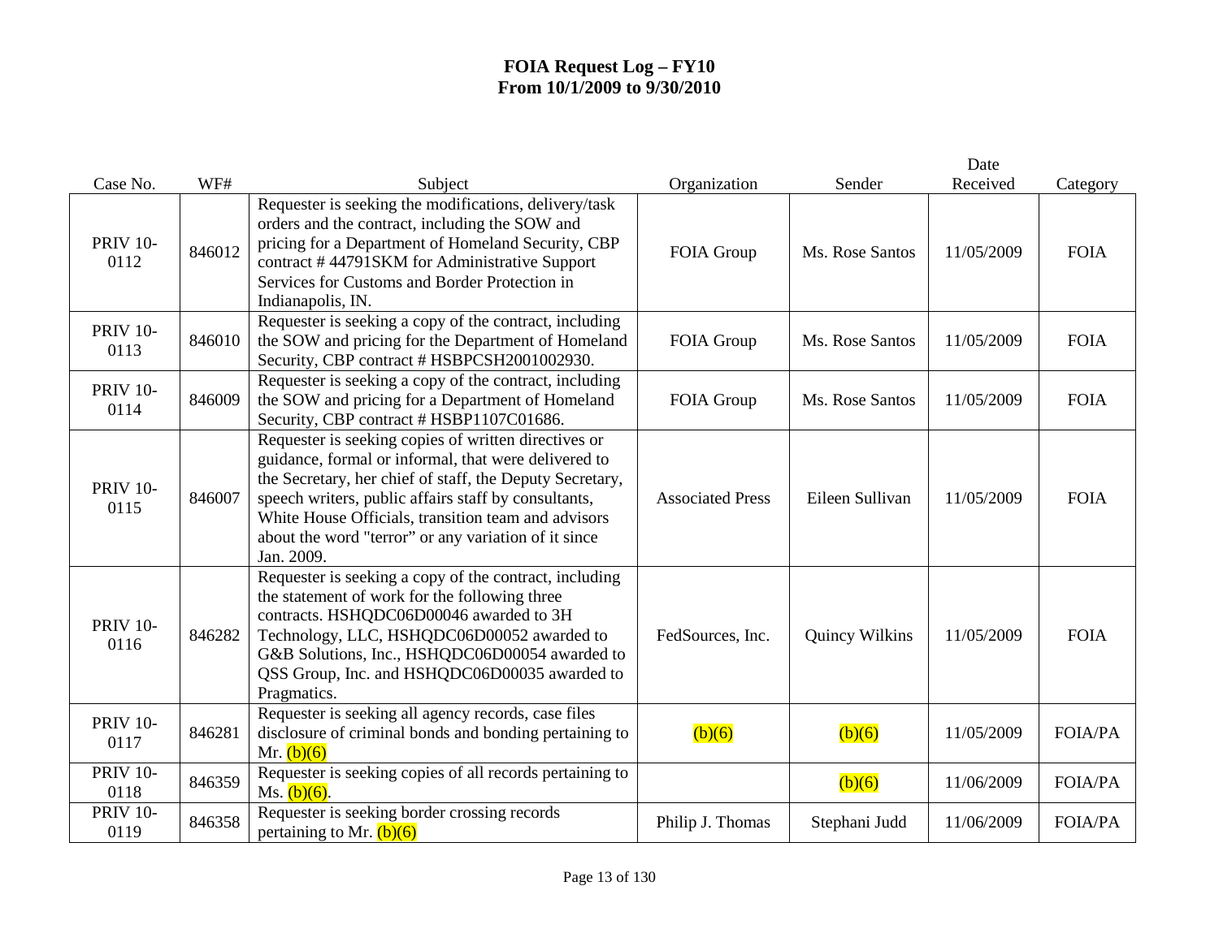**FOIA Request Log – FY10**
**From 10/1/2009 to 9/30/2010**

| Case No. | WF# | Subject | Organization | Sender | Date Received | Category |
|---|---|---|---|---|---|---|
| PRIV 10-0112 | 846012 | Requester is seeking the modifications, delivery/task orders and the contract, including the SOW and pricing for a Department of Homeland Security, CBP contract # 44791SKM for Administrative Support Services for Customs and Border Protection in Indianapolis, IN. | FOIA Group | Ms. Rose Santos | 11/05/2009 | FOIA |
| PRIV 10-0113 | 846010 | Requester is seeking a copy of the contract, including the SOW and pricing for the Department of Homeland Security, CBP contract # HSBPCSH2001002930. | FOIA Group | Ms. Rose Santos | 11/05/2009 | FOIA |
| PRIV 10-0114 | 846009 | Requester is seeking a copy of the contract, including the SOW and pricing for a Department of Homeland Security, CBP contract # HSBP1107C01686. | FOIA Group | Ms. Rose Santos | 11/05/2009 | FOIA |
| PRIV 10-0115 | 846007 | Requester is seeking copies of written directives or guidance, formal or informal, that were delivered to the Secretary, her chief of staff, the Deputy Secretary, speech writers, public affairs staff by consultants, White House Officials, transition team and advisors about the word "terror" or any variation of it since Jan. 2009. | Associated Press | Eileen Sullivan | 11/05/2009 | FOIA |
| PRIV 10-0116 | 846282 | Requester is seeking a copy of the contract, including the statement of work for the following three contracts. HSHQDC06D00046 awarded to 3H Technology, LLC, HSHQDC06D00052 awarded to G&B Solutions, Inc., HSHQDC06D00054 awarded to QSS Group, Inc. and HSHQDC06D00035 awarded to Pragmatics. | FedSources, Inc. | Quincy Wilkins | 11/05/2009 | FOIA |
| PRIV 10-0117 | 846281 | Requester is seeking all agency records, case files disclosure of criminal bonds and bonding pertaining to Mr. (b)(6) | (b)(6) | (b)(6) | 11/05/2009 | FOIA/PA |
| PRIV 10-0118 | 846359 | Requester is seeking copies of all records pertaining to Ms. (b)(6). | | (b)(6) | 11/06/2009 | FOIA/PA |
| PRIV 10-0119 | 846358 | Requester is seeking border crossing records pertaining to Mr. (b)(6) | Philip J. Thomas | Stephani Judd | 11/06/2009 | FOIA/PA |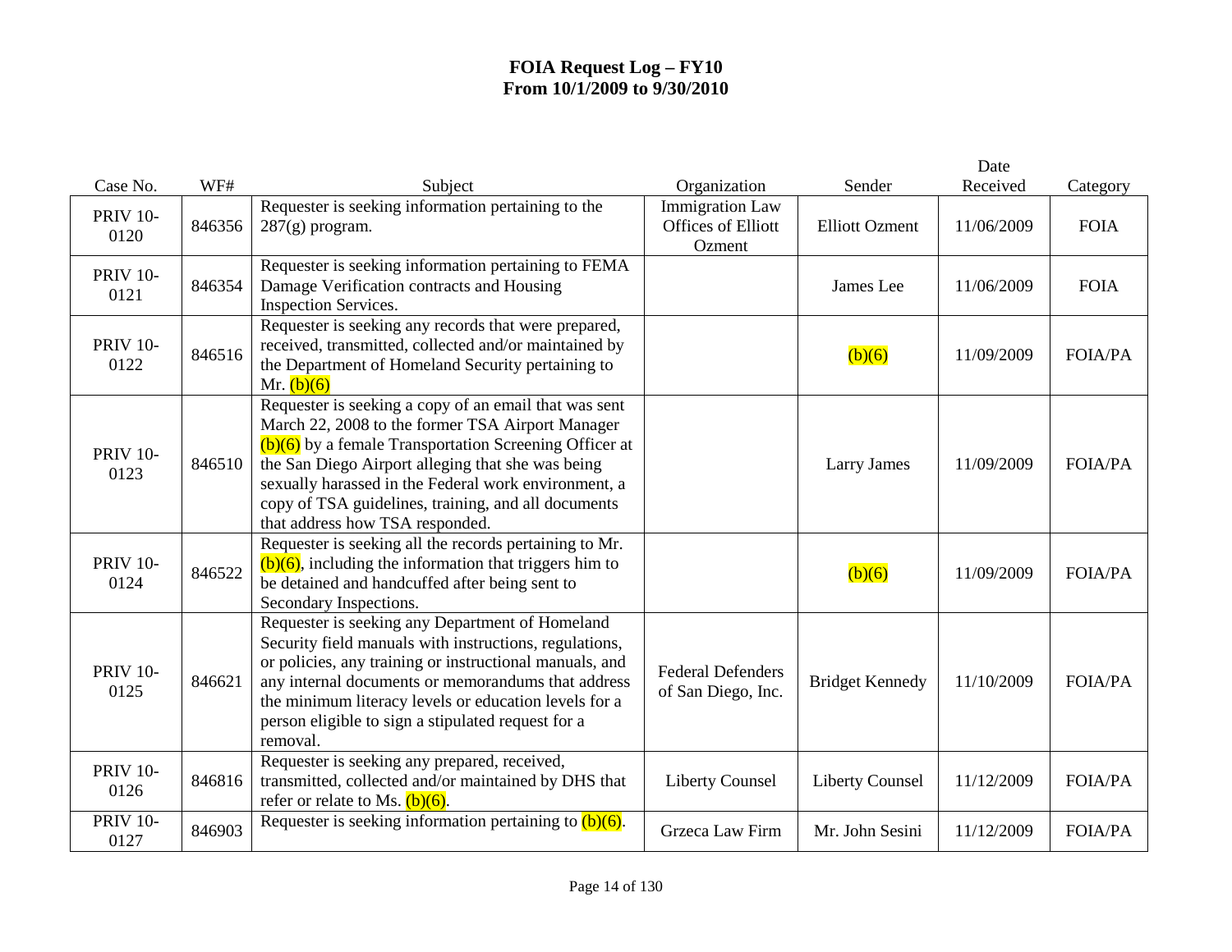**FOIA Request Log – FY10**
**From 10/1/2009 to 9/30/2010**

| Case No. | WF# | Subject | Organization | Sender | Date Received | Category |
|---|---|---|---|---|---|---|
| PRIV 10-0120 | 846356 | Requester is seeking information pertaining to the 287(g) program. | Immigration Law Offices of Elliott Ozment | Elliott Ozment | 11/06/2009 | FOIA |
| PRIV 10-0121 | 846354 | Requester is seeking information pertaining to FEMA Damage Verification contracts and Housing Inspection Services. | | James Lee | 11/06/2009 | FOIA |
| PRIV 10-0122 | 846516 | Requester is seeking any records that were prepared, received, transmitted, collected and/or maintained by the Department of Homeland Security pertaining to Mr. (b)(6) | | (b)(6) | 11/09/2009 | FOIA/PA |
| PRIV 10-0123 | 846510 | Requester is seeking a copy of an email that was sent March 22, 2008 to the former TSA Airport Manager (b)(6) by a female Transportation Screening Officer at the San Diego Airport alleging that she was being sexually harassed in the Federal work environment, a copy of TSA guidelines, training, and all documents that address how TSA responded. | | Larry James | 11/09/2009 | FOIA/PA |
| PRIV 10-0124 | 846522 | Requester is seeking all the records pertaining to Mr. (b)(6), including the information that triggers him to be detained and handcuffed after being sent to Secondary Inspections. | | (b)(6) | 11/09/2009 | FOIA/PA |
| PRIV 10-0125 | 846621 | Requester is seeking any Department of Homeland Security field manuals with instructions, regulations, or policies, any training or instructional manuals, and any internal documents or memorandums that address the minimum literacy levels or education levels for a person eligible to sign a stipulated request for a removal. | Federal Defenders of San Diego, Inc. | Bridget Kennedy | 11/10/2009 | FOIA/PA |
| PRIV 10-0126 | 846816 | Requester is seeking any prepared, received, transmitted, collected and/or maintained by DHS that refer or relate to Ms. (b)(6). | Liberty Counsel | Liberty Counsel | 11/12/2009 | FOIA/PA |
| PRIV 10-0127 | 846903 | Requester is seeking information pertaining to (b)(6). | Grzeca Law Firm | Mr. John Sesini | 11/12/2009 | FOIA/PA |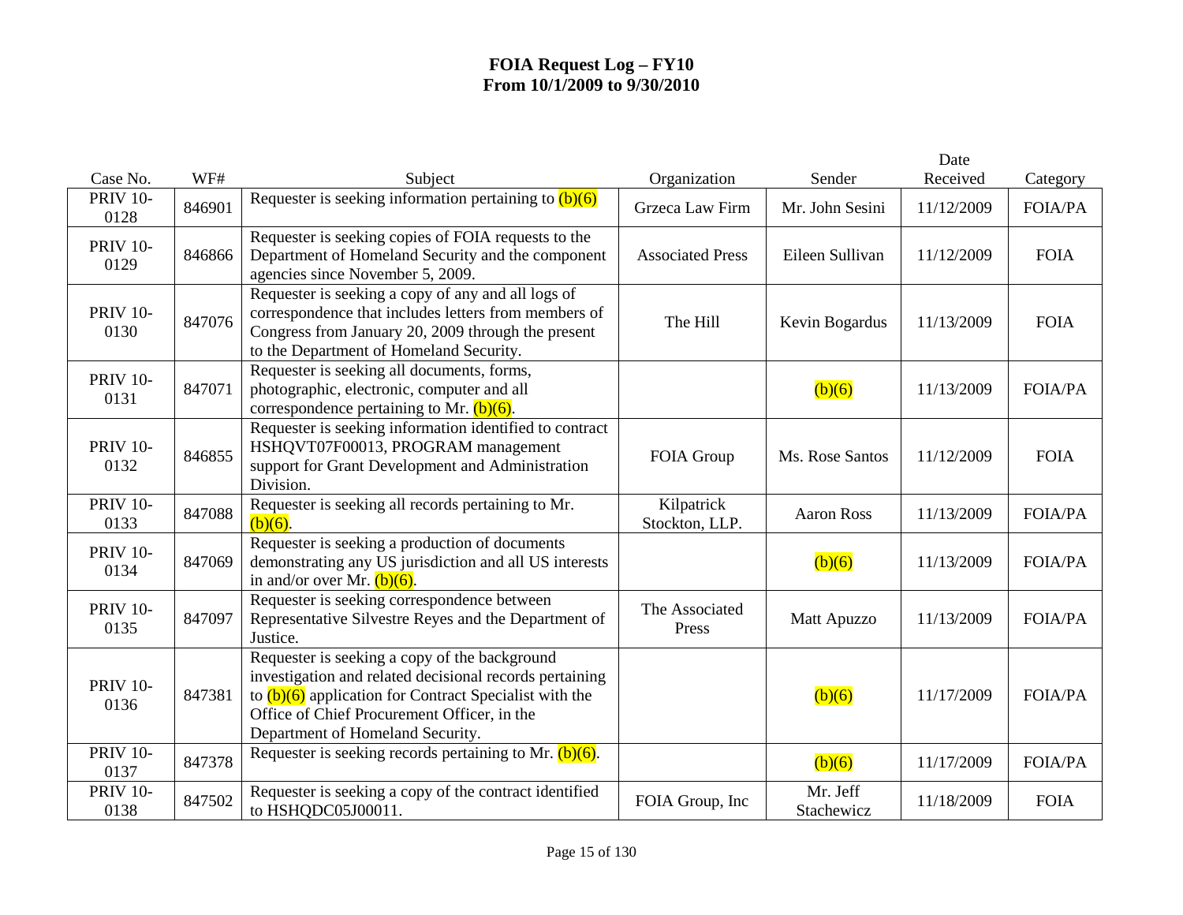# FOIA Request Log – FY10
# From 10/1/2009 to 9/30/2010

| Case No. | WF# | Subject | Organization | Sender | Date Received | Category |
|---|---|---|---|---|---|---|
| PRIV 10-0128 | 846901 | Requester is seeking information pertaining to (b)(6) | Grzeca Law Firm | Mr. John Sesini | 11/12/2009 | FOIA/PA |
| PRIV 10-0129 | 846866 | Requester is seeking copies of FOIA requests to the Department of Homeland Security and the component agencies since November 5, 2009. | Associated Press | Eileen Sullivan | 11/12/2009 | FOIA |
| PRIV 10-0130 | 847076 | Requester is seeking a copy of any and all logs of correspondence that includes letters from members of Congress from January 20, 2009 through the present to the Department of Homeland Security. | The Hill | Kevin Bogardus | 11/13/2009 | FOIA |
| PRIV 10-0131 | 847071 | Requester is seeking all documents, forms, photographic, electronic, computer and all correspondence pertaining to Mr. (b)(6). | | (b)(6) | 11/13/2009 | FOIA/PA |
| PRIV 10-0132 | 846855 | Requester is seeking information identified to contract HSHQVT07F00013, PROGRAM management support for Grant Development and Administration Division. | FOIA Group | Ms. Rose Santos | 11/12/2009 | FOIA |
| PRIV 10-0133 | 847088 | Requester is seeking all records pertaining to Mr. (b)(6). | Kilpatrick Stockton, LLP. | Aaron Ross | 11/13/2009 | FOIA/PA |
| PRIV 10-0134 | 847069 | Requester is seeking a production of documents demonstrating any US jurisdiction and all US interests in and/or over Mr. (b)(6). | | (b)(6) | 11/13/2009 | FOIA/PA |
| PRIV 10-0135 | 847097 | Requester is seeking correspondence between Representative Silvestre Reyes and the Department of Justice. | The Associated Press | Matt Apuzzo | 11/13/2009 | FOIA/PA |
| PRIV 10-0136 | 847381 | Requester is seeking a copy of the background investigation and related decisional records pertaining to (b)(6) application for Contract Specialist with the Office of Chief Procurement Officer, in the Department of Homeland Security. | | (b)(6) | 11/17/2009 | FOIA/PA |
| PRIV 10-0137 | 847378 | Requester is seeking records pertaining to Mr. (b)(6). | | (b)(6) | 11/17/2009 | FOIA/PA |
| PRIV 10-0138 | 847502 | Requester is seeking a copy of the contract identified to HSHQDC05J00011. | FOIA Group, Inc | Mr. Jeff Stachewicz | 11/18/2009 | FOIA |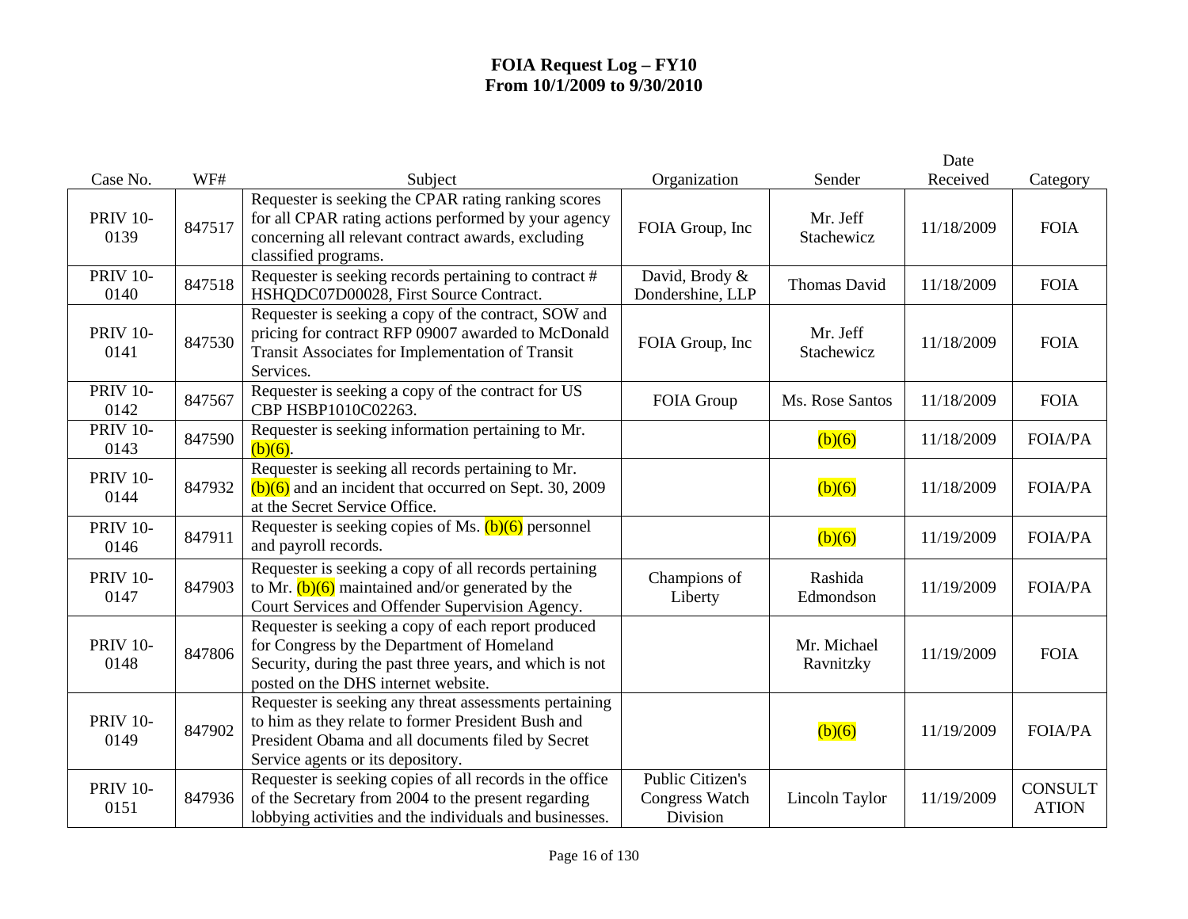**FOIA Request Log – FY10**
**From 10/1/2009 to 9/30/2010**

| Case No. | WF# | Subject | Organization | Sender | Date Received | Category |
|---|---|---|---|---|---|---|
| PRIV 10-0139 | 847517 | Requester is seeking the CPAR rating ranking scores for all CPAR rating actions performed by your agency concerning all relevant contract awards, excluding classified programs. | FOIA Group, Inc | Mr. Jeff Stachewicz | 11/18/2009 | FOIA |
| PRIV 10-0140 | 847518 | Requester is seeking records pertaining to contract # HSHQDC07D00028, First Source Contract. | David, Brody & Dondershine, LLP | Thomas David | 11/18/2009 | FOIA |
| PRIV 10-0141 | 847530 | Requester is seeking a copy of the contract, SOW and pricing for contract RFP 09007 awarded to McDonald Transit Associates for Implementation of Transit Services. | FOIA Group, Inc | Mr. Jeff Stachewicz | 11/18/2009 | FOIA |
| PRIV 10-0142 | 847567 | Requester is seeking a copy of the contract for US CBP HSBP1010C02263. | FOIA Group | Ms. Rose Santos | 11/18/2009 | FOIA |
| PRIV 10-0143 | 847590 | Requester is seeking information pertaining to Mr. (b)(6). | | (b)(6) | 11/18/2009 | FOIA/PA |
| PRIV 10-0144 | 847932 | Requester is seeking all records pertaining to Mr. (b)(6) and an incident that occurred on Sept. 30, 2009 at the Secret Service Office. | | (b)(6) | 11/18/2009 | FOIA/PA |
| PRIV 10-0146 | 847911 | Requester is seeking copies of Ms. (b)(6) personnel and payroll records. | | (b)(6) | 11/19/2009 | FOIA/PA |
| PRIV 10-0147 | 847903 | Requester is seeking a copy of all records pertaining to Mr. (b)(6) maintained and/or generated by the Court Services and Offender Supervision Agency. | Champions of Liberty | Rashida Edmondson | 11/19/2009 | FOIA/PA |
| PRIV 10-0148 | 847806 | Requester is seeking a copy of each report produced for Congress by the Department of Homeland Security, during the past three years, and which is not posted on the DHS internet website. | | Mr. Michael Ravnitzky | 11/19/2009 | FOIA |
| PRIV 10-0149 | 847902 | Requester is seeking any threat assessments pertaining to him as they relate to former President Bush and President Obama and all documents filed by Secret Service agents or its depository. | | (b)(6) | 11/19/2009 | FOIA/PA |
| PRIV 10-0151 | 847936 | Requester is seeking copies of all records in the office of the Secretary from 2004 to the present regarding lobbying activities and the individuals and businesses. | Public Citizen's Congress Watch Division | Lincoln Taylor | 11/19/2009 | CONSULTATION |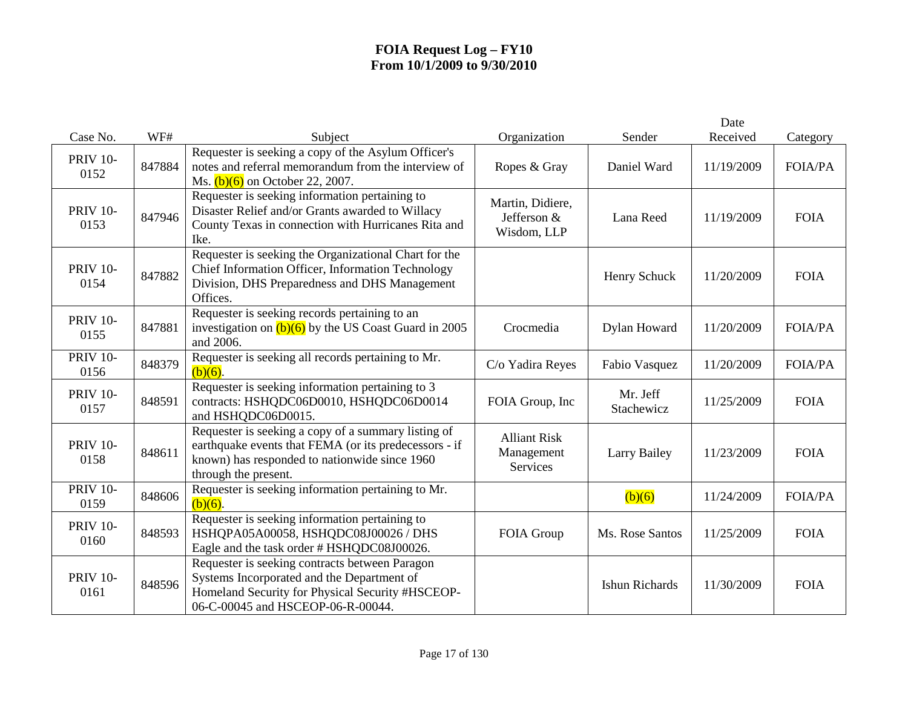**FOIA Request Log – FY10**
**From 10/1/2009 to 9/30/2010**

| Case No. | WF# | Subject | Organization | Sender | Date Received | Category |
|---|---|---|---|---|---|---|
| PRIV 10-0152 | 847884 | Requester is seeking a copy of the Asylum Officer's notes and referral memorandum from the interview of Ms. (b)(6) on October 22, 2007. | Ropes & Gray | Daniel Ward | 11/19/2009 | FOIA/PA |
| PRIV 10-0153 | 847946 | Requester is seeking information pertaining to Disaster Relief and/or Grants awarded to Willacy County Texas in connection with Hurricanes Rita and Ike. | Martin, Didiere, Jefferson & Wisdom, LLP | Lana Reed | 11/19/2009 | FOIA |
| PRIV 10-0154 | 847882 | Requester is seeking the Organizational Chart for the Chief Information Officer, Information Technology Division, DHS Preparedness and DHS Management Offices. | | Henry Schuck | 11/20/2009 | FOIA |
| PRIV 10-0155 | 847881 | Requester is seeking records pertaining to an investigation on (b)(6) by the US Coast Guard in 2005 and 2006. | Crocmedia | Dylan Howard | 11/20/2009 | FOIA/PA |
| PRIV 10-0156 | 848379 | Requester is seeking all records pertaining to Mr. (b)(6). | C/o Yadira Reyes | Fabio Vasquez | 11/20/2009 | FOIA/PA |
| PRIV 10-0157 | 848591 | Requester is seeking information pertaining to 3 contracts: HSHQDC06D0010, HSHQDC06D0014 and HSHQDC06D0015. | FOIA Group, Inc | Mr. Jeff Stachewicz | 11/25/2009 | FOIA |
| PRIV 10-0158 | 848611 | Requester is seeking a copy of a summary listing of earthquake events that FEMA (or its predecessors - if known) has responded to nationwide since 1960 through the present. | Alliant Risk Management Services | Larry Bailey | 11/23/2009 | FOIA |
| PRIV 10-0159 | 848606 | Requester is seeking information pertaining to Mr. (b)(6). | | (b)(6) | 11/24/2009 | FOIA/PA |
| PRIV 10-0160 | 848593 | Requester is seeking information pertaining to HSHQPA05A00058, HSHQDC08J00026 / DHS Eagle and the task order # HSHQDC08J00026. | FOIA Group | Ms. Rose Santos | 11/25/2009 | FOIA |
| PRIV 10-0161 | 848596 | Requester is seeking contracts between Paragon Systems Incorporated and the Department of Homeland Security for Physical Security #HSCEOP-06-C-00045 and HSCEOP-06-R-00044. | | Ishun Richards | 11/30/2009 | FOIA |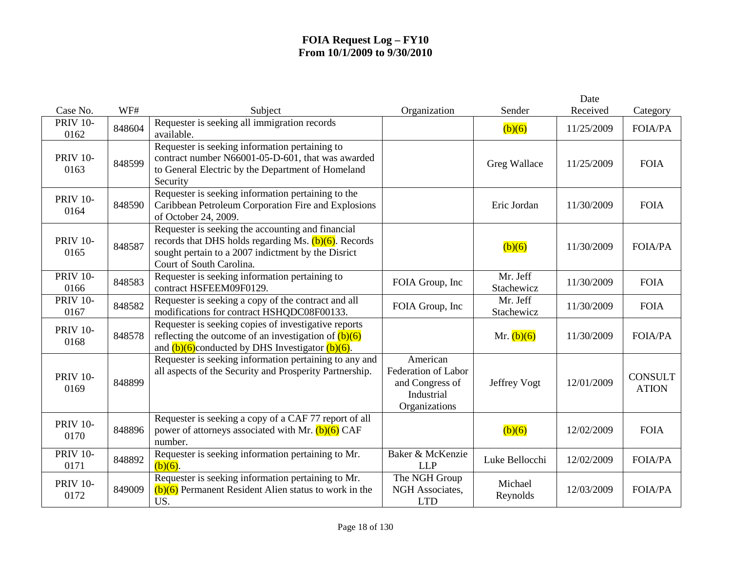# FOIA Request Log – FY10
# From 10/1/2009 to 9/30/2010

| Case No. | WF# | Subject | Organization | Sender | Date Received | Category |
|---|---|---|---|---|---|---|
| PRIV 10-0162 | 848604 | Requester is seeking all immigration records available. | | (b)(6) | 11/25/2009 | FOIA/PA |
| PRIV 10-0163 | 848599 | Requester is seeking information pertaining to contract number N66001-05-D-601, that was awarded to General Electric by the Department of Homeland Security | | Greg Wallace | 11/25/2009 | FOIA |
| PRIV 10-0164 | 848590 | Requester is seeking information pertaining to the Caribbean Petroleum Corporation Fire and Explosions of October 24, 2009. | | Eric Jordan | 11/30/2009 | FOIA |
| PRIV 10-0165 | 848587 | Requester is seeking the accounting and financial records that DHS holds regarding Ms. (b)(6). Records sought pertain to a 2007 indictment by the Disrict Court of South Carolina. | | (b)(6) | 11/30/2009 | FOIA/PA |
| PRIV 10-0166 | 848583 | Requester is seeking information pertaining to contract HSFEEM09F0129. | FOIA Group, Inc | Mr. Jeff Stachewicz | 11/30/2009 | FOIA |
| PRIV 10-0167 | 848582 | Requester is seeking a copy of the contract and all modifications for contract HSHQDC08F00133. | FOIA Group, Inc | Mr. Jeff Stachewicz | 11/30/2009 | FOIA |
| PRIV 10-0168 | 848578 | Requester is seeking copies of investigative reports reflecting the outcome of an investigation of (b)(6) and (b)(6)conducted by DHS Investigator (b)(6). | | Mr. (b)(6) | 11/30/2009 | FOIA/PA |
| PRIV 10-0169 | 848899 | Requester is seeking information pertaining to any and all aspects of the Security and Prosperity Partnership. | American Federation of Labor and Congress of Industrial Organizations | Jeffrey Vogt | 12/01/2009 | CONSULTATION |
| PRIV 10-0170 | 848896 | Requester is seeking a copy of a CAF 77 report of all power of attorneys associated with Mr. (b)(6) CAF number. | | (b)(6) | 12/02/2009 | FOIA |
| PRIV 10-0171 | 848892 | Requester is seeking information pertaining to Mr. (b)(6). | Baker & McKenzie LLP | Luke Bellocchi | 12/02/2009 | FOIA/PA |
| PRIV 10-0172 | 849009 | Requester is seeking information pertaining to Mr. (b)(6) Permanent Resident Alien status to work in the US. | The NGH Group NGH Associates, LTD | Michael Reynolds | 12/03/2009 | FOIA/PA |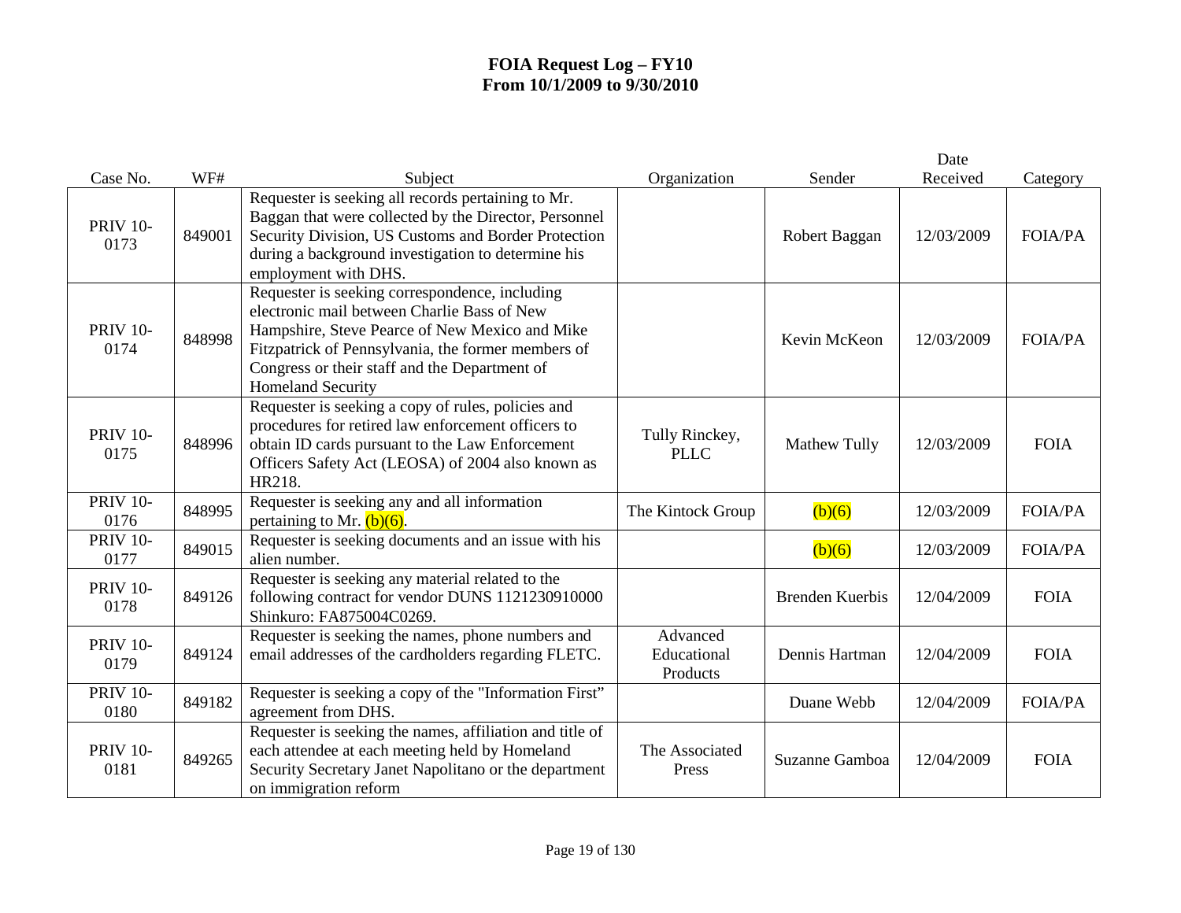# FOIA Request Log – FY10
# From 10/1/2009 to 9/30/2010

| Case No. | WF# | Subject | Organization | Sender | Date Received | Category |
|---|---|---|---|---|---|---|
| PRIV 10-0173 | 849001 | Requester is seeking all records pertaining to Mr. Baggan that were collected by the Director, Personnel Security Division, US Customs and Border Protection during a background investigation to determine his employment with DHS. | | Robert Baggan | 12/03/2009 | FOIA/PA |
| PRIV 10-0174 | 848998 | Requester is seeking correspondence, including electronic mail between Charlie Bass of New Hampshire, Steve Pearce of New Mexico and Mike Fitzpatrick of Pennsylvania, the former members of Congress or their staff and the Department of Homeland Security | | Kevin McKeon | 12/03/2009 | FOIA/PA |
| PRIV 10-0175 | 848996 | Requester is seeking a copy of rules, policies and procedures for retired law enforcement officers to obtain ID cards pursuant to the Law Enforcement Officers Safety Act (LEOSA) of 2004 also known as HR218. | Tully Rinckey, PLLC | Mathew Tully | 12/03/2009 | FOIA |
| PRIV 10-0176 | 848995 | Requester is seeking any and all information pertaining to Mr. (b)(6). | The Kintock Group | (b)(6) | 12/03/2009 | FOIA/PA |
| PRIV 10-0177 | 849015 | Requester is seeking documents and an issue with his alien number. | | (b)(6) | 12/03/2009 | FOIA/PA |
| PRIV 10-0178 | 849126 | Requester is seeking any material related to the following contract for vendor DUNS 1121230910000 Shinkuro: FA875004C0269. | | Brenden Kuerbis | 12/04/2009 | FOIA |
| PRIV 10-0179 | 849124 | Requester is seeking the names, phone numbers and email addresses of the cardholders regarding FLETC. | Advanced Educational Products | Dennis Hartman | 12/04/2009 | FOIA |
| PRIV 10-0180 | 849182 | Requester is seeking a copy of the "Information First" agreement from DHS. | | Duane Webb | 12/04/2009 | FOIA/PA |
| PRIV 10-0181 | 849265 | Requester is seeking the names, affiliation and title of each attendee at each meeting held by Homeland Security Secretary Janet Napolitano or the department on immigration reform | The Associated Press | Suzanne Gamboa | 12/04/2009 | FOIA |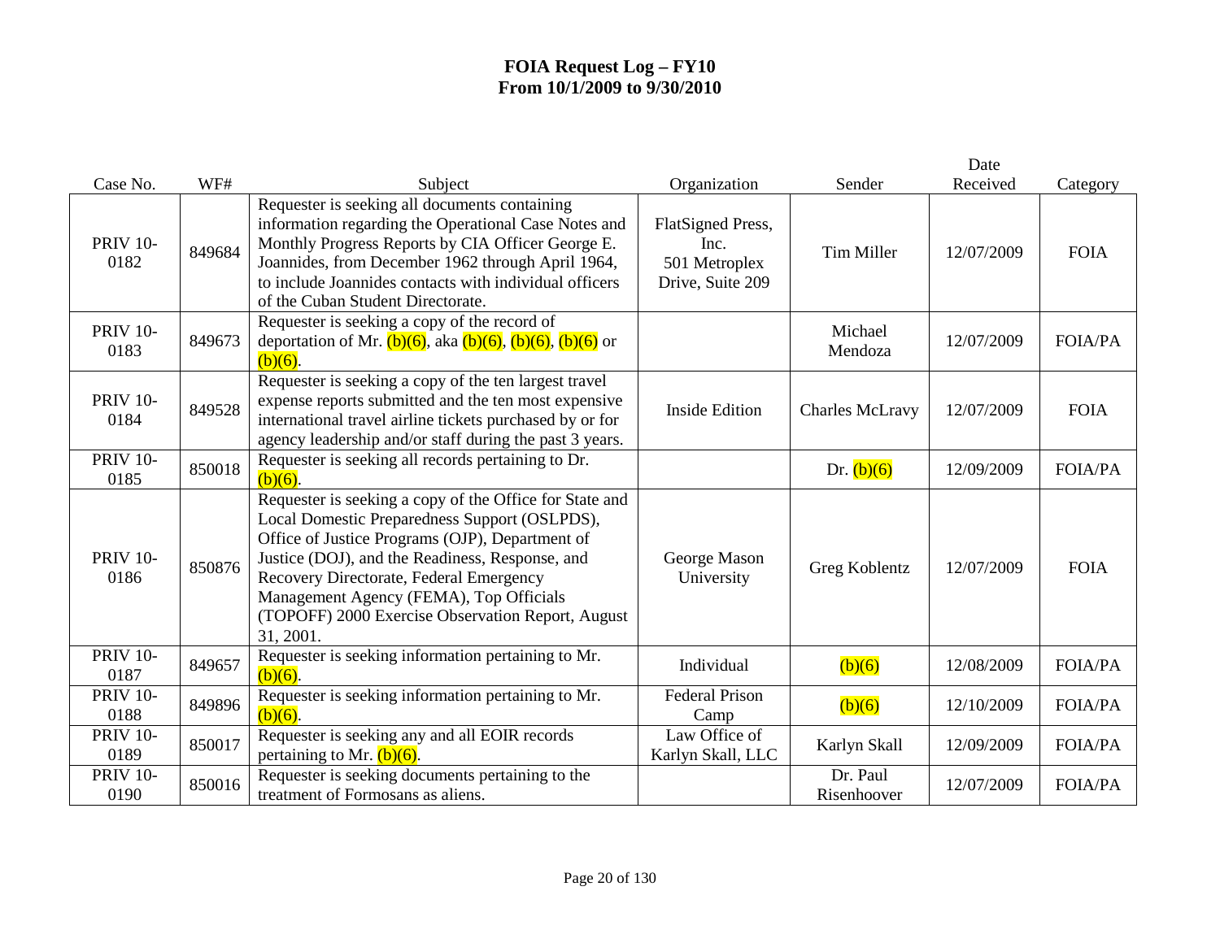# FOIA Request Log – FY10
## From 10/1/2009 to 9/30/2010

| Case No. | WF# | Subject | Organization | Sender | Date Received | Category |
|---|---|---|---|---|---|---|
| PRIV 10-0182 | 849684 | Requester is seeking all documents containing information regarding the Operational Case Notes and Monthly Progress Reports by CIA Officer George E. Joannides, from December 1962 through April 1964, to include Joannides contacts with individual officers of the Cuban Student Directorate. | FlatSigned Press, Inc. 501 Metroplex Drive, Suite 209 | Tim Miller | 12/07/2009 | FOIA |
| PRIV 10-0183 | 849673 | Requester is seeking a copy of the record of deportation of Mr. (b)(6), aka (b)(6), (b)(6), (b)(6) or (b)(6). | | Michael Mendoza | 12/07/2009 | FOIA/PA |
| PRIV 10-0184 | 849528 | Requester is seeking a copy of the ten largest travel expense reports submitted and the ten most expensive international travel airline tickets purchased by or for agency leadership and/or staff during the past 3 years. | Inside Edition | Charles McLravy | 12/07/2009 | FOIA |
| PRIV 10-0185 | 850018 | Requester is seeking all records pertaining to Dr. (b)(6). | | Dr. (b)(6) | 12/09/2009 | FOIA/PA |
| PRIV 10-0186 | 850876 | Requester is seeking a copy of the Office for State and Local Domestic Preparedness Support (OSLPDS), Office of Justice Programs (OJP), Department of Justice (DOJ), and the Readiness, Response, and Recovery Directorate, Federal Emergency Management Agency (FEMA), Top Officials (TOPOFF) 2000 Exercise Observation Report, August 31, 2001. | George Mason University | Greg Koblentz | 12/07/2009 | FOIA |
| PRIV 10-0187 | 849657 | Requester is seeking information pertaining to Mr. (b)(6). | Individual | (b)(6) | 12/08/2009 | FOIA/PA |
| PRIV 10-0188 | 849896 | Requester is seeking information pertaining to Mr. (b)(6). | Federal Prison Camp | (b)(6) | 12/10/2009 | FOIA/PA |
| PRIV 10-0189 | 850017 | Requester is seeking any and all EOIR records pertaining to Mr. (b)(6). | Law Office of Karlyn Skall, LLC | Karlyn Skall | 12/09/2009 | FOIA/PA |
| PRIV 10-0190 | 850016 | Requester is seeking documents pertaining to the treatment of Formosans as aliens. | | Dr. Paul Risenhoover | 12/07/2009 | FOIA/PA |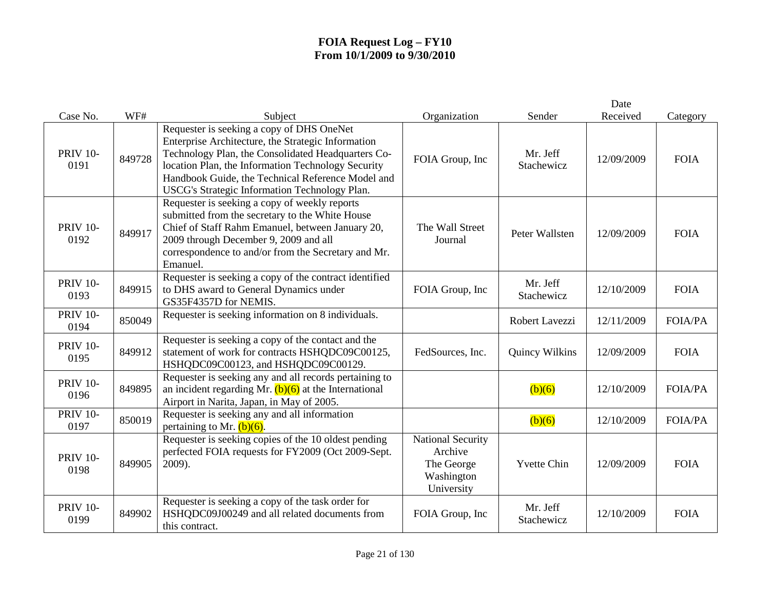# FOIA Request Log – FY10
# From 10/1/2009 to 9/30/2010

| Case No. | WF# | Subject | Organization | Sender | Date Received | Category |
|---|---|---|---|---|---|---|
| PRIV 10-0191 | 849728 | Requester is seeking a copy of DHS OneNet Enterprise Architecture, the Strategic Information Technology Plan, the Consolidated Headquarters Co-location Plan, the Information Technology Security Handbook Guide, the Technical Reference Model and USCG's Strategic Information Technology Plan. | FOIA Group, Inc | Mr. Jeff Stachewicz | 12/09/2009 | FOIA |
| PRIV 10-0192 | 849917 | Requester is seeking a copy of weekly reports submitted from the secretary to the White House Chief of Staff Rahm Emanuel, between January 20, 2009 through December 9, 2009 and all correspondence to and/or from the Secretary and Mr. Emanuel. | The Wall Street Journal | Peter Wallsten | 12/09/2009 | FOIA |
| PRIV 10-0193 | 849915 | Requester is seeking a copy of the contract identified to DHS award to General Dynamics under GS35F4357D for NEMIS. | FOIA Group, Inc | Mr. Jeff Stachewicz | 12/10/2009 | FOIA |
| PRIV 10-0194 | 850049 | Requester is seeking information on 8 individuals. | | Robert Lavezzi | 12/11/2009 | FOIA/PA |
| PRIV 10-0195 | 849912 | Requester is seeking a copy of the contact and the statement of work for contracts HSHQDC09C00125, HSHQDC09C00123, and HSHQDC09C00129. | FedSources, Inc. | Quincy Wilkins | 12/09/2009 | FOIA |
| PRIV 10-0196 | 849895 | Requester is seeking any and all records pertaining to an incident regarding Mr. (b)(6) at the International Airport in Narita, Japan, in May of 2005. | | (b)(6) | 12/10/2009 | FOIA/PA |
| PRIV 10-0197 | 850019 | Requester is seeking any and all information pertaining to Mr. (b)(6). | | (b)(6) | 12/10/2009 | FOIA/PA |
| PRIV 10-0198 | 849905 | Requester is seeking copies of the 10 oldest pending perfected FOIA requests for FY2009 (Oct 2009-Sept. 2009). | National Security Archive The George Washington University | Yvette Chin | 12/09/2009 | FOIA |
| PRIV 10-0199 | 849902 | Requester is seeking a copy of the task order for HSHQDC09J00249 and all related documents from this contract. | FOIA Group, Inc | Mr. Jeff Stachewicz | 12/10/2009 | FOIA |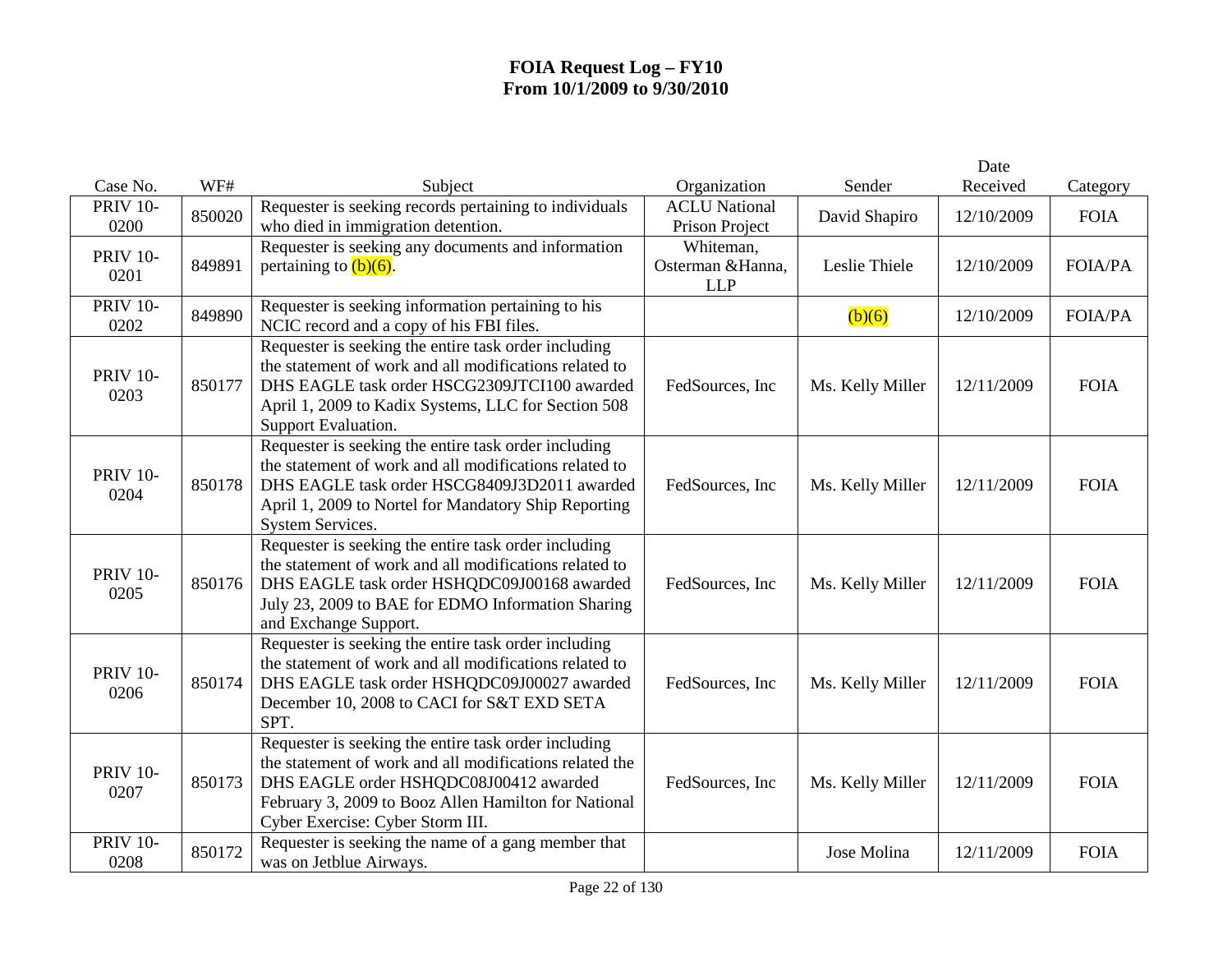# FOIA Request Log – FY10
# From 10/1/2009 to 9/30/2010

| Case No. | WF# | Subject | Organization | Sender | Date Received | Category |
|---|---|---|---|---|---|---|
| PRIV 10-0200 | 850020 | Requester is seeking records pertaining to individuals who died in immigration detention. | ACLU National Prison Project | David Shapiro | 12/10/2009 | FOIA |
| PRIV 10-0201 | 849891 | Requester is seeking any documents and information pertaining to (b)(6). | Whiteman, Osterman &Hanna, LLP | Leslie Thiele | 12/10/2009 | FOIA/PA |
| PRIV 10-0202 | 849890 | Requester is seeking information pertaining to his NCIC record and a copy of his FBI files. | | (b)(6) | 12/10/2009 | FOIA/PA |
| PRIV 10-0203 | 850177 | Requester is seeking the entire task order including the statement of work and all modifications related to DHS EAGLE task order HSCG2309JTCI100 awarded April 1, 2009 to Kadix Systems, LLC for Section 508 Support Evaluation. | FedSources, Inc | Ms. Kelly Miller | 12/11/2009 | FOIA |
| PRIV 10-0204 | 850178 | Requester is seeking the entire task order including the statement of work and all modifications related to DHS EAGLE task order HSCG8409J3D2011 awarded April 1, 2009 to Nortel for Mandatory Ship Reporting System Services. | FedSources, Inc | Ms. Kelly Miller | 12/11/2009 | FOIA |
| PRIV 10-0205 | 850176 | Requester is seeking the entire task order including the statement of work and all modifications related to DHS EAGLE task order HSHQDC09J00168 awarded July 23, 2009 to BAE for EDMO Information Sharing and Exchange Support. | FedSources, Inc | Ms. Kelly Miller | 12/11/2009 | FOIA |
| PRIV 10-0206 | 850174 | Requester is seeking the entire task order including the statement of work and all modifications related to DHS EAGLE task order HSHQDC09J00027 awarded December 10, 2008 to CACI for S&T EXD SETA SPT. | FedSources, Inc | Ms. Kelly Miller | 12/11/2009 | FOIA |
| PRIV 10-0207 | 850173 | Requester is seeking the entire task order including the statement of work and all modifications related the DHS EAGLE order HSHQDC08J00412 awarded February 3, 2009 to Booz Allen Hamilton for National Cyber Exercise: Cyber Storm III. | FedSources, Inc | Ms. Kelly Miller | 12/11/2009 | FOIA |
| PRIV 10-0208 | 850172 | Requester is seeking the name of a gang member that was on Jetblue Airways. | | Jose Molina | 12/11/2009 | FOIA |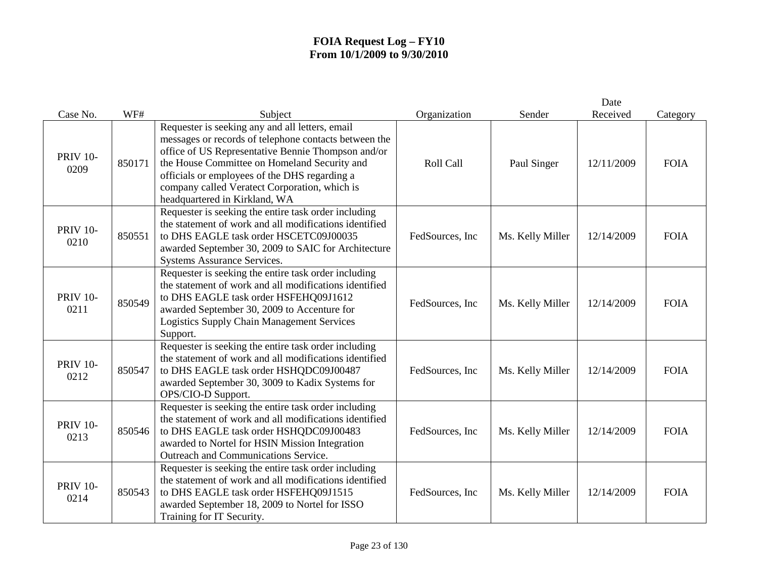# FOIA Request Log – FY10
## From 10/1/2009 to 9/30/2010

| Case No. | WF# | Subject | Organization | Sender | Date Received | Category |
|---|---|---|---|---|---|---|
| PRIV 10-0209 | 850171 | Requester is seeking any and all letters, email messages or records of telephone contacts between the office of US Representative Bennie Thompson and/or the House Committee on Homeland Security and officials or employees of the DHS regarding a company called Veratect Corporation, which is headquartered in Kirkland, WA | Roll Call | Paul Singer | 12/11/2009 | FOIA |
| PRIV 10-0210 | 850551 | Requester is seeking the entire task order including the statement of work and all modifications identified to DHS EAGLE task order HSCETC09J00035 awarded September 30, 2009 to SAIC for Architecture Systems Assurance Services. | FedSources, Inc | Ms. Kelly Miller | 12/14/2009 | FOIA |
| PRIV 10-0211 | 850549 | Requester is seeking the entire task order including the statement of work and all modifications identified to DHS EAGLE task order HSFEHQ09J1612 awarded September 30, 2009 to Accenture for Logistics Supply Chain Management Services Support. | FedSources, Inc | Ms. Kelly Miller | 12/14/2009 | FOIA |
| PRIV 10-0212 | 850547 | Requester is seeking the entire task order including the statement of work and all modifications identified to DHS EAGLE task order HSHQDC09J00487 awarded September 30, 3009 to Kadix Systems for OPS/CIO-D Support. | FedSources, Inc | Ms. Kelly Miller | 12/14/2009 | FOIA |
| PRIV 10-0213 | 850546 | Requester is seeking the entire task order including the statement of work and all modifications identified to DHS EAGLE task order HSHQDC09J00483 awarded to Nortel for HSIN Mission Integration Outreach and Communications Service. | FedSources, Inc | Ms. Kelly Miller | 12/14/2009 | FOIA |
| PRIV 10-0214 | 850543 | Requester is seeking the entire task order including the statement of work and all modifications identified to DHS EAGLE task order HSFEHQ09J1515 awarded September 18, 2009 to Nortel for ISSO Training for IT Security. | FedSources, Inc | Ms. Kelly Miller | 12/14/2009 | FOIA |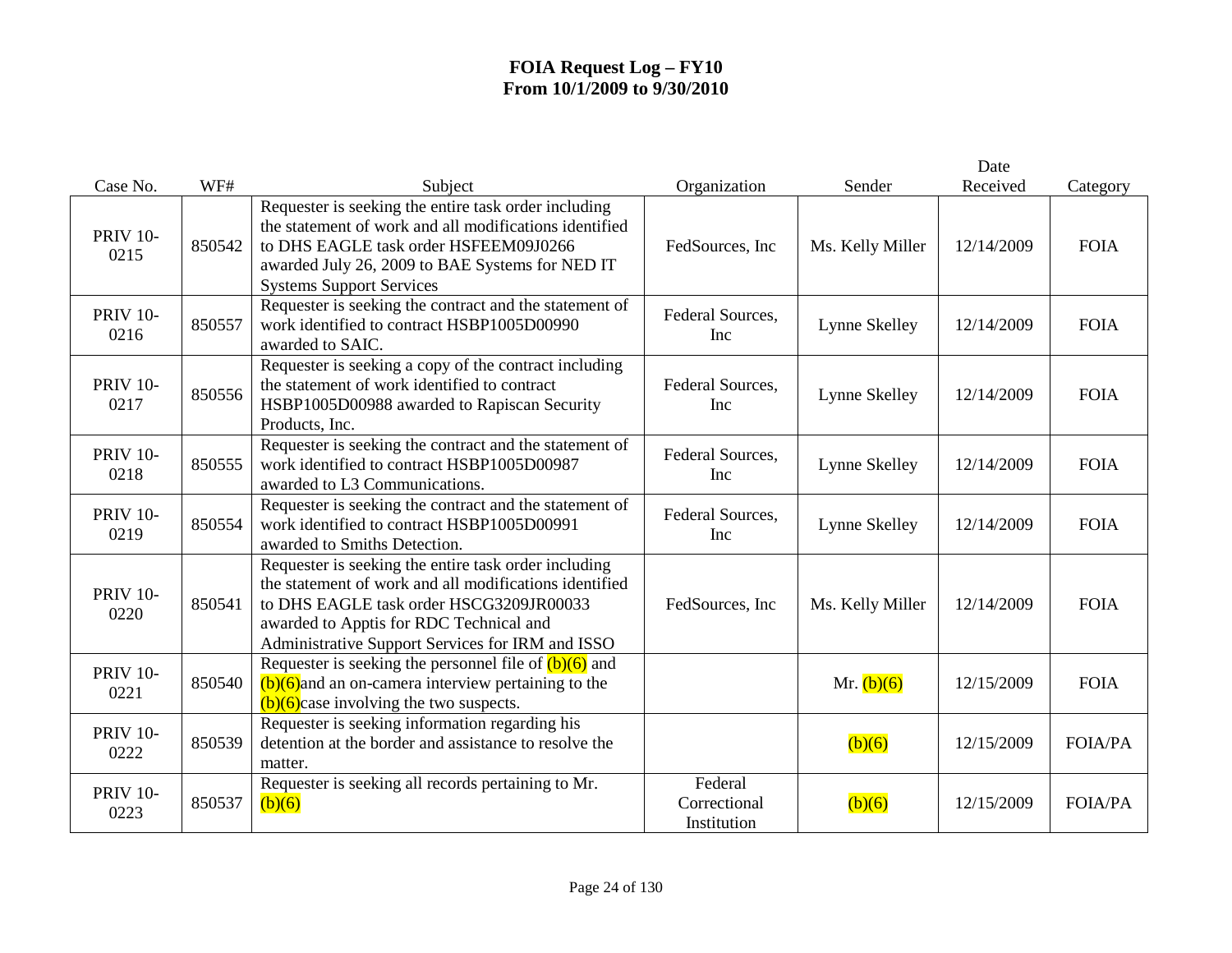# FOIA Request Log – FY10
## From 10/1/2009 to 9/30/2010

| Case No. | WF# | Subject | Organization | Sender | Date Received | Category |
|---|---|---|---|---|---|---|
| PRIV 10-0215 | 850542 | Requester is seeking the entire task order including the statement of work and all modifications identified to DHS EAGLE task order HSFEEM09J0266 awarded July 26, 2009 to BAE Systems for NED IT Systems Support Services | FedSources, Inc | Ms. Kelly Miller | 12/14/2009 | FOIA |
| PRIV 10-0216 | 850557 | Requester is seeking the contract and the statement of work identified to contract HSBP1005D00990 awarded to SAIC. | Federal Sources, Inc | Lynne Skelley | 12/14/2009 | FOIA |
| PRIV 10-0217 | 850556 | Requester is seeking a copy of the contract including the statement of work identified to contract HSBP1005D00988 awarded to Rapiscan Security Products, Inc. | Federal Sources, Inc | Lynne Skelley | 12/14/2009 | FOIA |
| PRIV 10-0218 | 850555 | Requester is seeking the contract and the statement of work identified to contract HSBP1005D00987 awarded to L3 Communications. | Federal Sources, Inc | Lynne Skelley | 12/14/2009 | FOIA |
| PRIV 10-0219 | 850554 | Requester is seeking the contract and the statement of work identified to contract HSBP1005D00991 awarded to Smiths Detection. | Federal Sources, Inc | Lynne Skelley | 12/14/2009 | FOIA |
| PRIV 10-0220 | 850541 | Requester is seeking the entire task order including the statement of work and all modifications identified to DHS EAGLE task order HSCG3209JR00033 awarded to Apptis for RDC Technical and Administrative Support Services for IRM and ISSO | FedSources, Inc | Ms. Kelly Miller | 12/14/2009 | FOIA |
| PRIV 10-0221 | 850540 | Requester is seeking the personnel file of (b)(6) and (b)(6)and an on-camera interview pertaining to the (b)(6)case involving the two suspects. | | Mr. (b)(6) | 12/15/2009 | FOIA |
| PRIV 10-0222 | 850539 | Requester is seeking information regarding his detention at the border and assistance to resolve the matter. | | (b)(6) | 12/15/2009 | FOIA/PA |
| PRIV 10-0223 | 850537 | Requester is seeking all records pertaining to Mr. (b)(6) | Federal Correctional Institution | (b)(6) | 12/15/2009 | FOIA/PA |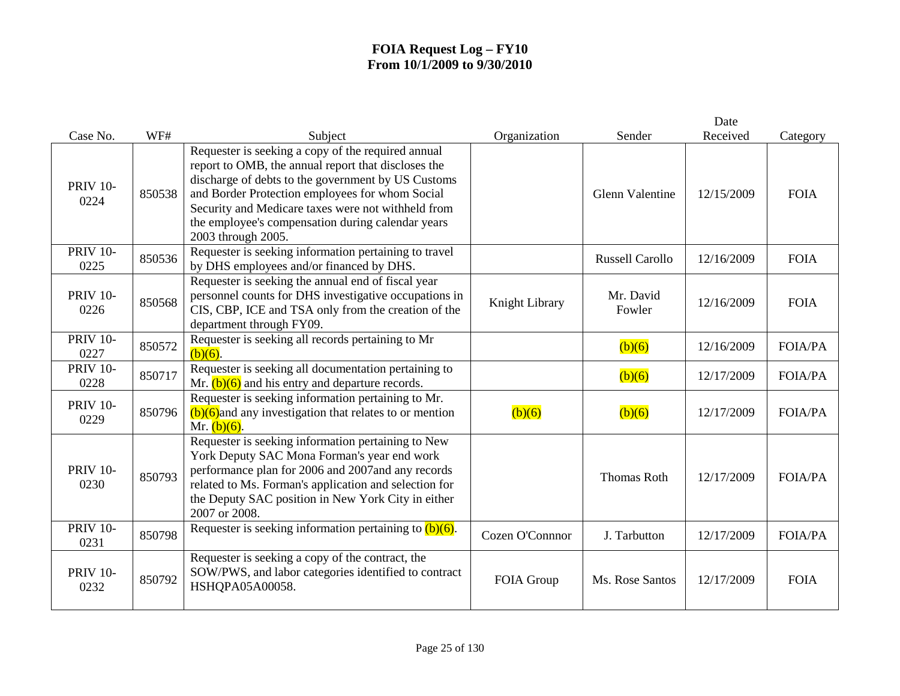# FOIA Request Log – FY10
# From 10/1/2009 to 9/30/2010

| Case No. | WF# | Subject | Organization | Sender | Date Received | Category |
|---|---|---|---|---|---|---|
| PRIV 10-0224 | 850538 | Requester is seeking a copy of the required annual report to OMB, the annual report that discloses the discharge of debts to the government by US Customs and Border Protection employees for whom Social Security and Medicare taxes were not withheld from the employee's compensation during calendar years 2003 through 2005. | | Glenn Valentine | 12/15/2009 | FOIA |
| PRIV 10-0225 | 850536 | Requester is seeking information pertaining to travel by DHS employees and/or financed by DHS. | | Russell Carollo | 12/16/2009 | FOIA |
| PRIV 10-0226 | 850568 | Requester is seeking the annual end of fiscal year personnel counts for DHS investigative occupations in CIS, CBP, ICE and TSA only from the creation of the department through FY09. | Knight Library | Mr. David Fowler | 12/16/2009 | FOIA |
| PRIV 10-0227 | 850572 | Requester is seeking all records pertaining to Mr (b)(6). | | (b)(6) | 12/16/2009 | FOIA/PA |
| PRIV 10-0228 | 850717 | Requester is seeking all documentation pertaining to Mr. (b)(6) and his entry and departure records. | | (b)(6) | 12/17/2009 | FOIA/PA |
| PRIV 10-0229 | 850796 | Requester is seeking information pertaining to Mr. (b)(6)and any investigation that relates to or mention Mr. (b)(6). | (b)(6) | (b)(6) | 12/17/2009 | FOIA/PA |
| PRIV 10-0230 | 850793 | Requester is seeking information pertaining to New York Deputy SAC Mona Forman's year end work performance plan for 2006 and 2007and any records related to Ms. Forman's application and selection for the Deputy SAC position in New York City in either 2007 or 2008. | | Thomas Roth | 12/17/2009 | FOIA/PA |
| PRIV 10-0231 | 850798 | Requester is seeking information pertaining to (b)(6). | Cozen O'Connnor | J. Tarbutton | 12/17/2009 | FOIA/PA |
| PRIV 10-0232 | 850792 | Requester is seeking a copy of the contract, the SOW/PWS, and labor categories identified to contract HSHQPA05A00058. | FOIA Group | Ms. Rose Santos | 12/17/2009 | FOIA |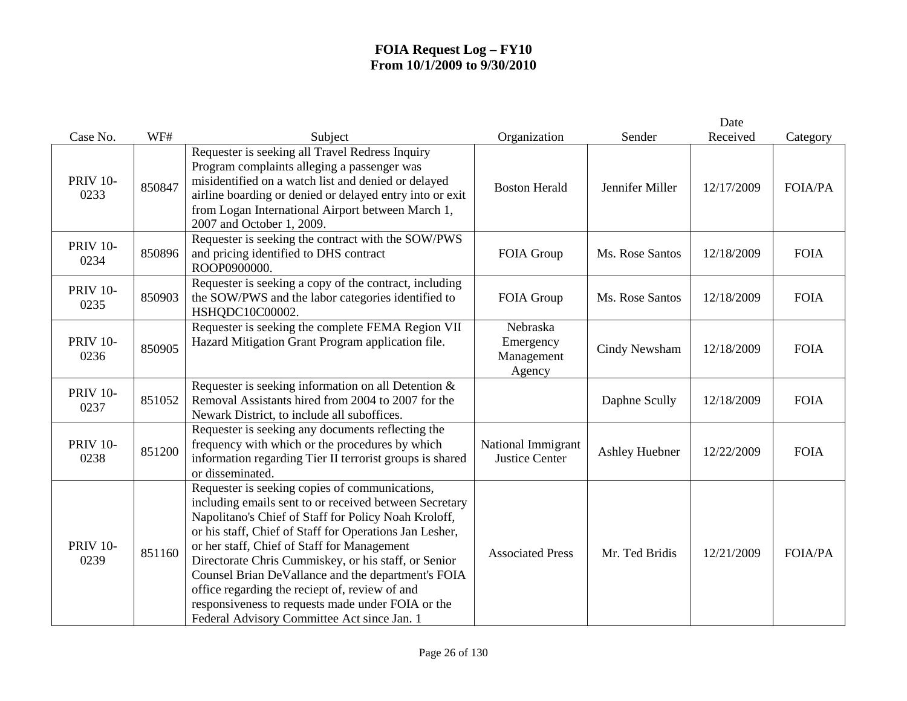# FOIA Request Log – FY10
## From 10/1/2009 to 9/30/2010

| Case No. | WF# | Subject | Organization | Sender | Date Received | Category |
|---|---|---|---|---|---|---|
| PRIV 10-0233 | 850847 | Requester is seeking all Travel Redress Inquiry Program complaints alleging a passenger was misidentified on a watch list and denied or delayed airline boarding or denied or delayed entry into or exit from Logan International Airport between March 1, 2007 and October 1, 2009. | Boston Herald | Jennifer Miller | 12/17/2009 | FOIA/PA |
| PRIV 10-0234 | 850896 | Requester is seeking the contract with the SOW/PWS and pricing identified to DHS contract ROOP0900000. | FOIA Group | Ms. Rose Santos | 12/18/2009 | FOIA |
| PRIV 10-0235 | 850903 | Requester is seeking a copy of the contract, including the SOW/PWS and the labor categories identified to HSHQDC10C00002. | FOIA Group | Ms. Rose Santos | 12/18/2009 | FOIA |
| PRIV 10-0236 | 850905 | Requester is seeking the complete FEMA Region VII Hazard Mitigation Grant Program application file. | Nebraska Emergency Management Agency | Cindy Newsham | 12/18/2009 | FOIA |
| PRIV 10-0237 | 851052 | Requester is seeking information on all Detention & Removal Assistants hired from 2004 to 2007 for the Newark District, to include all suboffices. | | Daphne Scully | 12/18/2009 | FOIA |
| PRIV 10-0238 | 851200 | Requester is seeking any documents reflecting the frequency with which or the procedures by which information regarding Tier II terrorist groups is shared or disseminated. | National Immigrant Justice Center | Ashley Huebner | 12/22/2009 | FOIA |
| PRIV 10-0239 | 851160 | Requester is seeking copies of communications, including emails sent to or received between Secretary Napolitano's Chief of Staff for Policy Noah Kroloff, or his staff, Chief of Staff for Operations Jan Lesher, or her staff, Chief of Staff for Management Directorate Chris Cummiskey, or his staff, or Senior Counsel Brian DeVallance and the department's FOIA office regarding the reciept of, review of and responsiveness to requests made under FOIA or the Federal Advisory Committee Act since Jan. 1 | Associated Press | Mr. Ted Bridis | 12/21/2009 | FOIA/PA |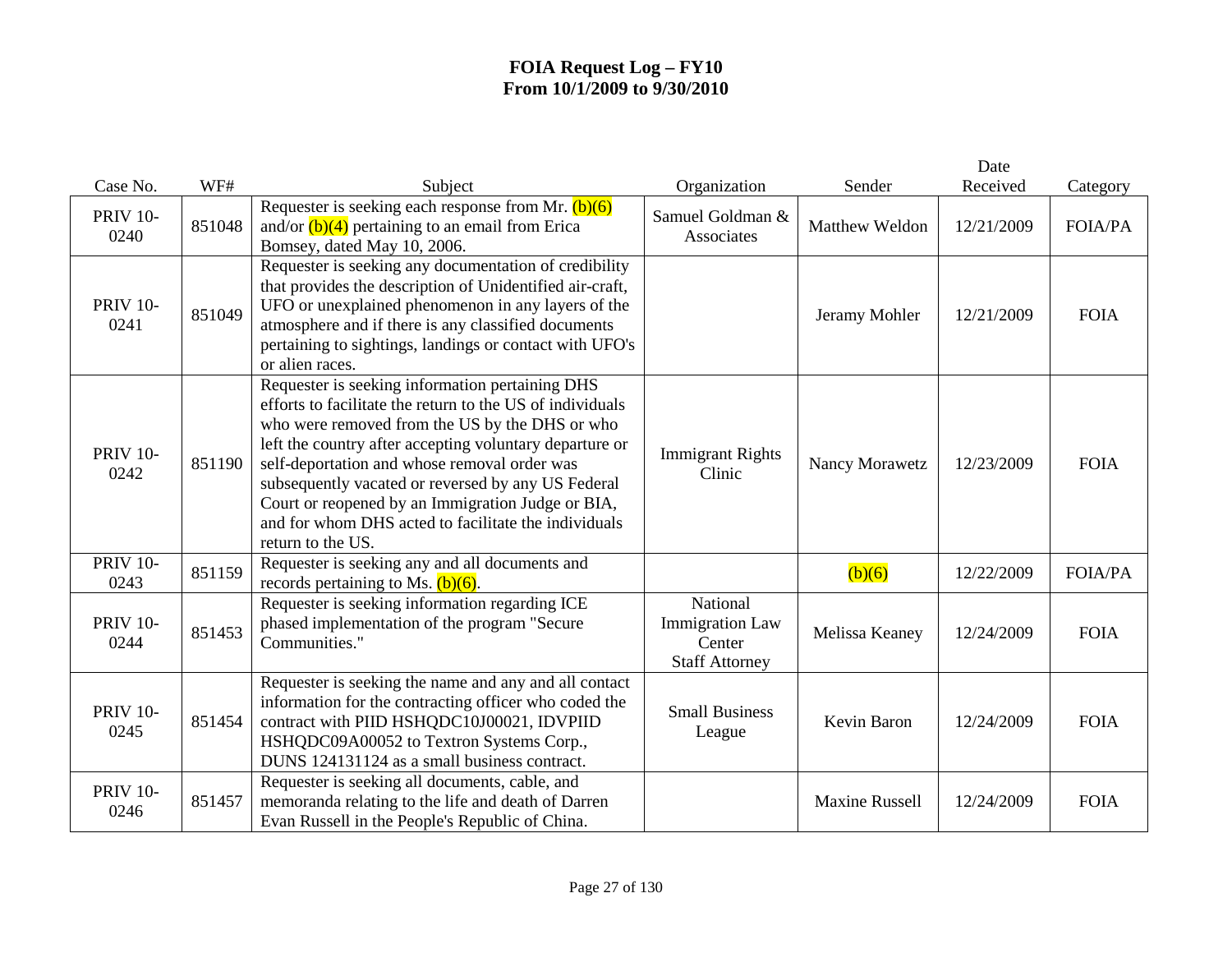# FOIA Request Log – FY10
## From 10/1/2009 to 9/30/2010

| Case No. | WF# | Subject | Organization | Sender | Date Received | Category |
|---|---|---|---|---|---|---|
| PRIV 10-0240 | 851048 | Requester is seeking each response from Mr. (b)(6) and/or (b)(4) pertaining to an email from Erica Bomsey, dated May 10, 2006. | Samuel Goldman & Associates | Matthew Weldon | 12/21/2009 | FOIA/PA |
| PRIV 10-0241 | 851049 | Requester is seeking any documentation of credibility that provides the description of Unidentified air-craft, UFO or unexplained phenomenon in any layers of the atmosphere and if there is any classified documents pertaining to sightings, landings or contact with UFO's or alien races. | | Jeramy Mohler | 12/21/2009 | FOIA |
| PRIV 10-0242 | 851190 | Requester is seeking information pertaining DHS efforts to facilitate the return to the US of individuals who were removed from the US by the DHS or who left the country after accepting voluntary departure or self-deportation and whose removal order was subsequently vacated or reversed by any US Federal Court or reopened by an Immigration Judge or BIA, and for whom DHS acted to facilitate the individuals return to the US. | Immigrant Rights Clinic | Nancy Morawetz | 12/23/2009 | FOIA |
| PRIV 10-0243 | 851159 | Requester is seeking any and all documents and records pertaining to Ms. (b)(6). | | (b)(6) | 12/22/2009 | FOIA/PA |
| PRIV 10-0244 | 851453 | Requester is seeking information regarding ICE phased implementation of the program "Secure Communities." | National Immigration Law Center Staff Attorney | Melissa Keaney | 12/24/2009 | FOIA |
| PRIV 10-0245 | 851454 | Requester is seeking the name and any and all contact information for the contracting officer who coded the contract with PIID HSHQDC10J00021, IDVPIID HSHQDC09A00052 to Textron Systems Corp., DUNS 124131124 as a small business contract. | Small Business League | Kevin Baron | 12/24/2009 | FOIA |
| PRIV 10-0246 | 851457 | Requester is seeking all documents, cable, and memoranda relating to the life and death of Darren Evan Russell in the People's Republic of China. | | Maxine Russell | 12/24/2009 | FOIA |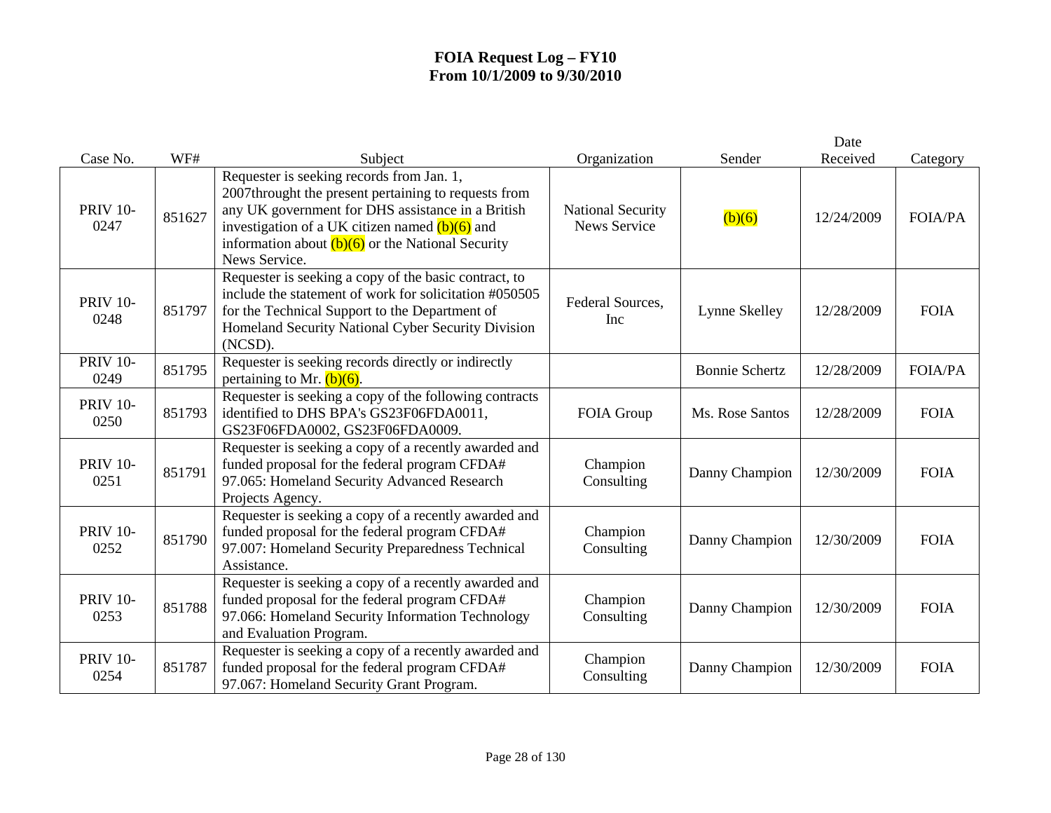# FOIA Request Log – FY10
# From 10/1/2009 to 9/30/2010

| Case No. | WF# | Subject | Organization | Sender | Date Received | Category |
|---|---|---|---|---|---|---|
| PRIV 10-0247 | 851627 | Requester is seeking records from Jan. 1, 2007throught the present pertaining to requests from any UK government for DHS assistance in a British investigation of a UK citizen named (b)(6) and information about (b)(6) or the National Security News Service. | National Security News Service | (b)(6) | 12/24/2009 | FOIA/PA |
| PRIV 10-0248 | 851797 | Requester is seeking a copy of the basic contract, to include the statement of work for solicitation #050505 for the Technical Support to the Department of Homeland Security National Cyber Security Division (NCSD). | Federal Sources, Inc | Lynne Skelley | 12/28/2009 | FOIA |
| PRIV 10-0249 | 851795 | Requester is seeking records directly or indirectly pertaining to Mr. (b)(6). | | Bonnie Schertz | 12/28/2009 | FOIA/PA |
| PRIV 10-0250 | 851793 | Requester is seeking a copy of the following contracts identified to DHS BPA's GS23F06FDA0011, GS23F06FDA0002, GS23F06FDA0009. | FOIA Group | Ms. Rose Santos | 12/28/2009 | FOIA |
| PRIV 10-0251 | 851791 | Requester is seeking a copy of a recently awarded and funded proposal for the federal program CFDA# 97.065: Homeland Security Advanced Research Projects Agency. | Champion Consulting | Danny Champion | 12/30/2009 | FOIA |
| PRIV 10-0252 | 851790 | Requester is seeking a copy of a recently awarded and funded proposal for the federal program CFDA# 97.007: Homeland Security Preparedness Technical Assistance. | Champion Consulting | Danny Champion | 12/30/2009 | FOIA |
| PRIV 10-0253 | 851788 | Requester is seeking a copy of a recently awarded and funded proposal for the federal program CFDA# 97.066: Homeland Security Information Technology and Evaluation Program. | Champion Consulting | Danny Champion | 12/30/2009 | FOIA |
| PRIV 10-0254 | 851787 | Requester is seeking a copy of a recently awarded and funded proposal for the federal program CFDA# 97.067: Homeland Security Grant Program. | Champion Consulting | Danny Champion | 12/30/2009 | FOIA |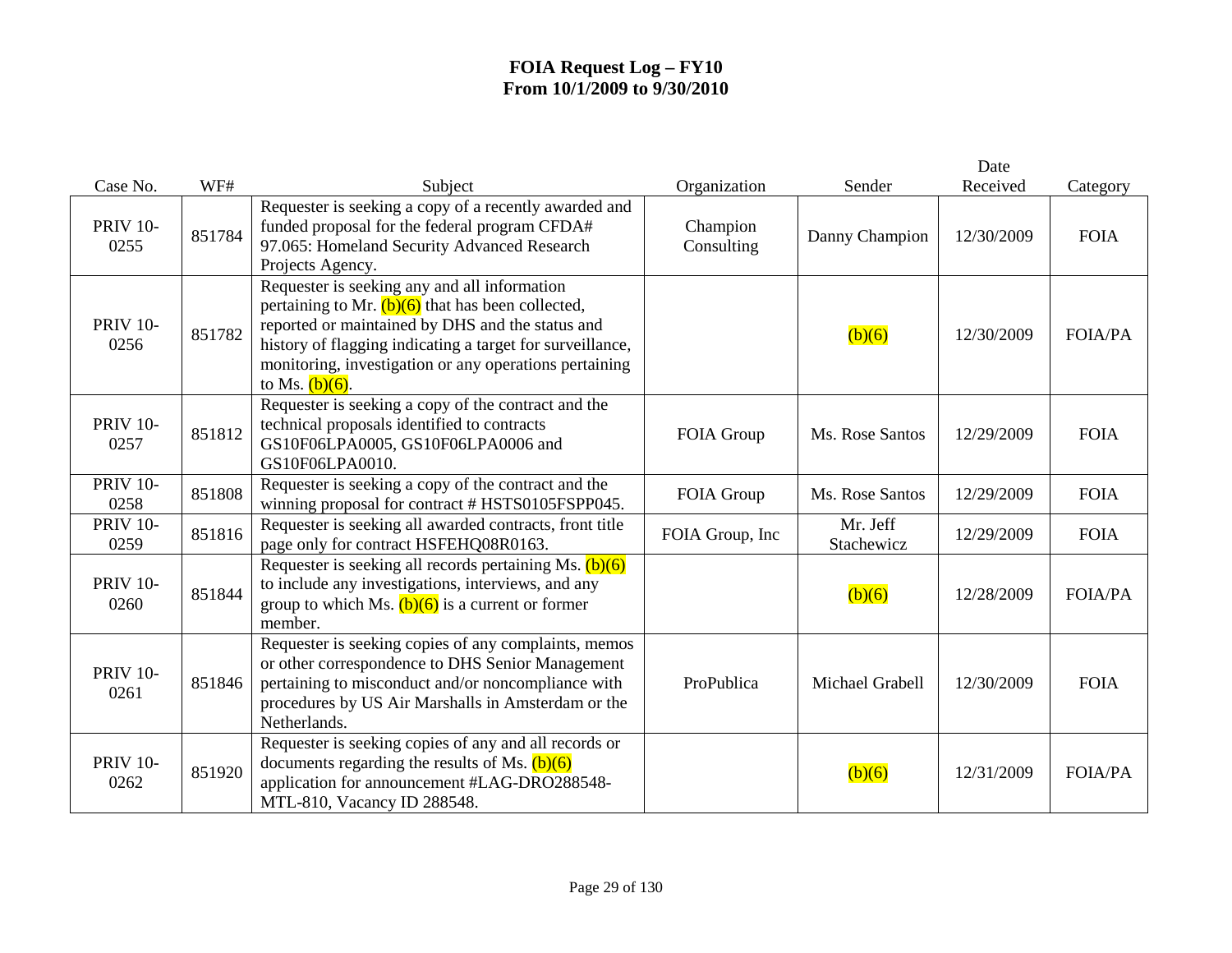# FOIA Request Log – FY10
## From 10/1/2009 to 9/30/2010

| Case No. | WF# | Subject | Organization | Sender | Date Received | Category |
|---|---|---|---|---|---|---|
| PRIV 10-0255 | 851784 | Requester is seeking a copy of a recently awarded and funded proposal for the federal program CFDA# 97.065: Homeland Security Advanced Research Projects Agency. | Champion Consulting | Danny Champion | 12/30/2009 | FOIA |
| PRIV 10-0256 | 851782 | Requester is seeking any and all information pertaining to Mr. (b)(6) that has been collected, reported or maintained by DHS and the status and history of flagging indicating a target for surveillance, monitoring, investigation or any operations pertaining to Ms. (b)(6). | | (b)(6) | 12/30/2009 | FOIA/PA |
| PRIV 10-0257 | 851812 | Requester is seeking a copy of the contract and the technical proposals identified to contracts GS10F06LPA0005, GS10F06LPA0006 and GS10F06LPA0010. | FOIA Group | Ms. Rose Santos | 12/29/2009 | FOIA |
| PRIV 10-0258 | 851808 | Requester is seeking a copy of the contract and the winning proposal for contract # HSTS0105FSPP045. | FOIA Group | Ms. Rose Santos | 12/29/2009 | FOIA |
| PRIV 10-0259 | 851816 | Requester is seeking all awarded contracts, front title page only for contract HSFEHQ08R0163. | FOIA Group, Inc | Mr. Jeff Stachewicz | 12/29/2009 | FOIA |
| PRIV 10-0260 | 851844 | Requester is seeking all records pertaining Ms. (b)(6) to include any investigations, interviews, and any group to which Ms. (b)(6) is a current or former member. | | (b)(6) | 12/28/2009 | FOIA/PA |
| PRIV 10-0261 | 851846 | Requester is seeking copies of any complaints, memos or other correspondence to DHS Senior Management pertaining to misconduct and/or noncompliance with procedures by US Air Marshalls in Amsterdam or the Netherlands. | ProPublica | Michael Grabell | 12/30/2009 | FOIA |
| PRIV 10-0262 | 851920 | Requester is seeking copies of any and all records or documents regarding the results of Ms. (b)(6) application for announcement #LAG-DRO288548-MTL-810, Vacancy ID 288548. | | (b)(6) | 12/31/2009 | FOIA/PA |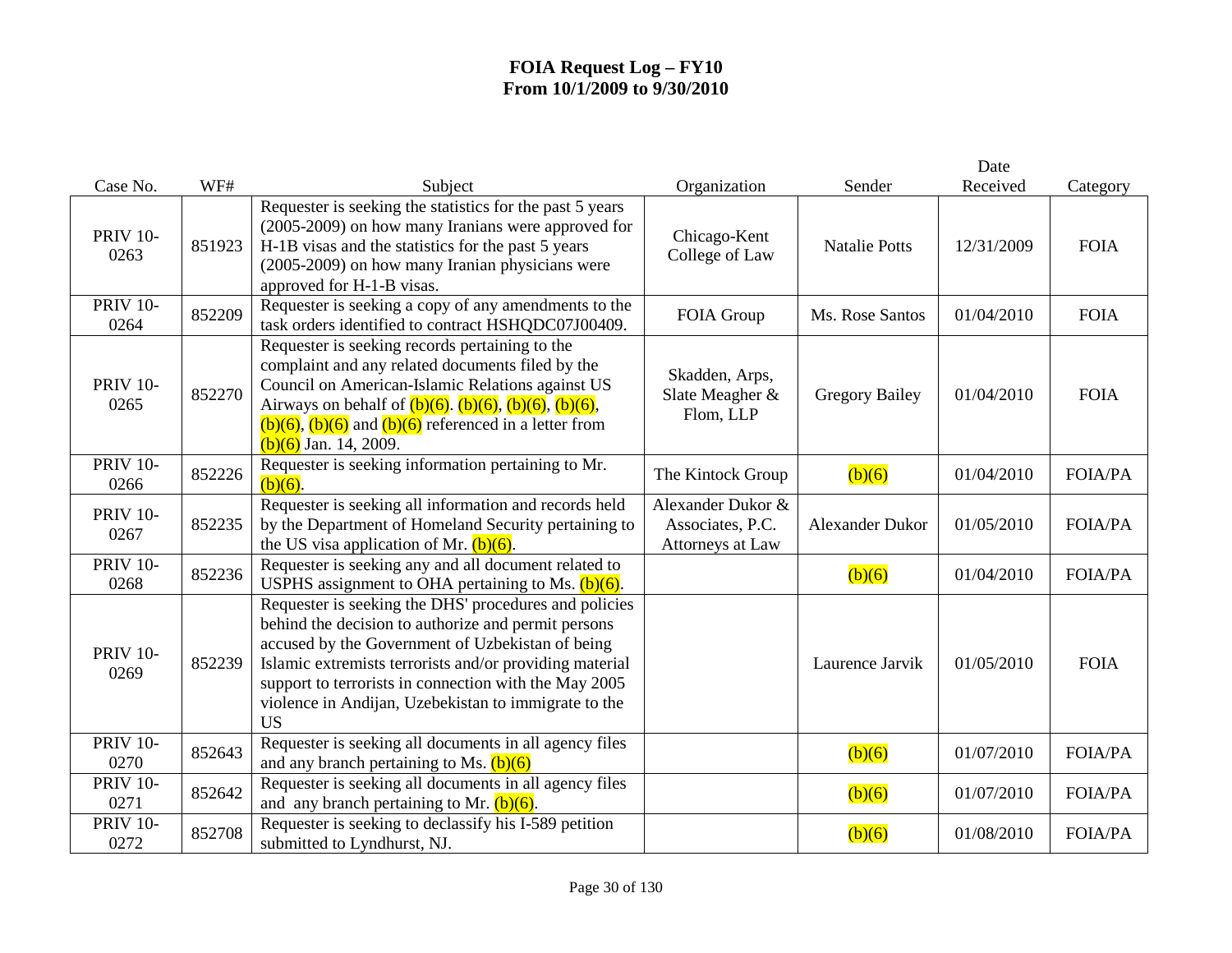# FOIA Request Log – FY10
# From 10/1/2009 to 9/30/2010

| Case No. | WF# | Subject | Organization | Sender | Date Received | Category |
|---|---|---|---|---|---|---|
| PRIV 10-0263 | 851923 | Requester is seeking the statistics for the past 5 years (2005-2009) on how many Iranians were approved for H-1B visas and the statistics for the past 5 years (2005-2009) on how many Iranian physicians were approved for H-1-B visas. | Chicago-Kent College of Law | Natalie Potts | 12/31/2009 | FOIA |
| PRIV 10-0264 | 852209 | Requester is seeking a copy of any amendments to the task orders identified to contract HSHQDC07J00409. | FOIA Group | Ms. Rose Santos | 01/04/2010 | FOIA |
| PRIV 10-0265 | 852270 | Requester is seeking records pertaining to the complaint and any related documents filed by the Council on American-Islamic Relations against US Airways on behalf of (b)(6). (b)(6), (b)(6), (b)(6), (b)(6), (b)(6) and (b)(6) referenced in a letter from (b)(6) Jan. 14, 2009. | Skadden, Arps, Slate Meagher & Flom, LLP | Gregory Bailey | 01/04/2010 | FOIA |
| PRIV 10-0266 | 852226 | Requester is seeking information pertaining to Mr. (b)(6). | The Kintock Group | (b)(6) | 01/04/2010 | FOIA/PA |
| PRIV 10-0267 | 852235 | Requester is seeking all information and records held by the Department of Homeland Security pertaining to the US visa application of Mr. (b)(6). | Alexander Dukor & Associates, P.C. Attorneys at Law | Alexander Dukor | 01/05/2010 | FOIA/PA |
| PRIV 10-0268 | 852236 | Requester is seeking any and all document related to USPHS assignment to OHA pertaining to Ms. (b)(6). | | (b)(6) | 01/04/2010 | FOIA/PA |
| PRIV 10-0269 | 852239 | Requester is seeking the DHS' procedures and policies behind the decision to authorize and permit persons accused by the Government of Uzbekistan of being Islamic extremists terrorists and/or providing material support to terrorists in connection with the May 2005 violence in Andijan, Uzebekistan to immigrate to the US | | Laurence Jarvik | 01/05/2010 | FOIA |
| PRIV 10-0270 | 852643 | Requester is seeking all documents in all agency files and any branch pertaining to Ms. (b)(6) | | (b)(6) | 01/07/2010 | FOIA/PA |
| PRIV 10-0271 | 852642 | Requester is seeking all documents in all agency files and any branch pertaining to Mr. (b)(6). | | (b)(6) | 01/07/2010 | FOIA/PA |
| PRIV 10-0272 | 852708 | Requester is seeking to declassify his I-589 petition submitted to Lyndhurst, NJ. | | (b)(6) | 01/08/2010 | FOIA/PA |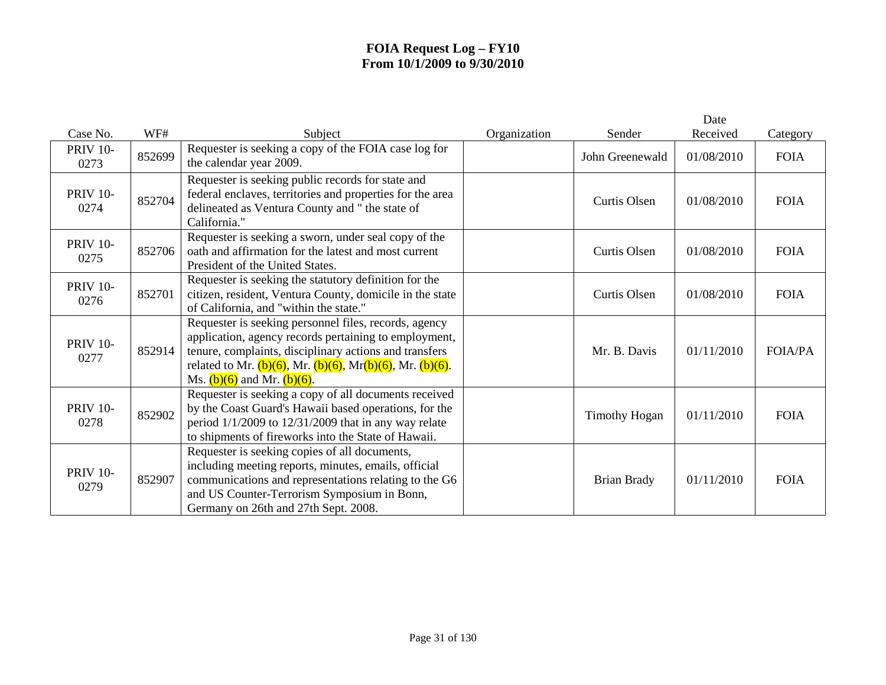# FOIA Request Log – FY10
## From 10/1/2009 to 9/30/2010

| Case No. | WF# | Subject | Organization | Sender | Date Received | Category |
|---|---|---|---|---|---|---|
| PRIV 10-0273 | 852699 | Requester is seeking a copy of the FOIA case log for the calendar year 2009. | | John Greenewald | 01/08/2010 | FOIA |
| PRIV 10-0274 | 852704 | Requester is seeking public records for state and federal enclaves, territories and properties for the area delineated as Ventura County and " the state of California." | | Curtis Olsen | 01/08/2010 | FOIA |
| PRIV 10-0275 | 852706 | Requester is seeking a sworn, under seal copy of the oath and affirmation for the latest and most current President of the United States. | | Curtis Olsen | 01/08/2010 | FOIA |
| PRIV 10-0276 | 852701 | Requester is seeking the statutory definition for the citizen, resident, Ventura County, domicile in the state of California, and "within the state." | | Curtis Olsen | 01/08/2010 | FOIA |
| PRIV 10-0277 | 852914 | Requester is seeking personnel files, records, agency application, agency records pertaining to employment, tenure, complaints, disciplinary actions and transfers related to Mr. (b)(6), Mr. (b)(6), Mr(b)(6), Mr. (b)(6). Ms. (b)(6) and Mr. (b)(6). | | Mr. B. Davis | 01/11/2010 | FOIA/PA |
| PRIV 10-0278 | 852902 | Requester is seeking a copy of all documents received by the Coast Guard's Hawaii based operations, for the period 1/1/2009 to 12/31/2009 that in any way relate to shipments of fireworks into the State of Hawaii. | | Timothy Hogan | 01/11/2010 | FOIA |
| PRIV 10-0279 | 852907 | Requester is seeking copies of all documents, including meeting reports, minutes, emails, official communications and representations relating to the G6 and US Counter-Terrorism Symposium in Bonn, Germany on 26th and 27th Sept. 2008. | | Brian Brady | 01/11/2010 | FOIA |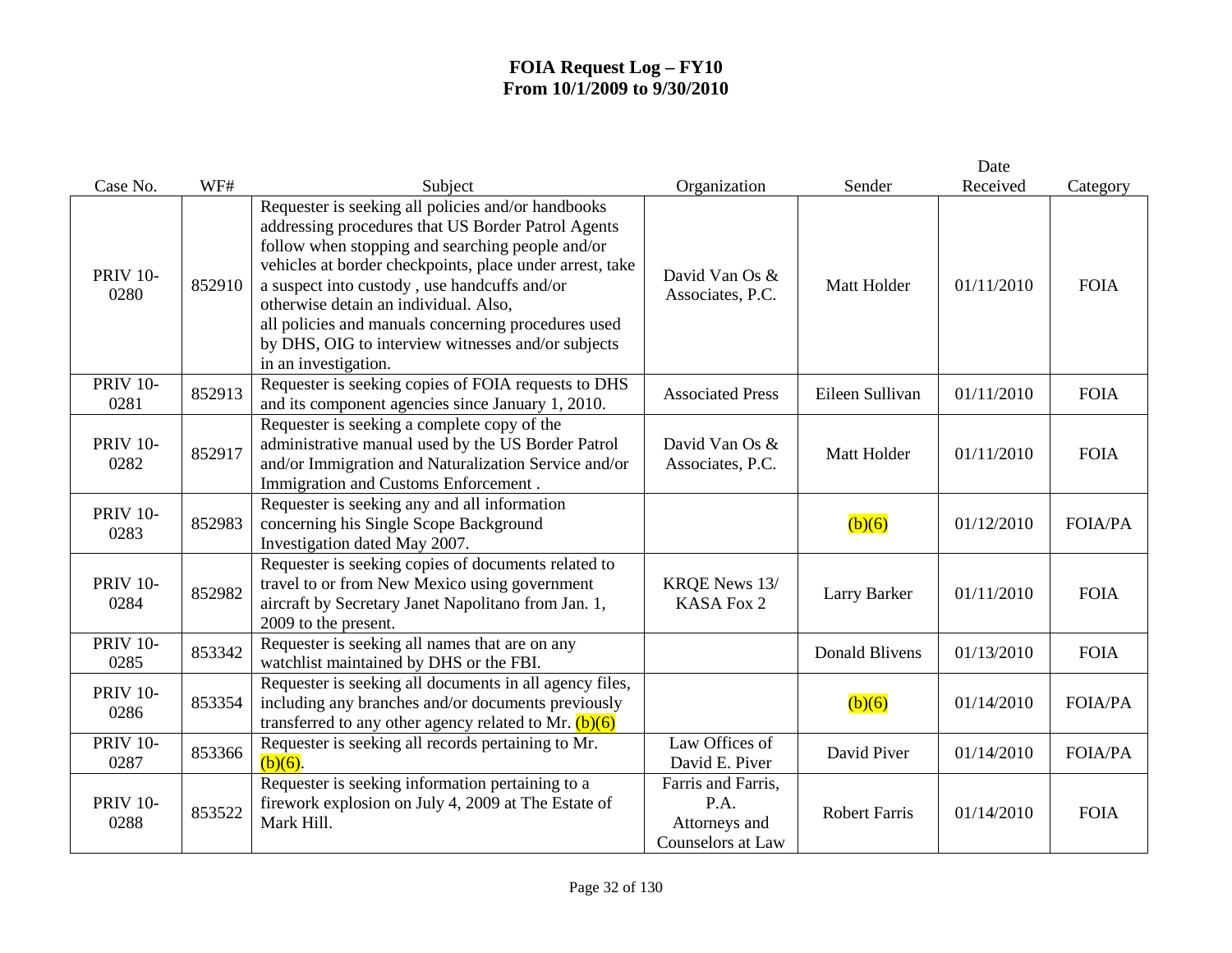# FOIA Request Log – FY10
# From 10/1/2009 to 9/30/2010

| Case No. | WF# | Subject | Organization | Sender | Date Received | Category |
|---|---|---|---|---|---|---|
| PRIV 10-0280 | 852910 | Requester is seeking all policies and/or handbooks addressing procedures that US Border Patrol Agents follow when stopping and searching people and/or vehicles at border checkpoints, place under arrest, take a suspect into custody , use handcuffs and/or otherwise detain an individual. Also, all policies and manuals concerning procedures used by DHS, OIG to interview witnesses and/or subjects in an investigation. | David Van Os & Associates, P.C. | Matt Holder | 01/11/2010 | FOIA |
| PRIV 10-0281 | 852913 | Requester is seeking copies of FOIA requests to DHS and its component agencies since January 1, 2010. | Associated Press | Eileen Sullivan | 01/11/2010 | FOIA |
| PRIV 10-0282 | 852917 | Requester is seeking a complete copy of the administrative manual used by the US Border Patrol and/or Immigration and Naturalization Service and/or Immigration and Customs Enforcement . | David Van Os & Associates, P.C. | Matt Holder | 01/11/2010 | FOIA |
| PRIV 10-0283 | 852983 | Requester is seeking any and all information concerning his Single Scope Background Investigation dated May 2007. | | (b)(6) | 01/12/2010 | FOIA/PA |
| PRIV 10-0284 | 852982 | Requester is seeking copies of documents related to travel to or from New Mexico using government aircraft by Secretary Janet Napolitano from Jan. 1, 2009 to the present. | KRQE News 13/ KASA Fox 2 | Larry Barker | 01/11/2010 | FOIA |
| PRIV 10-0285 | 853342 | Requester is seeking all names that are on any watchlist maintained by DHS or the FBI. | | Donald Blivens | 01/13/2010 | FOIA |
| PRIV 10-0286 | 853354 | Requester is seeking all documents in all agency files, including any branches and/or documents previously transferred to any other agency related to Mr. (b)(6) | | (b)(6) | 01/14/2010 | FOIA/PA |
| PRIV 10-0287 | 853366 | Requester is seeking all records pertaining to Mr. (b)(6). | Law Offices of David E. Piver | David Piver | 01/14/2010 | FOIA/PA |
| PRIV 10-0288 | 853522 | Requester is seeking information pertaining to a firework explosion on July 4, 2009 at The Estate of Mark Hill. | Farris and Farris, P.A. Attorneys and Counselors at Law | Robert Farris | 01/14/2010 | FOIA |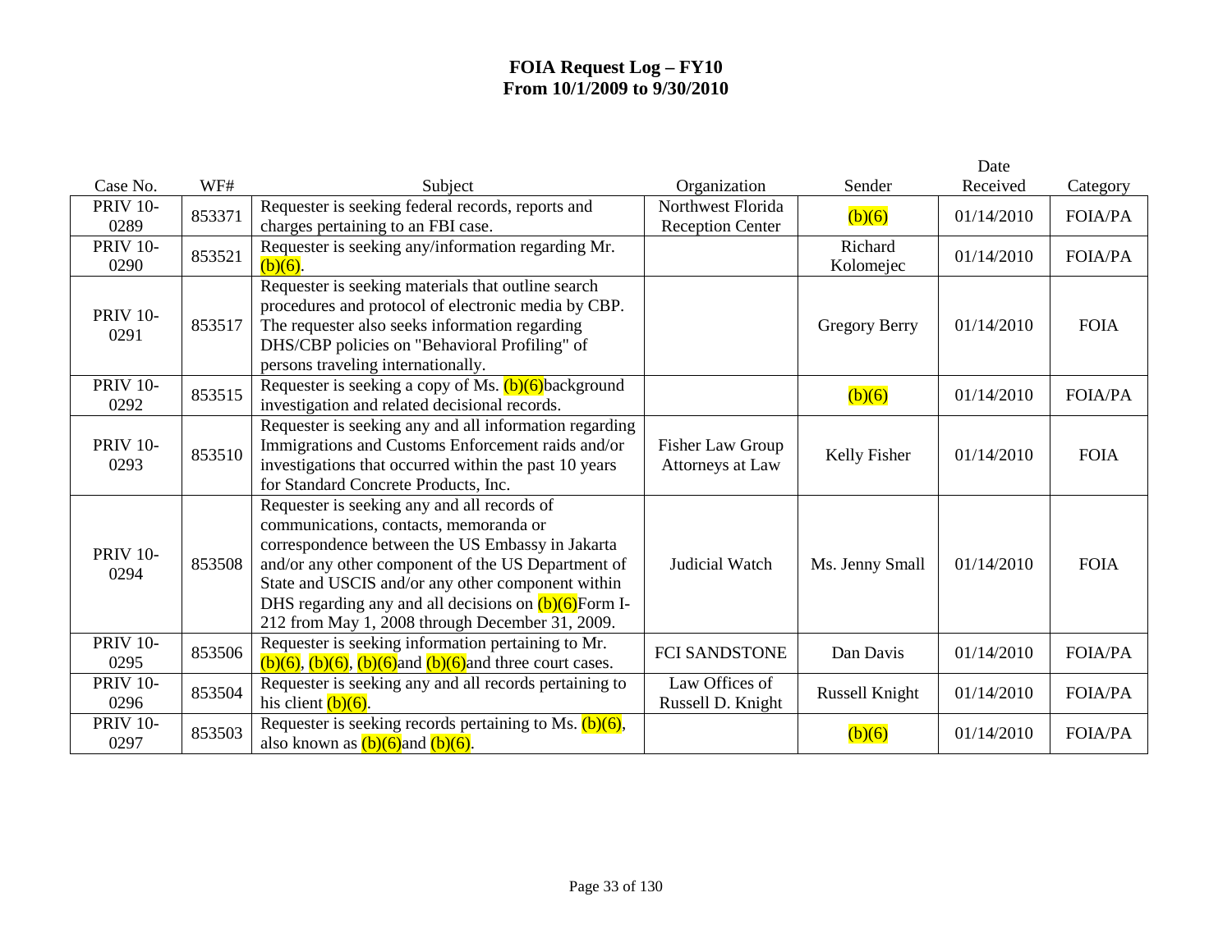# FOIA Request Log – FY10
# From 10/1/2009 to 9/30/2010

| Case No. | WF# | Subject | Organization | Sender | Date Received | Category |
|---|---|---|---|---|---|---|
| PRIV 10-0289 | 853371 | Requester is seeking federal records, reports and charges pertaining to an FBI case. | Northwest Florida Reception Center | (b)(6) | 01/14/2010 | FOIA/PA |
| PRIV 10-0290 | 853521 | Requester is seeking any/information regarding Mr. (b)(6). | | Richard Kolomejec | 01/14/2010 | FOIA/PA |
| PRIV 10-0291 | 853517 | Requester is seeking materials that outline search procedures and protocol of electronic media by CBP. The requester also seeks information regarding DHS/CBP policies on "Behavioral Profiling" of persons traveling internationally. | | Gregory Berry | 01/14/2010 | FOIA |
| PRIV 10-0292 | 853515 | Requester is seeking a copy of Ms. (b)(6)background investigation and related decisional records. | | (b)(6) | 01/14/2010 | FOIA/PA |
| PRIV 10-0293 | 853510 | Requester is seeking any and all information regarding Immigrations and Customs Enforcement raids and/or investigations that occurred within the past 10 years for Standard Concrete Products, Inc. | Fisher Law Group Attorneys at Law | Kelly Fisher | 01/14/2010 | FOIA |
| PRIV 10-0294 | 853508 | Requester is seeking any and all records of communications, contacts, memoranda or correspondence between the US Embassy in Jakarta and/or any other component of the US Department of State and USCIS and/or any other component within DHS regarding any and all decisions on (b)(6)Form I-212 from May 1, 2008 through December 31, 2009. | Judicial Watch | Ms. Jenny Small | 01/14/2010 | FOIA |
| PRIV 10-0295 | 853506 | Requester is seeking information pertaining to Mr. (b)(6), (b)(6), (b)(6)and (b)(6)and three court cases. | FCI SANDSTONE | Dan Davis | 01/14/2010 | FOIA/PA |
| PRIV 10-0296 | 853504 | Requester is seeking any and all records pertaining to his client (b)(6). | Law Offices of Russell D. Knight | Russell Knight | 01/14/2010 | FOIA/PA |
| PRIV 10-0297 | 853503 | Requester is seeking records pertaining to Ms. (b)(6), also known as (b)(6)and (b)(6). | | (b)(6) | 01/14/2010 | FOIA/PA |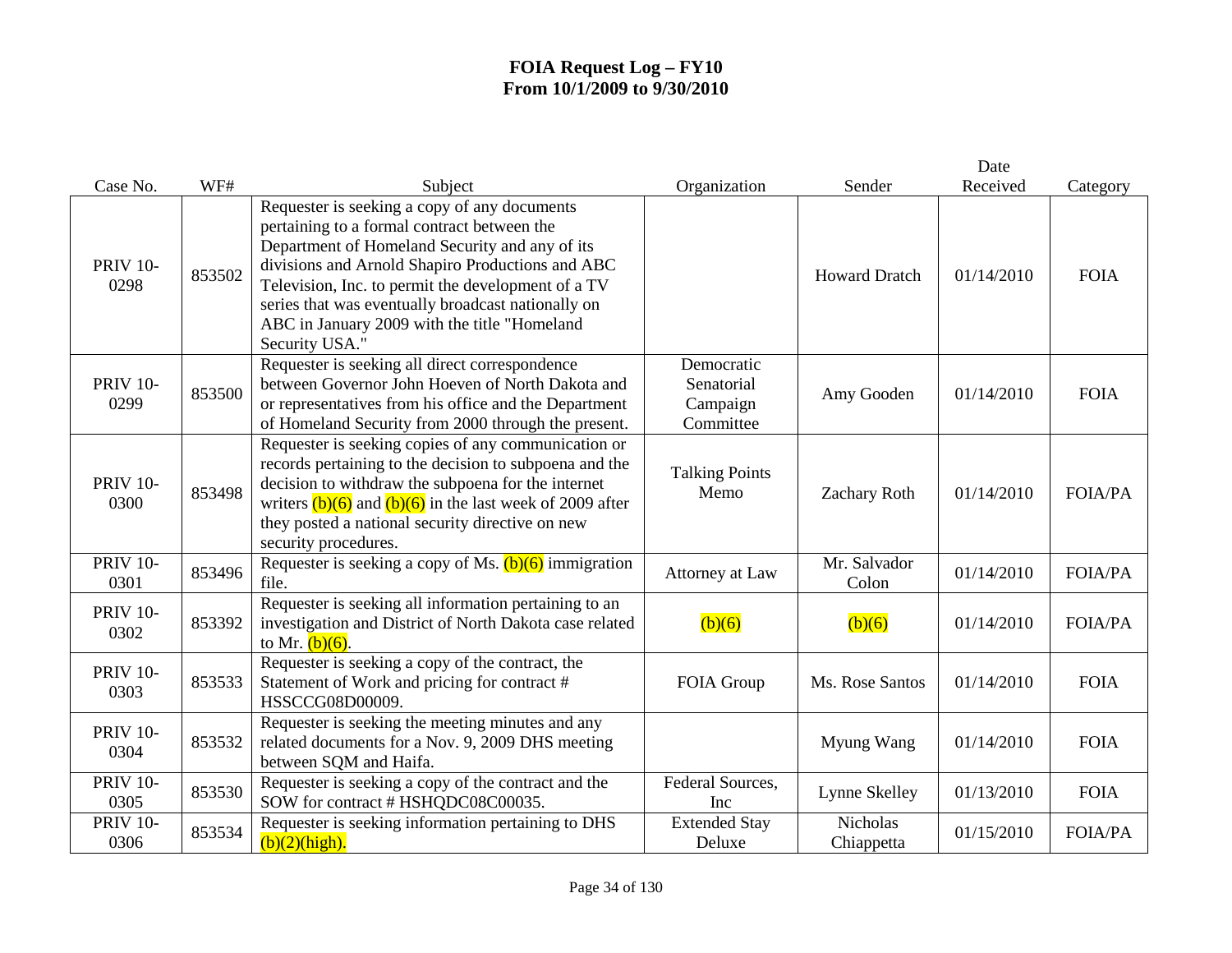# FOIA Request Log – FY10
# From 10/1/2009 to 9/30/2010

| Case No. | WF# | Subject | Organization | Sender | Date Received | Category |
|---|---|---|---|---|---|---|
| PRIV 10-0298 | 853502 | Requester is seeking a copy of any documents pertaining to a formal contract between the Department of Homeland Security and any of its divisions and Arnold Shapiro Productions and ABC Television, Inc. to permit the development of a TV series that was eventually broadcast nationally on ABC in January 2009 with the title "Homeland Security USA." | | Howard Dratch | 01/14/2010 | FOIA |
| PRIV 10-0299 | 853500 | Requester is seeking all direct correspondence between Governor John Hoeven of North Dakota and or representatives from his office and the Department of Homeland Security from 2000 through the present. | Democratic Senatorial Campaign Committee | Amy Gooden | 01/14/2010 | FOIA |
| PRIV 10-0300 | 853498 | Requester is seeking copies of any communication or records pertaining to the decision to subpoena and the decision to withdraw the subpoena for the internet writers (b)(6) and (b)(6) in the last week of 2009 after they posted a national security directive on new security procedures. | Talking Points Memo | Zachary Roth | 01/14/2010 | FOIA/PA |
| PRIV 10-0301 | 853496 | Requester is seeking a copy of Ms. (b)(6) immigration file. | Attorney at Law | Mr. Salvador Colon | 01/14/2010 | FOIA/PA |
| PRIV 10-0302 | 853392 | Requester is seeking all information pertaining to an investigation and District of North Dakota case related to Mr. (b)(6). | (b)(6) | (b)(6) | 01/14/2010 | FOIA/PA |
| PRIV 10-0303 | 853533 | Requester is seeking a copy of the contract, the Statement of Work and pricing for contract # HSSCCG08D00009. | FOIA Group | Ms. Rose Santos | 01/14/2010 | FOIA |
| PRIV 10-0304 | 853532 | Requester is seeking the meeting minutes and any related documents for a Nov. 9, 2009 DHS meeting between SQM and Haifa. | | Myung Wang | 01/14/2010 | FOIA |
| PRIV 10-0305 | 853530 | Requester is seeking a copy of the contract and the SOW for contract # HSHQDC08C00035. | Federal Sources, Inc | Lynne Skelley | 01/13/2010 | FOIA |
| PRIV 10-0306 | 853534 | Requester is seeking information pertaining to DHS (b)(2)(high). | Extended Stay Deluxe | Nicholas Chiappetta | 01/15/2010 | FOIA/PA |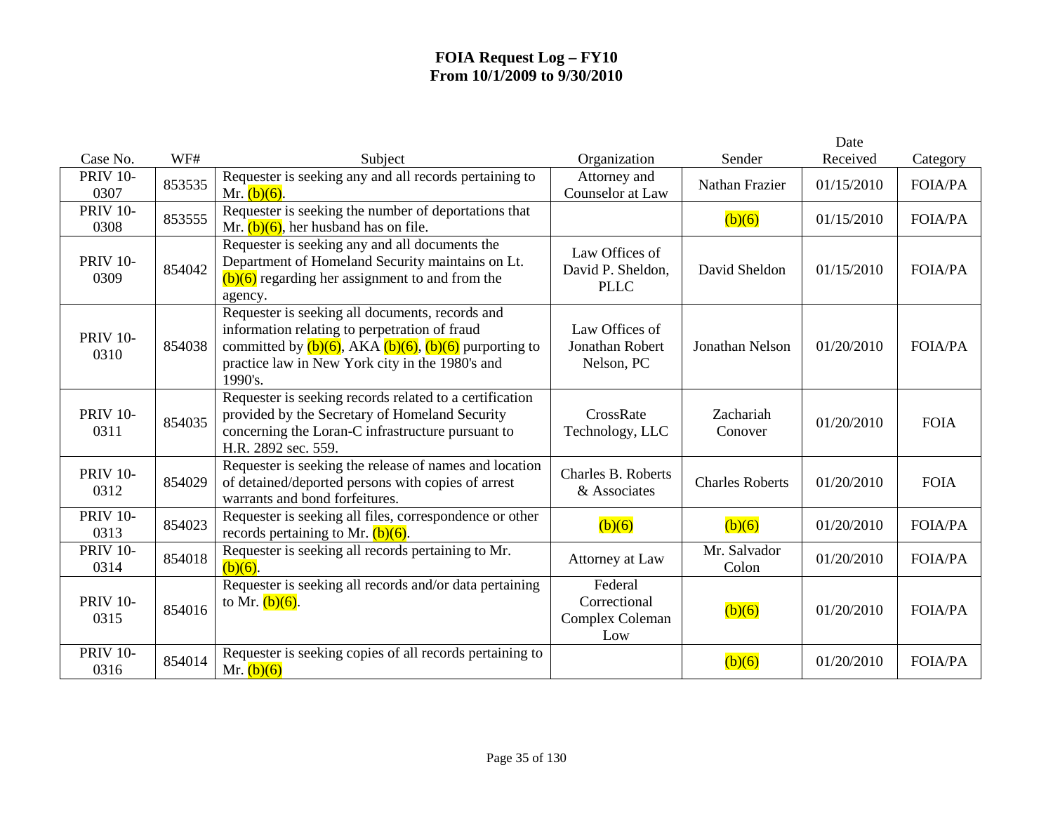# FOIA Request Log – FY10
# From 10/1/2009 to 9/30/2010

| Case No. | WF# | Subject | Organization | Sender | Date Received | Category |
|---|---|---|---|---|---|---|
| PRIV 10-0307 | 853535 | Requester is seeking any and all records pertaining to Mr. (b)(6). | Attorney and Counselor at Law | Nathan Frazier | 01/15/2010 | FOIA/PA |
| PRIV 10-0308 | 853555 | Requester is seeking the number of deportations that Mr. (b)(6), her husband has on file. | | (b)(6) | 01/15/2010 | FOIA/PA |
| PRIV 10-0309 | 854042 | Requester is seeking any and all documents the Department of Homeland Security maintains on Lt. (b)(6) regarding her assignment to and from the agency. | Law Offices of David P. Sheldon, PLLC | David Sheldon | 01/15/2010 | FOIA/PA |
| PRIV 10-0310 | 854038 | Requester is seeking all documents, records and information relating to perpetration of fraud committed by (b)(6), AKA (b)(6), (b)(6) purporting to practice law in New York city in the 1980's and 1990's. | Law Offices of Jonathan Robert Nelson, PC | Jonathan Nelson | 01/20/2010 | FOIA/PA |
| PRIV 10-0311 | 854035 | Requester is seeking records related to a certification provided by the Secretary of Homeland Security concerning the Loran-C infrastructure pursuant to H.R. 2892 sec. 559. | CrossRate Technology, LLC | Zachariah Conover | 01/20/2010 | FOIA |
| PRIV 10-0312 | 854029 | Requester is seeking the release of names and location of detained/deported persons with copies of arrest warrants and bond forfeitures. | Charles B. Roberts & Associates | Charles Roberts | 01/20/2010 | FOIA |
| PRIV 10-0313 | 854023 | Requester is seeking all files, correspondence or other records pertaining to Mr. (b)(6). | (b)(6) | (b)(6) | 01/20/2010 | FOIA/PA |
| PRIV 10-0314 | 854018 | Requester is seeking all records pertaining to Mr. (b)(6). | Attorney at Law | Mr. Salvador Colon | 01/20/2010 | FOIA/PA |
| PRIV 10-0315 | 854016 | Requester is seeking all records and/or data pertaining to Mr. (b)(6). | Federal Correctional Complex Coleman Low | (b)(6) | 01/20/2010 | FOIA/PA |
| PRIV 10-0316 | 854014 | Requester is seeking copies of all records pertaining to Mr. (b)(6) | | (b)(6) | 01/20/2010 | FOIA/PA |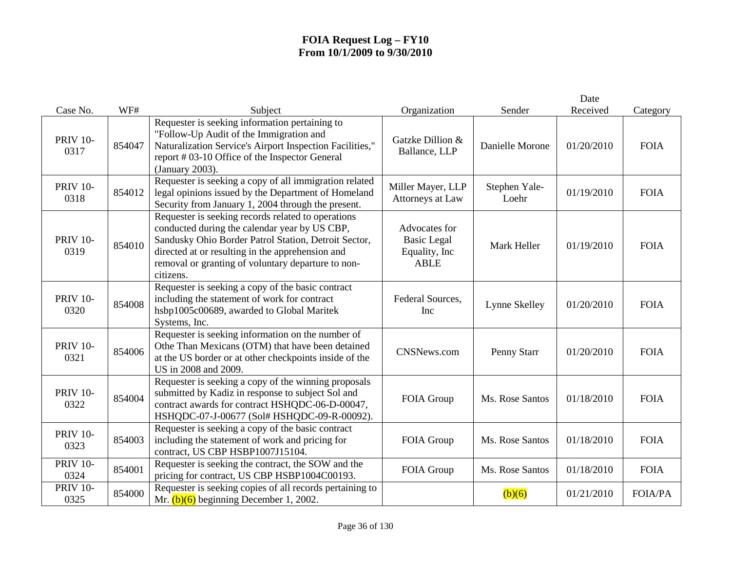# FOIA Request Log – FY10
## From 10/1/2009 to 9/30/2010

| Case No. | WF# | Subject | Organization | Sender | Date Received | Category |
|---|---|---|---|---|---|---|
| PRIV 10-0317 | 854047 | Requester is seeking information pertaining to "Follow-Up Audit of the Immigration and Naturalization Service's Airport Inspection Facilities," report # 03-10 Office of the Inspector General (January 2003). | Gatzke Dillion & Ballance, LLP | Danielle Morone | 01/20/2010 | FOIA |
| PRIV 10-0318 | 854012 | Requester is seeking a copy of all immigration related legal opinions issued by the Department of Homeland Security from January 1, 2004 through the present. | Miller Mayer, LLP Attorneys at Law | Stephen Yale-Loehr | 01/19/2010 | FOIA |
| PRIV 10-0319 | 854010 | Requester is seeking records related to operations conducted during the calendar year by US CBP, Sandusky Ohio Border Patrol Station, Detroit Sector, directed at or resulting in the apprehension and removal or granting of voluntary departure to non-citizens. | Advocates for Basic Legal Equality, Inc ABLE | Mark Heller | 01/19/2010 | FOIA |
| PRIV 10-0320 | 854008 | Requester is seeking a copy of the basic contract including the statement of work for contract hsbp1005c00689, awarded to Global Maritek Systems, Inc. | Federal Sources, Inc | Lynne Skelley | 01/20/2010 | FOIA |
| PRIV 10-0321 | 854006 | Requester is seeking information on the number of Othe Than Mexicans (OTM) that have been detained at the US border or at other checkpoints inside of the US in 2008 and 2009. | CNSNews.com | Penny Starr | 01/20/2010 | FOIA |
| PRIV 10-0322 | 854004 | Requester is seeking a copy of the winning proposals submitted by Kadiz in response to subject Sol and contract awards for contract HSHQDC-06-D-00047, HSHQDC-07-J-00677 (Sol# HSHQDC-09-R-00092). | FOIA Group | Ms. Rose Santos | 01/18/2010 | FOIA |
| PRIV 10-0323 | 854003 | Requester is seeking a copy of the basic contract including the statement of work and pricing for contract, US CBP HSBP1007J15104. | FOIA Group | Ms. Rose Santos | 01/18/2010 | FOIA |
| PRIV 10-0324 | 854001 | Requester is seeking the contract, the SOW and the pricing for contract, US CBP HSBP1004C00193. | FOIA Group | Ms. Rose Santos | 01/18/2010 | FOIA |
| PRIV 10-0325 | 854000 | Requester is seeking copies of all records pertaining to Mr. (b)(6) beginning December 1, 2002. | | (b)(6) | 01/21/2010 | FOIA/PA |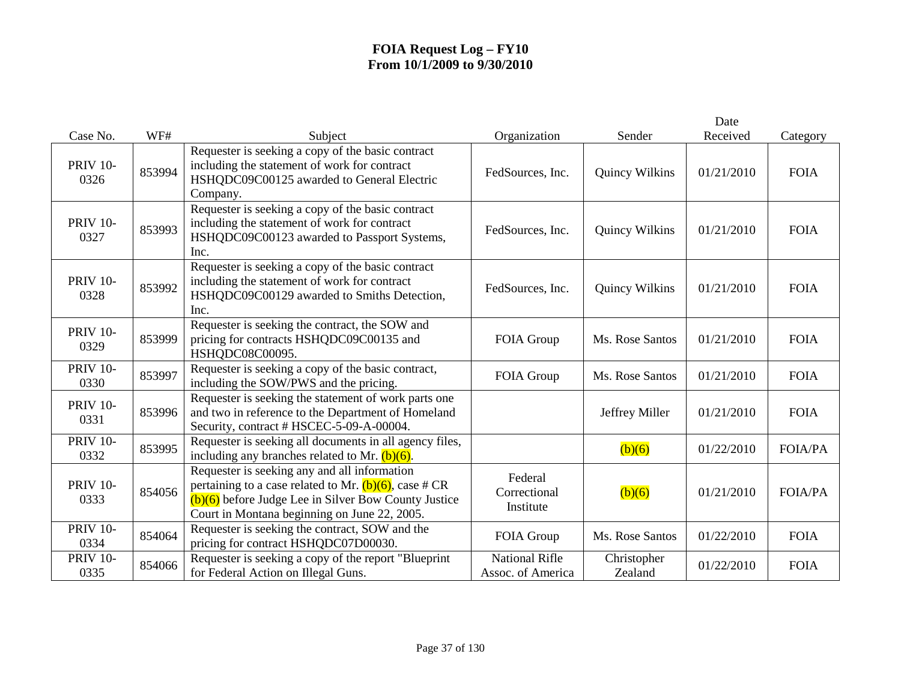# FOIA Request Log – FY10
# From 10/1/2009 to 9/30/2010

| Case No. | WF# | Subject | Organization | Sender | Date Received | Category |
|---|---|---|---|---|---|---|
| PRIV 10-0326 | 853994 | Requester is seeking a copy of the basic contract including the statement of work for contract HSHQDC09C00125 awarded to General Electric Company. | FedSources, Inc. | Quincy Wilkins | 01/21/2010 | FOIA |
| PRIV 10-0327 | 853993 | Requester is seeking a copy of the basic contract including the statement of work for contract HSHQDC09C00123 awarded to Passport Systems, Inc. | FedSources, Inc. | Quincy Wilkins | 01/21/2010 | FOIA |
| PRIV 10-0328 | 853992 | Requester is seeking a copy of the basic contract including the statement of work for contract HSHQDC09C00129 awarded to Smiths Detection, Inc. | FedSources, Inc. | Quincy Wilkins | 01/21/2010 | FOIA |
| PRIV 10-0329 | 853999 | Requester is seeking the contract, the SOW and pricing for contracts HSHQDC09C00135 and HSHQDC08C00095. | FOIA Group | Ms. Rose Santos | 01/21/2010 | FOIA |
| PRIV 10-0330 | 853997 | Requester is seeking a copy of the basic contract, including the SOW/PWS and the pricing. | FOIA Group | Ms. Rose Santos | 01/21/2010 | FOIA |
| PRIV 10-0331 | 853996 | Requester is seeking the statement of work parts one and two in reference to the Department of Homeland Security, contract # HSCEC-5-09-A-00004. | | Jeffrey Miller | 01/21/2010 | FOIA |
| PRIV 10-0332 | 853995 | Requester is seeking all documents in all agency files, including any branches related to Mr. (b)(6). | | (b)(6) | 01/22/2010 | FOIA/PA |
| PRIV 10-0333 | 854056 | Requester is seeking any and all information pertaining to a case related to Mr. (b)(6), case # CR (b)(6) before Judge Lee in Silver Bow County Justice Court in Montana beginning on June 22, 2005. | Federal Correctional Institute | (b)(6) | 01/21/2010 | FOIA/PA |
| PRIV 10-0334 | 854064 | Requester is seeking the contract, SOW and the pricing for contract HSHQDC07D00030. | FOIA Group | Ms. Rose Santos | 01/22/2010 | FOIA |
| PRIV 10-0335 | 854066 | Requester is seeking a copy of the report "Blueprint for Federal Action on Illegal Guns. | National Rifle Assoc. of America | Christopher Zealand | 01/22/2010 | FOIA |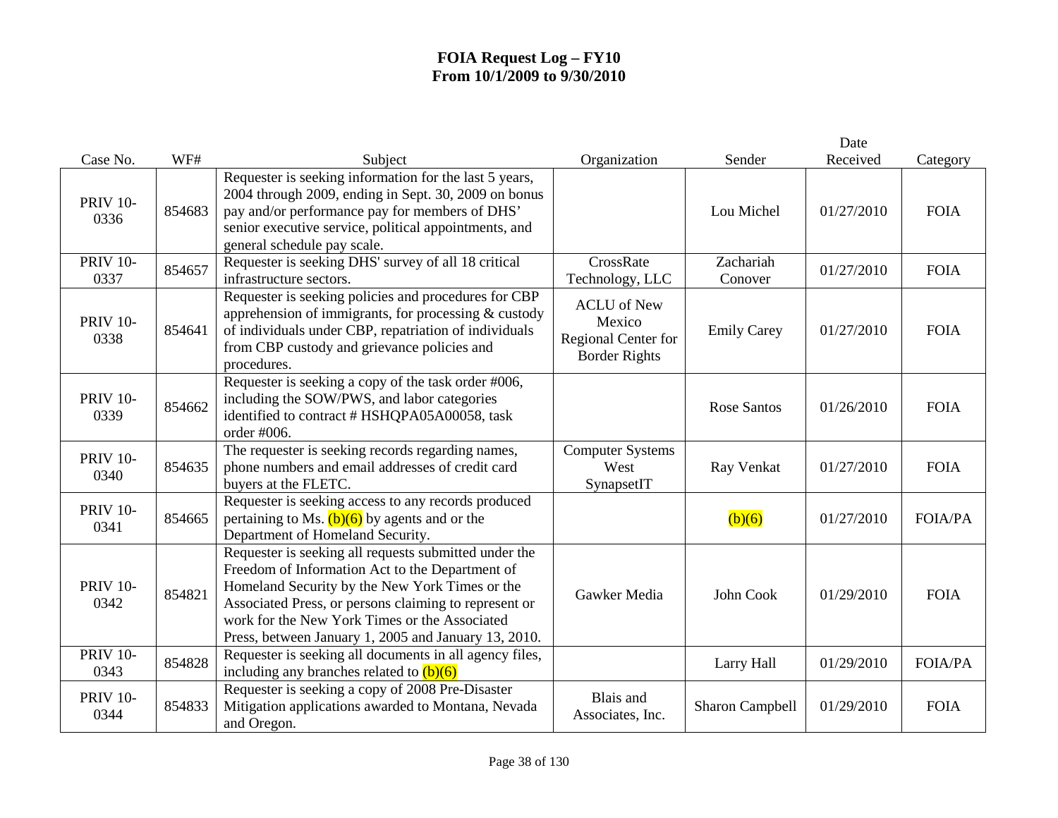# FOIA Request Log – FY10
## From 10/1/2009 to 9/30/2010

| Case No. | WF# | Subject | Organization | Sender | Date Received | Category |
|---|---|---|---|---|---|---|
| PRIV 10-0336 | 854683 | Requester is seeking information for the last 5 years, 2004 through 2009, ending in Sept. 30, 2009 on bonus pay and/or performance pay for members of DHS' senior executive service, political appointments, and general schedule pay scale. | | Lou Michel | 01/27/2010 | FOIA |
| PRIV 10-0337 | 854657 | Requester is seeking DHS' survey of all 18 critical infrastructure sectors. | CrossRate Technology, LLC | Zachariah Conover | 01/27/2010 | FOIA |
| PRIV 10-0338 | 854641 | Requester is seeking policies and procedures for CBP apprehension of immigrants, for processing & custody of individuals under CBP, repatriation of individuals from CBP custody and grievance policies and procedures. | ACLU of New Mexico Regional Center for Border Rights | Emily Carey | 01/27/2010 | FOIA |
| PRIV 10-0339 | 854662 | Requester is seeking a copy of the task order #006, including the SOW/PWS, and labor categories identified to contract # HSHQPA05A00058, task order #006. | | Rose Santos | 01/26/2010 | FOIA |
| PRIV 10-0340 | 854635 | The requester is seeking records regarding names, phone numbers and email addresses of credit card buyers at the FLETC. | Computer Systems West SynapsetIT | Ray Venkat | 01/27/2010 | FOIA |
| PRIV 10-0341 | 854665 | Requester is seeking access to any records produced pertaining to Ms. (b)(6) by agents and or the Department of Homeland Security. | | (b)(6) | 01/27/2010 | FOIA/PA |
| PRIV 10-0342 | 854821 | Requester is seeking all requests submitted under the Freedom of Information Act to the Department of Homeland Security by the New York Times or the Associated Press, or persons claiming to represent or work for the New York Times or the Associated Press, between January 1, 2005 and January 13, 2010. | Gawker Media | John Cook | 01/29/2010 | FOIA |
| PRIV 10-0343 | 854828 | Requester is seeking all documents in all agency files, including any branches related to (b)(6) | | Larry Hall | 01/29/2010 | FOIA/PA |
| PRIV 10-0344 | 854833 | Requester is seeking a copy of 2008 Pre-Disaster Mitigation applications awarded to Montana, Nevada and Oregon. | Blais and Associates, Inc. | Sharon Campbell | 01/29/2010 | FOIA |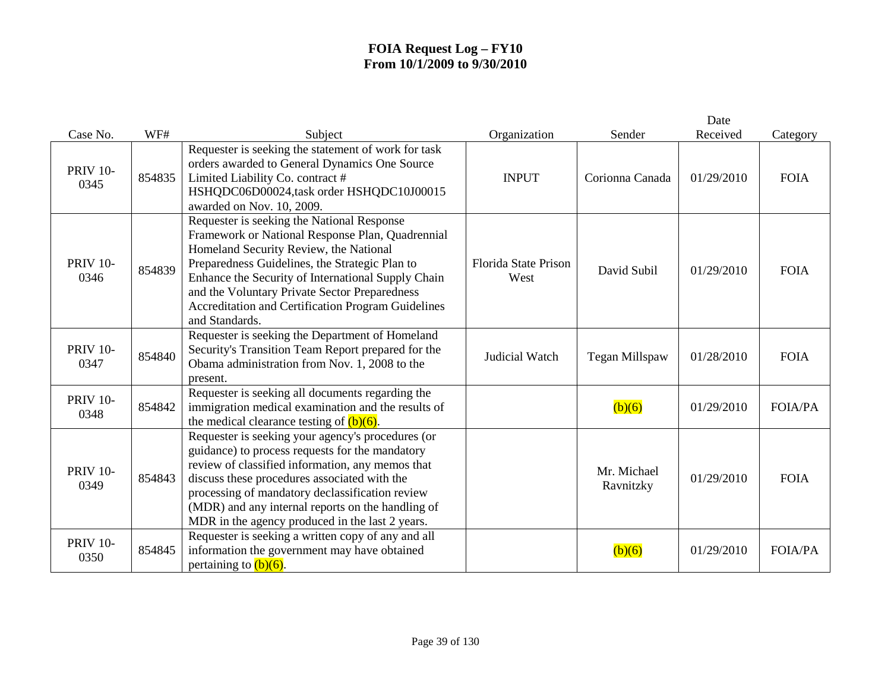# FOIA Request Log – FY10
# From 10/1/2009 to 9/30/2010

| Case No. | WF# | Subject | Organization | Sender | Date Received | Category |
|---|---|---|---|---|---|---|
| PRIV 10-0345 | 854835 | Requester is seeking the statement of work for task orders awarded to General Dynamics One Source Limited Liability Co. contract # HSHQDC06D00024,task order HSHQDC10J00015 awarded on Nov. 10, 2009. | INPUT | Corionna Canada | 01/29/2010 | FOIA |
| PRIV 10-0346 | 854839 | Requester is seeking the National Response Framework or National Response Plan, Quadrennial Homeland Security Review, the National Preparedness Guidelines, the Strategic Plan to Enhance the Security of International Supply Chain and the Voluntary Private Sector Preparedness Accreditation and Certification Program Guidelines and Standards. | Florida State Prison West | David Subil | 01/29/2010 | FOIA |
| PRIV 10-0347 | 854840 | Requester is seeking the Department of Homeland Security's Transition Team Report prepared for the Obama administration from Nov. 1, 2008 to the present. | Judicial Watch | Tegan Millspaw | 01/28/2010 | FOIA |
| PRIV 10-0348 | 854842 | Requester is seeking all documents regarding the immigration medical examination and the results of the medical clearance testing of (b)(6). | | (b)(6) | 01/29/2010 | FOIA/PA |
| PRIV 10-0349 | 854843 | Requester is seeking your agency's procedures (or guidance) to process requests for the mandatory review of classified information, any memos that discuss these procedures associated with the processing of mandatory declassification review (MDR) and any internal reports on the handling of MDR in the agency produced in the last 2 years. | | Mr. Michael Ravnitzky | 01/29/2010 | FOIA |
| PRIV 10-0350 | 854845 | Requester is seeking a written copy of any and all information the government may have obtained pertaining to (b)(6). | | (b)(6) | 01/29/2010 | FOIA/PA |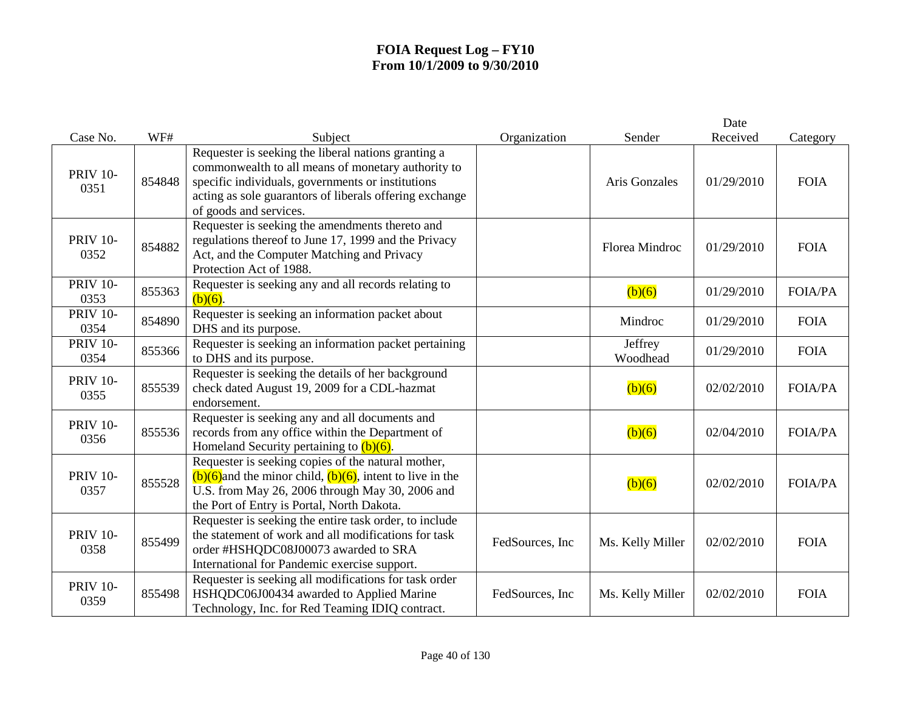# FOIA Request Log – FY10
# From 10/1/2009 to 9/30/2010

| Case No. | WF# | Subject | Organization | Sender | Date Received | Category |
|---|---|---|---|---|---|---|
| PRIV 10-0351 | 854848 | Requester is seeking the liberal nations granting a commonwealth to all means of monetary authority to specific individuals, governments or institutions acting as sole guarantors of liberals offering exchange of goods and services. | | Aris Gonzales | 01/29/2010 | FOIA |
| PRIV 10-0352 | 854882 | Requester is seeking the amendments thereto and regulations thereof to June 17, 1999 and the Privacy Act, and the Computer Matching and Privacy Protection Act of 1988. | | Florea Mindroc | 01/29/2010 | FOIA |
| PRIV 10-0353 | 855363 | Requester is seeking any and all records relating to (b)(6). | | (b)(6) | 01/29/2010 | FOIA/PA |
| PRIV 10-0354 | 854890 | Requester is seeking an information packet about DHS and its purpose. | | Mindroc | 01/29/2010 | FOIA |
| PRIV 10-0354 | 855366 | Requester is seeking an information packet pertaining to DHS and its purpose. | | Jeffrey Woodhead | 01/29/2010 | FOIA |
| PRIV 10-0355 | 855539 | Requester is seeking the details of her background check dated August 19, 2009 for a CDL-hazmat endorsement. | | (b)(6) | 02/02/2010 | FOIA/PA |
| PRIV 10-0356 | 855536 | Requester is seeking any and all documents and records from any office within the Department of Homeland Security pertaining to (b)(6). | | (b)(6) | 02/04/2010 | FOIA/PA |
| PRIV 10-0357 | 855528 | Requester is seeking copies of the natural mother, (b)(6)and the minor child, (b)(6), intent to live in the U.S. from May 26, 2006 through May 30, 2006 and the Port of Entry is Portal, North Dakota. | | (b)(6) | 02/02/2010 | FOIA/PA |
| PRIV 10-0358 | 855499 | Requester is seeking the entire task order, to include the statement of work and all modifications for task order #HSHQDC08J00073 awarded to SRA International for Pandemic exercise support. | FedSources, Inc | Ms. Kelly Miller | 02/02/2010 | FOIA |
| PRIV 10-0359 | 855498 | Requester is seeking all modifications for task order HSHQDC06J00434 awarded to Applied Marine Technology, Inc. for Red Teaming IDIQ contract. | FedSources, Inc | Ms. Kelly Miller | 02/02/2010 | FOIA |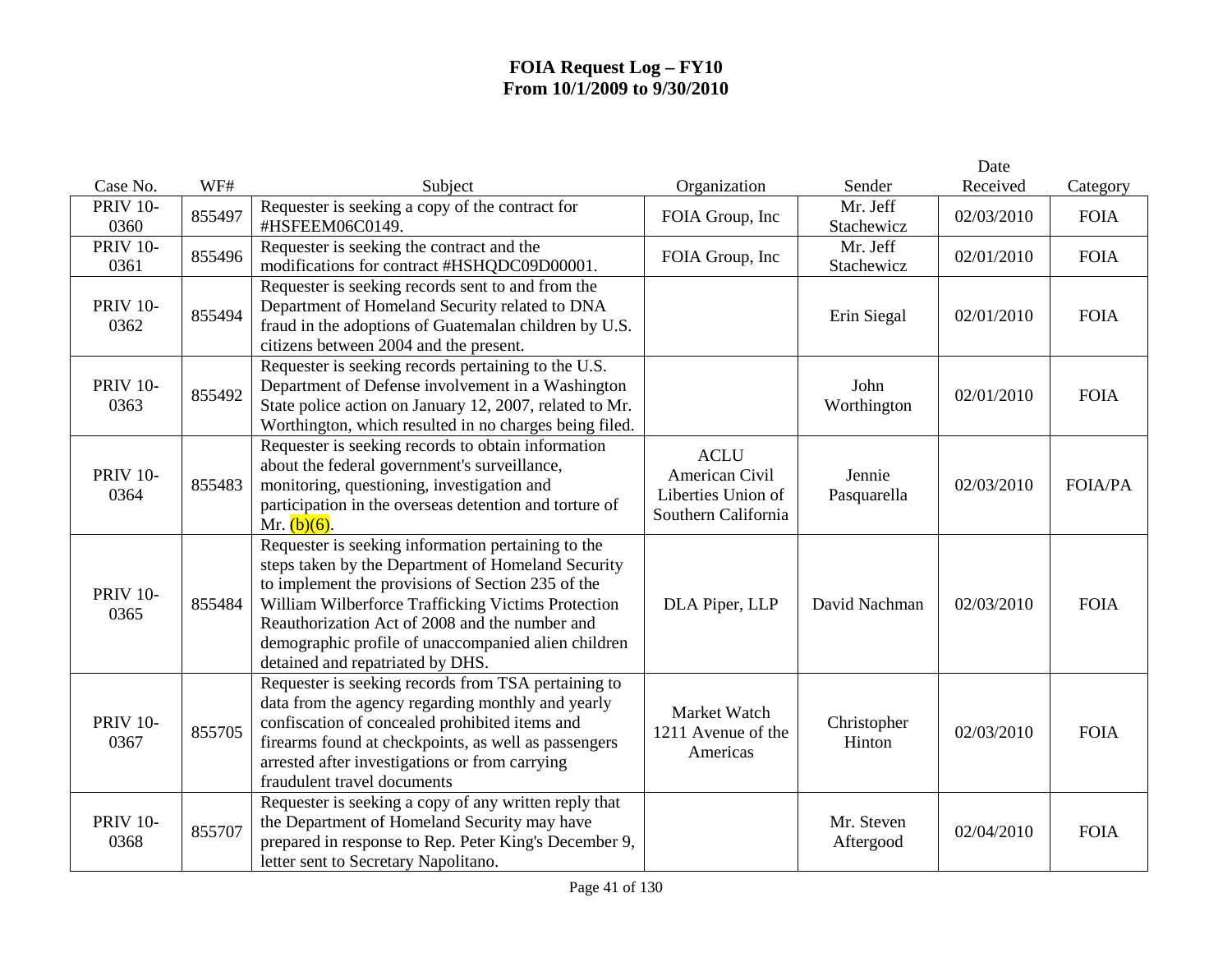# FOIA Request Log – FY10
## From 10/1/2009 to 9/30/2010

| Case No. | WF# | Subject | Organization | Sender | Date Received | Category |
|---|---|---|---|---|---|---|
| PRIV 10-0360 | 855497 | Requester is seeking a copy of the contract for #HSFEEM06C0149. | FOIA Group, Inc | Mr. Jeff Stachewicz | 02/03/2010 | FOIA |
| PRIV 10-0361 | 855496 | Requester is seeking the contract and the modifications for contract #HSHQDC09D00001. | FOIA Group, Inc | Mr. Jeff Stachewicz | 02/01/2010 | FOIA |
| PRIV 10-0362 | 855494 | Requester is seeking records sent to and from the Department of Homeland Security related to DNA fraud in the adoptions of Guatemalan children by U.S. citizens between 2004 and the present. | | Erin Siegal | 02/01/2010 | FOIA |
| PRIV 10-0363 | 855492 | Requester is seeking records pertaining to the U.S. Department of Defense involvement in a Washington State police action on January 12, 2007, related to Mr. Worthington, which resulted in no charges being filed. | | John Worthington | 02/01/2010 | FOIA |
| PRIV 10-0364 | 855483 | Requester is seeking records to obtain information about the federal government's surveillance, monitoring, questioning, investigation and participation in the overseas detention and torture of Mr. (b)(6). | ACLU American Civil Liberties Union of Southern California | Jennie Pasquarella | 02/03/2010 | FOIA/PA |
| PRIV 10-0365 | 855484 | Requester is seeking information pertaining to the steps taken by the Department of Homeland Security to implement the provisions of Section 235 of the William Wilberforce Trafficking Victims Protection Reauthorization Act of 2008 and the number and demographic profile of unaccompanied alien children detained and repatriated by DHS. | DLA Piper, LLP | David Nachman | 02/03/2010 | FOIA |
| PRIV 10-0367 | 855705 | Requester is seeking records from TSA pertaining to data from the agency regarding monthly and yearly confiscation of concealed prohibited items and firearms found at checkpoints, as well as passengers arrested after investigations or from carrying fraudulent travel documents | Market Watch 1211 Avenue of the Americas | Christopher Hinton | 02/03/2010 | FOIA |
| PRIV 10-0368 | 855707 | Requester is seeking a copy of any written reply that the Department of Homeland Security may have prepared in response to Rep. Peter King's December 9, letter sent to Secretary Napolitano. | | Mr. Steven Aftergood | 02/04/2010 | FOIA |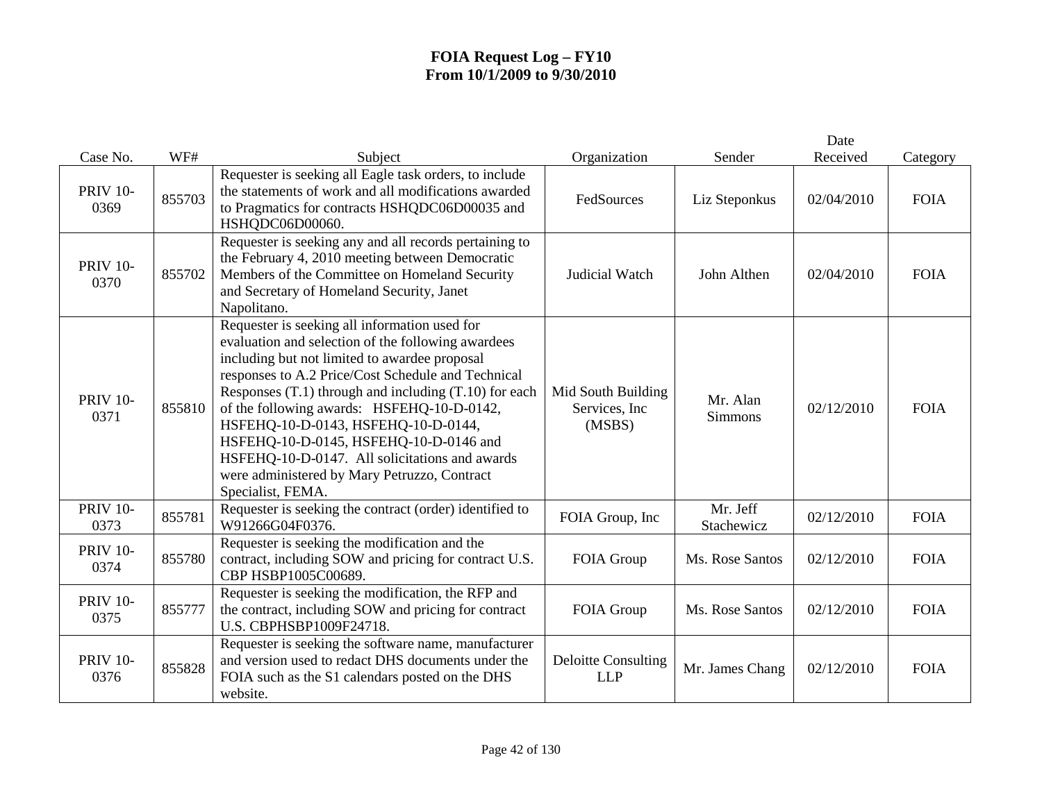# FOIA Request Log – FY10
## From 10/1/2009 to 9/30/2010

| Case No. | WF# | Subject | Organization | Sender | Date Received | Category |
|---|---|---|---|---|---|---|
| PRIV 10-0369 | 855703 | Requester is seeking all Eagle task orders, to include the statements of work and all modifications awarded to Pragmatics for contracts HSHQDC06D00035 and HSHQDC06D00060. | FedSources | Liz Steponkus | 02/04/2010 | FOIA |
| PRIV 10-0370 | 855702 | Requester is seeking any and all records pertaining to the February 4, 2010 meeting between Democratic Members of the Committee on Homeland Security and Secretary of Homeland Security, Janet Napolitano. | Judicial Watch | John Althen | 02/04/2010 | FOIA |
| PRIV 10-0371 | 855810 | Requester is seeking all information used for evaluation and selection of the following awardees including but not limited to awardee proposal responses to A.2 Price/Cost Schedule and Technical Responses (T.1) through and including (T.10) for each of the following awards: HSFEHQ-10-D-0142, HSFEHQ-10-D-0143, HSFEHQ-10-D-0144, HSFEHQ-10-D-0145, HSFEHQ-10-D-0146 and HSFEHQ-10-D-0147. All solicitations and awards were administered by Mary Petruzzo, Contract Specialist, FEMA. | Mid South Building Services, Inc (MSBS) | Mr. Alan Simmons | 02/12/2010 | FOIA |
| PRIV 10-0373 | 855781 | Requester is seeking the contract (order) identified to W91266G04F0376. | FOIA Group, Inc | Mr. Jeff Stachewicz | 02/12/2010 | FOIA |
| PRIV 10-0374 | 855780 | Requester is seeking the modification and the contract, including SOW and pricing for contract U.S. CBP HSBP1005C00689. | FOIA Group | Ms. Rose Santos | 02/12/2010 | FOIA |
| PRIV 10-0375 | 855777 | Requester is seeking the modification, the RFP and the contract, including SOW and pricing for contract U.S. CBPHSBP1009F24718. | FOIA Group | Ms. Rose Santos | 02/12/2010 | FOIA |
| PRIV 10-0376 | 855828 | Requester is seeking the software name, manufacturer and version used to redact DHS documents under the FOIA such as the S1 calendars posted on the DHS website. | Deloitte Consulting LLP | Mr. James Chang | 02/12/2010 | FOIA |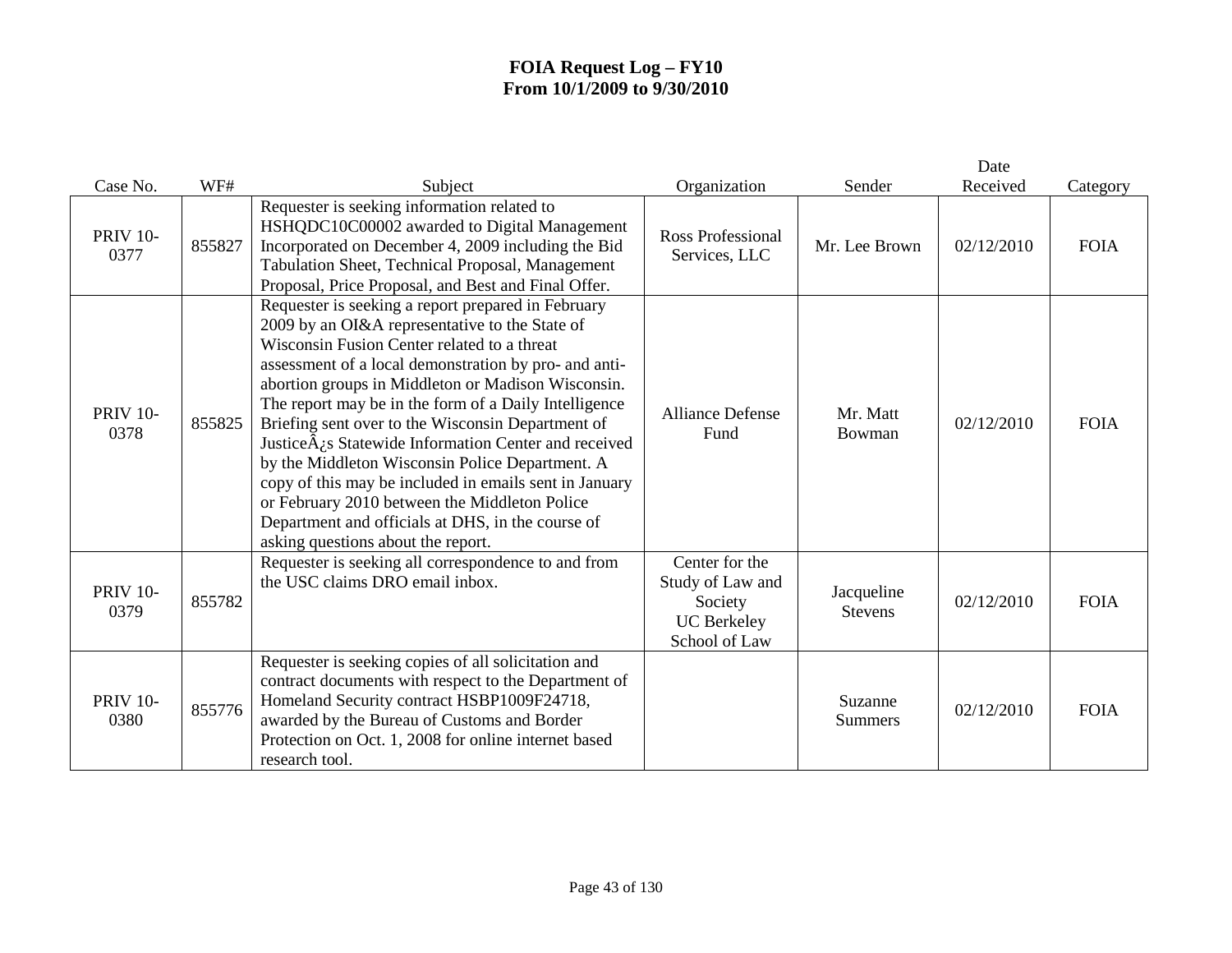**FOIA Request Log – FY10**
**From 10/1/2009 to 9/30/2010**

| Case No. | WF# | Subject | Organization | Sender | Date Received | Category |
|---|---|---|---|---|---|---|
| PRIV 10-0377 | 855827 | Requester is seeking information related to HSHQDC10C00002 awarded to Digital Management Incorporated on December 4, 2009 including the Bid Tabulation Sheet, Technical Proposal, Management Proposal, Price Proposal, and Best and Final Offer. | Ross Professional Services, LLC | Mr. Lee Brown | 02/12/2010 | FOIA |
| PRIV 10-0378 | 855825 | Requester is seeking a report prepared in February 2009 by an OI&A representative to the State of Wisconsin Fusion Center related to a threat assessment of a local demonstration by pro- and anti-abortion groups in Middleton or Madison Wisconsin. The report may be in the form of a Daily Intelligence Briefing sent over to the Wisconsin Department of JusticeÂ¿s Statewide Information Center and received by the Middleton Wisconsin Police Department. A copy of this may be included in emails sent in January or February 2010 between the Middleton Police Department and officials at DHS, in the course of asking questions about the report. | Alliance Defense Fund | Mr. Matt Bowman | 02/12/2010 | FOIA |
| PRIV 10-0379 | 855782 | Requester is seeking all correspondence to and from the USC claims DRO email inbox. | Center for the Study of Law and Society UC Berkeley School of Law | Jacqueline Stevens | 02/12/2010 | FOIA |
| PRIV 10-0380 | 855776 | Requester is seeking copies of all solicitation and contract documents with respect to the Department of Homeland Security contract HSBP1009F24718, awarded by the Bureau of Customs and Border Protection on Oct. 1, 2008 for online internet based research tool. | | Suzanne Summers | 02/12/2010 | FOIA |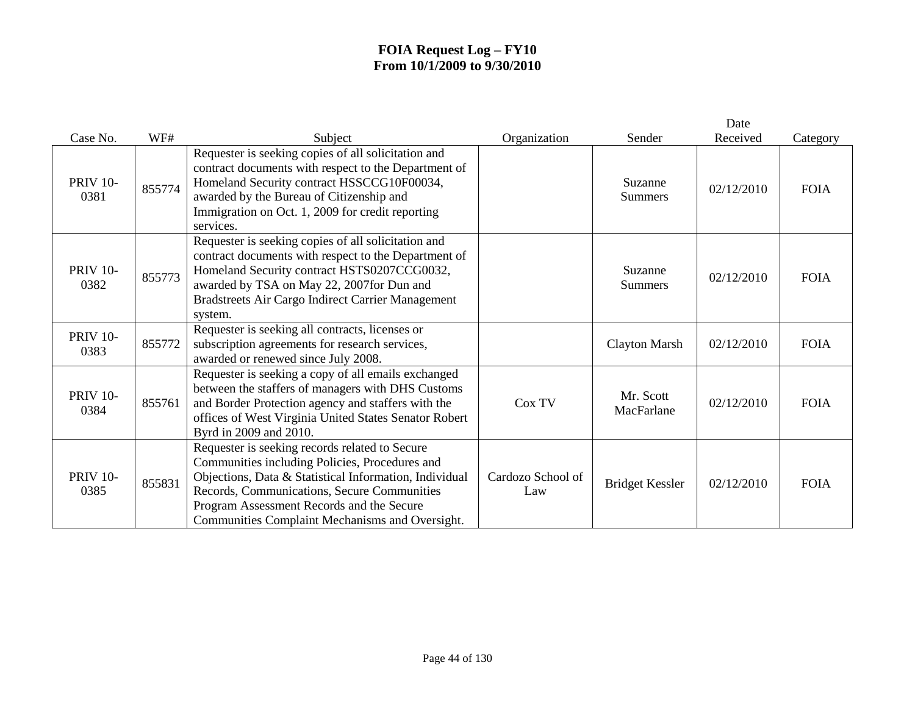# FOIA Request Log – FY10
## From 10/1/2009 to 9/30/2010

| Case No. | WF# | Subject | Organization | Sender | Date Received | Category |
|---|---|---|---|---|---|---|
| PRIV 10-0381 | 855774 | Requester is seeking copies of all solicitation and contract documents with respect to the Department of Homeland Security contract HSSCCG10F00034, awarded by the Bureau of Citizenship and Immigration on Oct. 1, 2009 for credit reporting services. | | Suzanne Summers | 02/12/2010 | FOIA |
| PRIV 10-0382 | 855773 | Requester is seeking copies of all solicitation and contract documents with respect to the Department of Homeland Security contract HSTS0207CCG0032, awarded by TSA on May 22, 2007for Dun and Bradstreets Air Cargo Indirect Carrier Management system. | | Suzanne Summers | 02/12/2010 | FOIA |
| PRIV 10-0383 | 855772 | Requester is seeking all contracts, licenses or subscription agreements for research services, awarded or renewed since July 2008. | | Clayton Marsh | 02/12/2010 | FOIA |
| PRIV 10-0384 | 855761 | Requester is seeking a copy of all emails exchanged between the staffers of managers with DHS Customs and Border Protection agency and staffers with the offices of West Virginia United States Senator Robert Byrd in 2009 and 2010. | Cox TV | Mr. Scott MacFarlane | 02/12/2010 | FOIA |
| PRIV 10-0385 | 855831 | Requester is seeking records related to Secure Communities including Policies, Procedures and Objections, Data & Statistical Information, Individual Records, Communications, Secure Communities Program Assessment Records and the Secure Communities Complaint Mechanisms and Oversight. | Cardozo School of Law | Bridget Kessler | 02/12/2010 | FOIA |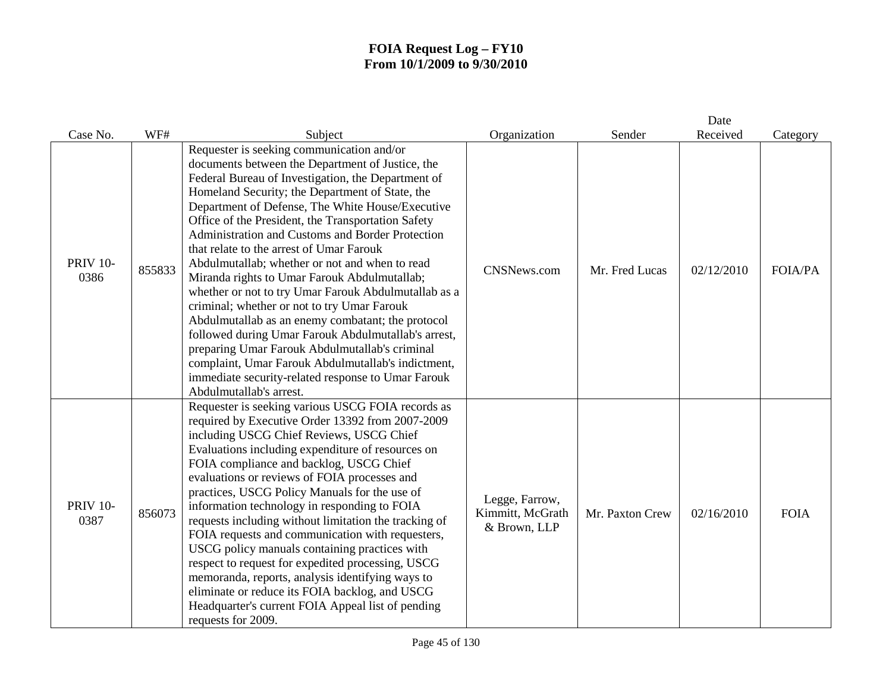# FOIA Request Log – FY10
# From 10/1/2009 to 9/30/2010

| Case No. | WF# | Subject | Organization | Sender | Date Received | Category |
|---|---|---|---|---|---|---|
| PRIV 10-0386 | 855833 | Requester is seeking communication and/or documents between the Department of Justice, the Federal Bureau of Investigation, the Department of Homeland Security; the Department of State, the Department of Defense, The White House/Executive Office of the President, the Transportation Safety Administration and Customs and Border Protection that relate to the arrest of Umar Farouk Abdulmutallab; whether or not and when to read Miranda rights to Umar Farouk Abdulmutallab; whether or not to try Umar Farouk Abdulmutallab as a criminal; whether or not to try Umar Farouk Abdulmutallab as an enemy combatant; the protocol followed during Umar Farouk Abdulmutallab's arrest, preparing Umar Farouk Abdulmutallab's criminal complaint, Umar Farouk Abdulmutallab's indictment, immediate security-related response to Umar Farouk Abdulmutallab's arrest. | CNSNews.com | Mr. Fred Lucas | 02/12/2010 | FOIA/PA |
| PRIV 10-0387 | 856073 | Requester is seeking various USCG FOIA records as required by Executive Order 13392 from 2007-2009 including USCG Chief Reviews, USCG Chief Evaluations including expenditure of resources on FOIA compliance and backlog, USCG Chief evaluations or reviews of FOIA processes and practices, USCG Policy Manuals for the use of information technology in responding to FOIA requests including without limitation the tracking of FOIA requests and communication with requesters, USCG policy manuals containing practices with respect to request for expedited processing, USCG memoranda, reports, analysis identifying ways to eliminate or reduce its FOIA backlog, and USCG Headquarter's current FOIA Appeal list of pending requests for 2009. | Legge, Farrow, Kimmitt, McGrath & Brown, LLP | Mr. Paxton Crew | 02/16/2010 | FOIA |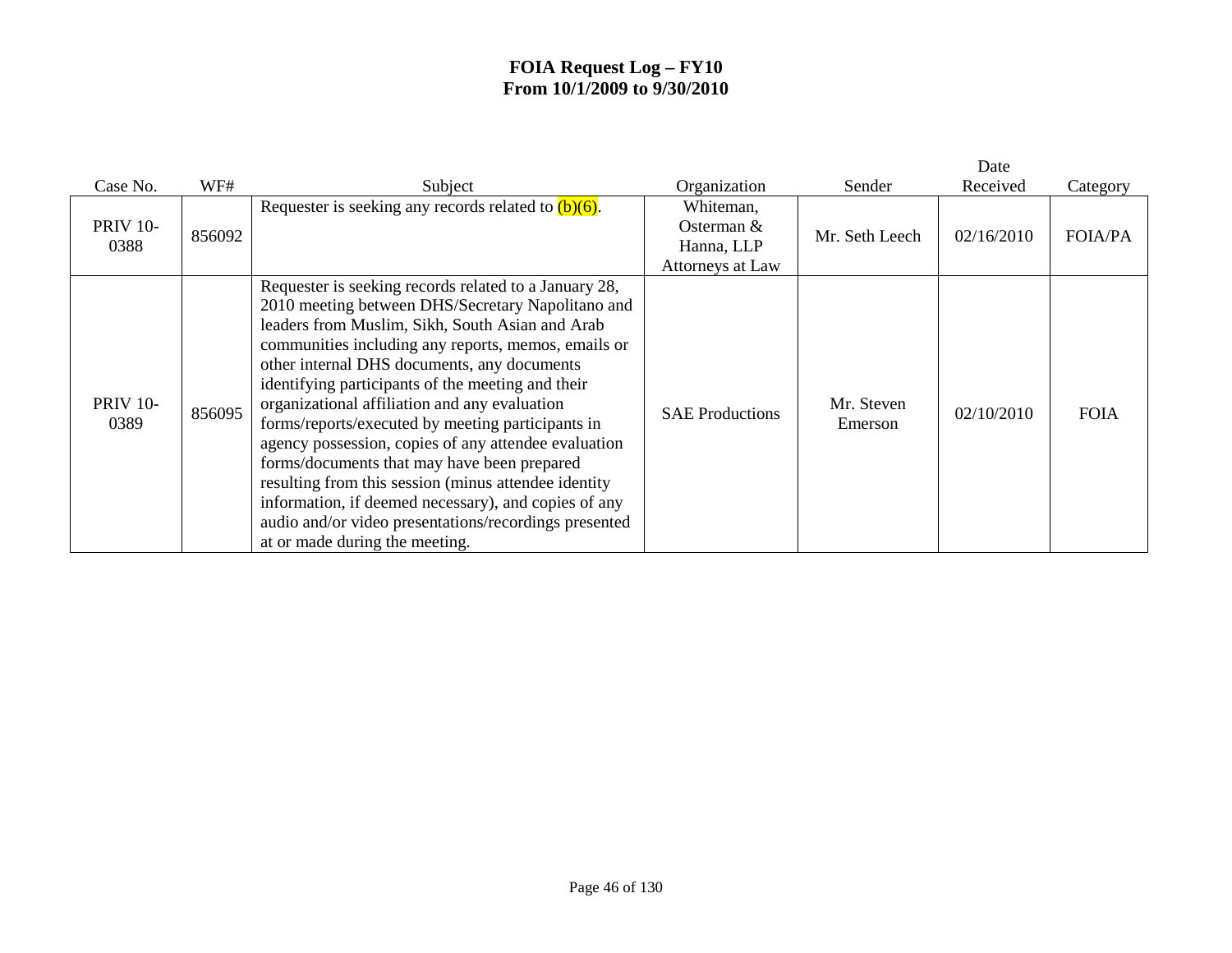**FOIA Request Log – FY10**
**From 10/1/2009 to 9/30/2010**

| Case No. | WF# | Subject | Organization | Sender | Date Received | Category |
|---|---|---|---|---|---|---|
| PRIV 10-0388 | 856092 | Requester is seeking any records related to (b)(6). | Whiteman, Osterman & Hanna, LLP Attorneys at Law | Mr. Seth Leech | 02/16/2010 | FOIA/PA |
| PRIV 10-0389 | 856095 | Requester is seeking records related to a January 28, 2010 meeting between DHS/Secretary Napolitano and leaders from Muslim, Sikh, South Asian and Arab communities including any reports, memos, emails or other internal DHS documents, any documents identifying participants of the meeting and their organizational affiliation and any evaluation forms/reports/executed by meeting participants in agency possession, copies of any attendee evaluation forms/documents that may have been prepared resulting from this session (minus attendee identity information, if deemed necessary), and copies of any audio and/or video presentations/recordings presented at or made during the meeting. | SAE Productions | Mr. Steven Emerson | 02/10/2010 | FOIA |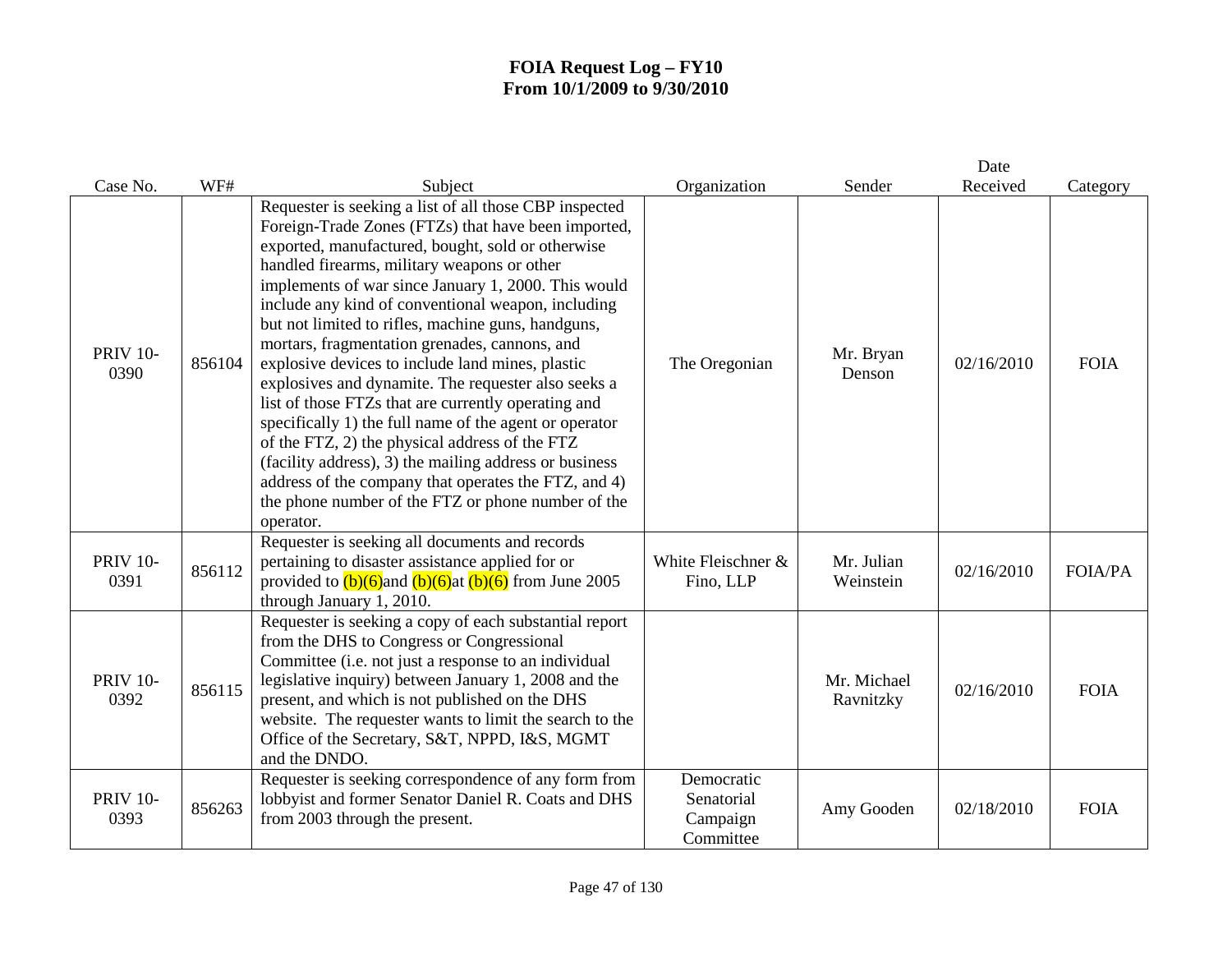# FOIA Request Log – FY10
# From 10/1/2009 to 9/30/2010

| Case No. | WF# | Subject | Organization | Sender | Date Received | Category |
|---|---|---|---|---|---|---|
| PRIV 10-0390 | 856104 | Requester is seeking a list of all those CBP inspected Foreign-Trade Zones (FTZs) that have been imported, exported, manufactured, bought, sold or otherwise handled firearms, military weapons or other implements of war since January 1, 2000. This would include any kind of conventional weapon, including but not limited to rifles, machine guns, handguns, mortars, fragmentation grenades, cannons, and explosive devices to include land mines, plastic explosives and dynamite. The requester also seeks a list of those FTZs that are currently operating and specifically 1) the full name of the agent or operator of the FTZ, 2) the physical address of the FTZ (facility address), 3) the mailing address or business address of the company that operates the FTZ, and 4) the phone number of the FTZ or phone number of the operator. | The Oregonian | Mr. Bryan Denson | 02/16/2010 | FOIA |
| PRIV 10-0391 | 856112 | Requester is seeking all documents and records pertaining to disaster assistance applied for or provided to (b)(6)and (b)(6)at (b)(6) from June 2005 through January 1, 2010. | White Fleischner & Fino, LLP | Mr. Julian Weinstein | 02/16/2010 | FOIA/PA |
| PRIV 10-0392 | 856115 | Requester is seeking a copy of each substantial report from the DHS to Congress or Congressional Committee (i.e. not just a response to an individual legislative inquiry) between January 1, 2008 and the present, and which is not published on the DHS website. The requester wants to limit the search to the Office of the Secretary, S&T, NPPD, I&S, MGMT and the DNDO. | | Mr. Michael Ravnitzky | 02/16/2010 | FOIA |
| PRIV 10-0393 | 856263 | Requester is seeking correspondence of any form from lobbyist and former Senator Daniel R. Coats and DHS from 2003 through the present. | Democratic Senatorial Campaign Committee | Amy Gooden | 02/18/2010 | FOIA |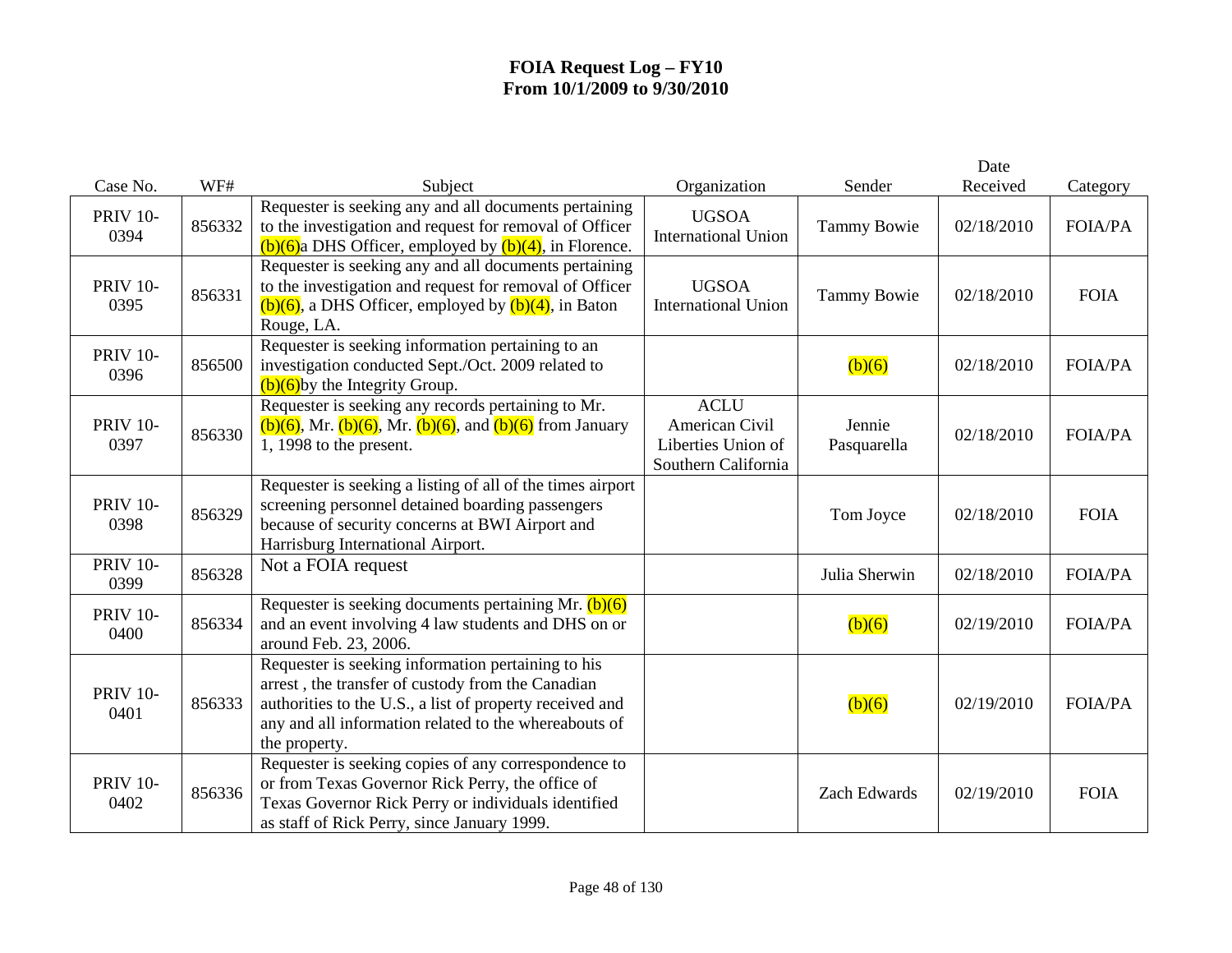# FOIA Request Log – FY10
# From 10/1/2009 to 9/30/2010

| Case No. | WF# | Subject | Organization | Sender | Date Received | Category |
|---|---|---|---|---|---|---|
| PRIV 10-0394 | 856332 | Requester is seeking any and all documents pertaining to the investigation and request for removal of Officer (b)(6)a DHS Officer, employed by (b)(4), in Florence. | UGSOA International Union | Tammy Bowie | 02/18/2010 | FOIA/PA |
| PRIV 10-0395 | 856331 | Requester is seeking any and all documents pertaining to the investigation and request for removal of Officer (b)(6), a DHS Officer, employed by (b)(4), in Baton Rouge, LA. | UGSOA International Union | Tammy Bowie | 02/18/2010 | FOIA |
| PRIV 10-0396 | 856500 | Requester is seeking information pertaining to an investigation conducted Sept./Oct. 2009 related to (b)(6)by the Integrity Group. | | (b)(6) | 02/18/2010 | FOIA/PA |
| PRIV 10-0397 | 856330 | Requester is seeking any records pertaining to Mr. (b)(6), Mr. (b)(6), Mr. (b)(6), and (b)(6) from January 1, 1998 to the present. | ACLU American Civil Liberties Union of Southern California | Jennie Pasquarella | 02/18/2010 | FOIA/PA |
| PRIV 10-0398 | 856329 | Requester is seeking a listing of all of the times airport screening personnel detained boarding passengers because of security concerns at BWI Airport and Harrisburg International Airport. | | Tom Joyce | 02/18/2010 | FOIA |
| PRIV 10-0399 | 856328 | Not a FOIA request | | Julia Sherwin | 02/18/2010 | FOIA/PA |
| PRIV 10-0400 | 856334 | Requester is seeking documents pertaining Mr. (b)(6) and an event involving 4 law students and DHS on or around Feb. 23, 2006. | | (b)(6) | 02/19/2010 | FOIA/PA |
| PRIV 10-0401 | 856333 | Requester is seeking information pertaining to his arrest , the transfer of custody from the Canadian authorities to the U.S., a list of property received and any and all information related to the whereabouts of the property. | | (b)(6) | 02/19/2010 | FOIA/PA |
| PRIV 10-0402 | 856336 | Requester is seeking copies of any correspondence to or from Texas Governor Rick Perry, the office of Texas Governor Rick Perry or individuals identified as staff of Rick Perry, since January 1999. | | Zach Edwards | 02/19/2010 | FOIA |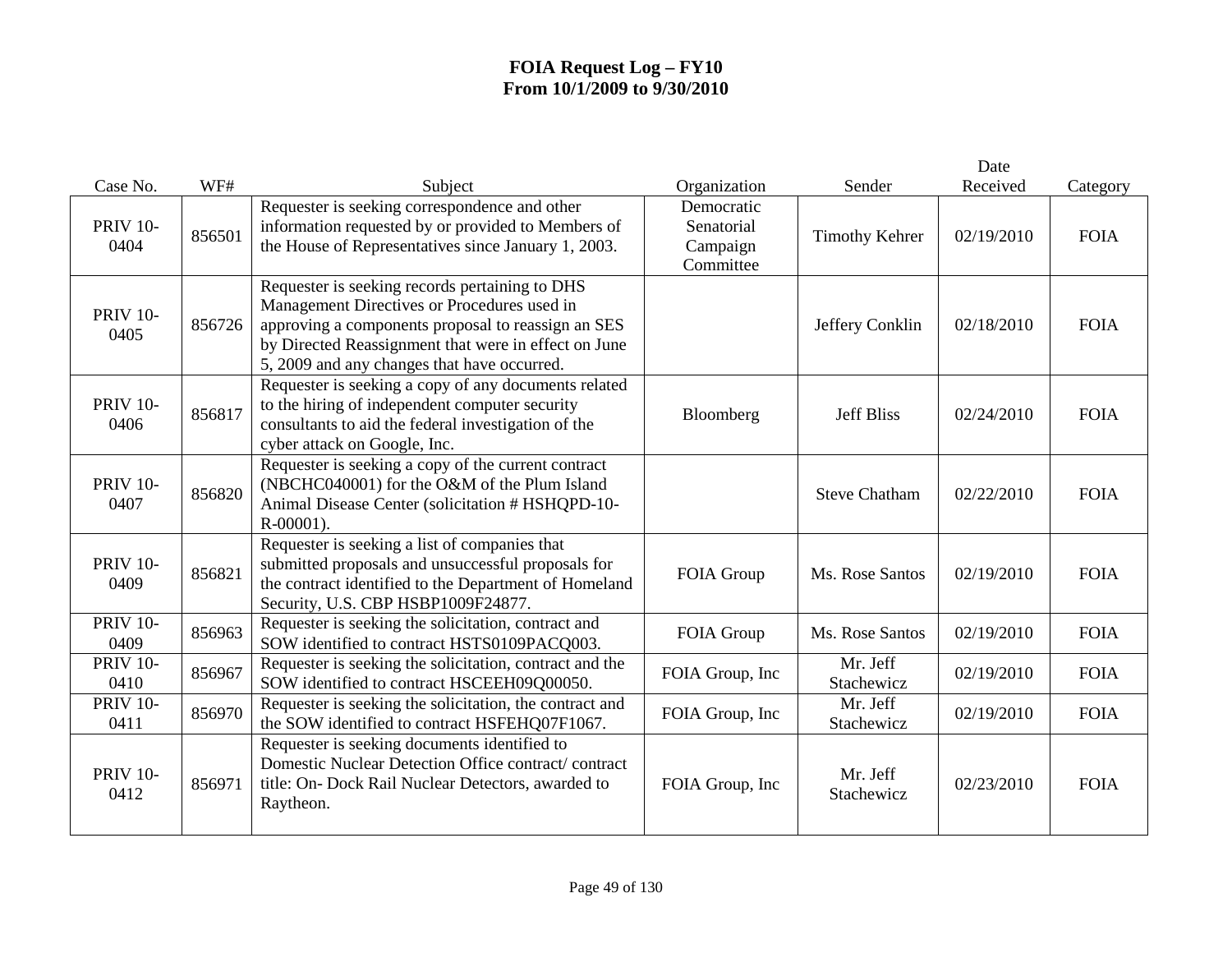**FOIA Request Log – FY10**
**From 10/1/2009 to 9/30/2010**

| Case No. | WF# | Subject | Organization | Sender | Date Received | Category |
|---|---|---|---|---|---|---|
| PRIV 10-0404 | 856501 | Requester is seeking correspondence and other information requested by or provided to Members of the House of Representatives since January 1, 2003. | Democratic Senatorial Campaign Committee | Timothy Kehrer | 02/19/2010 | FOIA |
| PRIV 10-0405 | 856726 | Requester is seeking records pertaining to DHS Management Directives or Procedures used in approving a components proposal to reassign an SES by Directed Reassignment that were in effect on June 5, 2009 and any changes that have occurred. | | Jeffery Conklin | 02/18/2010 | FOIA |
| PRIV 10-0406 | 856817 | Requester is seeking a copy of any documents related to the hiring of independent computer security consultants to aid the federal investigation of the cyber attack on Google, Inc. | Bloomberg | Jeff Bliss | 02/24/2010 | FOIA |
| PRIV 10-0407 | 856820 | Requester is seeking a copy of the current contract (NBCHC040001) for the O&M of the Plum Island Animal Disease Center (solicitation # HSHQPD-10-R-00001). | | Steve Chatham | 02/22/2010 | FOIA |
| PRIV 10-0409 | 856821 | Requester is seeking a list of companies that submitted proposals and unsuccessful proposals for the contract identified to the Department of Homeland Security, U.S. CBP HSBP1009F24877. | FOIA Group | Ms. Rose Santos | 02/19/2010 | FOIA |
| PRIV 10-0409 | 856963 | Requester is seeking the solicitation, contract and SOW identified to contract HSTS0109PACQ003. | FOIA Group | Ms. Rose Santos | 02/19/2010 | FOIA |
| PRIV 10-0410 | 856967 | Requester is seeking the solicitation, contract and the SOW identified to contract HSCEEH09Q00050. | FOIA Group, Inc | Mr. Jeff Stachewicz | 02/19/2010 | FOIA |
| PRIV 10-0411 | 856970 | Requester is seeking the solicitation, the contract and the SOW identified to contract HSFEHQ07F1067. | FOIA Group, Inc | Mr. Jeff Stachewicz | 02/19/2010 | FOIA |
| PRIV 10-0412 | 856971 | Requester is seeking documents identified to Domestic Nuclear Detection Office contract/ contract title: On- Dock Rail Nuclear Detectors, awarded to Raytheon. | FOIA Group, Inc | Mr. Jeff Stachewicz | 02/23/2010 | FOIA |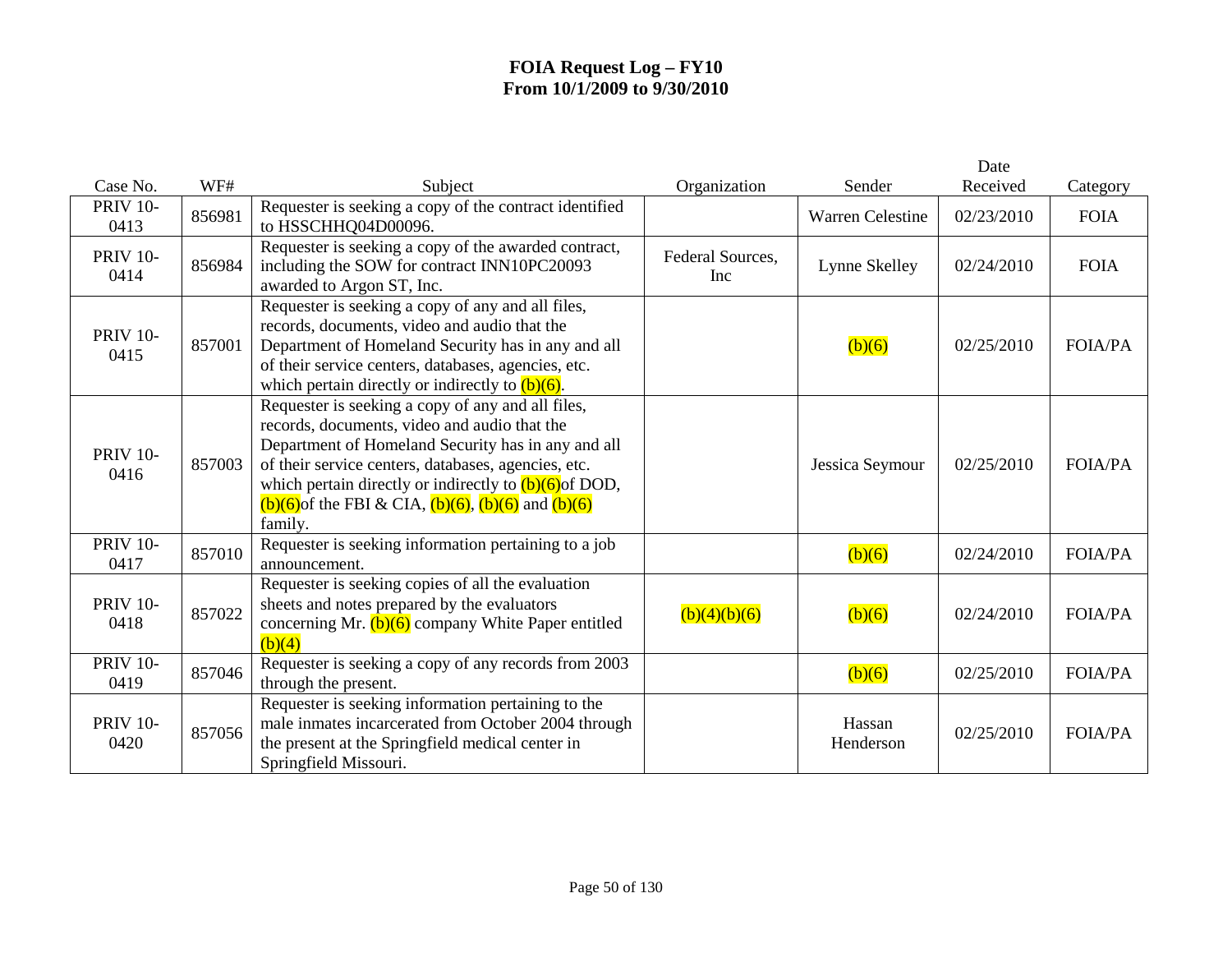# FOIA Request Log – FY10
## From 10/1/2009 to 9/30/2010

| Case No. | WF# | Subject | Organization | Sender | Date Received | Category |
|---|---|---|---|---|---|---|
| PRIV 10-0413 | 856981 | Requester is seeking a copy of the contract identified to HSSCHHQ04D00096. | | Warren Celestine | 02/23/2010 | FOIA |
| PRIV 10-0414 | 856984 | Requester is seeking a copy of the awarded contract, including the SOW for contract INN10PC20093 awarded to Argon ST, Inc. | Federal Sources, Inc | Lynne Skelley | 02/24/2010 | FOIA |
| PRIV 10-0415 | 857001 | Requester is seeking a copy of any and all files, records, documents, video and audio that the Department of Homeland Security has in any and all of their service centers, databases, agencies, etc. which pertain directly or indirectly to (b)(6). | | (b)(6) | 02/25/2010 | FOIA/PA |
| PRIV 10-0416 | 857003 | Requester is seeking a copy of any and all files, records, documents, video and audio that the Department of Homeland Security has in any and all of their service centers, databases, agencies, etc. which pertain directly or indirectly to (b)(6)of DOD, (b)(6)of the FBI & CIA, (b)(6), (b)(6) and (b)(6) family. | | Jessica Seymour | 02/25/2010 | FOIA/PA |
| PRIV 10-0417 | 857010 | Requester is seeking information pertaining to a job announcement. | | (b)(6) | 02/24/2010 | FOIA/PA |
| PRIV 10-0418 | 857022 | Requester is seeking copies of all the evaluation sheets and notes prepared by the evaluators concerning Mr. (b)(6) company White Paper entitled (b)(4) | (b)(4)(b)(6) | (b)(6) | 02/24/2010 | FOIA/PA |
| PRIV 10-0419 | 857046 | Requester is seeking a copy of any records from 2003 through the present. | | (b)(6) | 02/25/2010 | FOIA/PA |
| PRIV 10-0420 | 857056 | Requester is seeking information pertaining to the male inmates incarcerated from October 2004 through the present at the Springfield medical center in Springfield Missouri. | | Hassan Henderson | 02/25/2010 | FOIA/PA |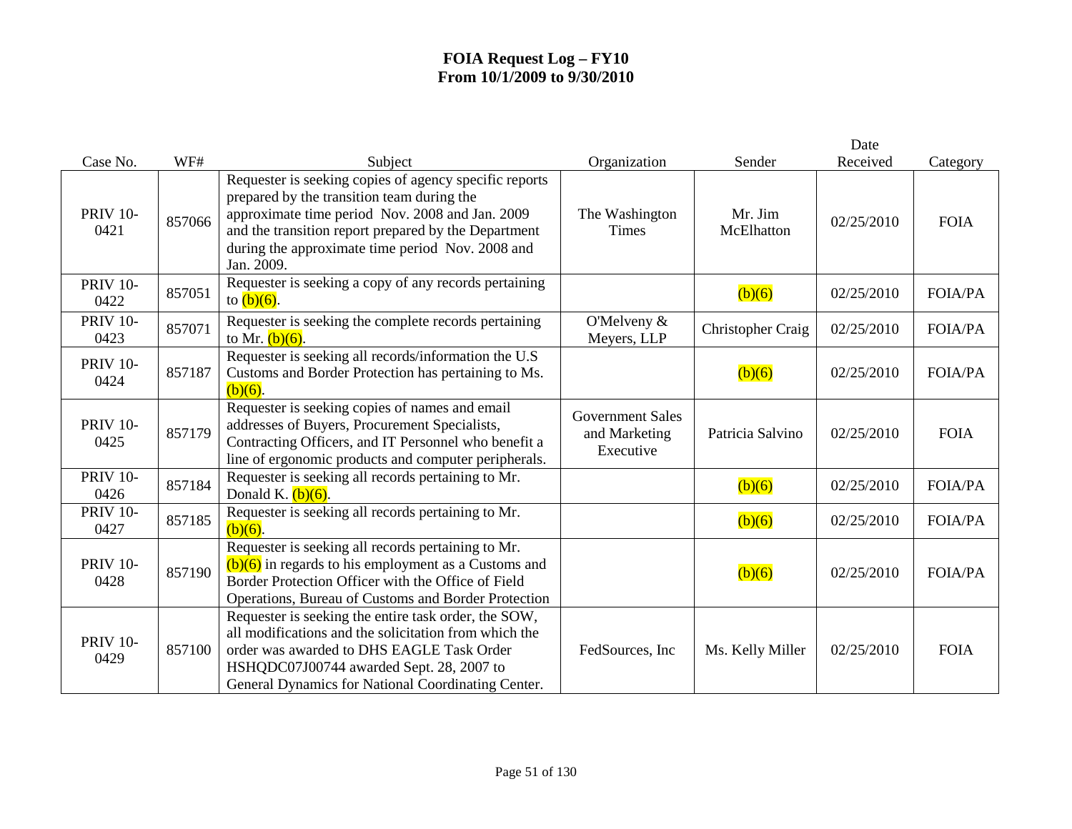# FOIA Request Log – FY10
## From 10/1/2009 to 9/30/2010

| Case No. | WF# | Subject | Organization | Sender | Date Received | Category |
|---|---|---|---|---|---|---|
| PRIV 10-0421 | 857066 | Requester is seeking copies of agency specific reports prepared by the transition team during the approximate time period Nov. 2008 and Jan. 2009 and the transition report prepared by the Department during the approximate time period Nov. 2008 and Jan. 2009. | The Washington Times | Mr. Jim McElhatton | 02/25/2010 | FOIA |
| PRIV 10-0422 | 857051 | Requester is seeking a copy of any records pertaining to (b)(6). | | (b)(6) | 02/25/2010 | FOIA/PA |
| PRIV 10-0423 | 857071 | Requester is seeking the complete records pertaining to Mr. (b)(6). | O'Melveny & Meyers, LLP | Christopher Craig | 02/25/2010 | FOIA/PA |
| PRIV 10-0424 | 857187 | Requester is seeking all records/information the U.S Customs and Border Protection has pertaining to Ms. (b)(6). | | (b)(6) | 02/25/2010 | FOIA/PA |
| PRIV 10-0425 | 857179 | Requester is seeking copies of names and email addresses of Buyers, Procurement Specialists, Contracting Officers, and IT Personnel who benefit a line of ergonomic products and computer peripherals. | Government Sales and Marketing Executive | Patricia Salvino | 02/25/2010 | FOIA |
| PRIV 10-0426 | 857184 | Requester is seeking all records pertaining to Mr. Donald K. (b)(6). | | (b)(6) | 02/25/2010 | FOIA/PA |
| PRIV 10-0427 | 857185 | Requester is seeking all records pertaining to Mr. (b)(6). | | (b)(6) | 02/25/2010 | FOIA/PA |
| PRIV 10-0428 | 857190 | Requester is seeking all records pertaining to Mr. (b)(6) in regards to his employment as a Customs and Border Protection Officer with the Office of Field Operations, Bureau of Customs and Border Protection | | (b)(6) | 02/25/2010 | FOIA/PA |
| PRIV 10-0429 | 857100 | Requester is seeking the entire task order, the SOW, all modifications and the solicitation from which the order was awarded to DHS EAGLE Task Order HSHQDC07J00744 awarded Sept. 28, 2007 to General Dynamics for National Coordinating Center. | FedSources, Inc | Ms. Kelly Miller | 02/25/2010 | FOIA |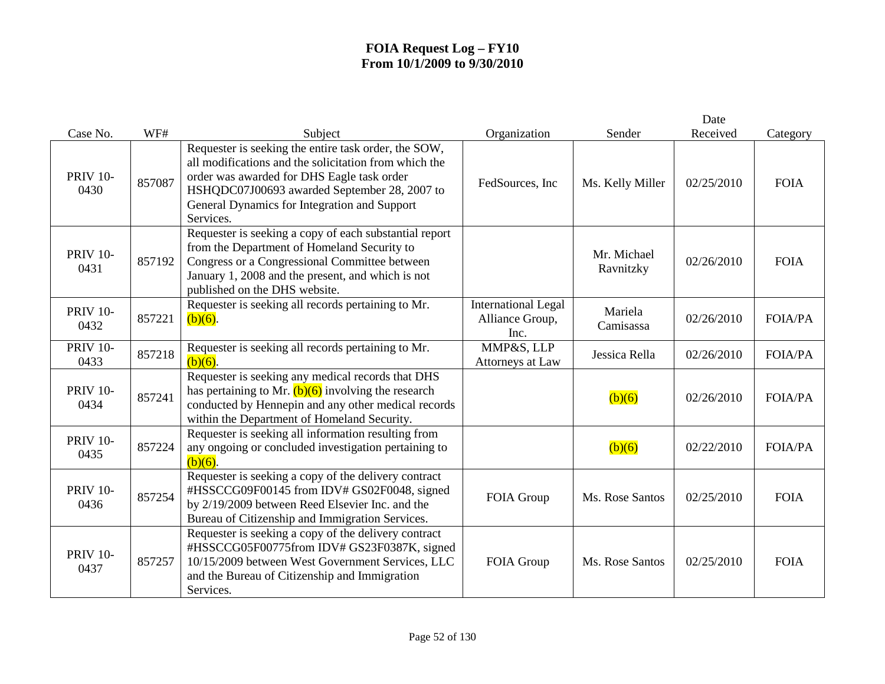# FOIA Request Log – FY10
# From 10/1/2009 to 9/30/2010

| Case No. | WF# | Subject | Organization | Sender | Date Received | Category |
|---|---|---|---|---|---|---|
| PRIV 10-0430 | 857087 | Requester is seeking the entire task order, the SOW, all modifications and the solicitation from which the order was awarded for DHS Eagle task order HSHQDC07J00693 awarded September 28, 2007 to General Dynamics for Integration and Support Services. | FedSources, Inc | Ms. Kelly Miller | 02/25/2010 | FOIA |
| PRIV 10-0431 | 857192 | Requester is seeking a copy of each substantial report from the Department of Homeland Security to Congress or a Congressional Committee between January 1, 2008 and the present, and which is not published on the DHS website. | | Mr. Michael Ravnitzky | 02/26/2010 | FOIA |
| PRIV 10-0432 | 857221 | Requester is seeking all records pertaining to Mr. (b)(6). | International Legal Alliance Group, Inc. | Mariela Camisassa | 02/26/2010 | FOIA/PA |
| PRIV 10-0433 | 857218 | Requester is seeking all records pertaining to Mr. (b)(6). | MMP&S, LLP Attorneys at Law | Jessica Rella | 02/26/2010 | FOIA/PA |
| PRIV 10-0434 | 857241 | Requester is seeking any medical records that DHS has pertaining to Mr. (b)(6) involving the research conducted by Hennepin and any other medical records within the Department of Homeland Security. | | (b)(6) | 02/26/2010 | FOIA/PA |
| PRIV 10-0435 | 857224 | Requester is seeking all information resulting from any ongoing or concluded investigation pertaining to (b)(6). | | (b)(6) | 02/22/2010 | FOIA/PA |
| PRIV 10-0436 | 857254 | Requester is seeking a copy of the delivery contract #HSSCCG09F00145 from IDV# GS02F0048, signed by 2/19/2009 between Reed Elsevier Inc. and the Bureau of Citizenship and Immigration Services. | FOIA Group | Ms. Rose Santos | 02/25/2010 | FOIA |
| PRIV 10-0437 | 857257 | Requester is seeking a copy of the delivery contract #HSSCCG05F00775from IDV# GS23F0387K, signed 10/15/2009 between West Government Services, LLC and the Bureau of Citizenship and Immigration Services. | FOIA Group | Ms. Rose Santos | 02/25/2010 | FOIA |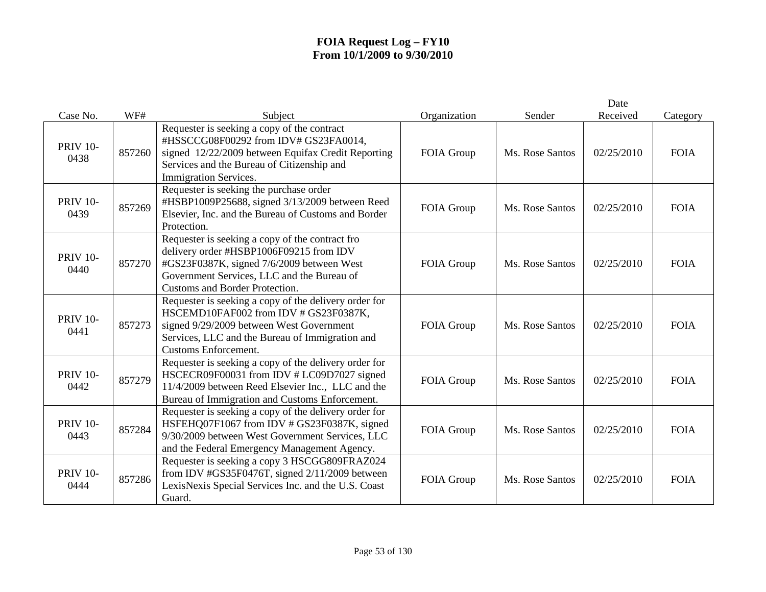# FOIA Request Log – FY10
## From 10/1/2009 to 9/30/2010

| Case No. | WF# | Subject | Organization | Sender | Date Received | Category |
|---|---|---|---|---|---|---|
| PRIV 10-0438 | 857260 | Requester is seeking a copy of the contract #HSSCCG08F00292 from IDV# GS23FA0014, signed 12/22/2009 between Equifax Credit Reporting Services and the Bureau of Citizenship and Immigration Services. | FOIA Group | Ms. Rose Santos | 02/25/2010 | FOIA |
| PRIV 10-0439 | 857269 | Requester is seeking the purchase order #HSBP1009P25688, signed 3/13/2009 between Reed Elsevier, Inc. and the Bureau of Customs and Border Protection. | FOIA Group | Ms. Rose Santos | 02/25/2010 | FOIA |
| PRIV 10-0440 | 857270 | Requester is seeking a copy of the contract fro delivery order #HSBP1006F09215 from IDV #GS23F0387K, signed 7/6/2009 between West Government Services, LLC and the Bureau of Customs and Border Protection. | FOIA Group | Ms. Rose Santos | 02/25/2010 | FOIA |
| PRIV 10-0441 | 857273 | Requester is seeking a copy of the delivery order for HSCEMD10FAF002 from IDV # GS23F0387K, signed 9/29/2009 between West Government Services, LLC and the Bureau of Immigration and Customs Enforcement. | FOIA Group | Ms. Rose Santos | 02/25/2010 | FOIA |
| PRIV 10-0442 | 857279 | Requester is seeking a copy of the delivery order for HSCECR09F00031 from IDV # LC09D7027 signed 11/4/2009 between Reed Elsevier Inc., LLC and the Bureau of Immigration and Customs Enforcement. | FOIA Group | Ms. Rose Santos | 02/25/2010 | FOIA |
| PRIV 10-0443 | 857284 | Requester is seeking a copy of the delivery order for HSFEHQ07F1067 from IDV # GS23F0387K, signed 9/30/2009 between West Government Services, LLC and the Federal Emergency Management Agency. | FOIA Group | Ms. Rose Santos | 02/25/2010 | FOIA |
| PRIV 10-0444 | 857286 | Requester is seeking a copy 3 HSCGG809FRAZ024 from IDV #GS35F0476T, signed 2/11/2009 between LexisNexis Special Services Inc. and the U.S. Coast Guard. | FOIA Group | Ms. Rose Santos | 02/25/2010 | FOIA |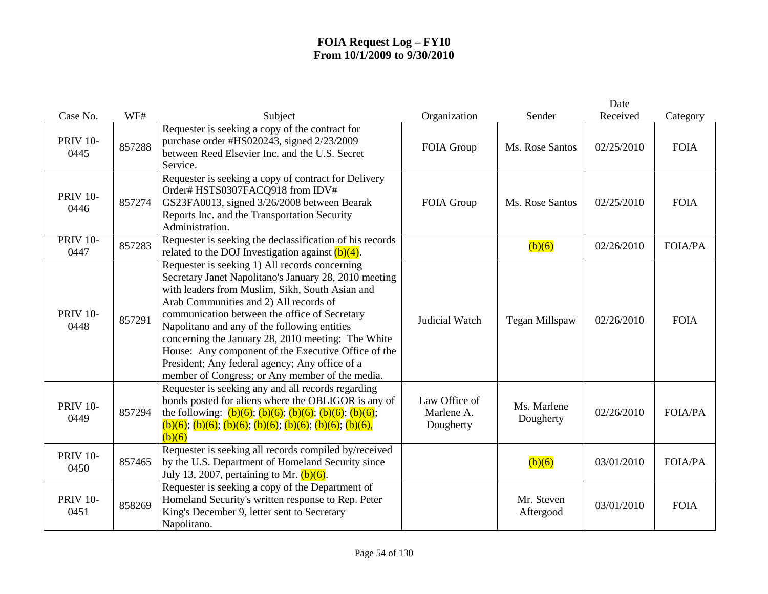# FOIA Request Log – FY10
# From 10/1/2009 to 9/30/2010

| Case No. | WF# | Subject | Organization | Sender | Date Received | Category |
|---|---|---|---|---|---|---|
| PRIV 10-0445 | 857288 | Requester is seeking a copy of the contract for purchase order #HS020243, signed 2/23/2009 between Reed Elsevier Inc. and the U.S. Secret Service. | FOIA Group | Ms. Rose Santos | 02/25/2010 | FOIA |
| PRIV 10-0446 | 857274 | Requester is seeking a copy of contract for Delivery Order# HSTS0307FACQ918 from IDV# GS23FA0013, signed 3/26/2008 between Bearak Reports Inc. and the Transportation Security Administration. | FOIA Group | Ms. Rose Santos | 02/25/2010 | FOIA |
| PRIV 10-0447 | 857283 | Requester is seeking the declassification of his records related to the DOJ Investigation against (b)(4). | | (b)(6) | 02/26/2010 | FOIA/PA |
| PRIV 10-0448 | 857291 | Requester is seeking 1) All records concerning Secretary Janet Napolitano's January 28, 2010 meeting with leaders from Muslim, Sikh, South Asian and Arab Communities and 2) All records of communication between the office of Secretary Napolitano and any of the following entities concerning the January 28, 2010 meeting: The White House: Any component of the Executive Office of the President; Any federal agency; Any office of a member of Congress; or Any member of the media. | Judicial Watch | Tegan Millspaw | 02/26/2010 | FOIA |
| PRIV 10-0449 | 857294 | Requester is seeking any and all records regarding bonds posted for aliens where the OBLIGOR is any of the following: (b)(6); (b)(6); (b)(6); (b)(6); (b)(6); (b)(6); (b)(6); (b)(6); (b)(6); (b)(6); (b)(6); (b)(6), (b)(6) | Law Office of Marlene A. Dougherty | Ms. Marlene Dougherty | 02/26/2010 | FOIA/PA |
| PRIV 10-0450 | 857465 | Requester is seeking all records compiled by/received by the U.S. Department of Homeland Security since July 13, 2007, pertaining to Mr. (b)(6). | | (b)(6) | 03/01/2010 | FOIA/PA |
| PRIV 10-0451 | 858269 | Requester is seeking a copy of the Department of Homeland Security's written response to Rep. Peter King's December 9, letter sent to Secretary Napolitano. | | Mr. Steven Aftergood | 03/01/2010 | FOIA |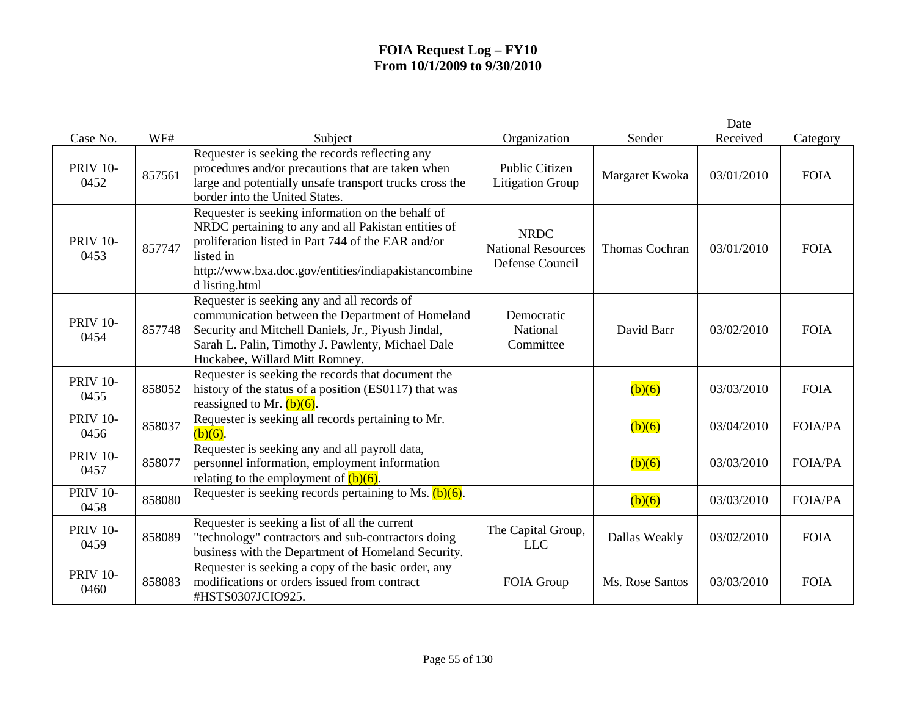# FOIA Request Log – FY10
# From 10/1/2009 to 9/30/2010

| Case No. | WF# | Subject | Organization | Sender | Date Received | Category |
|---|---|---|---|---|---|---|
| PRIV 10-0452 | 857561 | Requester is seeking the records reflecting any procedures and/or precautions that are taken when large and potentially unsafe transport trucks cross the border into the United States. | Public Citizen Litigation Group | Margaret Kwoka | 03/01/2010 | FOIA |
| PRIV 10-0453 | 857747 | Requester is seeking information on the behalf of NRDC pertaining to any and all Pakistan entities of proliferation listed in Part 744 of the EAR and/or listed in http://www.bxa.doc.gov/entities/indiapakistancombined listing.html | NRDC National Resources Defense Council | Thomas Cochran | 03/01/2010 | FOIA |
| PRIV 10-0454 | 857748 | Requester is seeking any and all records of communication between the Department of Homeland Security and Mitchell Daniels, Jr., Piyush Jindal, Sarah L. Palin, Timothy J. Pawlenty, Michael Dale Huckabee, Willard Mitt Romney. | Democratic National Committee | David Barr | 03/02/2010 | FOIA |
| PRIV 10-0455 | 858052 | Requester is seeking the records that document the history of the status of a position (ES0117) that was reassigned to Mr. (b)(6). | | (b)(6) | 03/03/2010 | FOIA |
| PRIV 10-0456 | 858037 | Requester is seeking all records pertaining to Mr. (b)(6). | | (b)(6) | 03/04/2010 | FOIA/PA |
| PRIV 10-0457 | 858077 | Requester is seeking any and all payroll data, personnel information, employment information relating to the employment of (b)(6). | | (b)(6) | 03/03/2010 | FOIA/PA |
| PRIV 10-0458 | 858080 | Requester is seeking records pertaining to Ms. (b)(6). | | (b)(6) | 03/03/2010 | FOIA/PA |
| PRIV 10-0459 | 858089 | Requester is seeking a list of all the current "technology" contractors and sub-contractors doing business with the Department of Homeland Security. | The Capital Group, LLC | Dallas Weakly | 03/02/2010 | FOIA |
| PRIV 10-0460 | 858083 | Requester is seeking a copy of the basic order, any modifications or orders issued from contract #HSTS0307JCIO925. | FOIA Group | Ms. Rose Santos | 03/03/2010 | FOIA |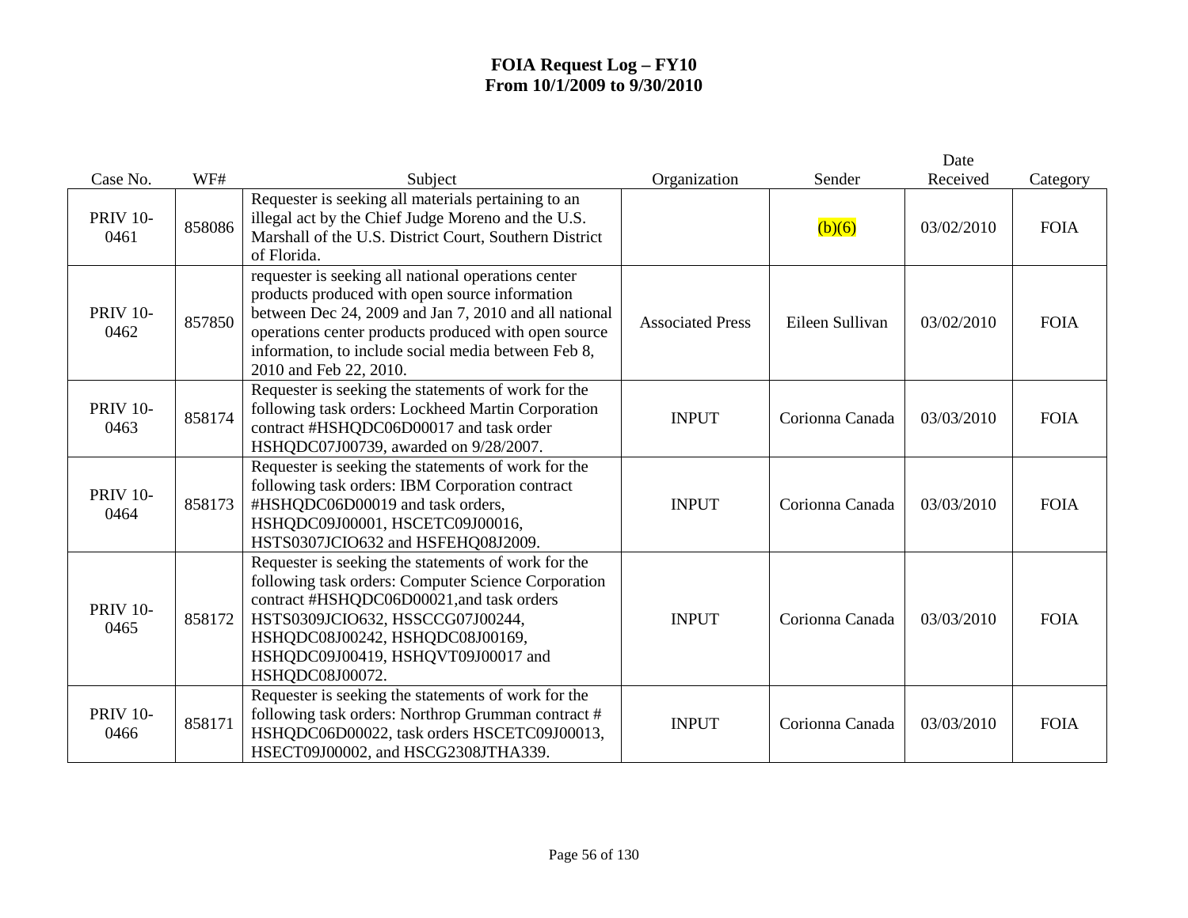# FOIA Request Log – FY10
# From 10/1/2009 to 9/30/2010

| Case No. | WF# | Subject | Organization | Sender | Date Received | Category |
|---|---|---|---|---|---|---|
| PRIV 10-0461 | 858086 | Requester is seeking all materials pertaining to an illegal act by the Chief Judge Moreno and the U.S. Marshall of the U.S. District Court, Southern District of Florida. | | (b)(6) | 03/02/2010 | FOIA |
| PRIV 10-0462 | 857850 | requester is seeking all national operations center products produced with open source information between Dec 24, 2009 and Jan 7, 2010 and all national operations center products produced with open source information, to include social media between Feb 8, 2010 and Feb 22, 2010. | Associated Press | Eileen Sullivan | 03/02/2010 | FOIA |
| PRIV 10-0463 | 858174 | Requester is seeking the statements of work for the following task orders: Lockheed Martin Corporation contract #HSHQDC06D00017 and task order HSHQDC07J00739, awarded on 9/28/2007. | INPUT | Corionna Canada | 03/03/2010 | FOIA |
| PRIV 10-0464 | 858173 | Requester is seeking the statements of work for the following task orders: IBM Corporation contract #HSHQDC06D00019 and task orders, HSHQDC09J00001, HSCETC09J00016, HSTS0307JCIO632 and HSFEHQ08J2009. | INPUT | Corionna Canada | 03/03/2010 | FOIA |
| PRIV 10-0465 | 858172 | Requester is seeking the statements of work for the following task orders: Computer Science Corporation contract #HSHQDC06D00021,and task orders HSTS0309JCIO632, HSSCCG07J00244, HSHQDC08J00242, HSHQDC08J00169, HSHQDC09J00419, HSHQVT09J00017 and HSHQDC08J00072. | INPUT | Corionna Canada | 03/03/2010 | FOIA |
| PRIV 10-0466 | 858171 | Requester is seeking the statements of work for the following task orders: Northrop Grumman contract # HSHQDC06D00022, task orders HSCETC09J00013, HSECT09J00002, and HSCG2308JTHA339. | INPUT | Corionna Canada | 03/03/2010 | FOIA |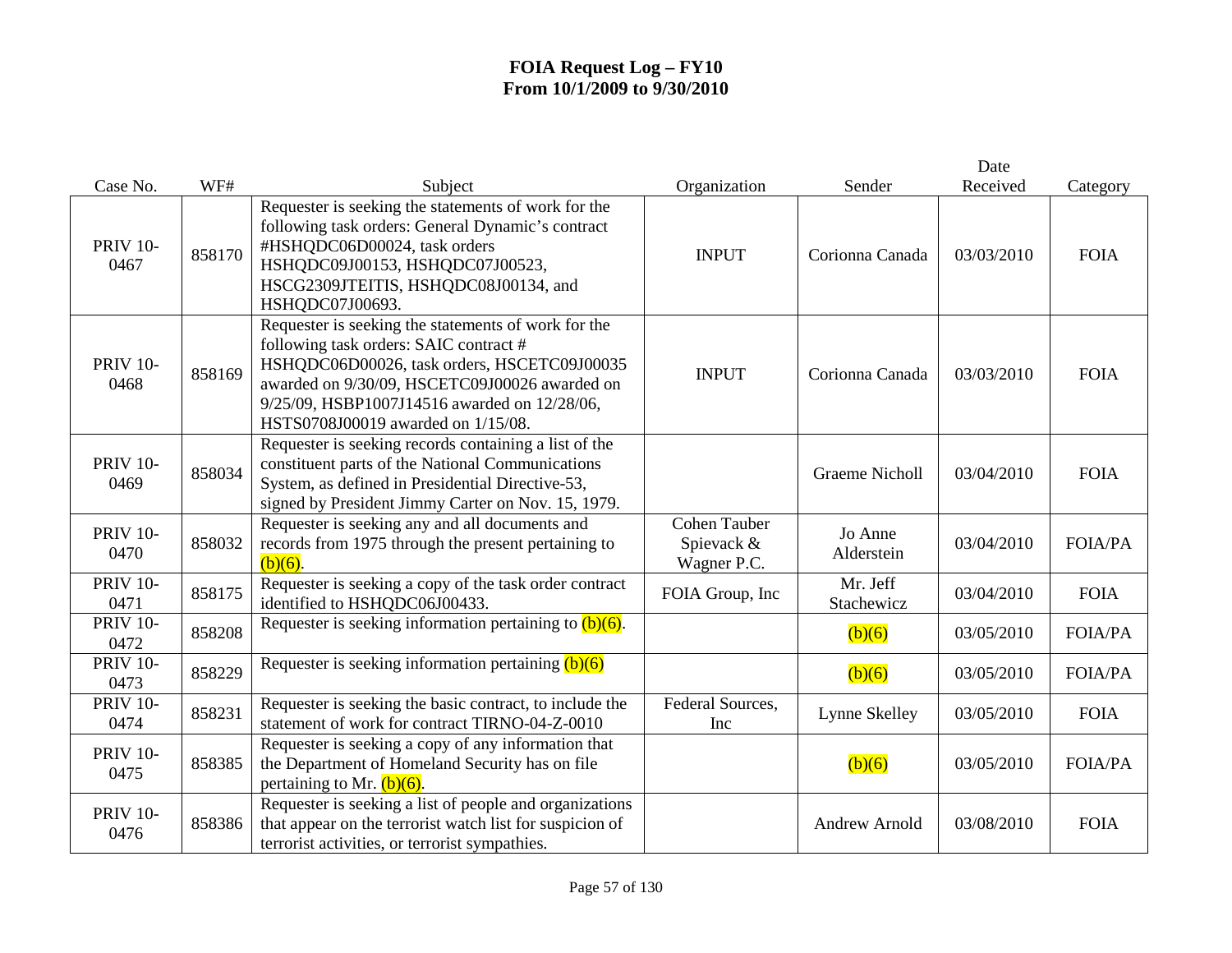# FOIA Request Log – FY10
# From 10/1/2009 to 9/30/2010

| Case No. | WF# | Subject | Organization | Sender | Date Received | Category |
|---|---|---|---|---|---|---|
| PRIV 10-0467 | 858170 | Requester is seeking the statements of work for the following task orders: General Dynamic's contract #HSHQDC06D00024, task orders HSHQDC09J00153, HSHQDC07J00523, HSCG2309JTEITIS, HSHQDC08J00134, and HSHQDC07J00693. | INPUT | Corionna Canada | 03/03/2010 | FOIA |
| PRIV 10-0468 | 858169 | Requester is seeking the statements of work for the following task orders: SAIC contract # HSHQDC06D00026, task orders, HSCETC09J00035 awarded on 9/30/09, HSCETC09J00026 awarded on 9/25/09, HSBP1007J14516 awarded on 12/28/06, HSTS0708J00019 awarded on 1/15/08. | INPUT | Corionna Canada | 03/03/2010 | FOIA |
| PRIV 10-0469 | 858034 | Requester is seeking records containing a list of the constituent parts of the National Communications System, as defined in Presidential Directive-53, signed by President Jimmy Carter on Nov. 15, 1979. | | Graeme Nicholl | 03/04/2010 | FOIA |
| PRIV 10-0470 | 858032 | Requester is seeking any and all documents and records from 1975 through the present pertaining to (b)(6). | Cohen Tauber Spievack & Wagner P.C. | Jo Anne Alderstein | 03/04/2010 | FOIA/PA |
| PRIV 10-0471 | 858175 | Requester is seeking a copy of the task order contract identified to HSHQDC06J00433. | FOIA Group, Inc | Mr. Jeff Stachewicz | 03/04/2010 | FOIA |
| PRIV 10-0472 | 858208 | Requester is seeking information pertaining to (b)(6). | | (b)(6) | 03/05/2010 | FOIA/PA |
| PRIV 10-0473 | 858229 | Requester is seeking information pertaining (b)(6) | | (b)(6) | 03/05/2010 | FOIA/PA |
| PRIV 10-0474 | 858231 | Requester is seeking the basic contract, to include the statement of work for contract TIRNO-04-Z-0010 | Federal Sources, Inc | Lynne Skelley | 03/05/2010 | FOIA |
| PRIV 10-0475 | 858385 | Requester is seeking a copy of any information that the Department of Homeland Security has on file pertaining to Mr. (b)(6). | | (b)(6) | 03/05/2010 | FOIA/PA |
| PRIV 10-0476 | 858386 | Requester is seeking a list of people and organizations that appear on the terrorist watch list for suspicion of terrorist activities, or terrorist sympathies. | | Andrew Arnold | 03/08/2010 | FOIA |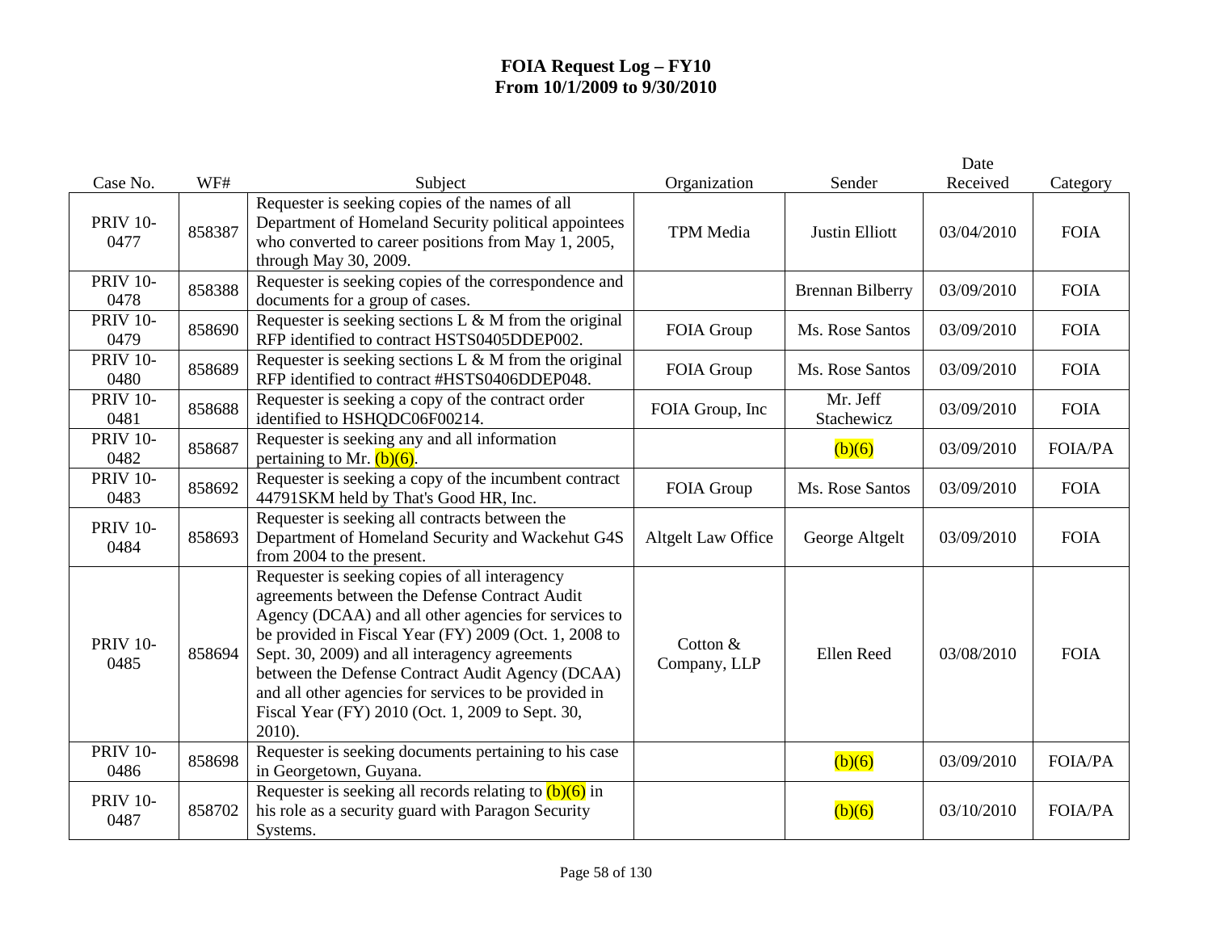# FOIA Request Log – FY10
## From 10/1/2009 to 9/30/2010

| Case No. | WF# | Subject | Organization | Sender | Date Received | Category |
|---|---|---|---|---|---|---|
| PRIV 10-0477 | 858387 | Requester is seeking copies of the names of all Department of Homeland Security political appointees who converted to career positions from May 1, 2005, through May 30, 2009. | TPM Media | Justin Elliott | 03/04/2010 | FOIA |
| PRIV 10-0478 | 858388 | Requester is seeking copies of the correspondence and documents for a group of cases. | | Brennan Bilberry | 03/09/2010 | FOIA |
| PRIV 10-0479 | 858690 | Requester is seeking sections L & M from the original RFP identified to contract HSTS0405DDEP002. | FOIA Group | Ms. Rose Santos | 03/09/2010 | FOIA |
| PRIV 10-0480 | 858689 | Requester is seeking sections L & M from the original RFP identified to contract #HSTS0406DDEP048. | FOIA Group | Ms. Rose Santos | 03/09/2010 | FOIA |
| PRIV 10-0481 | 858688 | Requester is seeking a copy of the contract order identified to HSHQDC06F00214. | FOIA Group, Inc | Mr. Jeff Stachewicz | 03/09/2010 | FOIA |
| PRIV 10-0482 | 858687 | Requester is seeking any and all information pertaining to Mr. (b)(6). | | (b)(6) | 03/09/2010 | FOIA/PA |
| PRIV 10-0483 | 858692 | Requester is seeking a copy of the incumbent contract 44791SKM held by That's Good HR, Inc. | FOIA Group | Ms. Rose Santos | 03/09/2010 | FOIA |
| PRIV 10-0484 | 858693 | Requester is seeking all contracts between the Department of Homeland Security and Wackehut G4S from 2004 to the present. | Altgelt Law Office | George Altgelt | 03/09/2010 | FOIA |
| PRIV 10-0485 | 858694 | Requester is seeking copies of all interagency agreements between the Defense Contract Audit Agency (DCAA) and all other agencies for services to be provided in Fiscal Year (FY) 2009 (Oct. 1, 2008 to Sept. 30, 2009) and all interagency agreements between the Defense Contract Audit Agency (DCAA) and all other agencies for services to be provided in Fiscal Year (FY) 2010 (Oct. 1, 2009 to Sept. 30, 2010). | Cotton & Company, LLP | Ellen Reed | 03/08/2010 | FOIA |
| PRIV 10-0486 | 858698 | Requester is seeking documents pertaining to his case in Georgetown, Guyana. | | (b)(6) | 03/09/2010 | FOIA/PA |
| PRIV 10-0487 | 858702 | Requester is seeking all records relating to (b)(6) in his role as a security guard with Paragon Security Systems. | | (b)(6) | 03/10/2010 | FOIA/PA |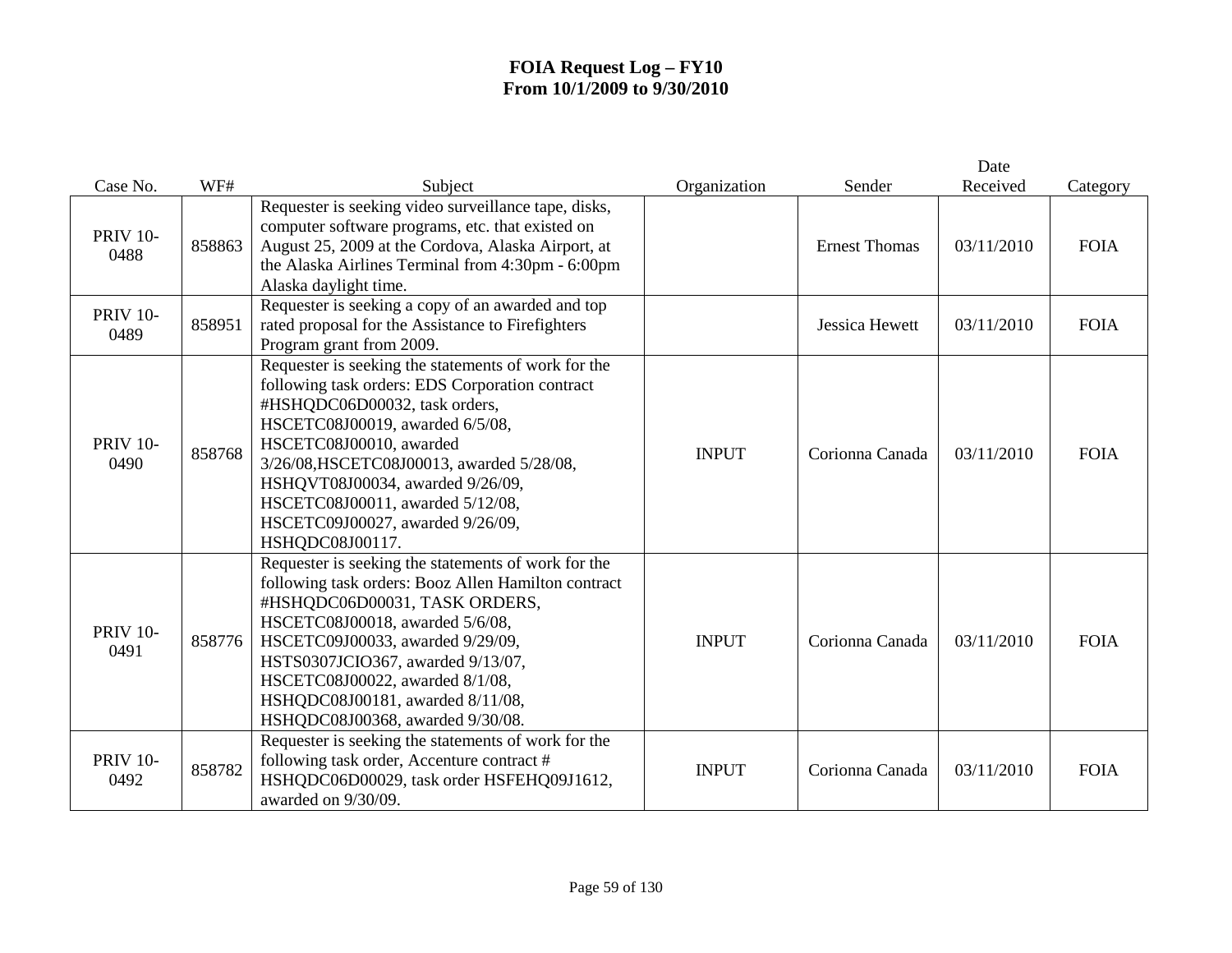# FOIA Request Log – FY10
## From 10/1/2009 to 9/30/2010

| Case No. | WF# | Subject | Organization | Sender | Date Received | Category |
|---|---|---|---|---|---|---|
| PRIV 10-0488 | 858863 | Requester is seeking video surveillance tape, disks, computer software programs, etc. that existed on August 25, 2009 at the Cordova, Alaska Airport, at the Alaska Airlines Terminal from 4:30pm - 6:00pm Alaska daylight time. | | Ernest Thomas | 03/11/2010 | FOIA |
| PRIV 10-0489 | 858951 | Requester is seeking a copy of an awarded and top rated proposal for the Assistance to Firefighters Program grant from 2009. | | Jessica Hewett | 03/11/2010 | FOIA |
| PRIV 10-0490 | 858768 | Requester is seeking the statements of work for the following task orders: EDS Corporation contract #HSHQDC06D00032, task orders, HSCETC08J00019, awarded 6/5/08, HSCETC08J00010, awarded 3/26/08,HSCETC08J00013, awarded 5/28/08, HSHQVT08J00034, awarded 9/26/09, HSCETC08J00011, awarded 5/12/08, HSCETC09J00027, awarded 9/26/09, HSHQDC08J00117. | INPUT | Corionna Canada | 03/11/2010 | FOIA |
| PRIV 10-0491 | 858776 | Requester is seeking the statements of work for the following task orders: Booz Allen Hamilton contract #HSHQDC06D00031, TASK ORDERS, HSCETC08J00018, awarded 5/6/08, HSCETC09J00033, awarded 9/29/09, HSTS0307JCIO367, awarded 9/13/07, HSCETC08J00022, awarded 8/1/08, HSHQDC08J00181, awarded 8/11/08, HSHQDC08J00368, awarded 9/30/08. | INPUT | Corionna Canada | 03/11/2010 | FOIA |
| PRIV 10-0492 | 858782 | Requester is seeking the statements of work for the following task order, Accenture contract # HSHQDC06D00029, task order HSFEHQ09J1612, awarded on 9/30/09. | INPUT | Corionna Canada | 03/11/2010 | FOIA |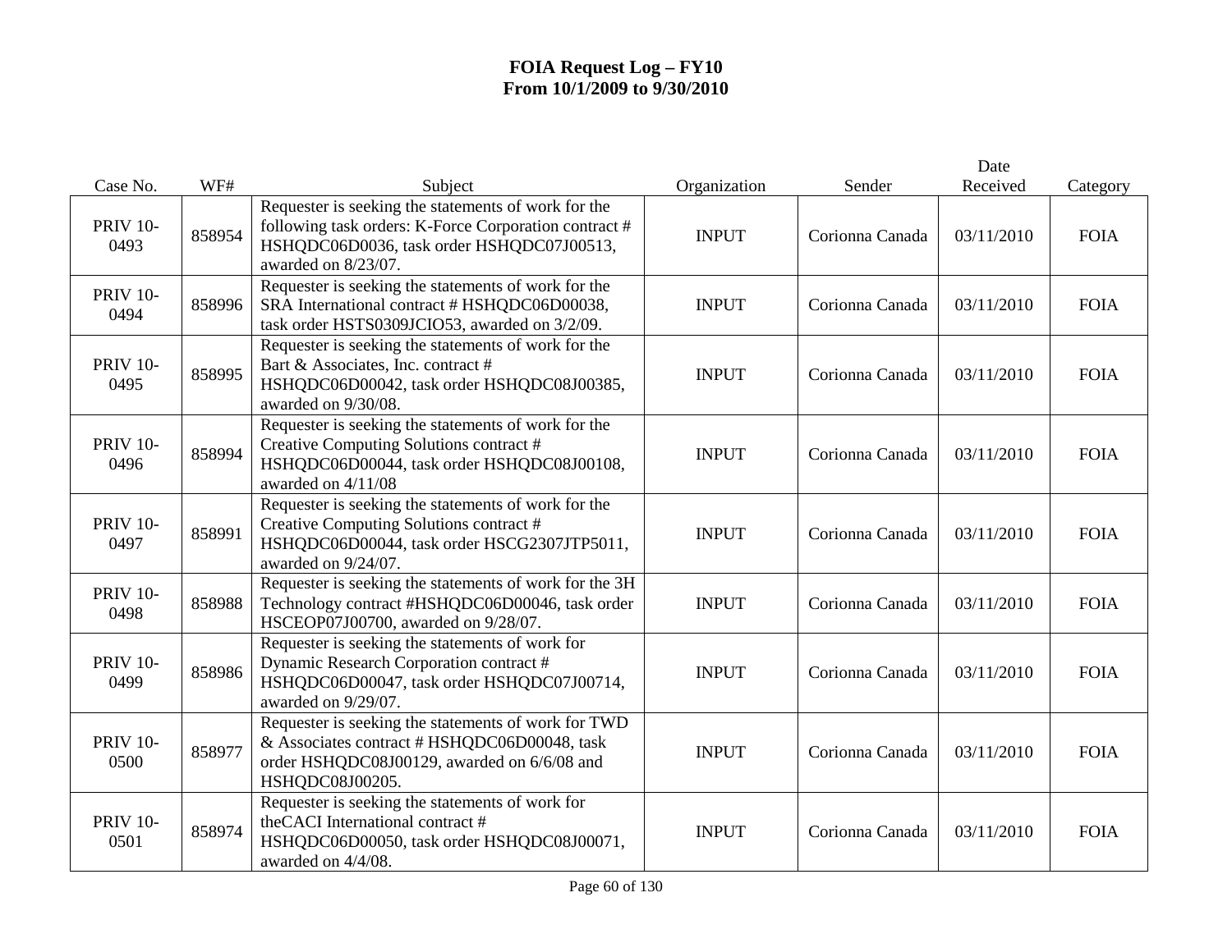**FOIA Request Log – FY10**
**From 10/1/2009 to 9/30/2010**

| Case No. | WF# | Subject | Organization | Sender | Date Received | Category |
|---|---|---|---|---|---|---|
| PRIV 10-0493 | 858954 | Requester is seeking the statements of work for the following task orders: K-Force Corporation contract # HSHQDC06D0036, task order HSHQDC07J00513, awarded on 8/23/07. | INPUT | Corionna Canada | 03/11/2010 | FOIA |
| PRIV 10-0494 | 858996 | Requester is seeking the statements of work for the SRA International contract # HSHQDC06D00038, task order HSTS0309JCIO53, awarded on 3/2/09. | INPUT | Corionna Canada | 03/11/2010 | FOIA |
| PRIV 10-0495 | 858995 | Requester is seeking the statements of work for the Bart & Associates, Inc. contract # HSHQDC06D00042, task order HSHQDC08J00385, awarded on 9/30/08. | INPUT | Corionna Canada | 03/11/2010 | FOIA |
| PRIV 10-0496 | 858994 | Requester is seeking the statements of work for the Creative Computing Solutions contract # HSHQDC06D00044, task order HSHQDC08J00108, awarded on 4/11/08 | INPUT | Corionna Canada | 03/11/2010 | FOIA |
| PRIV 10-0497 | 858991 | Requester is seeking the statements of work for the Creative Computing Solutions contract # HSHQDC06D00044, task order HSCG2307JTP5011, awarded on 9/24/07. | INPUT | Corionna Canada | 03/11/2010 | FOIA |
| PRIV 10-0498 | 858988 | Requester is seeking the statements of work for the 3H Technology contract #HSHQDC06D00046, task order HSCEOP07J00700, awarded on 9/28/07. | INPUT | Corionna Canada | 03/11/2010 | FOIA |
| PRIV 10-0499 | 858986 | Requester is seeking the statements of work for Dynamic Research Corporation contract # HSHQDC06D00047, task order HSHQDC07J00714, awarded on 9/29/07. | INPUT | Corionna Canada | 03/11/2010 | FOIA |
| PRIV 10-0500 | 858977 | Requester is seeking the statements of work for TWD & Associates contract # HSHQDC06D00048, task order HSHQDC08J00129, awarded on 6/6/08 and HSHQDC08J00205. | INPUT | Corionna Canada | 03/11/2010 | FOIA |
| PRIV 10-0501 | 858974 | Requester is seeking the statements of work for theCACI International contract # HSHQDC06D00050, task order HSHQDC08J00071, awarded on 4/4/08. | INPUT | Corionna Canada | 03/11/2010 | FOIA |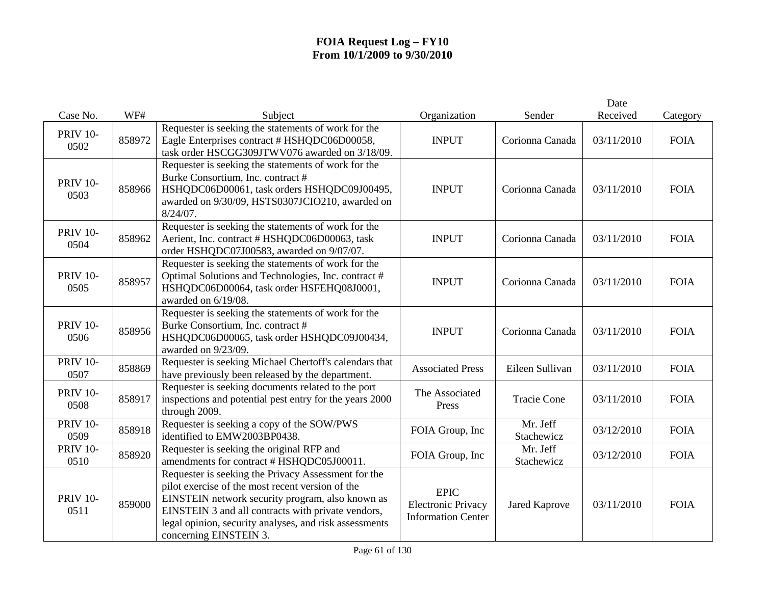# FOIA Request Log – FY10
## From 10/1/2009 to 9/30/2010

| Case No. | WF# | Subject | Organization | Sender | Date Received | Category |
|---|---|---|---|---|---|---|
| PRIV 10-0502 | 858972 | Requester is seeking the statements of work for the Eagle Enterprises contract # HSHQDC06D00058, task order HSCGG309JTWV076 awarded on 3/18/09. | INPUT | Corionna Canada | 03/11/2010 | FOIA |
| PRIV 10-0503 | 858966 | Requester is seeking the statements of work for the Burke Consortium, Inc. contract # HSHQDC06D00061, task orders HSHQDC09J00495, awarded on 9/30/09, HSTS0307JCIO210, awarded on 8/24/07. | INPUT | Corionna Canada | 03/11/2010 | FOIA |
| PRIV 10-0504 | 858962 | Requester is seeking the statements of work for the Aerient, Inc. contract # HSHQDC06D00063, task order HSHQDC07J00583, awarded on 9/07/07. | INPUT | Corionna Canada | 03/11/2010 | FOIA |
| PRIV 10-0505 | 858957 | Requester is seeking the statements of work for the Optimal Solutions and Technologies, Inc. contract # HSHQDC06D00064, task order HSFEHQ08J0001, awarded on 6/19/08. | INPUT | Corionna Canada | 03/11/2010 | FOIA |
| PRIV 10-0506 | 858956 | Requester is seeking the statements of work for the Burke Consortium, Inc. contract # HSHQDC06D00065, task order HSHQDC09J00434, awarded on 9/23/09. | INPUT | Corionna Canada | 03/11/2010 | FOIA |
| PRIV 10-0507 | 858869 | Requester is seeking Michael Chertoff's calendars that have previously been released by the department. | Associated Press | Eileen Sullivan | 03/11/2010 | FOIA |
| PRIV 10-0508 | 858917 | Requester is seeking documents related to the port inspections and potential pest entry for the years 2000 through 2009. | The Associated Press | Tracie Cone | 03/11/2010 | FOIA |
| PRIV 10-0509 | 858918 | Requester is seeking a copy of the SOW/PWS identified to EMW2003BP0438. | FOIA Group, Inc | Mr. Jeff Stachewicz | 03/12/2010 | FOIA |
| PRIV 10-0510 | 858920 | Requester is seeking the original RFP and amendments for contract # HSHQDC05J00011. | FOIA Group, Inc | Mr. Jeff Stachewicz | 03/12/2010 | FOIA |
| PRIV 10-0511 | 859000 | Requester is seeking the Privacy Assessment for the pilot exercise of the most recent version of the EINSTEIN network security program, also known as EINSTEIN 3 and all contracts with private vendors, legal opinion, security analyses, and risk assessments concerning EINSTEIN 3. | EPIC Electronic Privacy Information Center | Jared Kaprove | 03/11/2010 | FOIA |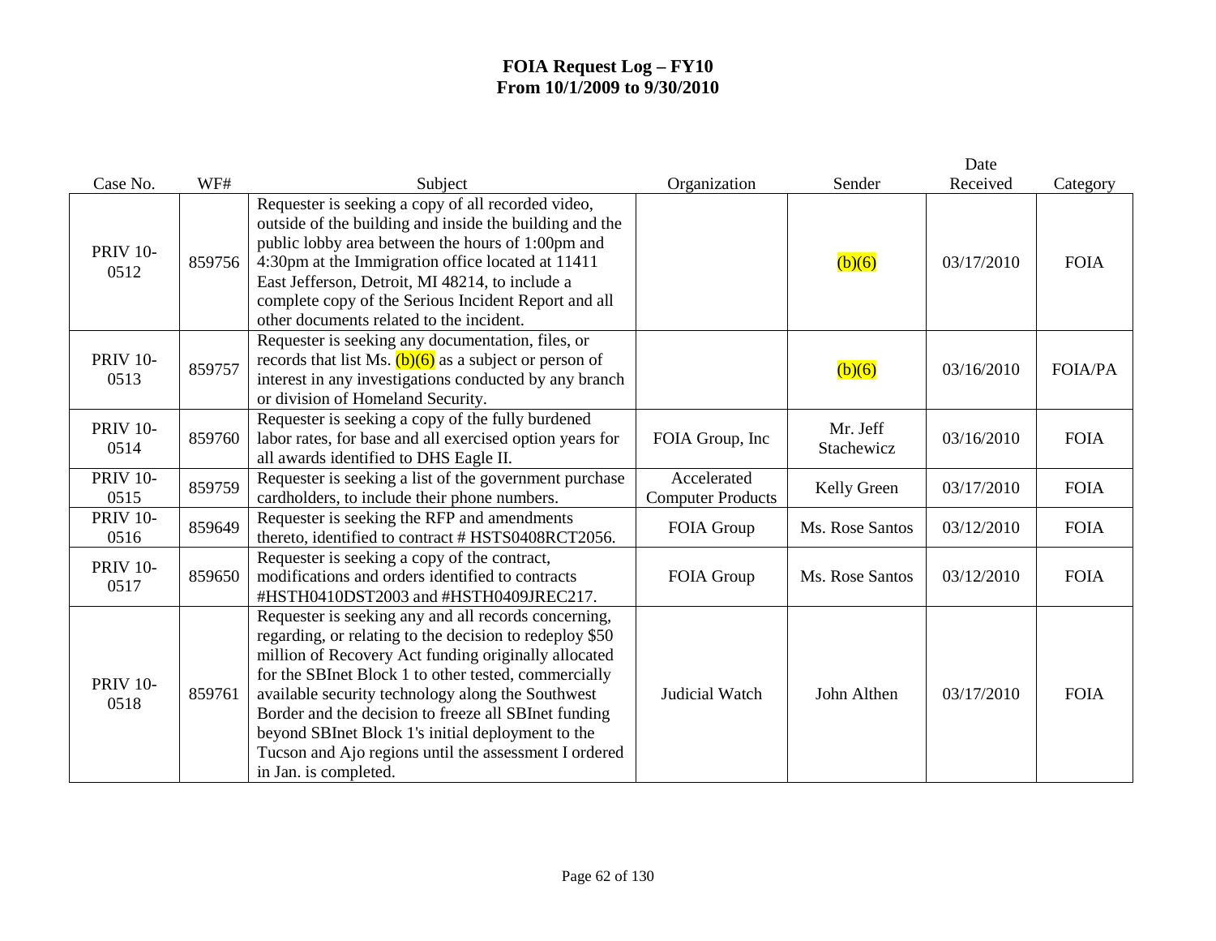# FOIA Request Log – FY10
## From 10/1/2009 to 9/30/2010

| Case No. | WF# | Subject | Organization | Sender | Date Received | Category |
|---|---|---|---|---|---|---|
| PRIV 10-0512 | 859756 | Requester is seeking a copy of all recorded video, outside of the building and inside the building and the public lobby area between the hours of 1:00pm and 4:30pm at the Immigration office located at 11411 East Jefferson, Detroit, MI 48214, to include a complete copy of the Serious Incident Report and all other documents related to the incident. | | (b)(6) | 03/17/2010 | FOIA |
| PRIV 10-0513 | 859757 | Requester is seeking any documentation, files, or records that list Ms. (b)(6) as a subject or person of interest in any investigations conducted by any branch or division of Homeland Security. | | (b)(6) | 03/16/2010 | FOIA/PA |
| PRIV 10-0514 | 859760 | Requester is seeking a copy of the fully burdened labor rates, for base and all exercised option years for all awards identified to DHS Eagle II. | FOIA Group, Inc | Mr. Jeff Stachewicz | 03/16/2010 | FOIA |
| PRIV 10-0515 | 859759 | Requester is seeking a list of the government purchase cardholders, to include their phone numbers. | Accelerated Computer Products | Kelly Green | 03/17/2010 | FOIA |
| PRIV 10-0516 | 859649 | Requester is seeking the RFP and amendments thereto, identified to contract # HSTS0408RCT2056. | FOIA Group | Ms. Rose Santos | 03/12/2010 | FOIA |
| PRIV 10-0517 | 859650 | Requester is seeking a copy of the contract, modifications and orders identified to contracts #HSTH0410DST2003 and #HSTH0409JREC217. | FOIA Group | Ms. Rose Santos | 03/12/2010 | FOIA |
| PRIV 10-0518 | 859761 | Requester is seeking any and all records concerning, regarding, or relating to the decision to redeploy $50 million of Recovery Act funding originally allocated for the SBInet Block 1 to other tested, commercially available security technology along the Southwest Border and the decision to freeze all SBInet funding beyond SBInet Block 1's initial deployment to the Tucson and Ajo regions until the assessment I ordered in Jan. is completed. | Judicial Watch | John Althen | 03/17/2010 | FOIA |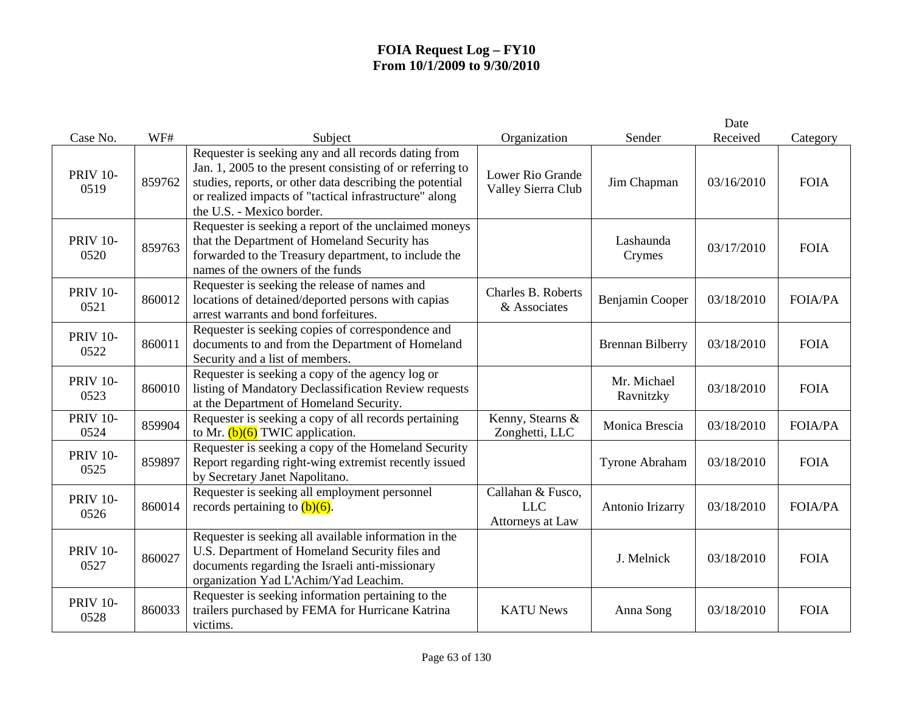# FOIA Request Log – FY10
## From 10/1/2009 to 9/30/2010

| Case No. | WF# | Subject | Organization | Sender | Date Received | Category |
|---|---|---|---|---|---|---|
| PRIV 10-0519 | 859762 | Requester is seeking any and all records dating from Jan. 1, 2005 to the present consisting of or referring to studies, reports, or other data describing the potential or realized impacts of "tactical infrastructure" along the U.S. - Mexico border. | Lower Rio Grande Valley Sierra Club | Jim Chapman | 03/16/2010 | FOIA |
| PRIV 10-0520 | 859763 | Requester is seeking a report of the unclaimed moneys that the Department of Homeland Security has forwarded to the Treasury department, to include the names of the owners of the funds | | Lashaunda Crymes | 03/17/2010 | FOIA |
| PRIV 10-0521 | 860012 | Requester is seeking the release of names and locations of detained/deported persons with capias arrest warrants and bond forfeitures. | Charles B. Roberts & Associates | Benjamin Cooper | 03/18/2010 | FOIA/PA |
| PRIV 10-0522 | 860011 | Requester is seeking copies of correspondence and documents to and from the Department of Homeland Security and a list of members. | | Brennan Bilberry | 03/18/2010 | FOIA |
| PRIV 10-0523 | 860010 | Requester is seeking a copy of the agency log or listing of Mandatory Declassification Review requests at the Department of Homeland Security. | | Mr. Michael Ravnitzky | 03/18/2010 | FOIA |
| PRIV 10-0524 | 859904 | Requester is seeking a copy of all records pertaining to Mr. (b)(6) TWIC application. | Kenny, Stearns & Zonghetti, LLC | Monica Brescia | 03/18/2010 | FOIA/PA |
| PRIV 10-0525 | 859897 | Requester is seeking a copy of the Homeland Security Report regarding right-wing extremist recently issued by Secretary Janet Napolitano. | | Tyrone Abraham | 03/18/2010 | FOIA |
| PRIV 10-0526 | 860014 | Requester is seeking all employment personnel records pertaining to (b)(6). | Callahan & Fusco, LLC Attorneys at Law | Antonio Irizarry | 03/18/2010 | FOIA/PA |
| PRIV 10-0527 | 860027 | Requester is seeking all available information in the U.S. Department of Homeland Security files and documents regarding the Israeli anti-missionary organization Yad L'Achim/Yad Leachim. | | J. Melnick | 03/18/2010 | FOIA |
| PRIV 10-0528 | 860033 | Requester is seeking information pertaining to the trailers purchased by FEMA for Hurricane Katrina victims. | KATU News | Anna Song | 03/18/2010 | FOIA |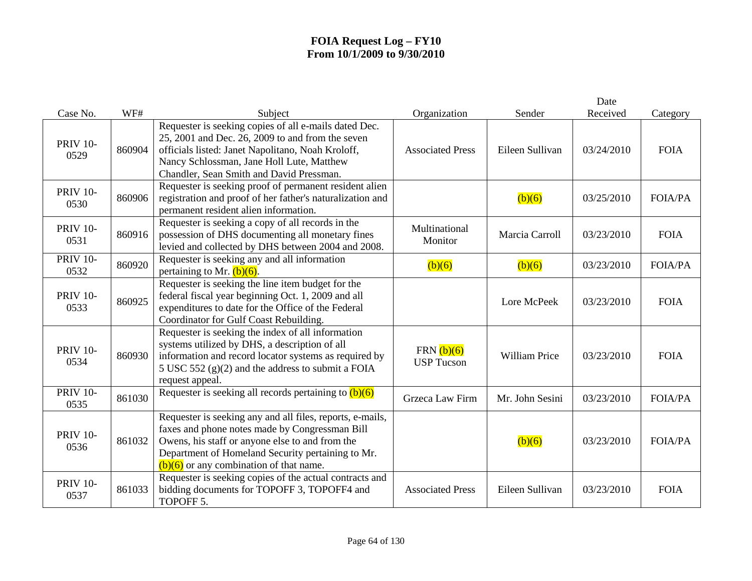# FOIA Request Log – FY10
## From 10/1/2009 to 9/30/2010

| Case No. | WF# | Subject | Organization | Sender | Date Received | Category |
|---|---|---|---|---|---|---|
| PRIV 10-0529 | 860904 | Requester is seeking copies of all e-mails dated Dec. 25, 2001 and Dec. 26, 2009 to and from the seven officials listed: Janet Napolitano, Noah Kroloff, Nancy Schlossman, Jane Holl Lute, Matthew Chandler, Sean Smith and David Pressman. | Associated Press | Eileen Sullivan | 03/24/2010 | FOIA |
| PRIV 10-0530 | 860906 | Requester is seeking proof of permanent resident alien registration and proof of her father's naturalization and permanent resident alien information. | | (b)(6) | 03/25/2010 | FOIA/PA |
| PRIV 10-0531 | 860916 | Requester is seeking a copy of all records in the possession of DHS documenting all monetary fines levied and collected by DHS between 2004 and 2008. | Multinational Monitor | Marcia Carroll | 03/23/2010 | FOIA |
| PRIV 10-0532 | 860920 | Requester is seeking any and all information pertaining to Mr. (b)(6). | (b)(6) | (b)(6) | 03/23/2010 | FOIA/PA |
| PRIV 10-0533 | 860925 | Requester is seeking the line item budget for the federal fiscal year beginning Oct. 1, 2009 and all expenditures to date for the Office of the Federal Coordinator for Gulf Coast Rebuilding. | | Lore McPeek | 03/23/2010 | FOIA |
| PRIV 10-0534 | 860930 | Requester is seeking the index of all information systems utilized by DHS, a description of all information and record locator systems as required by 5 USC 552 (g)(2) and the address to submit a FOIA request appeal. | FRN (b)(6) USP Tucson | William Price | 03/23/2010 | FOIA |
| PRIV 10-0535 | 861030 | Requester is seeking all records pertaining to (b)(6) | Grzeca Law Firm | Mr. John Sesini | 03/23/2010 | FOIA/PA |
| PRIV 10-0536 | 861032 | Requester is seeking any and all files, reports, e-mails, faxes and phone notes made by Congressman Bill Owens, his staff or anyone else to and from the Department of Homeland Security pertaining to Mr. (b)(6) or any combination of that name. | | (b)(6) | 03/23/2010 | FOIA/PA |
| PRIV 10-0537 | 861033 | Requester is seeking copies of the actual contracts and bidding documents for TOPOFF 3, TOPOFF4 and TOPOFF 5. | Associated Press | Eileen Sullivan | 03/23/2010 | FOIA |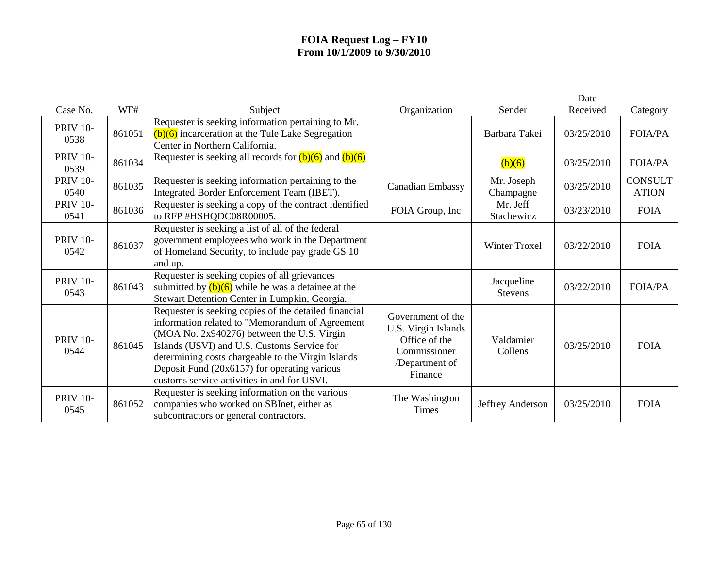# FOIA Request Log – FY10
## From 10/1/2009 to 9/30/2010

| Case No. | WF# | Subject | Organization | Sender | Date Received | Category |
|---|---|---|---|---|---|---|
| PRIV 10-0538 | 861051 | Requester is seeking information pertaining to Mr. (b)(6) incarceration at the Tule Lake Segregation Center in Northern California. | | Barbara Takei | 03/25/2010 | FOIA/PA |
| PRIV 10-0539 | 861034 | Requester is seeking all records for (b)(6) and (b)(6) | | (b)(6) | 03/25/2010 | FOIA/PA |
| PRIV 10-0540 | 861035 | Requester is seeking information pertaining to the Integrated Border Enforcement Team (IBET). | Canadian Embassy | Mr. Joseph Champagne | 03/25/2010 | CONSULTATION |
| PRIV 10-0541 | 861036 | Requester is seeking a copy of the contract identified to RFP #HSHQDC08R00005. | FOIA Group, Inc | Mr. Jeff Stachewicz | 03/23/2010 | FOIA |
| PRIV 10-0542 | 861037 | Requester is seeking a list of all of the federal government employees who work in the Department of Homeland Security, to include pay grade GS 10 and up. | | Winter Troxel | 03/22/2010 | FOIA |
| PRIV 10-0543 | 861043 | Requester is seeking copies of all grievances submitted by (b)(6) while he was a detainee at the Stewart Detention Center in Lumpkin, Georgia. | | Jacqueline Stevens | 03/22/2010 | FOIA/PA |
| PRIV 10-0544 | 861045 | Requester is seeking copies of the detailed financial information related to "Memorandum of Agreement (MOA No. 2x940276) between the U.S. Virgin Islands (USVI) and U.S. Customs Service for determining costs chargeable to the Virgin Islands Deposit Fund (20x6157) for operating various customs service activities in and for USVI. | Government of the U.S. Virgin Islands Office of the Commissioner /Department of Finance | Valdamier Collens | 03/25/2010 | FOIA |
| PRIV 10-0545 | 861052 | Requester is seeking information on the various companies who worked on SBInet, either as subcontractors or general contractors. | The Washington Times | Jeffrey Anderson | 03/25/2010 | FOIA |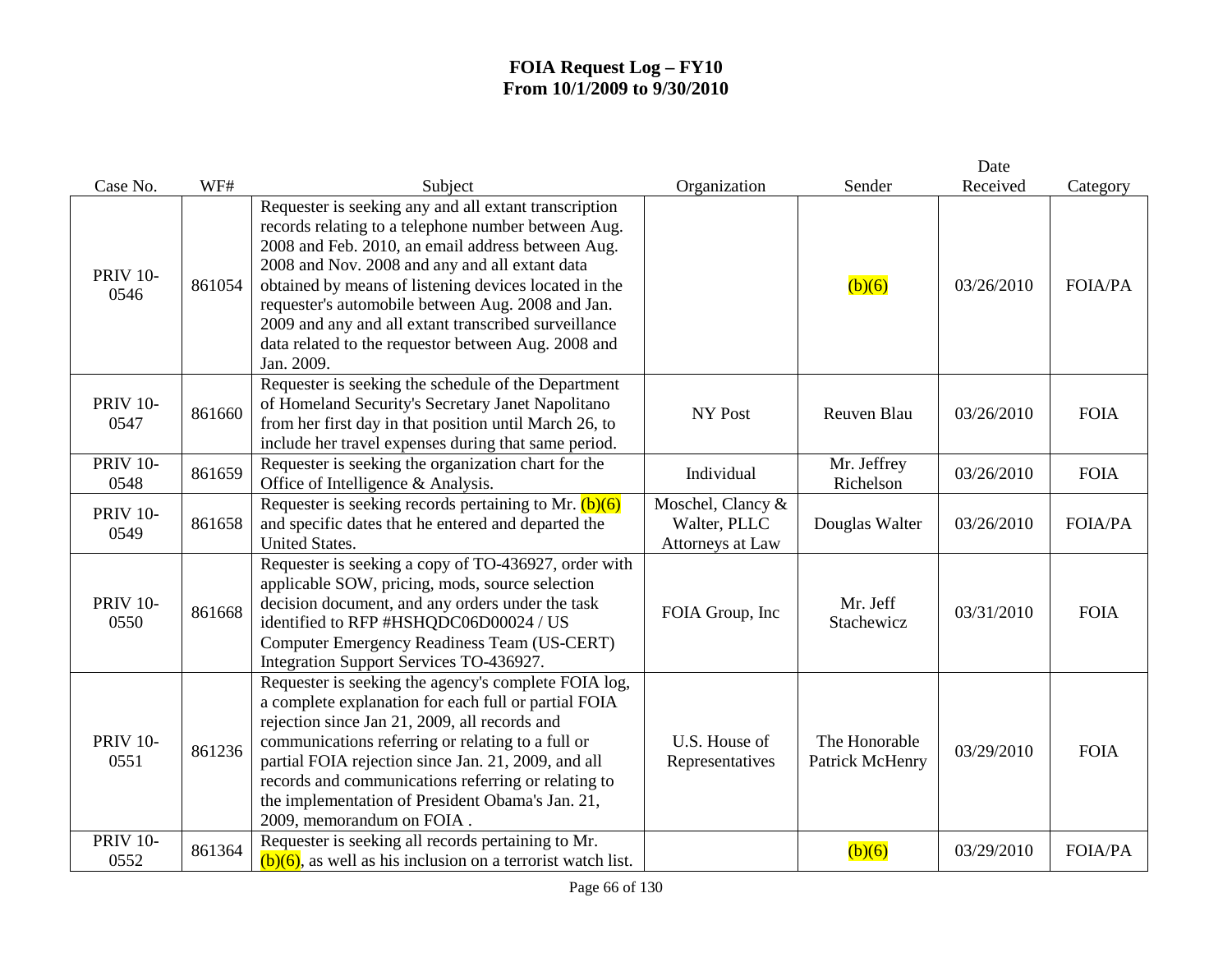# FOIA Request Log – FY10
## From 10/1/2009 to 9/30/2010

| Case No. | WF# | Subject | Organization | Sender | Date Received | Category |
|---|---|---|---|---|---|---|
| PRIV 10-0546 | 861054 | Requester is seeking any and all extant transcription records relating to a telephone number between Aug. 2008 and Feb. 2010, an email address between Aug. 2008 and Nov. 2008 and any and all extant data obtained by means of listening devices located in the requester's automobile between Aug. 2008 and Jan. 2009 and any and all extant transcribed surveillance data related to the requestor between Aug. 2008 and Jan. 2009. | | (b)(6) | 03/26/2010 | FOIA/PA |
| PRIV 10-0547 | 861660 | Requester is seeking the schedule of the Department of Homeland Security's Secretary Janet Napolitano from her first day in that position until March 26, to include her travel expenses during that same period. | NY Post | Reuven Blau | 03/26/2010 | FOIA |
| PRIV 10-0548 | 861659 | Requester is seeking the organization chart for the Office of Intelligence & Analysis. | Individual | Mr. Jeffrey Richelson | 03/26/2010 | FOIA |
| PRIV 10-0549 | 861658 | Requester is seeking records pertaining to Mr. (b)(6) and specific dates that he entered and departed the United States. | Moschel, Clancy & Walter, PLLC Attorneys at Law | Douglas Walter | 03/26/2010 | FOIA/PA |
| PRIV 10-0550 | 861668 | Requester is seeking a copy of TO-436927, order with applicable SOW, pricing, mods, source selection decision document, and any orders under the task identified to RFP #HSHQDC06D00024 / US Computer Emergency Readiness Team (US-CERT) Integration Support Services TO-436927. | FOIA Group, Inc | Mr. Jeff Stachewicz | 03/31/2010 | FOIA |
| PRIV 10-0551 | 861236 | Requester is seeking the agency's complete FOIA log, a complete explanation for each full or partial FOIA rejection since Jan 21, 2009, all records and communications referring or relating to a full or partial FOIA rejection since Jan. 21, 2009, and all records and communications referring or relating to the implementation of President Obama's Jan. 21, 2009, memorandum on FOIA . | U.S. House of Representatives | The Honorable Patrick McHenry | 03/29/2010 | FOIA |
| PRIV 10-0552 | 861364 | Requester is seeking all records pertaining to Mr. (b)(6), as well as his inclusion on a terrorist watch list. | | (b)(6) | 03/29/2010 | FOIA/PA |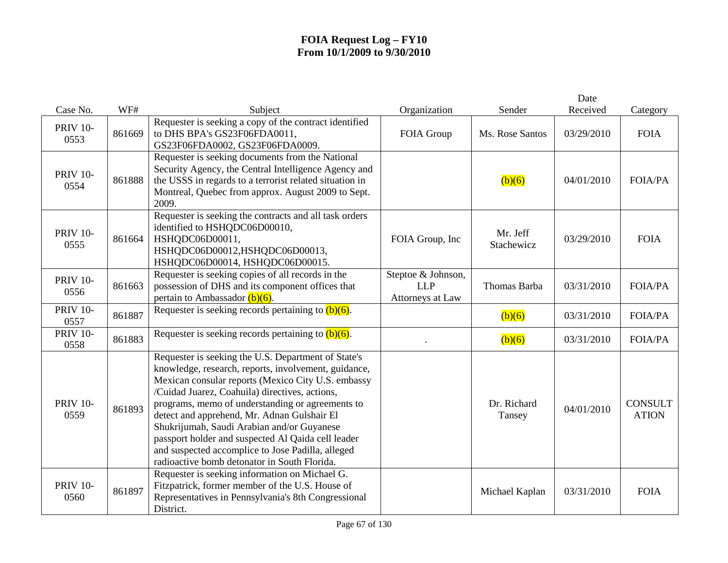# FOIA Request Log – FY10
## From 10/1/2009 to 9/30/2010

| Case No. | WF# | Subject | Organization | Sender | Date Received | Category |
|---|---|---|---|---|---|---|
| PRIV 10-0553 | 861669 | Requester is seeking a copy of the contract identified to DHS BPA's GS23F06FDA0011, GS23F06FDA0002, GS23F06FDA0009. | FOIA Group | Ms. Rose Santos | 03/29/2010 | FOIA |
| PRIV 10-0554 | 861888 | Requester is seeking documents from the National Security Agency, the Central Intelligence Agency and the USSS in regards to a terrorist related situation in Montreal, Quebec from approx. August 2009 to Sept. 2009. | | (b)(6) | 04/01/2010 | FOIA/PA |
| PRIV 10-0555 | 861664 | Requester is seeking the contracts and all task orders identified to HSHQDC06D00010, HSHQDC06D00011, HSHQDC06D00012,HSHQDC06D00013, HSHQDC06D00014, HSHQDC06D00015. | FOIA Group, Inc | Mr. Jeff Stachewicz | 03/29/2010 | FOIA |
| PRIV 10-0556 | 861663 | Requester is seeking copies of all records in the possession of DHS and its component offices that pertain to Ambassador (b)(6). | Steptoe & Johnson, LLP Attorneys at Law | Thomas Barba | 03/31/2010 | FOIA/PA |
| PRIV 10-0557 | 861887 | Requester is seeking records pertaining to (b)(6). | | (b)(6) | 03/31/2010 | FOIA/PA |
| PRIV 10-0558 | 861883 | Requester is seeking records pertaining to (b)(6). | . | (b)(6) | 03/31/2010 | FOIA/PA |
| PRIV 10-0559 | 861893 | Requester is seeking the U.S. Department of State's knowledge, research, reports, involvement, guidance, Mexican consular reports (Mexico City U.S. embassy /Cuidad Juarez, Coahuila) directives, actions, programs, memo of understanding or agreements to detect and apprehend, Mr. Adnan Gulshair El Shukrijumah, Saudi Arabian and/or Guyanese passport holder and suspected Al Qaida cell leader and suspected accomplice to Jose Padilla, alleged radioactive bomb detonator in South Florida. | | Dr. Richard Tansey | 04/01/2010 | CONSULTATION |
| PRIV 10-0560 | 861897 | Requester is seeking information on Michael G. Fitzpatrick, former member of the U.S. House of Representatives in Pennsylvania's 8th Congressional District. | | Michael Kaplan | 03/31/2010 | FOIA |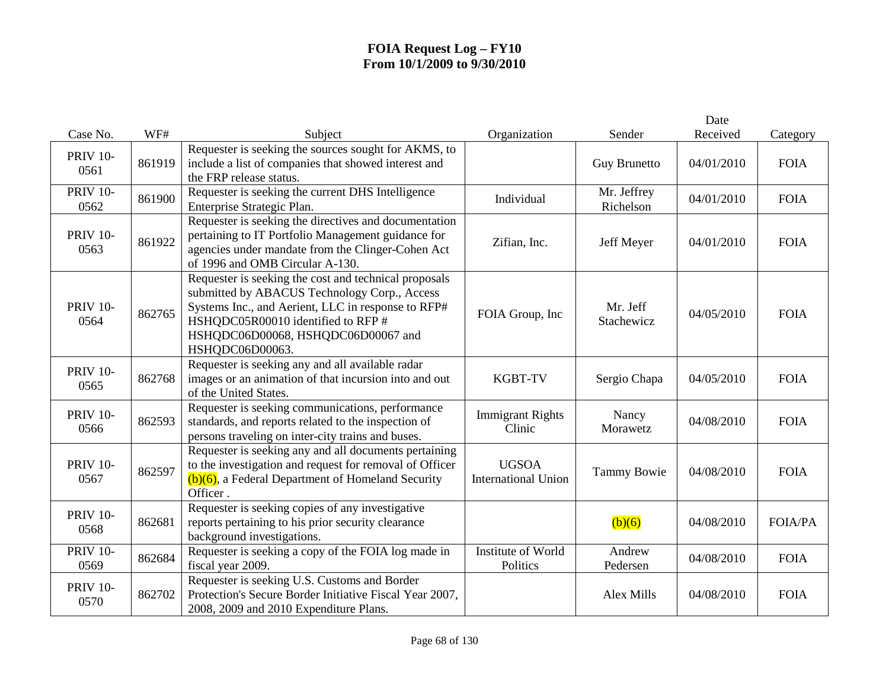# FOIA Request Log – FY10
## From 10/1/2009 to 9/30/2010

| Case No. | WF# | Subject | Organization | Sender | Date Received | Category |
|---|---|---|---|---|---|---|
| PRIV 10-0561 | 861919 | Requester is seeking the sources sought for AKMS, to include a list of companies that showed interest and the FRP release status. | | Guy Brunetto | 04/01/2010 | FOIA |
| PRIV 10-0562 | 861900 | Requester is seeking the current DHS Intelligence Enterprise Strategic Plan. | Individual | Mr. Jeffrey Richelson | 04/01/2010 | FOIA |
| PRIV 10-0563 | 861922 | Requester is seeking the directives and documentation pertaining to IT Portfolio Management guidance for agencies under mandate from the Clinger-Cohen Act of 1996 and OMB Circular A-130. | Zifian, Inc. | Jeff Meyer | 04/01/2010 | FOIA |
| PRIV 10-0564 | 862765 | Requester is seeking the cost and technical proposals submitted by ABACUS Technology Corp., Access Systems Inc., and Aerient, LLC in response to RFP# HSHQDC05R00010 identified to RFP # HSHQDC06D00068, HSHQDC06D00067 and HSHQDC06D00063. | FOIA Group, Inc | Mr. Jeff Stachewicz | 04/05/2010 | FOIA |
| PRIV 10-0565 | 862768 | Requester is seeking any and all available radar images or an animation of that incursion into and out of the United States. | KGBT-TV | Sergio Chapa | 04/05/2010 | FOIA |
| PRIV 10-0566 | 862593 | Requester is seeking communications, performance standards, and reports related to the inspection of persons traveling on inter-city trains and buses. | Immigrant Rights Clinic | Nancy Morawetz | 04/08/2010 | FOIA |
| PRIV 10-0567 | 862597 | Requester is seeking any and all documents pertaining to the investigation and request for removal of Officer (b)(6), a Federal Department of Homeland Security Officer . | UGSOA International Union | Tammy Bowie | 04/08/2010 | FOIA |
| PRIV 10-0568 | 862681 | Requester is seeking copies of any investigative reports pertaining to his prior security clearance background investigations. | | (b)(6) | 04/08/2010 | FOIA/PA |
| PRIV 10-0569 | 862684 | Requester is seeking a copy of the FOIA log made in fiscal year 2009. | Institute of World Politics | Andrew Pedersen | 04/08/2010 | FOIA |
| PRIV 10-0570 | 862702 | Requester is seeking U.S. Customs and Border Protection's Secure Border Initiative Fiscal Year 2007, 2008, 2009 and 2010 Expenditure Plans. | | Alex Mills | 04/08/2010 | FOIA |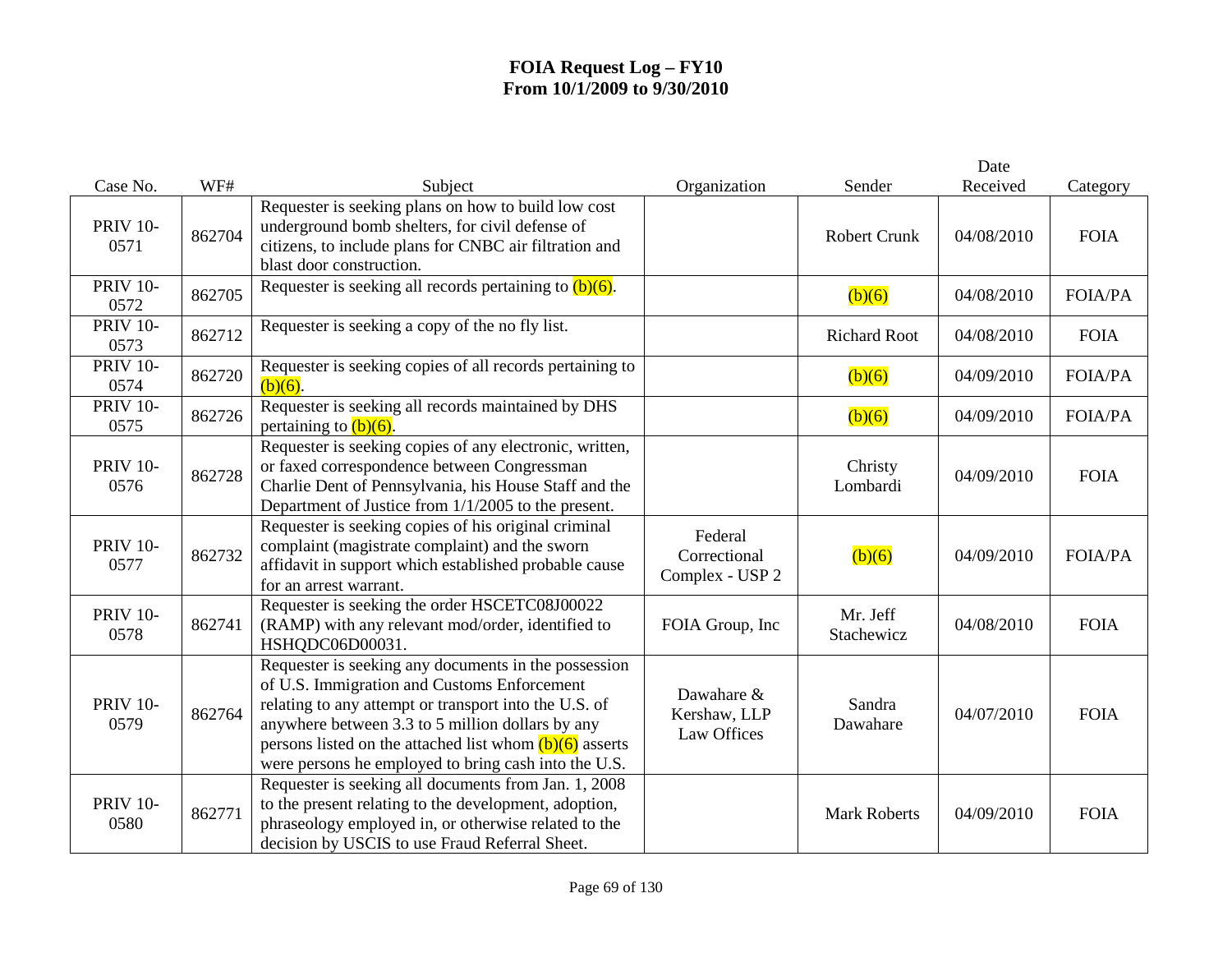# FOIA Request Log – FY10
# From 10/1/2009 to 9/30/2010

| Case No. | WF# | Subject | Organization | Sender | Date Received | Category |
|---|---|---|---|---|---|---|
| PRIV 10-0571 | 862704 | Requester is seeking plans on how to build low cost underground bomb shelters, for civil defense of citizens, to include plans for CNBC air filtration and blast door construction. | | Robert Crunk | 04/08/2010 | FOIA |
| PRIV 10-0572 | 862705 | Requester is seeking all records pertaining to (b)(6). | | (b)(6) | 04/08/2010 | FOIA/PA |
| PRIV 10-0573 | 862712 | Requester is seeking a copy of the no fly list. | | Richard Root | 04/08/2010 | FOIA |
| PRIV 10-0574 | 862720 | Requester is seeking copies of all records pertaining to (b)(6). | | (b)(6) | 04/09/2010 | FOIA/PA |
| PRIV 10-0575 | 862726 | Requester is seeking all records maintained by DHS pertaining to (b)(6). | | (b)(6) | 04/09/2010 | FOIA/PA |
| PRIV 10-0576 | 862728 | Requester is seeking copies of any electronic, written, or faxed correspondence between Congressman Charlie Dent of Pennsylvania, his House Staff and the Department of Justice from 1/1/2005 to the present. | | Christy Lombardi | 04/09/2010 | FOIA |
| PRIV 10-0577 | 862732 | Requester is seeking copies of his original criminal complaint (magistrate complaint) and the sworn affidavit in support which established probable cause for an arrest warrant. | Federal Correctional Complex - USP 2 | (b)(6) | 04/09/2010 | FOIA/PA |
| PRIV 10-0578 | 862741 | Requester is seeking the order HSCETC08J00022 (RAMP) with any relevant mod/order, identified to HSHQDC06D00031. | FOIA Group, Inc | Mr. Jeff Stachewicz | 04/08/2010 | FOIA |
| PRIV 10-0579 | 862764 | Requester is seeking any documents in the possession of U.S. Immigration and Customs Enforcement relating to any attempt or transport into the U.S. of anywhere between 3.3 to 5 million dollars by any persons listed on the attached list whom (b)(6) asserts were persons he employed to bring cash into the U.S. | Dawahare & Kershaw, LLP Law Offices | Sandra Dawahare | 04/07/2010 | FOIA |
| PRIV 10-0580 | 862771 | Requester is seeking all documents from Jan. 1, 2008 to the present relating to the development, adoption, phraseology employed in, or otherwise related to the decision by USCIS to use Fraud Referral Sheet. | | Mark Roberts | 04/09/2010 | FOIA |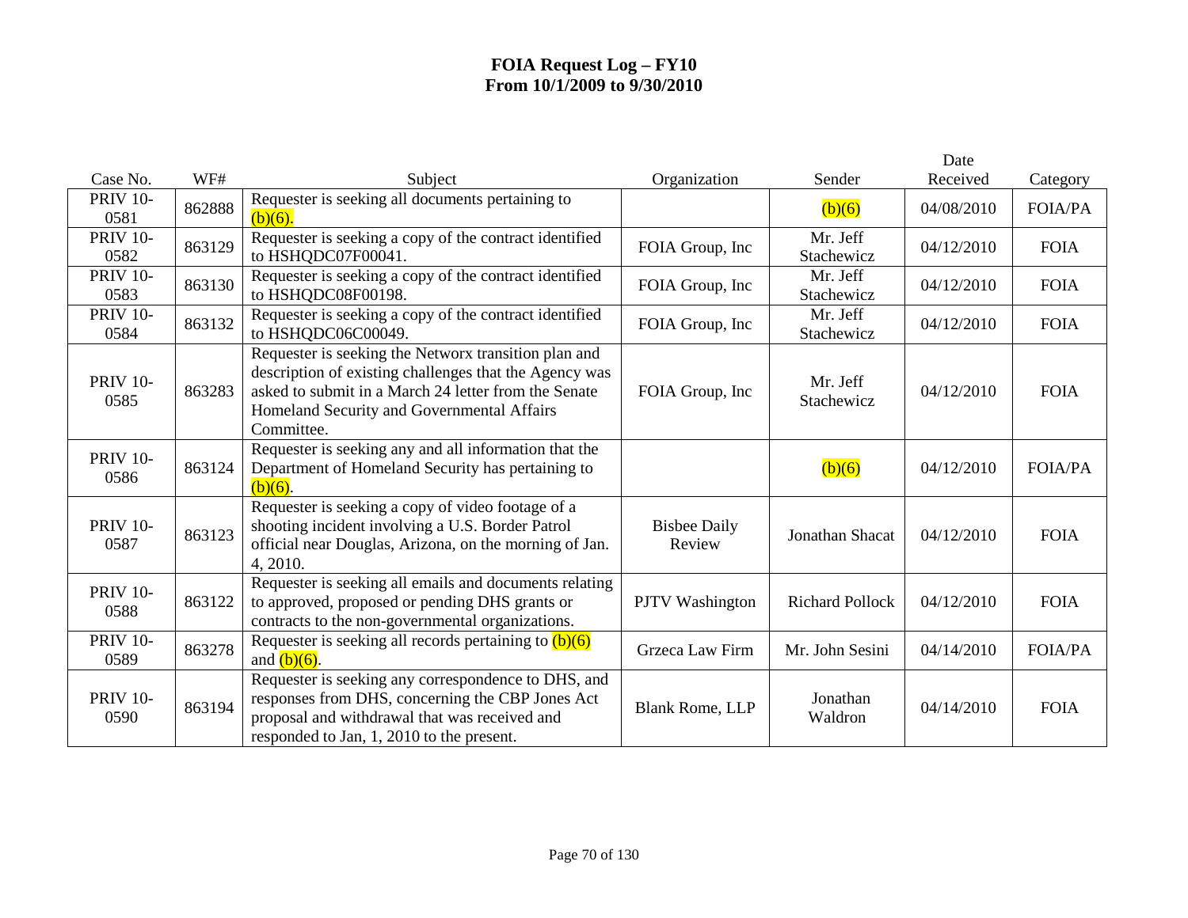**FOIA Request Log – FY10**
**From 10/1/2009 to 9/30/2010**

| Case No. | WF# | Subject | Organization | Sender | Date Received | Category |
|---|---|---|---|---|---|---|
| PRIV 10-0581 | 862888 | Requester is seeking all documents pertaining to (b)(6). | | (b)(6) | 04/08/2010 | FOIA/PA |
| PRIV 10-0582 | 863129 | Requester is seeking a copy of the contract identified to HSHQDC07F00041. | FOIA Group, Inc | Mr. Jeff Stachewicz | 04/12/2010 | FOIA |
| PRIV 10-0583 | 863130 | Requester is seeking a copy of the contract identified to HSHQDC08F00198. | FOIA Group, Inc | Mr. Jeff Stachewicz | 04/12/2010 | FOIA |
| PRIV 10-0584 | 863132 | Requester is seeking a copy of the contract identified to HSHQDC06C00049. | FOIA Group, Inc | Mr. Jeff Stachewicz | 04/12/2010 | FOIA |
| PRIV 10-0585 | 863283 | Requester is seeking the Networx transition plan and description of existing challenges that the Agency was asked to submit in a March 24 letter from the Senate Homeland Security and Governmental Affairs Committee. | FOIA Group, Inc | Mr. Jeff Stachewicz | 04/12/2010 | FOIA |
| PRIV 10-0586 | 863124 | Requester is seeking any and all information that the Department of Homeland Security has pertaining to (b)(6). | | (b)(6) | 04/12/2010 | FOIA/PA |
| PRIV 10-0587 | 863123 | Requester is seeking a copy of video footage of a shooting incident involving a U.S. Border Patrol official near Douglas, Arizona, on the morning of Jan. 4, 2010. | Bisbee Daily Review | Jonathan Shacat | 04/12/2010 | FOIA |
| PRIV 10-0588 | 863122 | Requester is seeking all emails and documents relating to approved, proposed or pending DHS grants or contracts to the non-governmental organizations. | PJTV Washington | Richard Pollock | 04/12/2010 | FOIA |
| PRIV 10-0589 | 863278 | Requester is seeking all records pertaining to (b)(6) and (b)(6). | Grzeca Law Firm | Mr. John Sesini | 04/14/2010 | FOIA/PA |
| PRIV 10-0590 | 863194 | Requester is seeking any correspondence to DHS, and responses from DHS, concerning the CBP Jones Act proposal and withdrawal that was received and responded to Jan, 1, 2010 to the present. | Blank Rome, LLP | Jonathan Waldron | 04/14/2010 | FOIA |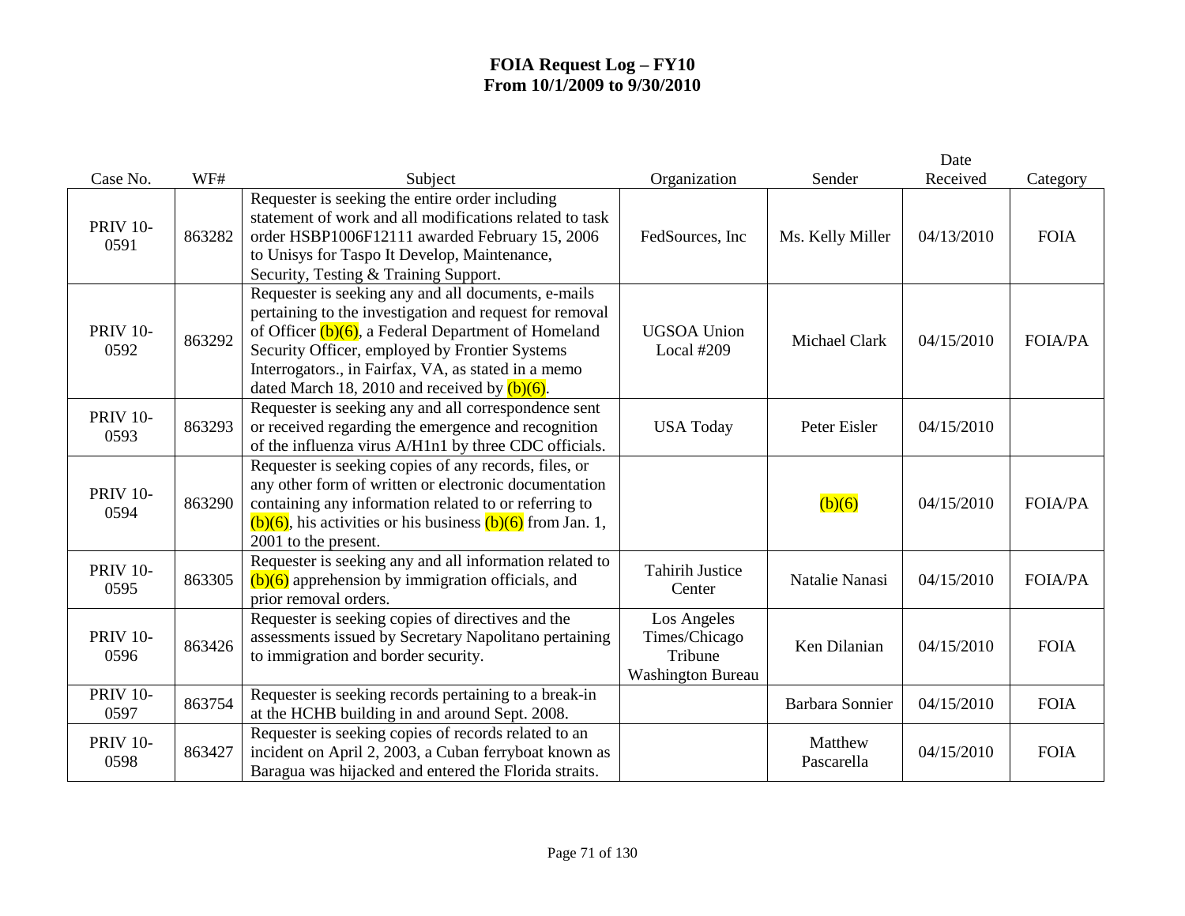# FOIA Request Log – FY10
## From 10/1/2009 to 9/30/2010

| Case No. | WF# | Subject | Organization | Sender | Date Received | Category |
|---|---|---|---|---|---|---|
| PRIV 10-0591 | 863282 | Requester is seeking the entire order including statement of work and all modifications related to task order HSBP1006F12111 awarded February 15, 2006 to Unisys for Taspo It Develop, Maintenance, Security, Testing & Training Support. | FedSources, Inc | Ms. Kelly Miller | 04/13/2010 | FOIA |
| PRIV 10-0592 | 863292 | Requester is seeking any and all documents, e-mails pertaining to the investigation and request for removal of Officer (b)(6), a Federal Department of Homeland Security Officer, employed by Frontier Systems Interrogators., in Fairfax, VA, as stated in a memo dated March 18, 2010 and received by (b)(6). | UGSOA Union Local #209 | Michael Clark | 04/15/2010 | FOIA/PA |
| PRIV 10-0593 | 863293 | Requester is seeking any and all correspondence sent or received regarding the emergence and recognition of the influenza virus A/H1n1 by three CDC officials. | USA Today | Peter Eisler | 04/15/2010 | |
| PRIV 10-0594 | 863290 | Requester is seeking copies of any records, files, or any other form of written or electronic documentation containing any information related to or referring to (b)(6), his activities or his business (b)(6) from Jan. 1, 2001 to the present. | | (b)(6) | 04/15/2010 | FOIA/PA |
| PRIV 10-0595 | 863305 | Requester is seeking any and all information related to (b)(6) apprehension by immigration officials, and prior removal orders. | Tahirih Justice Center | Natalie Nanasi | 04/15/2010 | FOIA/PA |
| PRIV 10-0596 | 863426 | Requester is seeking copies of directives and the assessments issued by Secretary Napolitano pertaining to immigration and border security. | Los Angeles Times/Chicago Tribune Washington Bureau | Ken Dilanian | 04/15/2010 | FOIA |
| PRIV 10-0597 | 863754 | Requester is seeking records pertaining to a break-in at the HCHB building in and around Sept. 2008. | | Barbara Sonnier | 04/15/2010 | FOIA |
| PRIV 10-0598 | 863427 | Requester is seeking copies of records related to an incident on April 2, 2003, a Cuban ferryboat known as Baragua was hijacked and entered the Florida straits. | | Matthew Pascarella | 04/15/2010 | FOIA |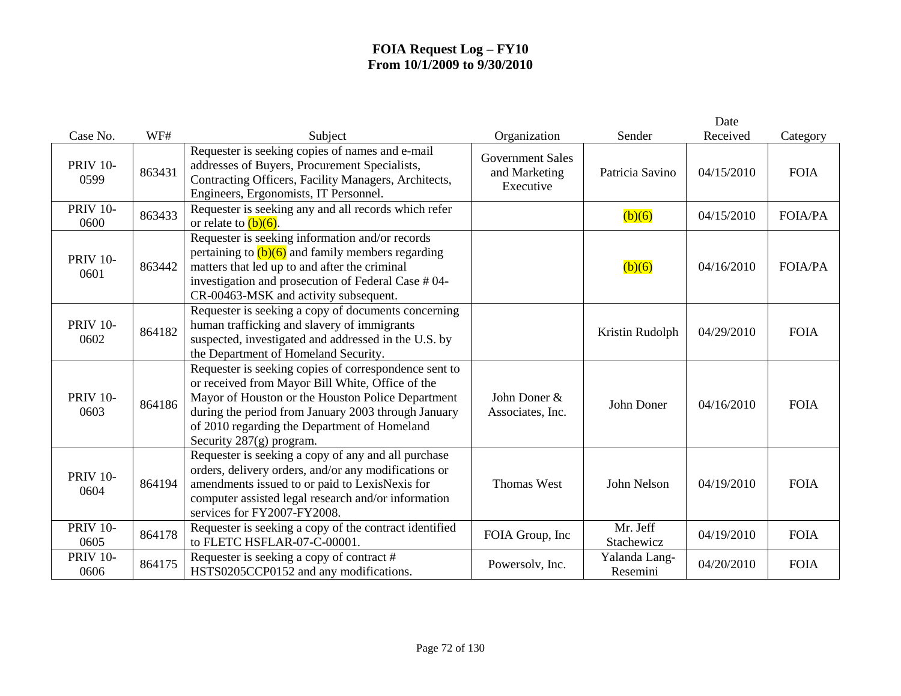# FOIA Request Log – FY10
## From 10/1/2009 to 9/30/2010

| Case No. | WF# | Subject | Organization | Sender | Date Received | Category |
|---|---|---|---|---|---|---|
| PRIV 10-0599 | 863431 | Requester is seeking copies of names and e-mail addresses of Buyers, Procurement Specialists, Contracting Officers, Facility Managers, Architects, Engineers, Ergonomists, IT Personnel. | Government Sales and Marketing Executive | Patricia Savino | 04/15/2010 | FOIA |
| PRIV 10-0600 | 863433 | Requester is seeking any and all records which refer or relate to (b)(6). | | (b)(6) | 04/15/2010 | FOIA/PA |
| PRIV 10-0601 | 863442 | Requester is seeking information and/or records pertaining to (b)(6) and family members regarding matters that led up to and after the criminal investigation and prosecution of Federal Case # 04-CR-00463-MSK and activity subsequent. | | (b)(6) | 04/16/2010 | FOIA/PA |
| PRIV 10-0602 | 864182 | Requester is seeking a copy of documents concerning human trafficking and slavery of immigrants suspected, investigated and addressed in the U.S. by the Department of Homeland Security. | | Kristin Rudolph | 04/29/2010 | FOIA |
| PRIV 10-0603 | 864186 | Requester is seeking copies of correspondence sent to or received from Mayor Bill White, Office of the Mayor of Houston or the Houston Police Department during the period from January 2003 through January of 2010 regarding the Department of Homeland Security 287(g) program. | John Doner & Associates, Inc. | John Doner | 04/16/2010 | FOIA |
| PRIV 10-0604 | 864194 | Requester is seeking a copy of any and all purchase orders, delivery orders, and/or any modifications or amendments issued to or paid to LexisNexis for computer assisted legal research and/or information services for FY2007-FY2008. | Thomas West | John Nelson | 04/19/2010 | FOIA |
| PRIV 10-0605 | 864178 | Requester is seeking a copy of the contract identified to FLETC HSFLAR-07-C-00001. | FOIA Group, Inc | Mr. Jeff Stachewicz | 04/19/2010 | FOIA |
| PRIV 10-0606 | 864175 | Requester is seeking a copy of contract # HSTS0205CCP0152 and any modifications. | Powersolv, Inc. | Yalanda Lang-Resemini | 04/20/2010 | FOIA |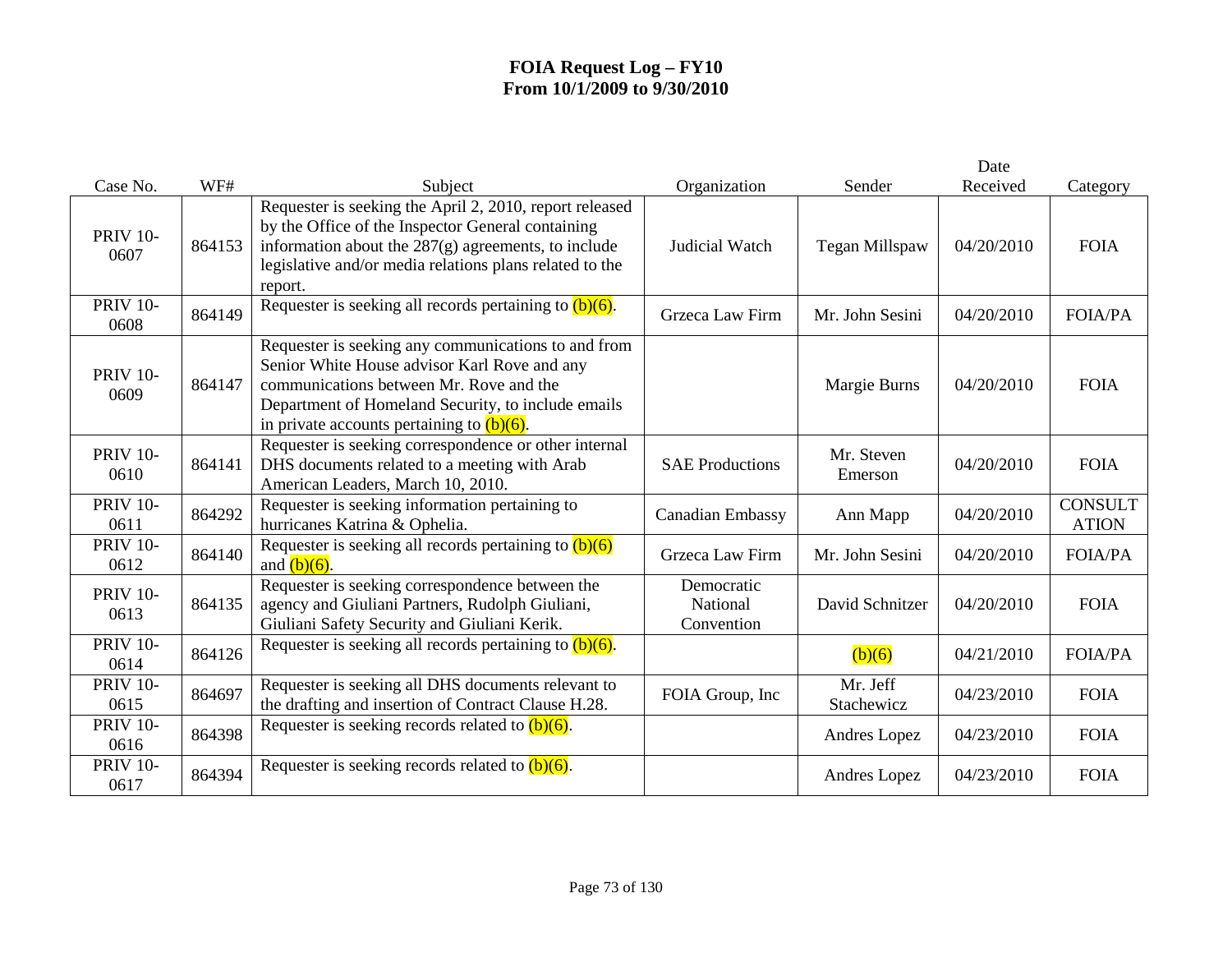**FOIA Request Log – FY10**
**From 10/1/2009 to 9/30/2010**

| Case No. | WF# | Subject | Organization | Sender | Date Received | Category |
|---|---|---|---|---|---|---|
| PRIV 10-0607 | 864153 | Requester is seeking the April 2, 2010, report released by the Office of the Inspector General containing information about the 287(g) agreements, to include legislative and/or media relations plans related to the report. | Judicial Watch | Tegan Millspaw | 04/20/2010 | FOIA |
| PRIV 10-0608 | 864149 | Requester is seeking all records pertaining to (b)(6). | Grzeca Law Firm | Mr. John Sesini | 04/20/2010 | FOIA/PA |
| PRIV 10-0609 | 864147 | Requester is seeking any communications to and from Senior White House advisor Karl Rove and any communications between Mr. Rove and the Department of Homeland Security, to include emails in private accounts pertaining to (b)(6). | | Margie Burns | 04/20/2010 | FOIA |
| PRIV 10-0610 | 864141 | Requester is seeking correspondence or other internal DHS documents related to a meeting with Arab American Leaders, March 10, 2010. | SAE Productions | Mr. Steven Emerson | 04/20/2010 | FOIA |
| PRIV 10-0611 | 864292 | Requester is seeking information pertaining to hurricanes Katrina & Ophelia. | Canadian Embassy | Ann Mapp | 04/20/2010 | CONSULTATION |
| PRIV 10-0612 | 864140 | Requester is seeking all records pertaining to (b)(6) and (b)(6). | Grzeca Law Firm | Mr. John Sesini | 04/20/2010 | FOIA/PA |
| PRIV 10-0613 | 864135 | Requester is seeking correspondence between the agency and Giuliani Partners, Rudolph Giuliani, Giuliani Safety Security and Giuliani Kerik. | Democratic National Convention | David Schnitzer | 04/20/2010 | FOIA |
| PRIV 10-0614 | 864126 | Requester is seeking all records pertaining to (b)(6). | | (b)(6) | 04/21/2010 | FOIA/PA |
| PRIV 10-0615 | 864697 | Requester is seeking all DHS documents relevant to the drafting and insertion of Contract Clause H.28. | FOIA Group, Inc | Mr. Jeff Stachewicz | 04/23/2010 | FOIA |
| PRIV 10-0616 | 864398 | Requester is seeking records related to (b)(6). | | Andres Lopez | 04/23/2010 | FOIA |
| PRIV 10-0617 | 864394 | Requester is seeking records related to (b)(6). | | Andres Lopez | 04/23/2010 | FOIA |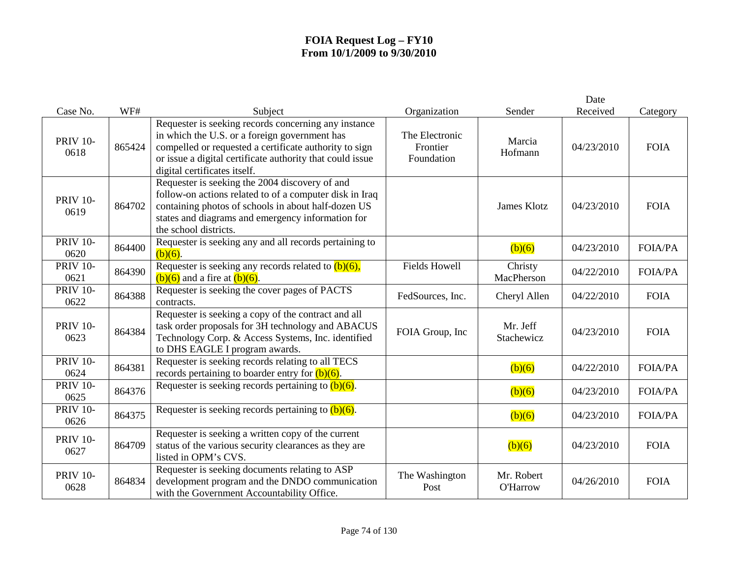# FOIA Request Log – FY10
## From 10/1/2009 to 9/30/2010

| Case No. | WF# | Subject | Organization | Sender | Date Received | Category |
|---|---|---|---|---|---|---|
| PRIV 10-0618 | 865424 | Requester is seeking records concerning any instance in which the U.S. or a foreign government has compelled or requested a certificate authority to sign or issue a digital certificate authority that could issue digital certificates itself. | The Electronic Frontier Foundation | Marcia Hofmann | 04/23/2010 | FOIA |
| PRIV 10-0619 | 864702 | Requester is seeking the 2004 discovery of and follow-on actions related to of a computer disk in Iraq containing photos of schools in about half-dozen US states and diagrams and emergency information for the school districts. | | James Klotz | 04/23/2010 | FOIA |
| PRIV 10-0620 | 864400 | Requester is seeking any and all records pertaining to (b)(6). | | (b)(6) | 04/23/2010 | FOIA/PA |
| PRIV 10-0621 | 864390 | Requester is seeking any records related to (b)(6), (b)(6) and a fire at (b)(6). | Fields Howell | Christy MacPherson | 04/22/2010 | FOIA/PA |
| PRIV 10-0622 | 864388 | Requester is seeking the cover pages of PACTS contracts. | FedSources, Inc. | Cheryl Allen | 04/22/2010 | FOIA |
| PRIV 10-0623 | 864384 | Requester is seeking a copy of the contract and all task order proposals for 3H technology and ABACUS Technology Corp. & Access Systems, Inc. identified to DHS EAGLE I program awards. | FOIA Group, Inc | Mr. Jeff Stachewicz | 04/23/2010 | FOIA |
| PRIV 10-0624 | 864381 | Requester is seeking records relating to all TECS records pertaining to boarder entry for (b)(6). | | (b)(6) | 04/22/2010 | FOIA/PA |
| PRIV 10-0625 | 864376 | Requester is seeking records pertaining to (b)(6). | | (b)(6) | 04/23/2010 | FOIA/PA |
| PRIV 10-0626 | 864375 | Requester is seeking records pertaining to (b)(6). | | (b)(6) | 04/23/2010 | FOIA/PA |
| PRIV 10-0627 | 864709 | Requester is seeking a written copy of the current status of the various security clearances as they are listed in OPM's CVS. | | (b)(6) | 04/23/2010 | FOIA |
| PRIV 10-0628 | 864834 | Requester is seeking documents relating to ASP development program and the DNDO communication with the Government Accountability Office. | The Washington Post | Mr. Robert O'Harrow | 04/26/2010 | FOIA |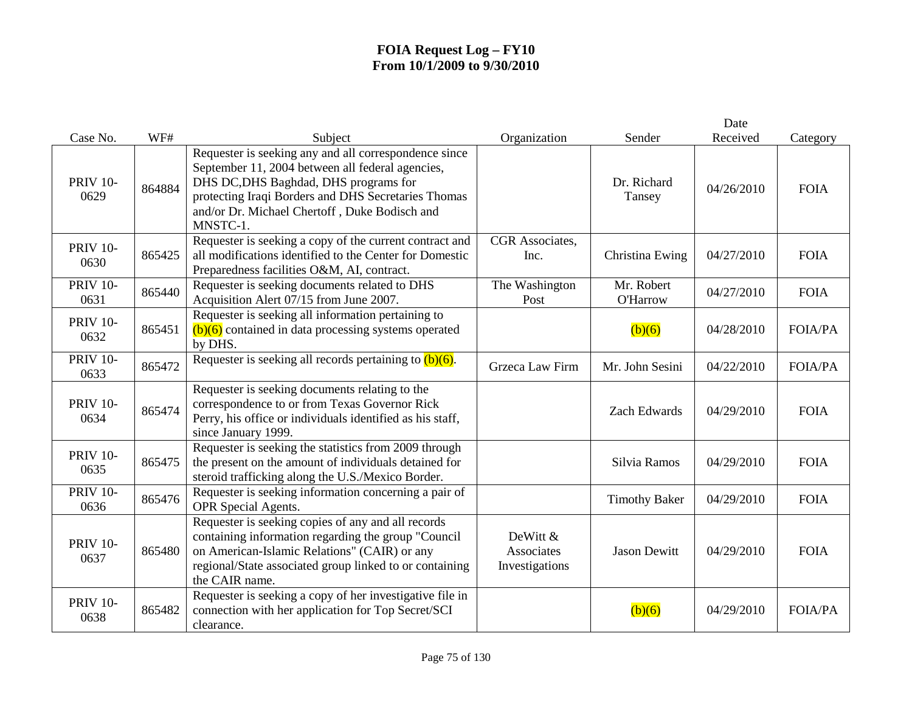# FOIA Request Log – FY10
## From 10/1/2009 to 9/30/2010

| Case No. | WF# | Subject | Organization | Sender | Date Received | Category |
|---|---|---|---|---|---|---|
| PRIV 10-0629 | 864884 | Requester is seeking any and all correspondence since September 11, 2004 between all federal agencies, DHS DC,DHS Baghdad, DHS programs for protecting Iraqi Borders and DHS Secretaries Thomas and/or Dr. Michael Chertoff , Duke Bodisch and MNSTC-1. | | Dr. Richard Tansey | 04/26/2010 | FOIA |
| PRIV 10-0630 | 865425 | Requester is seeking a copy of the current contract and all modifications identified to the Center for Domestic Preparedness facilities O&M, AI, contract. | CGR Associates, Inc. | Christina Ewing | 04/27/2010 | FOIA |
| PRIV 10-0631 | 865440 | Requester is seeking documents related to DHS Acquisition Alert 07/15 from June 2007. | The Washington Post | Mr. Robert O'Harrow | 04/27/2010 | FOIA |
| PRIV 10-0632 | 865451 | Requester is seeking all information pertaining to (b)(6) contained in data processing systems operated by DHS. | | (b)(6) | 04/28/2010 | FOIA/PA |
| PRIV 10-0633 | 865472 | Requester is seeking all records pertaining to (b)(6). | Grzeca Law Firm | Mr. John Sesini | 04/22/2010 | FOIA/PA |
| PRIV 10-0634 | 865474 | Requester is seeking documents relating to the correspondence to or from Texas Governor Rick Perry, his office or individuals identified as his staff, since January 1999. | | Zach Edwards | 04/29/2010 | FOIA |
| PRIV 10-0635 | 865475 | Requester is seeking the statistics from 2009 through the present on the amount of individuals detained for steroid trafficking along the U.S./Mexico Border. | | Silvia Ramos | 04/29/2010 | FOIA |
| PRIV 10-0636 | 865476 | Requester is seeking information concerning a pair of OPR Special Agents. | | Timothy Baker | 04/29/2010 | FOIA |
| PRIV 10-0637 | 865480 | Requester is seeking copies of any and all records containing information regarding the group "Council on American-Islamic Relations" (CAIR) or any regional/State associated group linked to or containing the CAIR name. | DeWitt & Associates Investigations | Jason Dewitt | 04/29/2010 | FOIA |
| PRIV 10-0638 | 865482 | Requester is seeking a copy of her investigative file in connection with her application for Top Secret/SCI clearance. | | (b)(6) | 04/29/2010 | FOIA/PA |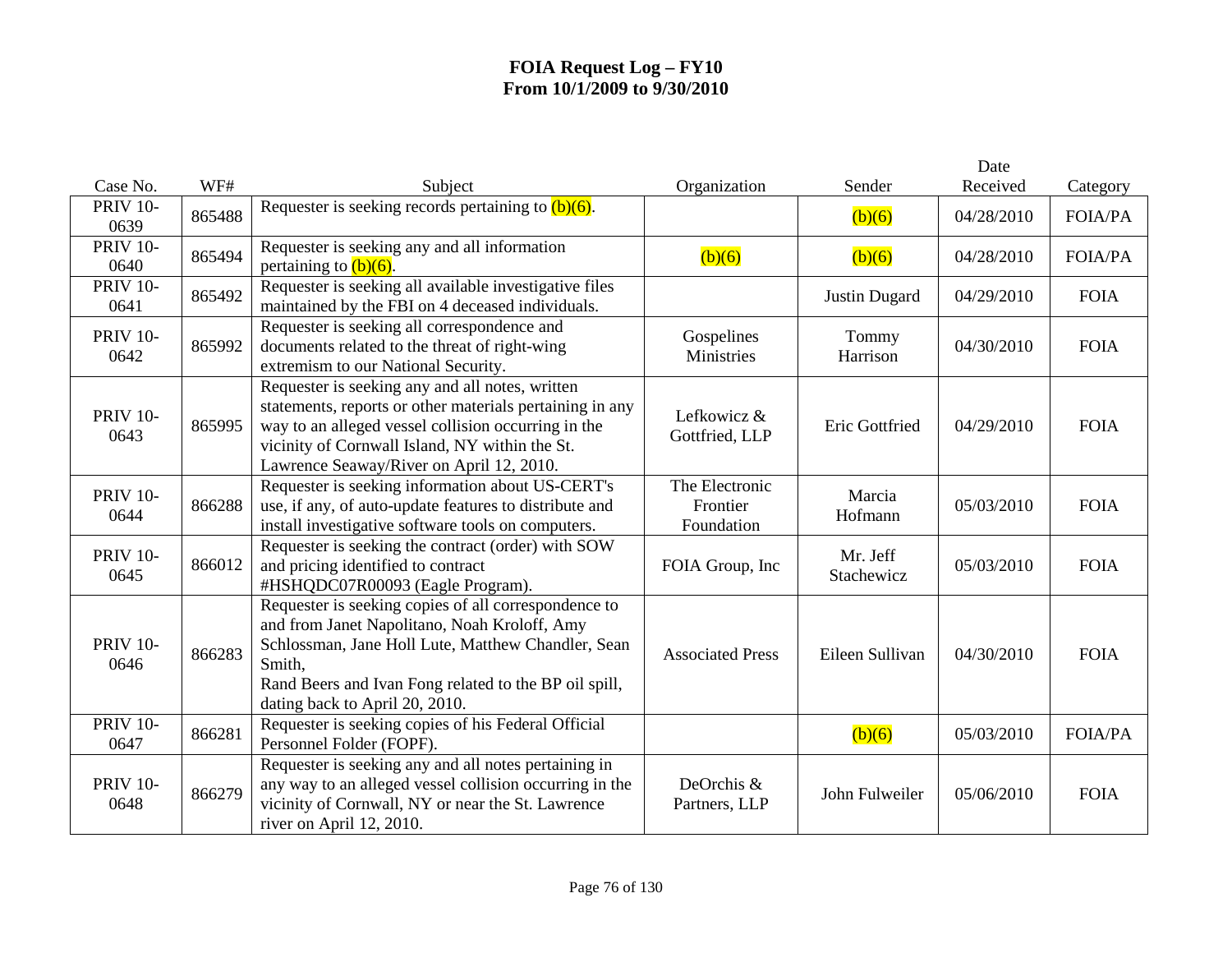# FOIA Request Log – FY10
## From 10/1/2009 to 9/30/2010

| Case No. | WF# | Subject | Organization | Sender | Date Received | Category |
|---|---|---|---|---|---|---|
| PRIV 10-0639 | 865488 | Requester is seeking records pertaining to (b)(6). | | (b)(6) | 04/28/2010 | FOIA/PA |
| PRIV 10-0640 | 865494 | Requester is seeking any and all information pertaining to (b)(6). | (b)(6) | (b)(6) | 04/28/2010 | FOIA/PA |
| PRIV 10-0641 | 865492 | Requester is seeking all available investigative files maintained by the FBI on 4 deceased individuals. | | Justin Dugard | 04/29/2010 | FOIA |
| PRIV 10-0642 | 865992 | Requester is seeking all correspondence and documents related to the threat of right-wing extremism to our National Security. | Gospelines Ministries | Tommy Harrison | 04/30/2010 | FOIA |
| PRIV 10-0643 | 865995 | Requester is seeking any and all notes, written statements, reports or other materials pertaining in any way to an alleged vessel collision occurring in the vicinity of Cornwall Island, NY within the St. Lawrence Seaway/River on April 12, 2010. | Lefkowicz & Gottfried, LLP | Eric Gottfried | 04/29/2010 | FOIA |
| PRIV 10-0644 | 866288 | Requester is seeking information about US-CERT's use, if any, of auto-update features to distribute and install investigative software tools on computers. | The Electronic Frontier Foundation | Marcia Hofmann | 05/03/2010 | FOIA |
| PRIV 10-0645 | 866012 | Requester is seeking the contract (order) with SOW and pricing identified to contract #HSHQDC07R00093 (Eagle Program). | FOIA Group, Inc | Mr. Jeff Stachewicz | 05/03/2010 | FOIA |
| PRIV 10-0646 | 866283 | Requester is seeking copies of all correspondence to and from Janet Napolitano, Noah Kroloff, Amy Schlossman, Jane Holl Lute, Matthew Chandler, Sean Smith, Rand Beers and Ivan Fong related to the BP oil spill, dating back to April 20, 2010. | Associated Press | Eileen Sullivan | 04/30/2010 | FOIA |
| PRIV 10-0647 | 866281 | Requester is seeking copies of his Federal Official Personnel Folder (FOPF). | | (b)(6) | 05/03/2010 | FOIA/PA |
| PRIV 10-0648 | 866279 | Requester is seeking any and all notes pertaining in any way to an alleged vessel collision occurring in the vicinity of Cornwall, NY or near the St. Lawrence river on April 12, 2010. | DeOrchis & Partners, LLP | John Fulweiler | 05/06/2010 | FOIA |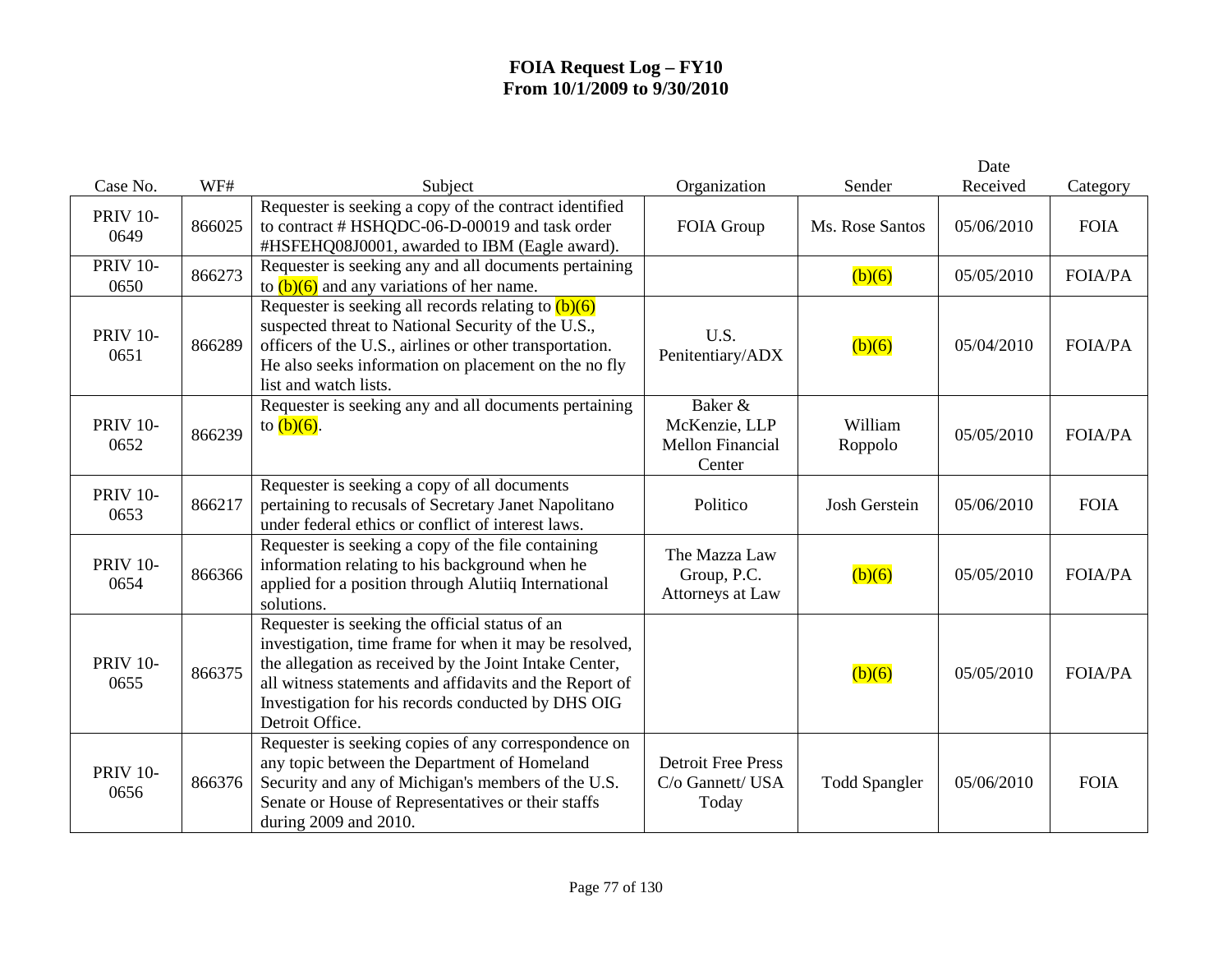# FOIA Request Log – FY10
## From 10/1/2009 to 9/30/2010

| Case No. | WF# | Subject | Organization | Sender | Date Received | Category |
|---|---|---|---|---|---|---|
| PRIV 10-0649 | 866025 | Requester is seeking a copy of the contract identified to contract # HSHQDC-06-D-00019 and task order #HSFEHQ08J0001, awarded to IBM (Eagle award). | FOIA Group | Ms. Rose Santos | 05/06/2010 | FOIA |
| PRIV 10-0650 | 866273 | Requester is seeking any and all documents pertaining to (b)(6) and any variations of her name. | | (b)(6) | 05/05/2010 | FOIA/PA |
| PRIV 10-0651 | 866289 | Requester is seeking all records relating to (b)(6) suspected threat to National Security of the U.S., officers of the U.S., airlines or other transportation. He also seeks information on placement on the no fly list and watch lists. | U.S. Penitentiary/ADX | (b)(6) | 05/04/2010 | FOIA/PA |
| PRIV 10-0652 | 866239 | Requester is seeking any and all documents pertaining to (b)(6). | Baker & McKenzie, LLP Mellon Financial Center | William Roppolo | 05/05/2010 | FOIA/PA |
| PRIV 10-0653 | 866217 | Requester is seeking a copy of all documents pertaining to recusals of Secretary Janet Napolitano under federal ethics or conflict of interest laws. | Politico | Josh Gerstein | 05/06/2010 | FOIA |
| PRIV 10-0654 | 866366 | Requester is seeking a copy of the file containing information relating to his background when he applied for a position through Alutiiq International solutions. | The Mazza Law Group, P.C. Attorneys at Law | (b)(6) | 05/05/2010 | FOIA/PA |
| PRIV 10-0655 | 866375 | Requester is seeking the official status of an investigation, time frame for when it may be resolved, the allegation as received by the Joint Intake Center, all witness statements and affidavits and the Report of Investigation for his records conducted by DHS OIG Detroit Office. | | (b)(6) | 05/05/2010 | FOIA/PA |
| PRIV 10-0656 | 866376 | Requester is seeking copies of any correspondence on any topic between the Department of Homeland Security and any of Michigan's members of the U.S. Senate or House of Representatives or their staffs during 2009 and 2010. | Detroit Free Press C/o Gannett/ USA Today | Todd Spangler | 05/06/2010 | FOIA |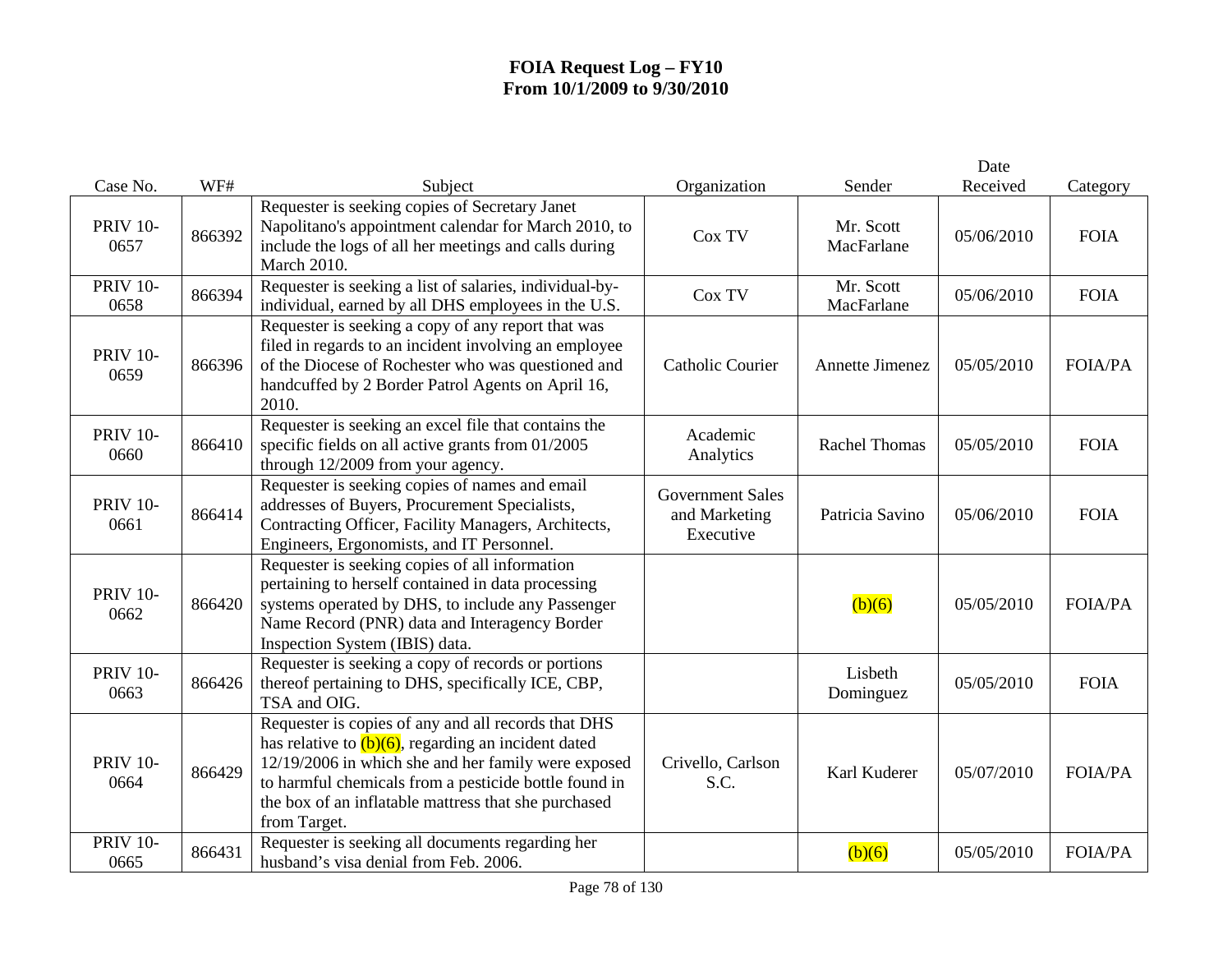# FOIA Request Log – FY10
# From 10/1/2009 to 9/30/2010

| Case No. | WF# | Subject | Organization | Sender | Date Received | Category |
|---|---|---|---|---|---|---|
| PRIV 10-0657 | 866392 | Requester is seeking copies of Secretary Janet Napolitano's appointment calendar for March 2010, to include the logs of all her meetings and calls during March 2010. | Cox TV | Mr. Scott MacFarlane | 05/06/2010 | FOIA |
| PRIV 10-0658 | 866394 | Requester is seeking a list of salaries, individual-by-individual, earned by all DHS employees in the U.S. | Cox TV | Mr. Scott MacFarlane | 05/06/2010 | FOIA |
| PRIV 10-0659 | 866396 | Requester is seeking a copy of any report that was filed in regards to an incident involving an employee of the Diocese of Rochester who was questioned and handcuffed by 2 Border Patrol Agents on April 16, 2010. | Catholic Courier | Annette Jimenez | 05/05/2010 | FOIA/PA |
| PRIV 10-0660 | 866410 | Requester is seeking an excel file that contains the specific fields on all active grants from 01/2005 through 12/2009 from your agency. | Academic Analytics | Rachel Thomas | 05/05/2010 | FOIA |
| PRIV 10-0661 | 866414 | Requester is seeking copies of names and email addresses of Buyers, Procurement Specialists, Contracting Officer, Facility Managers, Architects, Engineers, Ergonomists, and IT Personnel. | Government Sales and Marketing Executive | Patricia Savino | 05/06/2010 | FOIA |
| PRIV 10-0662 | 866420 | Requester is seeking copies of all information pertaining to herself contained in data processing systems operated by DHS, to include any Passenger Name Record (PNR) data and Interagency Border Inspection System (IBIS) data. | | (b)(6) | 05/05/2010 | FOIA/PA |
| PRIV 10-0663 | 866426 | Requester is seeking a copy of records or portions thereof pertaining to DHS, specifically ICE, CBP, TSA and OIG. | | Lisbeth Dominguez | 05/05/2010 | FOIA |
| PRIV 10-0664 | 866429 | Requester is copies of any and all records that DHS has relative to (b)(6), regarding an incident dated 12/19/2006 in which she and her family were exposed to harmful chemicals from a pesticide bottle found in the box of an inflatable mattress that she purchased from Target. | Crivello, Carlson S.C. | Karl Kuderer | 05/07/2010 | FOIA/PA |
| PRIV 10-0665 | 866431 | Requester is seeking all documents regarding her husband's visa denial from Feb. 2006. | | (b)(6) | 05/05/2010 | FOIA/PA |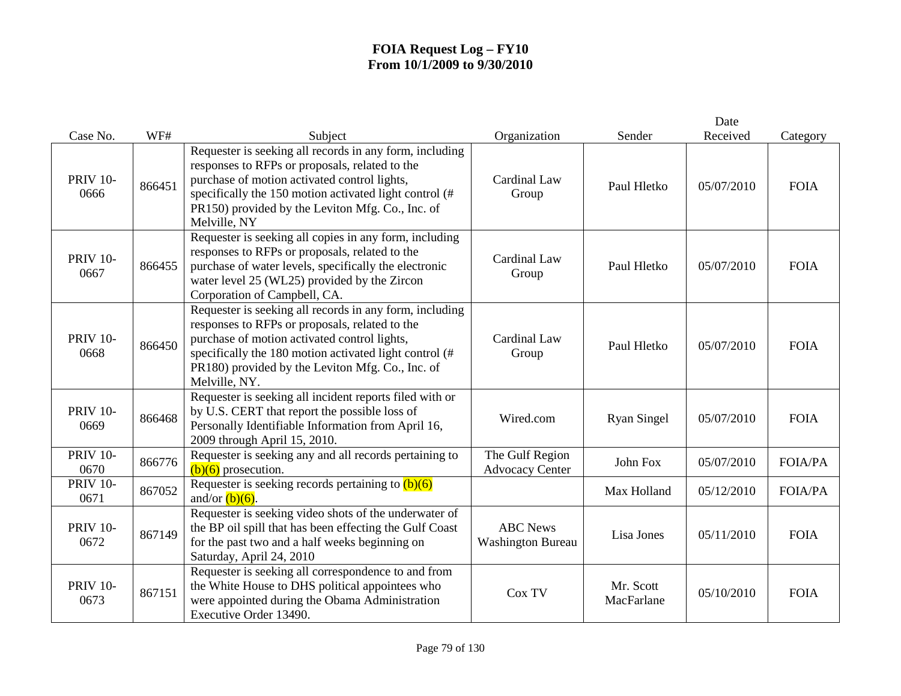# FOIA Request Log – FY10
# From 10/1/2009 to 9/30/2010

| Case No. | WF# | Subject | Organization | Sender | Date Received | Category |
|---|---|---|---|---|---|---|
| PRIV 10-0666 | 866451 | Requester is seeking all records in any form, including responses to RFPs or proposals, related to the purchase of motion activated control lights, specifically the 150 motion activated light control (# PR150) provided by the Leviton Mfg. Co., Inc. of Melville, NY | Cardinal Law Group | Paul Hletko | 05/07/2010 | FOIA |
| PRIV 10-0667 | 866455 | Requester is seeking all copies in any form, including responses to RFPs or proposals, related to the purchase of water levels, specifically the electronic water level 25 (WL25) provided by the Zircon Corporation of Campbell, CA. | Cardinal Law Group | Paul Hletko | 05/07/2010 | FOIA |
| PRIV 10-0668 | 866450 | Requester is seeking all records in any form, including responses to RFPs or proposals, related to the purchase of motion activated control lights, specifically the 180 motion activated light control (# PR180) provided by the Leviton Mfg. Co., Inc. of Melville, NY. | Cardinal Law Group | Paul Hletko | 05/07/2010 | FOIA |
| PRIV 10-0669 | 866468 | Requester is seeking all incident reports filed with or by U.S. CERT that report the possible loss of Personally Identifiable Information from April 16, 2009 through April 15, 2010. | Wired.com | Ryan Singel | 05/07/2010 | FOIA |
| PRIV 10-0670 | 866776 | Requester is seeking any and all records pertaining to (b)(6) prosecution. | The Gulf Region Advocacy Center | John Fox | 05/07/2010 | FOIA/PA |
| PRIV 10-0671 | 867052 | Requester is seeking records pertaining to (b)(6) and/or (b)(6). | | Max Holland | 05/12/2010 | FOIA/PA |
| PRIV 10-0672 | 867149 | Requester is seeking video shots of the underwater of the BP oil spill that has been effecting the Gulf Coast for the past two and a half weeks beginning on Saturday, April 24, 2010 | ABC News Washington Bureau | Lisa Jones | 05/11/2010 | FOIA |
| PRIV 10-0673 | 867151 | Requester is seeking all correspondence to and from the White House to DHS political appointees who were appointed during the Obama Administration Executive Order 13490. | Cox TV | Mr. Scott MacFarlane | 05/10/2010 | FOIA |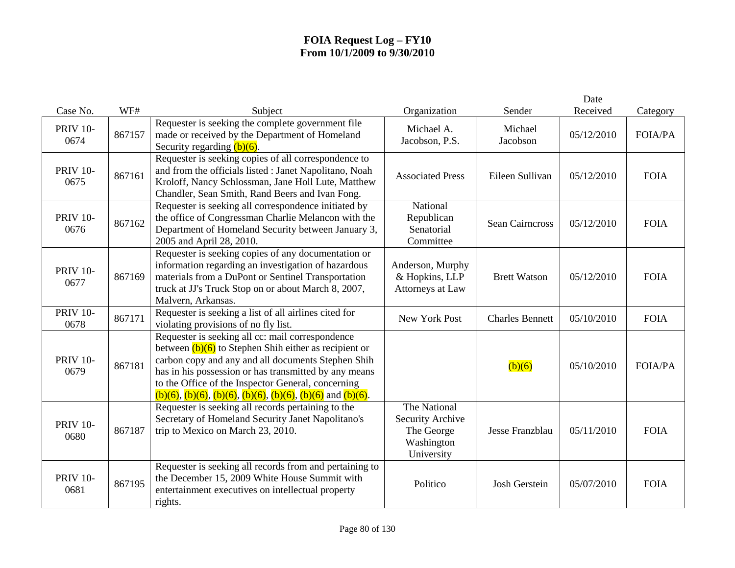# FOIA Request Log – FY10
# From 10/1/2009 to 9/30/2010

| Case No. | WF# | Subject | Organization | Sender | Date Received | Category |
|---|---|---|---|---|---|---|
| PRIV 10-0674 | 867157 | Requester is seeking the complete government file made or received by the Department of Homeland Security regarding (b)(6). | Michael A. Jacobson, P.S. | Michael Jacobson | 05/12/2010 | FOIA/PA |
| PRIV 10-0675 | 867161 | Requester is seeking copies of all correspondence to and from the officials listed : Janet Napolitano, Noah Kroloff, Nancy Schlossman, Jane Holl Lute, Matthew Chandler, Sean Smith, Rand Beers and Ivan Fong. | Associated Press | Eileen Sullivan | 05/12/2010 | FOIA |
| PRIV 10-0676 | 867162 | Requester is seeking all correspondence initiated by the office of Congressman Charlie Melancon with the Department of Homeland Security between January 3, 2005 and April 28, 2010. | National Republican Senatorial Committee | Sean Cairncross | 05/12/2010 | FOIA |
| PRIV 10-0677 | 867169 | Requester is seeking copies of any documentation or information regarding an investigation of hazardous materials from a DuPont or Sentinel Transportation truck at JJ's Truck Stop on or about March 8, 2007, Malvern, Arkansas. | Anderson, Murphy & Hopkins, LLP Attorneys at Law | Brett Watson | 05/12/2010 | FOIA |
| PRIV 10-0678 | 867171 | Requester is seeking a list of all airlines cited for violating provisions of no fly list. | New York Post | Charles Bennett | 05/10/2010 | FOIA |
| PRIV 10-0679 | 867181 | Requester is seeking all cc: mail correspondence between (b)(6) to Stephen Shih either as recipient or carbon copy and any and all documents Stephen Shih has in his possession or has transmitted by any means to the Office of the Inspector General, concerning (b)(6), (b)(6), (b)(6), (b)(6), (b)(6), (b)(6) and (b)(6). | | (b)(6) | 05/10/2010 | FOIA/PA |
| PRIV 10-0680 | 867187 | Requester is seeking all records pertaining to the Secretary of Homeland Security Janet Napolitano's trip to Mexico on March 23, 2010. | The National Security Archive The George Washington University | Jesse Franzblau | 05/11/2010 | FOIA |
| PRIV 10-0681 | 867195 | Requester is seeking all records from and pertaining to the December 15, 2009 White House Summit with entertainment executives on intellectual property rights. | Politico | Josh Gerstein | 05/07/2010 | FOIA |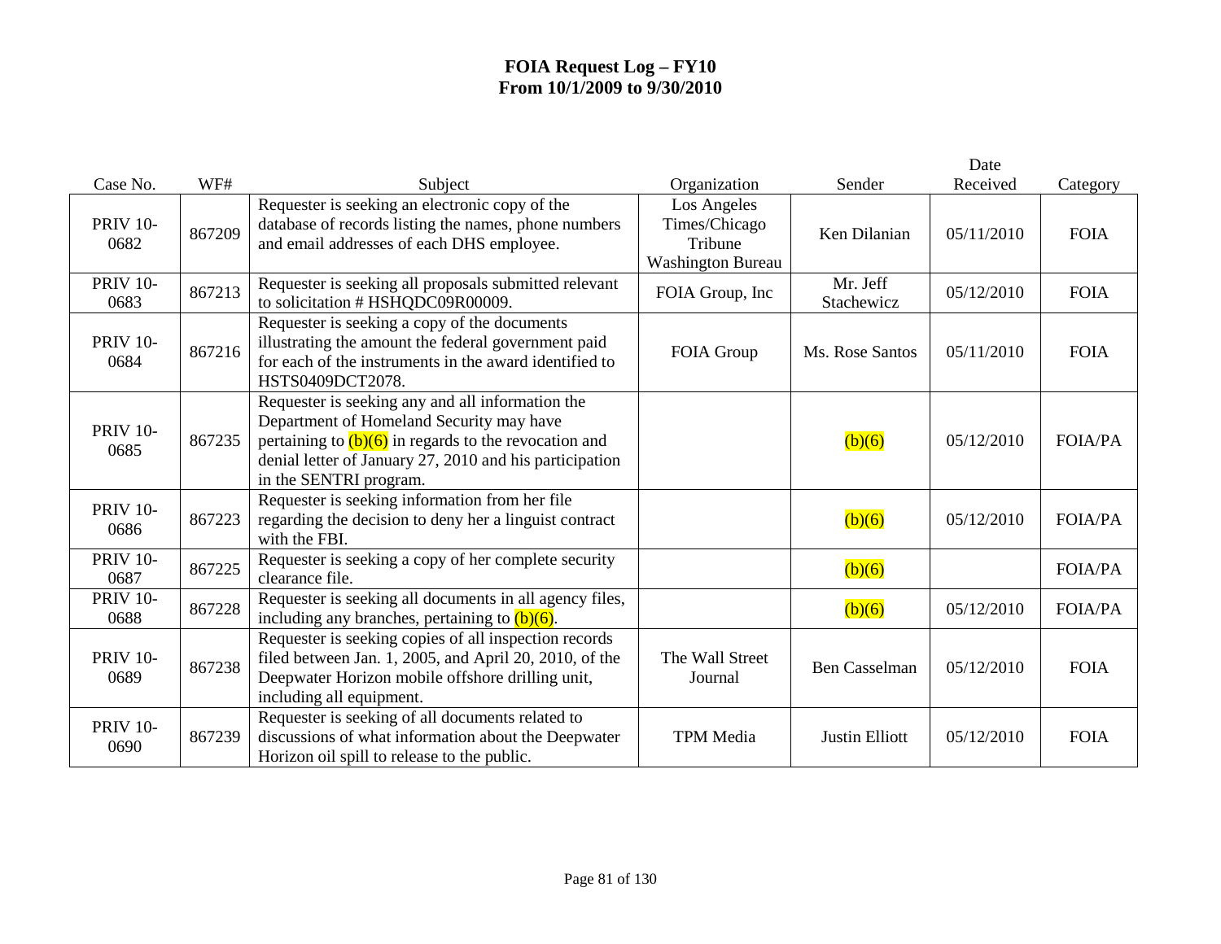**FOIA Request Log – FY10**
**From 10/1/2009 to 9/30/2010**

| Case No. | WF# | Subject | Organization | Sender | Date Received | Category |
|---|---|---|---|---|---|---|
| PRIV 10-0682 | 867209 | Requester is seeking an electronic copy of the database of records listing the names, phone numbers and email addresses of each DHS employee. | Los Angeles Times/Chicago Tribune Washington Bureau | Ken Dilanian | 05/11/2010 | FOIA |
| PRIV 10-0683 | 867213 | Requester is seeking all proposals submitted relevant to solicitation # HSHQDC09R00009. | FOIA Group, Inc | Mr. Jeff Stachewicz | 05/12/2010 | FOIA |
| PRIV 10-0684 | 867216 | Requester is seeking a copy of the documents illustrating the amount the federal government paid for each of the instruments in the award identified to HSTS0409DCT2078. | FOIA Group | Ms. Rose Santos | 05/11/2010 | FOIA |
| PRIV 10-0685 | 867235 | Requester is seeking any and all information the Department of Homeland Security may have pertaining to (b)(6) in regards to the revocation and denial letter of January 27, 2010 and his participation in the SENTRI program. | | (b)(6) | 05/12/2010 | FOIA/PA |
| PRIV 10-0686 | 867223 | Requester is seeking information from her file regarding the decision to deny her a linguist contract with the FBI. | | (b)(6) | 05/12/2010 | FOIA/PA |
| PRIV 10-0687 | 867225 | Requester is seeking a copy of her complete security clearance file. | | (b)(6) | | FOIA/PA |
| PRIV 10-0688 | 867228 | Requester is seeking all documents in all agency files, including any branches, pertaining to (b)(6). | | (b)(6) | 05/12/2010 | FOIA/PA |
| PRIV 10-0689 | 867238 | Requester is seeking copies of all inspection records filed between Jan. 1, 2005, and April 20, 2010, of the Deepwater Horizon mobile offshore drilling unit, including all equipment. | The Wall Street Journal | Ben Casselman | 05/12/2010 | FOIA |
| PRIV 10-0690 | 867239 | Requester is seeking of all documents related to discussions of what information about the Deepwater Horizon oil spill to release to the public. | TPM Media | Justin Elliott | 05/12/2010 | FOIA |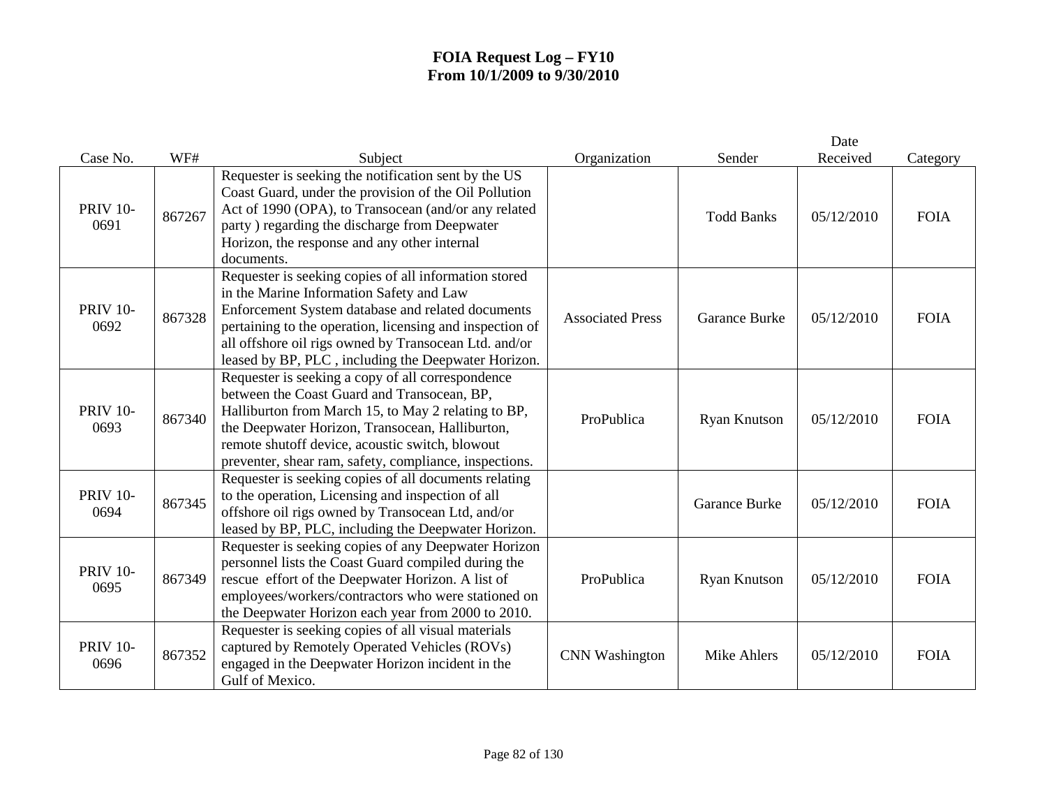# FOIA Request Log – FY10
## From 10/1/2009 to 9/30/2010

| Case No. | WF# | Subject | Organization | Sender | Date Received | Category |
|---|---|---|---|---|---|---|
| PRIV 10-0691 | 867267 | Requester is seeking the notification sent by the US Coast Guard, under the provision of the Oil Pollution Act of 1990 (OPA), to Transocean (and/or any related party ) regarding the discharge from Deepwater Horizon, the response and any other internal documents. | | Todd Banks | 05/12/2010 | FOIA |
| PRIV 10-0692 | 867328 | Requester is seeking copies of all information stored in the Marine Information Safety and Law Enforcement System database and related documents pertaining to the operation, licensing and inspection of all offshore oil rigs owned by Transocean Ltd. and/or leased by BP, PLC , including the Deepwater Horizon. | Associated Press | Garance Burke | 05/12/2010 | FOIA |
| PRIV 10-0693 | 867340 | Requester is seeking a copy of all correspondence between the Coast Guard and Transocean, BP, Halliburton from March 15, to May 2 relating to BP, the Deepwater Horizon, Transocean, Halliburton, remote shutoff device, acoustic switch, blowout preventer, shear ram, safety, compliance, inspections. | ProPublica | Ryan Knutson | 05/12/2010 | FOIA |
| PRIV 10-0694 | 867345 | Requester is seeking copies of all documents relating to the operation, Licensing and inspection of all offshore oil rigs owned by Transocean Ltd, and/or leased by BP, PLC, including the Deepwater Horizon. | | Garance Burke | 05/12/2010 | FOIA |
| PRIV 10-0695 | 867349 | Requester is seeking copies of any Deepwater Horizon personnel lists the Coast Guard compiled during the rescue effort of the Deepwater Horizon. A list of employees/workers/contractors who were stationed on the Deepwater Horizon each year from 2000 to 2010. | ProPublica | Ryan Knutson | 05/12/2010 | FOIA |
| PRIV 10-0696 | 867352 | Requester is seeking copies of all visual materials captured by Remotely Operated Vehicles (ROVs) engaged in the Deepwater Horizon incident in the Gulf of Mexico. | CNN Washington | Mike Ahlers | 05/12/2010 | FOIA |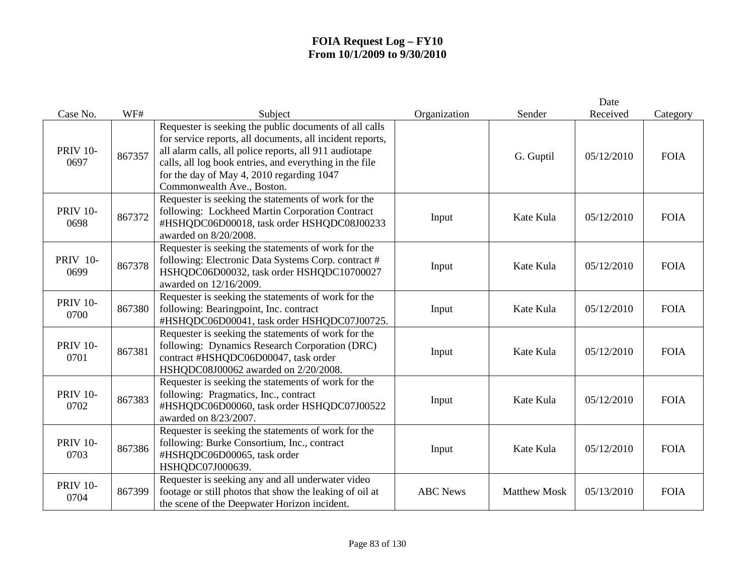**FOIA Request Log – FY10**
**From 10/1/2009 to 9/30/2010**

| Case No. | WF# | Subject | Organization | Sender | Date Received | Category |
|---|---|---|---|---|---|---|
| PRIV 10-0697 | 867357 | Requester is seeking the public documents of all calls for service reports, all documents, all incident reports, all alarm calls, all police reports, all 911 audiotape calls, all log book entries, and everything in the file for the day of May 4, 2010 regarding 1047 Commonwealth Ave., Boston. | | G. Guptil | 05/12/2010 | FOIA |
| PRIV 10-0698 | 867372 | Requester is seeking the statements of work for the following: Lockheed Martin Corporation Contract #HSHQDC06D00018, task order HSHQDC08J00233 awarded on 8/20/2008. | Input | Kate Kula | 05/12/2010 | FOIA |
| PRIV 10-0699 | 867378 | Requester is seeking the statements of work for the following: Electronic Data Systems Corp. contract # HSHQDC06D00032, task order HSHQDC10700027 awarded on 12/16/2009. | Input | Kate Kula | 05/12/2010 | FOIA |
| PRIV 10-0700 | 867380 | Requester is seeking the statements of work for the following: Bearingpoint, Inc. contract #HSHQDC06D00041, task order HSHQDC07J00725. | Input | Kate Kula | 05/12/2010 | FOIA |
| PRIV 10-0701 | 867381 | Requester is seeking the statements of work for the following: Dynamics Research Corporation (DRC) contract #HSHQDC06D00047, task order HSHQDC08J00062 awarded on 2/20/2008. | Input | Kate Kula | 05/12/2010 | FOIA |
| PRIV 10-0702 | 867383 | Requester is seeking the statements of work for the following: Pragmatics, Inc., contract #HSHQDC06D00060, task order HSHQDC07J00522 awarded on 8/23/2007. | Input | Kate Kula | 05/12/2010 | FOIA |
| PRIV 10-0703 | 867386 | Requester is seeking the statements of work for the following: Burke Consortium, Inc., contract #HSHQDC06D00065, task order HSHQDC07J000639. | Input | Kate Kula | 05/12/2010 | FOIA |
| PRIV 10-0704 | 867399 | Requester is seeking any and all underwater video footage or still photos that show the leaking of oil at the scene of the Deepwater Horizon incident. | ABC News | Matthew Mosk | 05/13/2010 | FOIA |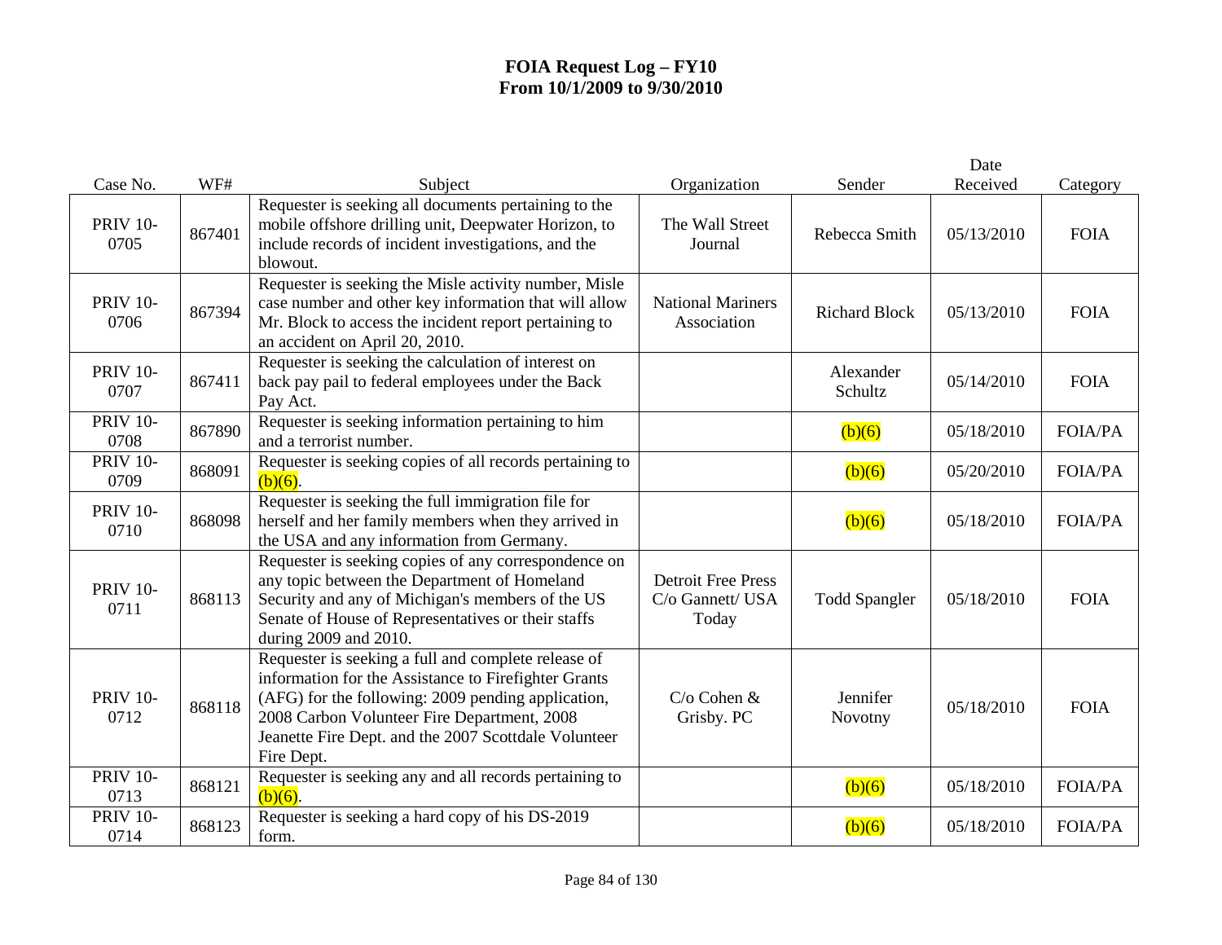# FOIA Request Log – FY10
## From 10/1/2009 to 9/30/2010

| Case No. | WF# | Subject | Organization | Sender | Date Received | Category |
|---|---|---|---|---|---|---|
| PRIV 10-0705 | 867401 | Requester is seeking all documents pertaining to the mobile offshore drilling unit, Deepwater Horizon, to include records of incident investigations, and the blowout. | The Wall Street Journal | Rebecca Smith | 05/13/2010 | FOIA |
| PRIV 10-0706 | 867394 | Requester is seeking the Misle activity number, Misle case number and other key information that will allow Mr. Block to access the incident report pertaining to an accident on April 20, 2010. | National Mariners Association | Richard Block | 05/13/2010 | FOIA |
| PRIV 10-0707 | 867411 | Requester is seeking the calculation of interest on back pay pail to federal employees under the Back Pay Act. | | Alexander Schultz | 05/14/2010 | FOIA |
| PRIV 10-0708 | 867890 | Requester is seeking information pertaining to him and a terrorist number. | | (b)(6) | 05/18/2010 | FOIA/PA |
| PRIV 10-0709 | 868091 | Requester is seeking copies of all records pertaining to (b)(6). | | (b)(6) | 05/20/2010 | FOIA/PA |
| PRIV 10-0710 | 868098 | Requester is seeking the full immigration file for herself and her family members when they arrived in the USA and any information from Germany. | | (b)(6) | 05/18/2010 | FOIA/PA |
| PRIV 10-0711 | 868113 | Requester is seeking copies of any correspondence on any topic between the Department of Homeland Security and any of Michigan's members of the US Senate of House of Representatives or their staffs during 2009 and 2010. | Detroit Free Press C/o Gannett/ USA Today | Todd Spangler | 05/18/2010 | FOIA |
| PRIV 10-0712 | 868118 | Requester is seeking a full and complete release of information for the Assistance to Firefighter Grants (AFG) for the following: 2009 pending application, 2008 Carbon Volunteer Fire Department, 2008 Jeanette Fire Dept. and the 2007 Scottdale Volunteer Fire Dept. | C/o Cohen & Grisby. PC | Jennifer Novotny | 05/18/2010 | FOIA |
| PRIV 10-0713 | 868121 | Requester is seeking any and all records pertaining to (b)(6). | | (b)(6) | 05/18/2010 | FOIA/PA |
| PRIV 10-0714 | 868123 | Requester is seeking a hard copy of his DS-2019 form. | | (b)(6) | 05/18/2010 | FOIA/PA |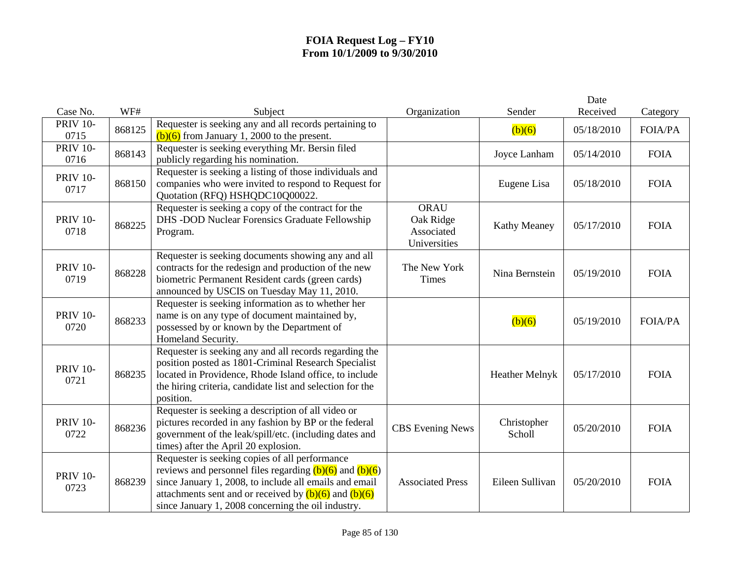# FOIA Request Log – FY10
# From 10/1/2009 to 9/30/2010

| Case No. | WF# | Subject | Organization | Sender | Date Received | Category |
|---|---|---|---|---|---|---|
| PRIV 10-0715 | 868125 | Requester is seeking any and all records pertaining to (b)(6) from January 1, 2000 to the present. | | (b)(6) | 05/18/2010 | FOIA/PA |
| PRIV 10-0716 | 868143 | Requester is seeking everything Mr. Bersin filed publicly regarding his nomination. | | Joyce Lanham | 05/14/2010 | FOIA |
| PRIV 10-0717 | 868150 | Requester is seeking a listing of those individuals and companies who were invited to respond to Request for Quotation (RFQ) HSHQDC10Q00022. | | Eugene Lisa | 05/18/2010 | FOIA |
| PRIV 10-0718 | 868225 | Requester is seeking a copy of the contract for the DHS -DOD Nuclear Forensics Graduate Fellowship Program. | ORAU Oak Ridge Associated Universities | Kathy Meaney | 05/17/2010 | FOIA |
| PRIV 10-0719 | 868228 | Requester is seeking documents showing any and all contracts for the redesign and production of the new biometric Permanent Resident cards (green cards) announced by USCIS on Tuesday May 11, 2010. | The New York Times | Nina Bernstein | 05/19/2010 | FOIA |
| PRIV 10-0720 | 868233 | Requester is seeking information as to whether her name is on any type of document maintained by, possessed by or known by the Department of Homeland Security. | | (b)(6) | 05/19/2010 | FOIA/PA |
| PRIV 10-0721 | 868235 | Requester is seeking any and all records regarding the position posted as 1801-Criminal Research Specialist located in Providence, Rhode Island office, to include the hiring criteria, candidate list and selection for the position. | | Heather Melnyk | 05/17/2010 | FOIA |
| PRIV 10-0722 | 868236 | Requester is seeking a description of all video or pictures recorded in any fashion by BP or the federal government of the leak/spill/etc. (including dates and times) after the April 20 explosion. | CBS Evening News | Christopher Scholl | 05/20/2010 | FOIA |
| PRIV 10-0723 | 868239 | Requester is seeking copies of all performance reviews and personnel files regarding (b)(6) and (b)(6) since January 1, 2008, to include all emails and email attachments sent and or received by (b)(6) and (b)(6) since January 1, 2008 concerning the oil industry. | Associated Press | Eileen Sullivan | 05/20/2010 | FOIA |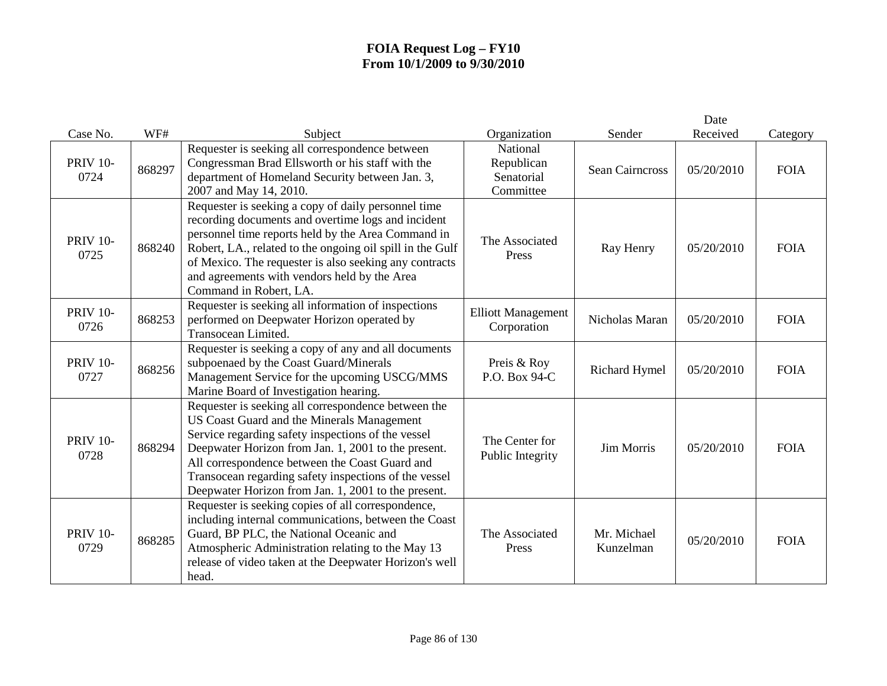# FOIA Request Log – FY10
# From 10/1/2009 to 9/30/2010

| Case No. | WF# | Subject | Organization | Sender | Date Received | Category |
|---|---|---|---|---|---|---|
| PRIV 10-0724 | 868297 | Requester is seeking all correspondence between Congressman Brad Ellsworth or his staff with the department of Homeland Security between Jan. 3, 2007 and May 14, 2010. | National Republican Senatorial Committee | Sean Cairncross | 05/20/2010 | FOIA |
| PRIV 10-0725 | 868240 | Requester is seeking a copy of daily personnel time recording documents and overtime logs and incident personnel time reports held by the Area Command in Robert, LA., related to the ongoing oil spill in the Gulf of Mexico. The requester is also seeking any contracts and agreements with vendors held by the Area Command in Robert, LA. | The Associated Press | Ray Henry | 05/20/2010 | FOIA |
| PRIV 10-0726 | 868253 | Requester is seeking all information of inspections performed on Deepwater Horizon operated by Transocean Limited. | Elliott Management Corporation | Nicholas Maran | 05/20/2010 | FOIA |
| PRIV 10-0727 | 868256 | Requester is seeking a copy of any and all documents subpoenaed by the Coast Guard/Minerals Management Service for the upcoming USCG/MMS Marine Board of Investigation hearing. | Preis & Roy P.O. Box 94-C | Richard Hymel | 05/20/2010 | FOIA |
| PRIV 10-0728 | 868294 | Requester is seeking all correspondence between the US Coast Guard and the Minerals Management Service regarding safety inspections of the vessel Deepwater Horizon from Jan. 1, 2001 to the present. All correspondence between the Coast Guard and Transocean regarding safety inspections of the vessel Deepwater Horizon from Jan. 1, 2001 to the present. | The Center for Public Integrity | Jim Morris | 05/20/2010 | FOIA |
| PRIV 10-0729 | 868285 | Requester is seeking copies of all correspondence, including internal communications, between the Coast Guard, BP PLC, the National Oceanic and Atmospheric Administration relating to the May 13 release of video taken at the Deepwater Horizon's well head. | The Associated Press | Mr. Michael Kunzelman | 05/20/2010 | FOIA |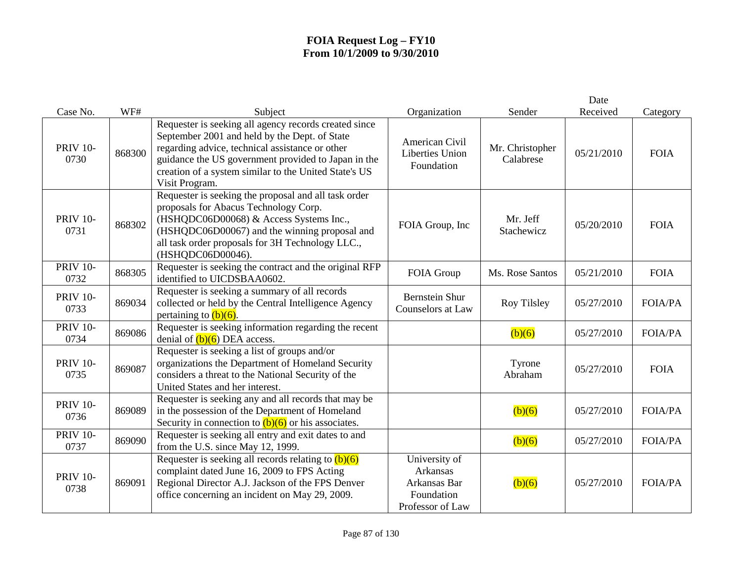# FOIA Request Log – FY10
## From 10/1/2009 to 9/30/2010

| Case No. | WF# | Subject | Organization | Sender | Date Received | Category |
|---|---|---|---|---|---|---|
| PRIV 10-0730 | 868300 | Requester is seeking all agency records created since September 2001 and held by the Dept. of State regarding advice, technical assistance or other guidance the US government provided to Japan in the creation of a system similar to the United State's US Visit Program. | American Civil Liberties Union Foundation | Mr. Christopher Calabrese | 05/21/2010 | FOIA |
| PRIV 10-0731 | 868302 | Requester is seeking the proposal and all task order proposals for Abacus Technology Corp. (HSHQDC06D00068) & Access Systems Inc., (HSHQDC06D00067) and the winning proposal and all task order proposals for 3H Technology LLC., (HSHQDC06D00046). | FOIA Group, Inc | Mr. Jeff Stachewicz | 05/20/2010 | FOIA |
| PRIV 10-0732 | 868305 | Requester is seeking the contract and the original RFP identified to UICDSBAA0602. | FOIA Group | Ms. Rose Santos | 05/21/2010 | FOIA |
| PRIV 10-0733 | 869034 | Requester is seeking a summary of all records collected or held by the Central Intelligence Agency pertaining to (b)(6). | Bernstein Shur Counselors at Law | Roy Tilsley | 05/27/2010 | FOIA/PA |
| PRIV 10-0734 | 869086 | Requester is seeking information regarding the recent denial of (b)(6) DEA access. | | (b)(6) | 05/27/2010 | FOIA/PA |
| PRIV 10-0735 | 869087 | Requester is seeking a list of groups and/or organizations the Department of Homeland Security considers a threat to the National Security of the United States and her interest. | | Tyrone Abraham | 05/27/2010 | FOIA |
| PRIV 10-0736 | 869089 | Requester is seeking any and all records that may be in the possession of the Department of Homeland Security in connection to (b)(6) or his associates. | | (b)(6) | 05/27/2010 | FOIA/PA |
| PRIV 10-0737 | 869090 | Requester is seeking all entry and exit dates to and from the U.S. since May 12, 1999. | | (b)(6) | 05/27/2010 | FOIA/PA |
| PRIV 10-0738 | 869091 | Requester is seeking all records relating to (b)(6) complaint dated June 16, 2009 to FPS Acting Regional Director A.J. Jackson of the FPS Denver office concerning an incident on May 29, 2009. | University of Arkansas Arkansas Bar Foundation Professor of Law | (b)(6) | 05/27/2010 | FOIA/PA |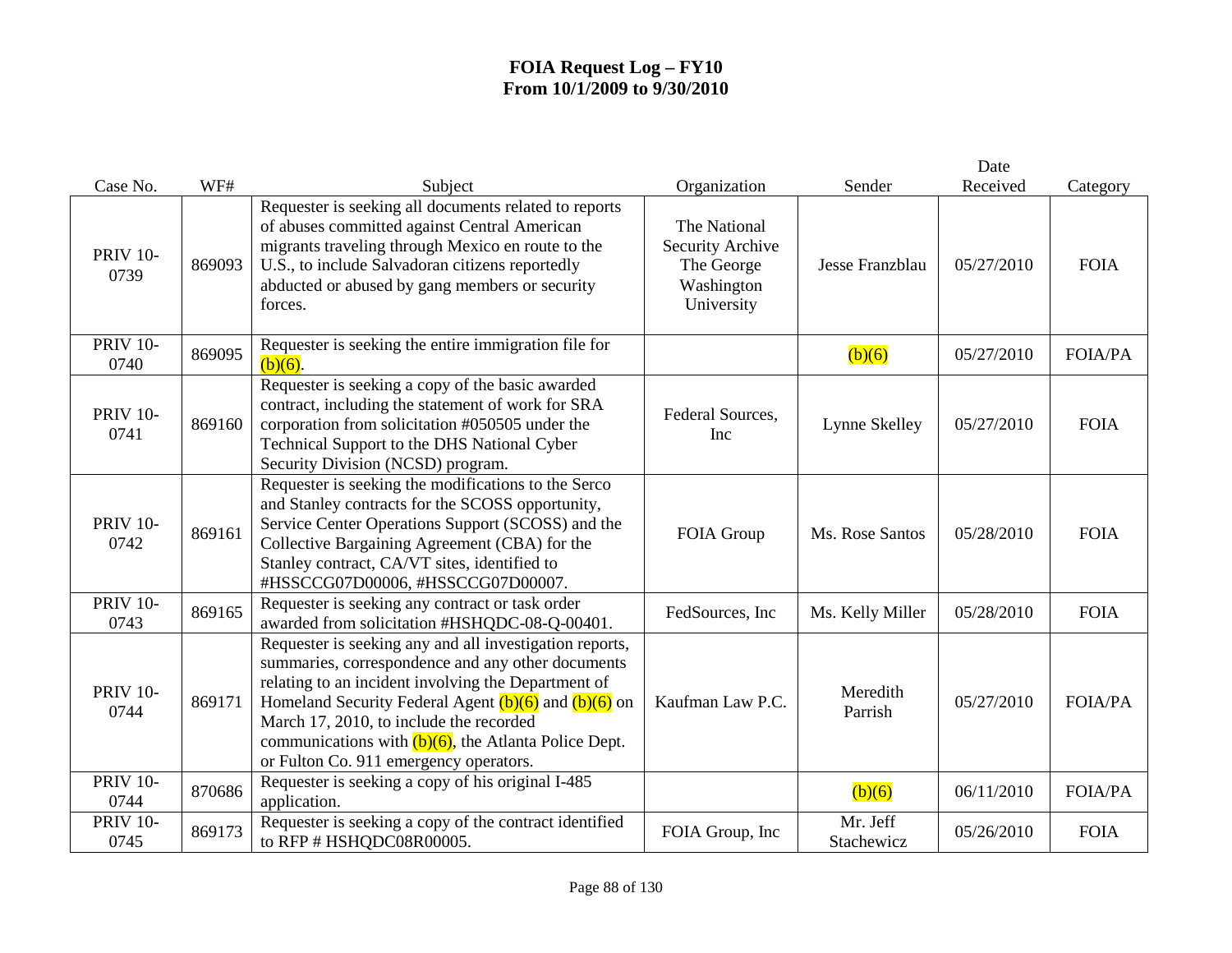# FOIA Request Log – FY10
# From 10/1/2009 to 9/30/2010

| Case No. | WF# | Subject | Organization | Sender | Date Received | Category |
|---|---|---|---|---|---|---|
| PRIV 10-0739 | 869093 | Requester is seeking all documents related to reports of abuses committed against Central American migrants traveling through Mexico en route to the U.S., to include Salvadoran citizens reportedly abducted or abused by gang members or security forces. | The National Security Archive The George Washington University | Jesse Franzblau | 05/27/2010 | FOIA |
| PRIV 10-0740 | 869095 | Requester is seeking the entire immigration file for (b)(6). | | (b)(6) | 05/27/2010 | FOIA/PA |
| PRIV 10-0741 | 869160 | Requester is seeking a copy of the basic awarded contract, including the statement of work for SRA corporation from solicitation #050505 under the Technical Support to the DHS National Cyber Security Division (NCSD) program. | Federal Sources, Inc | Lynne Skelley | 05/27/2010 | FOIA |
| PRIV 10-0742 | 869161 | Requester is seeking the modifications to the Serco and Stanley contracts for the SCOSS opportunity, Service Center Operations Support (SCOSS) and the Collective Bargaining Agreement (CBA) for the Stanley contract, CA/VT sites, identified to #HSSCCG07D00006, #HSSCCG07D00007. | FOIA Group | Ms. Rose Santos | 05/28/2010 | FOIA |
| PRIV 10-0743 | 869165 | Requester is seeking any contract or task order awarded from solicitation #HSHQDC-08-Q-00401. | FedSources, Inc | Ms. Kelly Miller | 05/28/2010 | FOIA |
| PRIV 10-0744 | 869171 | Requester is seeking any and all investigation reports, summaries, correspondence and any other documents relating to an incident involving the Department of Homeland Security Federal Agent (b)(6) and (b)(6) on March 17, 2010, to include the recorded communications with (b)(6), the Atlanta Police Dept. or Fulton Co. 911 emergency operators. | Kaufman Law P.C. | Meredith Parrish | 05/27/2010 | FOIA/PA |
| PRIV 10-0744 | 870686 | Requester is seeking a copy of his original I-485 application. | | (b)(6) | 06/11/2010 | FOIA/PA |
| PRIV 10-0745 | 869173 | Requester is seeking a copy of the contract identified to RFP # HSHQDC08R00005. | FOIA Group, Inc | Mr. Jeff Stachewicz | 05/26/2010 | FOIA |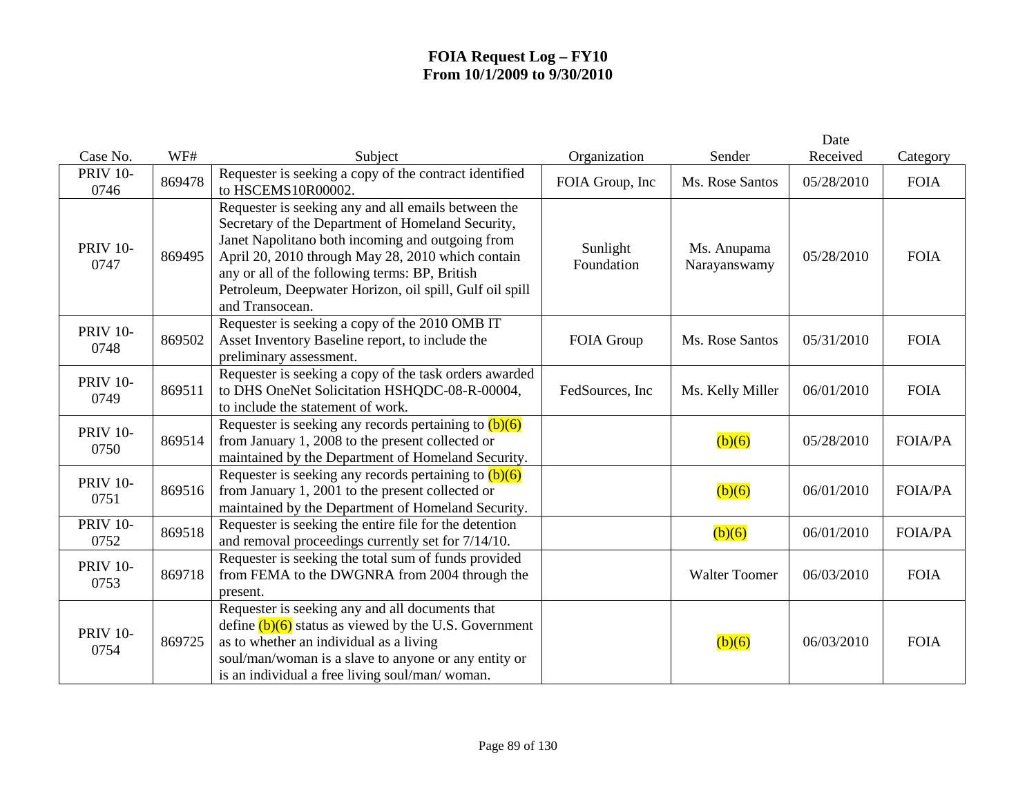# FOIA Request Log – FY10
## From 10/1/2009 to 9/30/2010

| Case No. | WF# | Subject | Organization | Sender | Date Received | Category |
|---|---|---|---|---|---|---|
| PRIV 10-0746 | 869478 | Requester is seeking a copy of the contract identified to HSCEMS10R00002. | FOIA Group, Inc | Ms. Rose Santos | 05/28/2010 | FOIA |
| PRIV 10-0747 | 869495 | Requester is seeking any and all emails between the Secretary of the Department of Homeland Security, Janet Napolitano both incoming and outgoing from April 20, 2010 through May 28, 2010 which contain any or all of the following terms: BP, British Petroleum, Deepwater Horizon, oil spill, Gulf oil spill and Transocean. | Sunlight Foundation | Ms. Anupama Narayanswamy | 05/28/2010 | FOIA |
| PRIV 10-0748 | 869502 | Requester is seeking a copy of the 2010 OMB IT Asset Inventory Baseline report, to include the preliminary assessment. | FOIA Group | Ms. Rose Santos | 05/31/2010 | FOIA |
| PRIV 10-0749 | 869511 | Requester is seeking a copy of the task orders awarded to DHS OneNet Solicitation HSHQDC-08-R-00004, to include the statement of work. | FedSources, Inc | Ms. Kelly Miller | 06/01/2010 | FOIA |
| PRIV 10-0750 | 869514 | Requester is seeking any records pertaining to (b)(6) from January 1, 2008 to the present collected or maintained by the Department of Homeland Security. | | (b)(6) | 05/28/2010 | FOIA/PA |
| PRIV 10-0751 | 869516 | Requester is seeking any records pertaining to (b)(6) from January 1, 2001 to the present collected or maintained by the Department of Homeland Security. | | (b)(6) | 06/01/2010 | FOIA/PA |
| PRIV 10-0752 | 869518 | Requester is seeking the entire file for the detention and removal proceedings currently set for 7/14/10. | | (b)(6) | 06/01/2010 | FOIA/PA |
| PRIV 10-0753 | 869718 | Requester is seeking the total sum of funds provided from FEMA to the DWGNRA from 2004 through the present. | | Walter Toomer | 06/03/2010 | FOIA |
| PRIV 10-0754 | 869725 | Requester is seeking any and all documents that define (b)(6) status as viewed by the U.S. Government as to whether an individual as a living soul/man/woman is a slave to anyone or any entity or is an individual a free living soul/man/ woman. | | (b)(6) | 06/03/2010 | FOIA |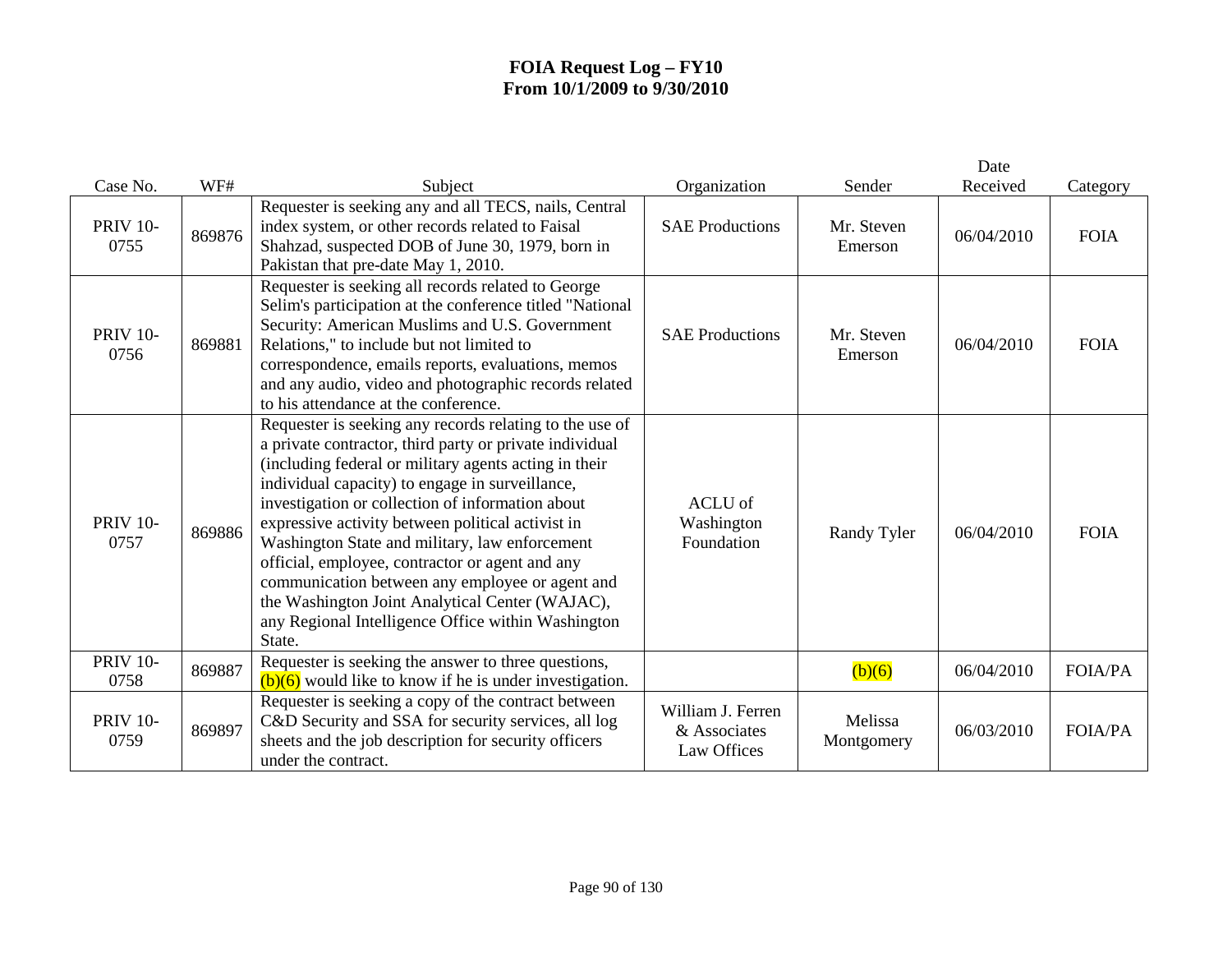# FOIA Request Log – FY10
## From 10/1/2009 to 9/30/2010

| Case No. | WF# | Subject | Organization | Sender | Date Received | Category |
|---|---|---|---|---|---|---|
| PRIV 10-0755 | 869876 | Requester is seeking any and all TECS, nails, Central index system, or other records related to Faisal Shahzad, suspected DOB of June 30, 1979, born in Pakistan that pre-date May 1, 2010. | SAE Productions | Mr. Steven Emerson | 06/04/2010 | FOIA |
| PRIV 10-0756 | 869881 | Requester is seeking all records related to George Selim's participation at the conference titled "National Security: American Muslims and U.S. Government Relations," to include but not limited to correspondence, emails reports, evaluations, memos and any audio, video and photographic records related to his attendance at the conference. | SAE Productions | Mr. Steven Emerson | 06/04/2010 | FOIA |
| PRIV 10-0757 | 869886 | Requester is seeking any records relating to the use of a private contractor, third party or private individual (including federal or military agents acting in their individual capacity) to engage in surveillance, investigation or collection of information about expressive activity between political activist in Washington State and military, law enforcement official, employee, contractor or agent and any communication between any employee or agent and the Washington Joint Analytical Center (WAJAC), any Regional Intelligence Office within Washington State. | ACLU of Washington Foundation | Randy Tyler | 06/04/2010 | FOIA |
| PRIV 10-0758 | 869887 | Requester is seeking the answer to three questions, (b)(6) would like to know if he is under investigation. | | (b)(6) | 06/04/2010 | FOIA/PA |
| PRIV 10-0759 | 869897 | Requester is seeking a copy of the contract between C&D Security and SSA for security services, all log sheets and the job description for security officers under the contract. | William J. Ferren & Associates Law Offices | Melissa Montgomery | 06/03/2010 | FOIA/PA |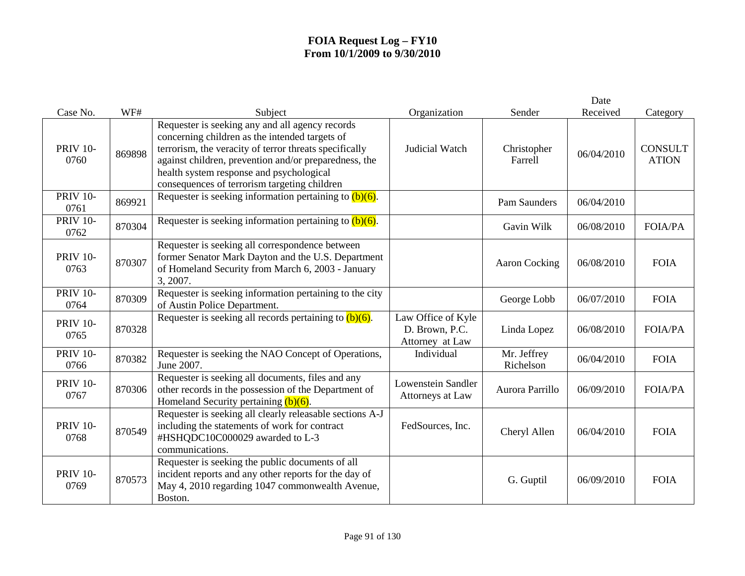# FOIA Request Log – FY10
## From 10/1/2009 to 9/30/2010

| Case No. | WF# | Subject | Organization | Sender | Date Received | Category |
|---|---|---|---|---|---|---|
| PRIV 10-0760 | 869898 | Requester is seeking any and all agency records concerning children as the intended targets of terrorism, the veracity of terror threats specifically against children, prevention and/or preparedness, the health system response and psychological consequences of terrorism targeting children | Judicial Watch | Christopher Farrell | 06/04/2010 | CONSULTATION |
| PRIV 10-0761 | 869921 | Requester is seeking information pertaining to (b)(6). | | Pam Saunders | 06/04/2010 | |
| PRIV 10-0762 | 870304 | Requester is seeking information pertaining to (b)(6). | | Gavin Wilk | 06/08/2010 | FOIA/PA |
| PRIV 10-0763 | 870307 | Requester is seeking all correspondence between former Senator Mark Dayton and the U.S. Department of Homeland Security from March 6, 2003 - January 3, 2007. | | Aaron Cocking | 06/08/2010 | FOIA |
| PRIV 10-0764 | 870309 | Requester is seeking information pertaining to the city of Austin Police Department. | | George Lobb | 06/07/2010 | FOIA |
| PRIV 10-0765 | 870328 | Requester is seeking all records pertaining to (b)(6). | Law Office of Kyle D. Brown, P.C. Attorney at Law | Linda Lopez | 06/08/2010 | FOIA/PA |
| PRIV 10-0766 | 870382 | Requester is seeking the NAO Concept of Operations, June 2007. | Individual | Mr. Jeffrey Richelson | 06/04/2010 | FOIA |
| PRIV 10-0767 | 870306 | Requester is seeking all documents, files and any other records in the possession of the Department of Homeland Security pertaining (b)(6). | Lowenstein Sandler Attorneys at Law | Aurora Parrillo | 06/09/2010 | FOIA/PA |
| PRIV 10-0768 | 870549 | Requester is seeking all clearly releasable sections A-J including the statements of work for contract #HSHQDC10C000029 awarded to L-3 communications. | FedSources, Inc. | Cheryl Allen | 06/04/2010 | FOIA |
| PRIV 10-0769 | 870573 | Requester is seeking the public documents of all incident reports and any other reports for the day of May 4, 2010 regarding 1047 commonwealth Avenue, Boston. | | G. Guptil | 06/09/2010 | FOIA |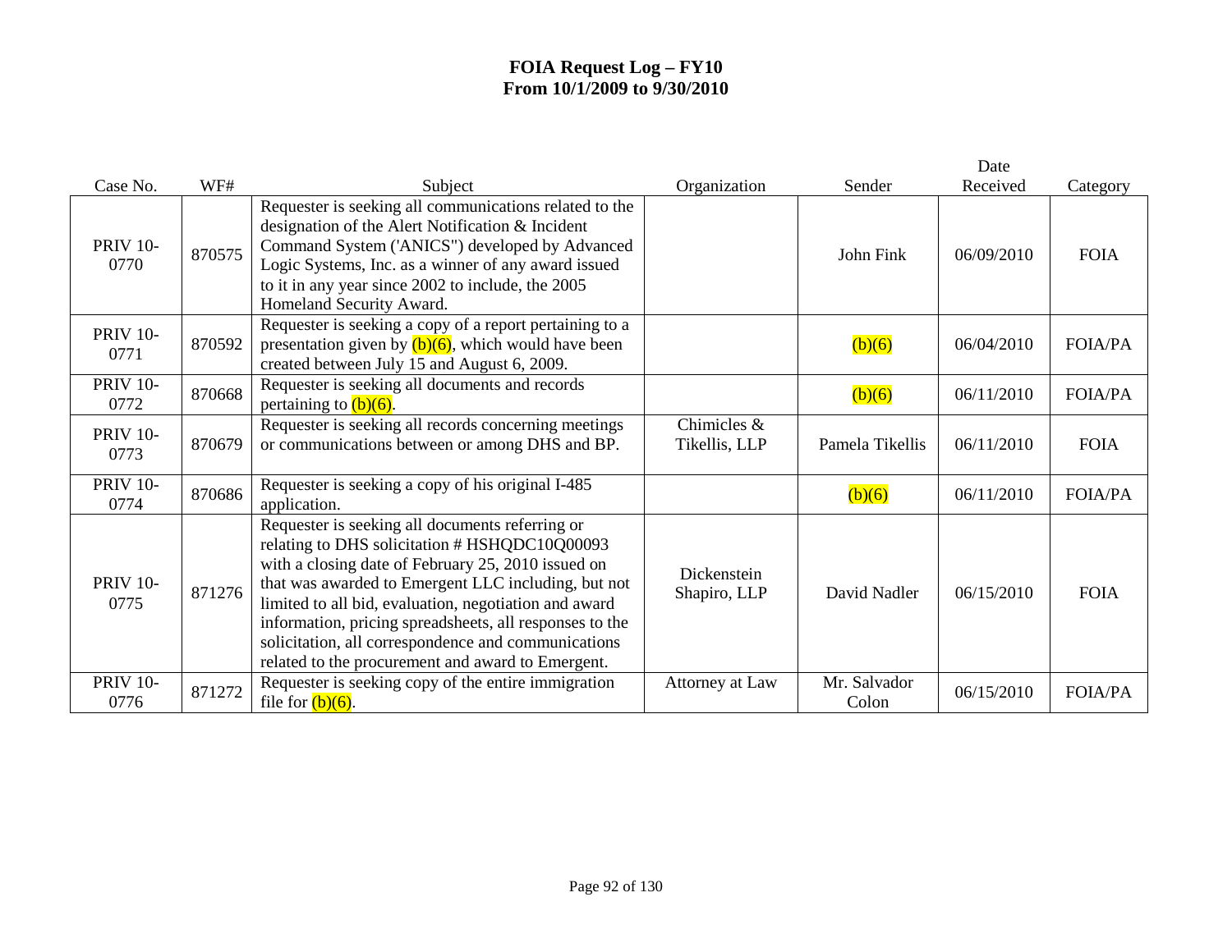# FOIA Request Log – FY10
## From 10/1/2009 to 9/30/2010

| Case No. | WF# | Subject | Organization | Sender | Date Received | Category |
|---|---|---|---|---|---|---|
| PRIV 10-0770 | 870575 | Requester is seeking all communications related to the designation of the Alert Notification & Incident Command System ('ANICS") developed by Advanced Logic Systems, Inc. as a winner of any award issued to it in any year since 2002 to include, the 2005 Homeland Security Award. | | John Fink | 06/09/2010 | FOIA |
| PRIV 10-0771 | 870592 | Requester is seeking a copy of a report pertaining to a presentation given by (b)(6), which would have been created between July 15 and August 6, 2009. | | (b)(6) | 06/04/2010 | FOIA/PA |
| PRIV 10-0772 | 870668 | Requester is seeking all documents and records pertaining to (b)(6). | | (b)(6) | 06/11/2010 | FOIA/PA |
| PRIV 10-0773 | 870679 | Requester is seeking all records concerning meetings or communications between or among DHS and BP. | Chimicles & Tikellis, LLP | Pamela Tikellis | 06/11/2010 | FOIA |
| PRIV 10-0774 | 870686 | Requester is seeking a copy of his original I-485 application. | | (b)(6) | 06/11/2010 | FOIA/PA |
| PRIV 10-0775 | 871276 | Requester is seeking all documents referring or relating to DHS solicitation # HSHQDC10Q00093 with a closing date of February 25, 2010 issued on that was awarded to Emergent LLC including, but not limited to all bid, evaluation, negotiation and award information, pricing spreadsheets, all responses to the solicitation, all correspondence and communications related to the procurement and award to Emergent. | Dickenstein Shapiro, LLP | David Nadler | 06/15/2010 | FOIA |
| PRIV 10-0776 | 871272 | Requester is seeking copy of the entire immigration file for (b)(6). | Attorney at Law | Mr. Salvador Colon | 06/15/2010 | FOIA/PA |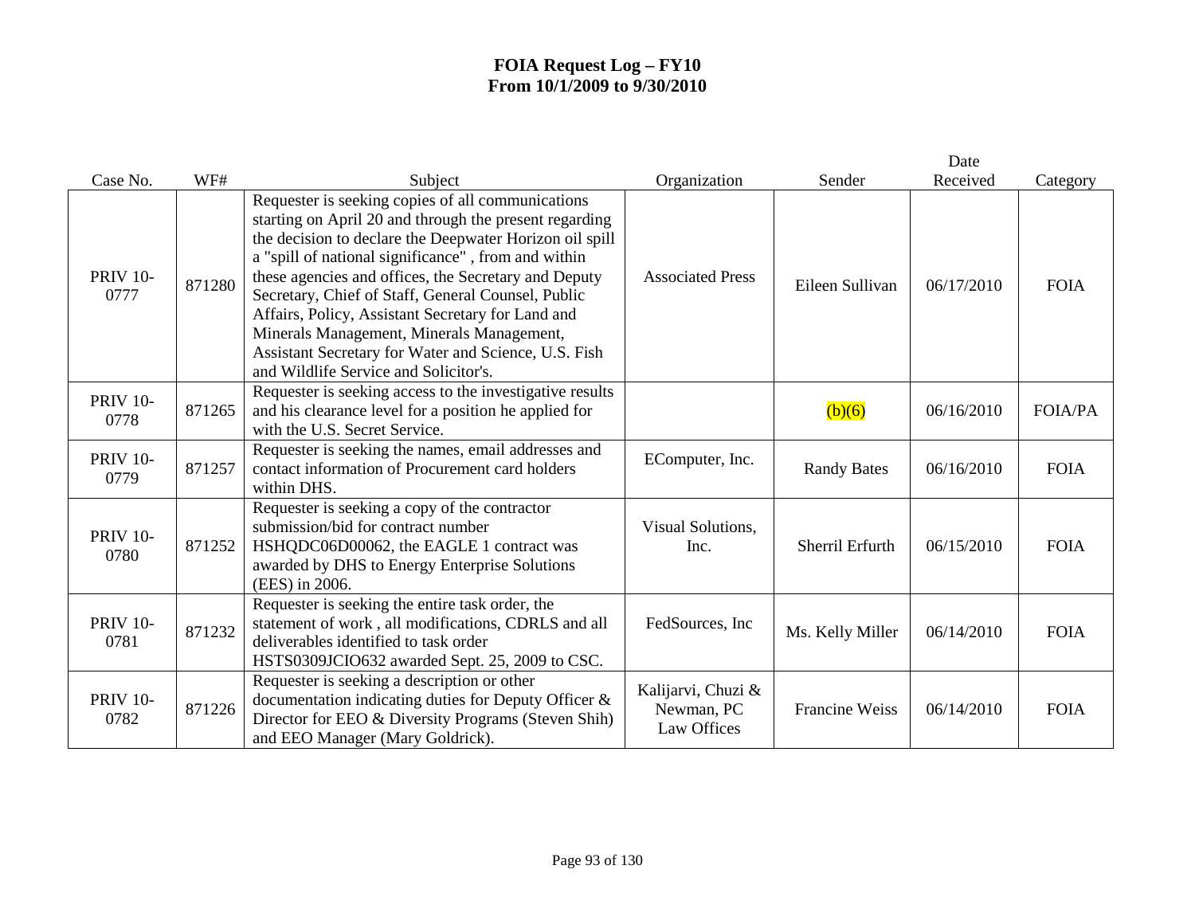# FOIA Request Log – FY10
## From 10/1/2009 to 9/30/2010

| Case No. | WF# | Subject | Organization | Sender | Date Received | Category |
|---|---|---|---|---|---|---|
| PRIV 10-0777 | 871280 | Requester is seeking copies of all communications starting on April 20 and through the present regarding the decision to declare the Deepwater Horizon oil spill a "spill of national significance" , from and within these agencies and offices, the Secretary and Deputy Secretary, Chief of Staff, General Counsel, Public Affairs, Policy, Assistant Secretary for Land and Minerals Management, Minerals Management, Assistant Secretary for Water and Science, U.S. Fish and Wildlife Service and Solicitor's. | Associated Press | Eileen Sullivan | 06/17/2010 | FOIA |
| PRIV 10-0778 | 871265 | Requester is seeking access to the investigative results and his clearance level for a position he applied for with the U.S. Secret Service. | | (b)(6) | 06/16/2010 | FOIA/PA |
| PRIV 10-0779 | 871257 | Requester is seeking the names, email addresses and contact information of Procurement card holders within DHS. | EComputer, Inc. | Randy Bates | 06/16/2010 | FOIA |
| PRIV 10-0780 | 871252 | Requester is seeking a copy of the contractor submission/bid for contract number HSHQDC06D00062, the EAGLE 1 contract was awarded by DHS to Energy Enterprise Solutions (EES) in 2006. | Visual Solutions, Inc. | Sherril Erfurth | 06/15/2010 | FOIA |
| PRIV 10-0781 | 871232 | Requester is seeking the entire task order, the statement of work , all modifications, CDRLS and all deliverables identified to task order HSTS0309JCIO632 awarded Sept. 25, 2009 to CSC. | FedSources, Inc | Ms. Kelly Miller | 06/14/2010 | FOIA |
| PRIV 10-0782 | 871226 | Requester is seeking a description or other documentation indicating duties for Deputy Officer & Director for EEO & Diversity Programs (Steven Shih) and EEO Manager (Mary Goldrick). | Kalijarvi, Chuzi & Newman, PC Law Offices | Francine Weiss | 06/14/2010 | FOIA |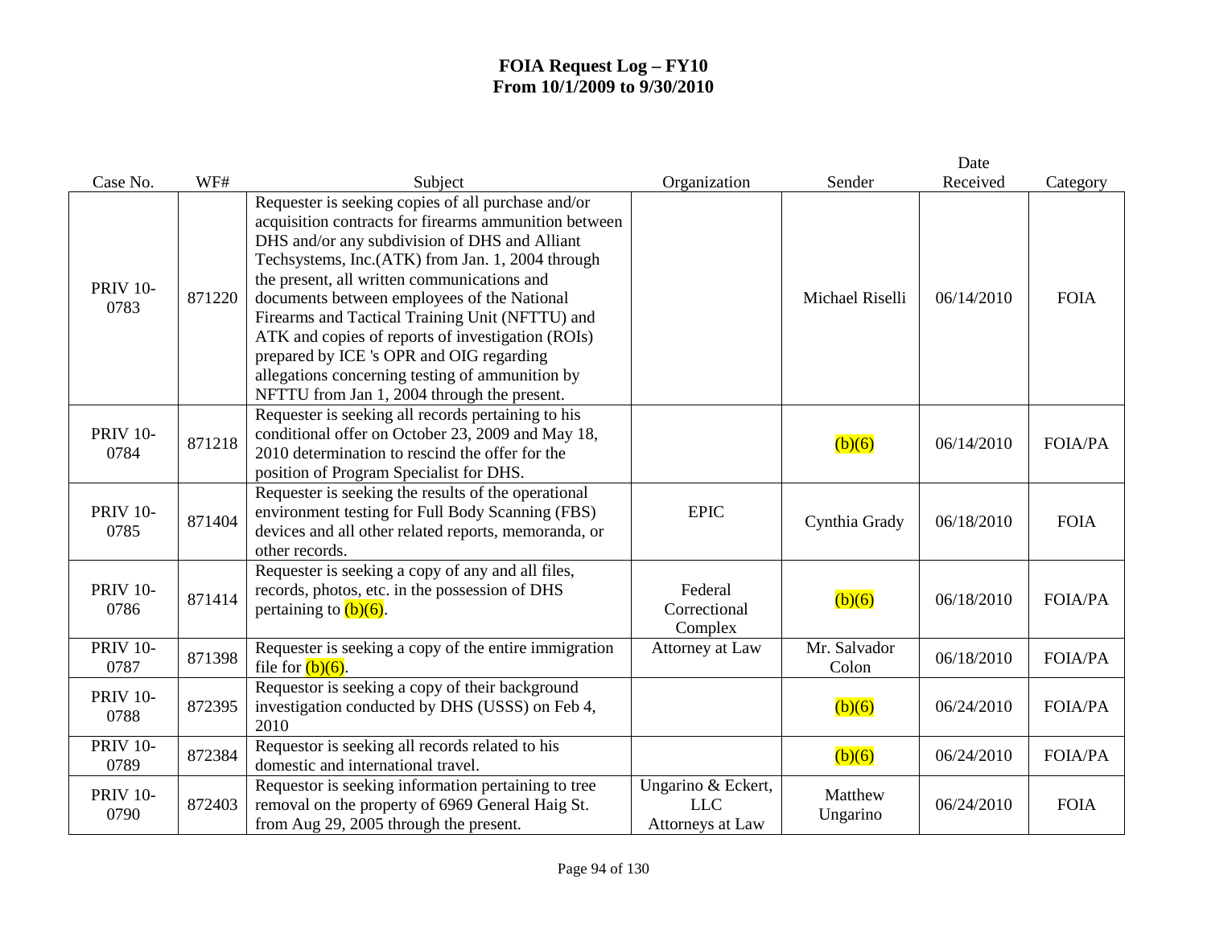# FOIA Request Log – FY10
# From 10/1/2009 to 9/30/2010

| Case No. | WF# | Subject | Organization | Sender | Date Received | Category |
|---|---|---|---|---|---|---|
| PRIV 10-0783 | 871220 | Requester is seeking copies of all purchase and/or acquisition contracts for firearms ammunition between DHS and/or any subdivision of DHS and Alliant Techsystems, Inc.(ATK) from Jan. 1, 2004 through the present, all written communications and documents between employees of the National Firearms and Tactical Training Unit (NFTTU) and ATK and copies of reports of investigation (ROIs) prepared by ICE 's OPR and OIG regarding allegations concerning testing of ammunition by NFTTU from Jan 1, 2004 through the present. | | Michael Riselli | 06/14/2010 | FOIA |
| PRIV 10-0784 | 871218 | Requester is seeking all records pertaining to his conditional offer on October 23, 2009 and May 18, 2010 determination to rescind the offer for the position of Program Specialist for DHS. | | (b)(6) | 06/14/2010 | FOIA/PA |
| PRIV 10-0785 | 871404 | Requester is seeking the results of the operational environment testing for Full Body Scanning (FBS) devices and all other related reports, memoranda, or other records. | EPIC | Cynthia Grady | 06/18/2010 | FOIA |
| PRIV 10-0786 | 871414 | Requester is seeking a copy of any and all files, records, photos, etc. in the possession of DHS pertaining to (b)(6). | Federal Correctional Complex | (b)(6) | 06/18/2010 | FOIA/PA |
| PRIV 10-0787 | 871398 | Requester is seeking a copy of the entire immigration file for (b)(6). | Attorney at Law | Mr. Salvador Colon | 06/18/2010 | FOIA/PA |
| PRIV 10-0788 | 872395 | Requestor is seeking a copy of their background investigation conducted by DHS (USSS) on Feb 4, 2010 | | (b)(6) | 06/24/2010 | FOIA/PA |
| PRIV 10-0789 | 872384 | Requestor is seeking all records related to his domestic and international travel. | | (b)(6) | 06/24/2010 | FOIA/PA |
| PRIV 10-0790 | 872403 | Requestor is seeking information pertaining to tree removal on the property of 6969 General Haig St. from Aug 29, 2005 through the present. | Ungarino & Eckert, LLC Attorneys at Law | Matthew Ungarino | 06/24/2010 | FOIA |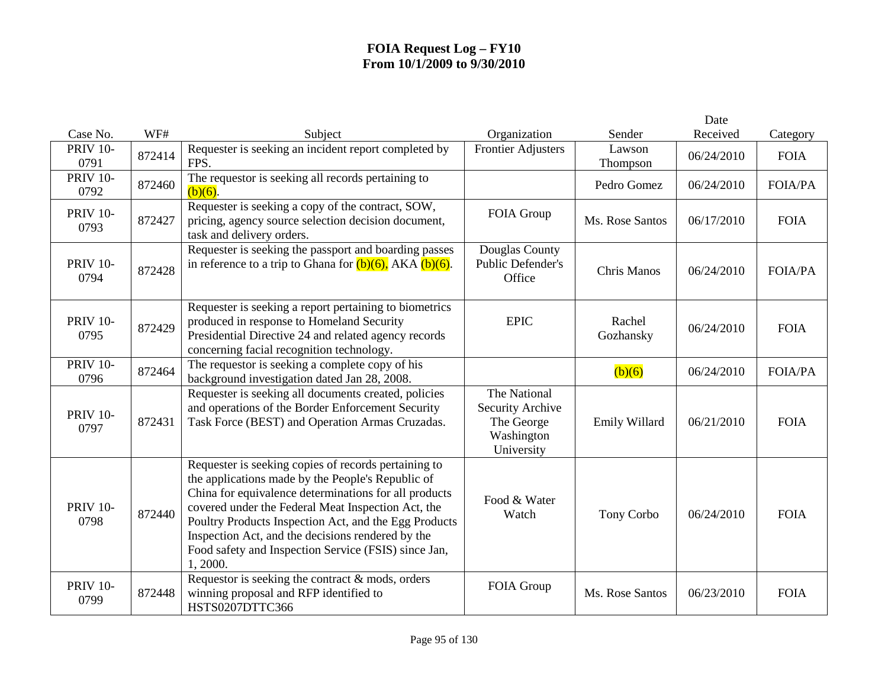# FOIA Request Log – FY10
## From 10/1/2009 to 9/30/2010

| Case No. | WF# | Subject | Organization | Sender | Date Received | Category |
|---|---|---|---|---|---|---|
| PRIV 10-0791 | 872414 | Requester is seeking an incident report completed by FPS. | Frontier Adjusters | Lawson Thompson | 06/24/2010 | FOIA |
| PRIV 10-0792 | 872460 | The requestor is seeking all records pertaining to (b)(6). | | Pedro Gomez | 06/24/2010 | FOIA/PA |
| PRIV 10-0793 | 872427 | Requester is seeking a copy of the contract, SOW, pricing, agency source selection decision document, task and delivery orders. | FOIA Group | Ms. Rose Santos | 06/17/2010 | FOIA |
| PRIV 10-0794 | 872428 | Requester is seeking the passport and boarding passes in reference to a trip to Ghana for (b)(6), AKA (b)(6). | Douglas County Public Defender's Office | Chris Manos | 06/24/2010 | FOIA/PA |
| PRIV 10-0795 | 872429 | Requester is seeking a report pertaining to biometrics produced in response to Homeland Security Presidential Directive 24 and related agency records concerning facial recognition technology. | EPIC | Rachel Gozhansky | 06/24/2010 | FOIA |
| PRIV 10-0796 | 872464 | The requestor is seeking a complete copy of his background investigation dated Jan 28, 2008. | | (b)(6) | 06/24/2010 | FOIA/PA |
| PRIV 10-0797 | 872431 | Requester is seeking all documents created, policies and operations of the Border Enforcement Security Task Force (BEST) and Operation Armas Cruzadas. | The National Security Archive The George Washington University | Emily Willard | 06/21/2010 | FOIA |
| PRIV 10-0798 | 872440 | Requester is seeking copies of records pertaining to the applications made by the People's Republic of China for equivalence determinations for all products covered under the Federal Meat Inspection Act, the Poultry Products Inspection Act, and the Egg Products Inspection Act, and the decisions rendered by the Food safety and Inspection Service (FSIS) since Jan, 1, 2000. | Food & Water Watch | Tony Corbo | 06/24/2010 | FOIA |
| PRIV 10-0799 | 872448 | Requestor is seeking the contract & mods, orders winning proposal and RFP identified to HSTS0207DTTC366 | FOIA Group | Ms. Rose Santos | 06/23/2010 | FOIA |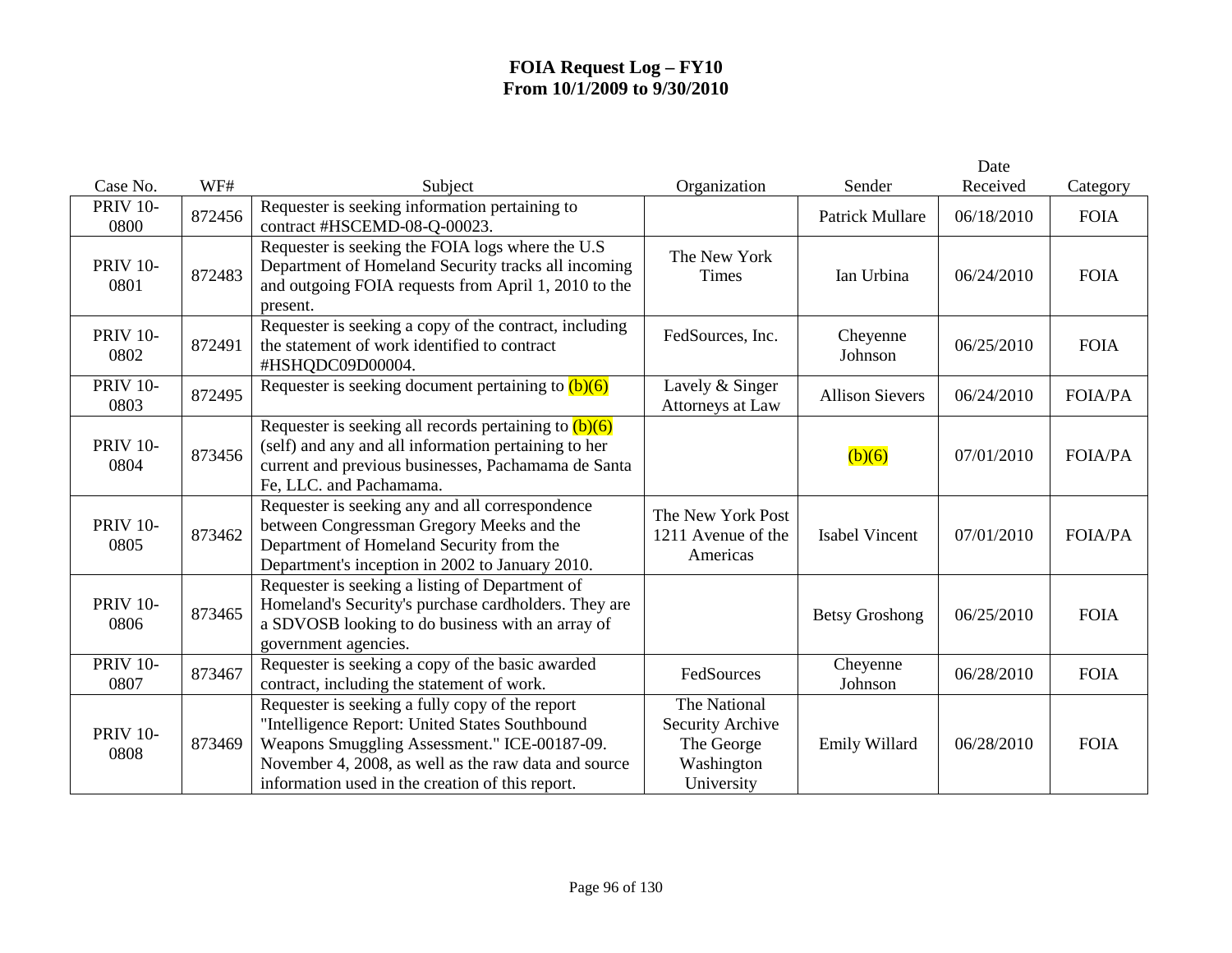# FOIA Request Log – FY10
## From 10/1/2009 to 9/30/2010

| Case No. | WF# | Subject | Organization | Sender | Date Received | Category |
|---|---|---|---|---|---|---|
| PRIV 10-0800 | 872456 | Requester is seeking information pertaining to contract #HSCEMD-08-Q-00023. | | Patrick Mullare | 06/18/2010 | FOIA |
| PRIV 10-0801 | 872483 | Requester is seeking the FOIA logs where the U.S Department of Homeland Security tracks all incoming and outgoing FOIA requests from April 1, 2010 to the present. | The New York Times | Ian Urbina | 06/24/2010 | FOIA |
| PRIV 10-0802 | 872491 | Requester is seeking a copy of the contract, including the statement of work identified to contract #HSHQDC09D00004. | FedSources, Inc. | Cheyenne Johnson | 06/25/2010 | FOIA |
| PRIV 10-0803 | 872495 | Requester is seeking document pertaining to (b)(6) | Lavely & Singer Attorneys at Law | Allison Sievers | 06/24/2010 | FOIA/PA |
| PRIV 10-0804 | 873456 | Requester is seeking all records pertaining to (b)(6) (self) and any and all information pertaining to her current and previous businesses, Pachamama de Santa Fe, LLC. and Pachamama. | | (b)(6) | 07/01/2010 | FOIA/PA |
| PRIV 10-0805 | 873462 | Requester is seeking any and all correspondence between Congressman Gregory Meeks and the Department of Homeland Security from the Department's inception in 2002 to January 2010. | The New York Post 1211 Avenue of the Americas | Isabel Vincent | 07/01/2010 | FOIA/PA |
| PRIV 10-0806 | 873465 | Requester is seeking a listing of Department of Homeland Security's purchase cardholders. They are a SDVOSB looking to do business with an array of government agencies. | | Betsy Groshong | 06/25/2010 | FOIA |
| PRIV 10-0807 | 873467 | Requester is seeking a copy of the basic awarded contract, including the statement of work. | FedSources | Cheyenne Johnson | 06/28/2010 | FOIA |
| PRIV 10-0808 | 873469 | Requester is seeking a fully copy of the report "Intelligence Report: United States Southbound Weapons Smuggling Assessment." ICE-00187-09. November 4, 2008, as well as the raw data and source information used in the creation of this report. | The National Security Archive The George Washington University | Emily Willard | 06/28/2010 | FOIA |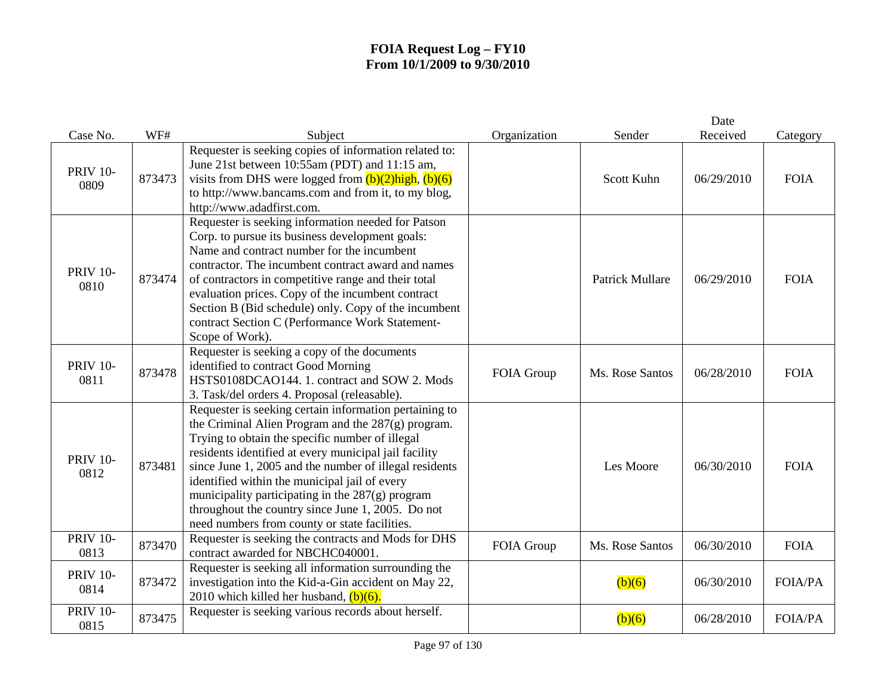# FOIA Request Log – FY10
# From 10/1/2009 to 9/30/2010

| Case No. | WF# | Subject | Organization | Sender | Date Received | Category |
|---|---|---|---|---|---|---|
| PRIV 10-0809 | 873473 | Requester is seeking copies of information related to: June 21st between 10:55am (PDT) and 11:15 am, visits from DHS were logged from (b)(2)high, (b)(6) to http://www.bancams.com and from it, to my blog, http://www.adadfirst.com. | | Scott Kuhn | 06/29/2010 | FOIA |
| PRIV 10-0810 | 873474 | Requester is seeking information needed for Patson Corp. to pursue its business development goals: Name and contract number for the incumbent contractor. The incumbent contract award and names of contractors in competitive range and their total evaluation prices. Copy of the incumbent contract Section B (Bid schedule) only. Copy of the incumbent contract Section C (Performance Work Statement-Scope of Work). | | Patrick Mullare | 06/29/2010 | FOIA |
| PRIV 10-0811 | 873478 | Requester is seeking a copy of the documents identified to contract Good Morning HSTS0108DCAO144. 1. contract and SOW 2. Mods 3. Task/del orders 4. Proposal (releasable). | FOIA Group | Ms. Rose Santos | 06/28/2010 | FOIA |
| PRIV 10-0812 | 873481 | Requester is seeking certain information pertaining to the Criminal Alien Program and the 287(g) program. Trying to obtain the specific number of illegal residents identified at every municipal jail facility since June 1, 2005 and the number of illegal residents identified within the municipal jail of every municipality participating in the 287(g) program throughout the country since June 1, 2005. Do not need numbers from county or state facilities. | | Les Moore | 06/30/2010 | FOIA |
| PRIV 10-0813 | 873470 | Requester is seeking the contracts and Mods for DHS contract awarded for NBCHC040001. | FOIA Group | Ms. Rose Santos | 06/30/2010 | FOIA |
| PRIV 10-0814 | 873472 | Requester is seeking all information surrounding the investigation into the Kid-a-Gin accident on May 22, 2010 which killed her husband, (b)(6). | | (b)(6) | 06/30/2010 | FOIA/PA |
| PRIV 10-0815 | 873475 | Requester is seeking various records about herself. | | (b)(6) | 06/28/2010 | FOIA/PA |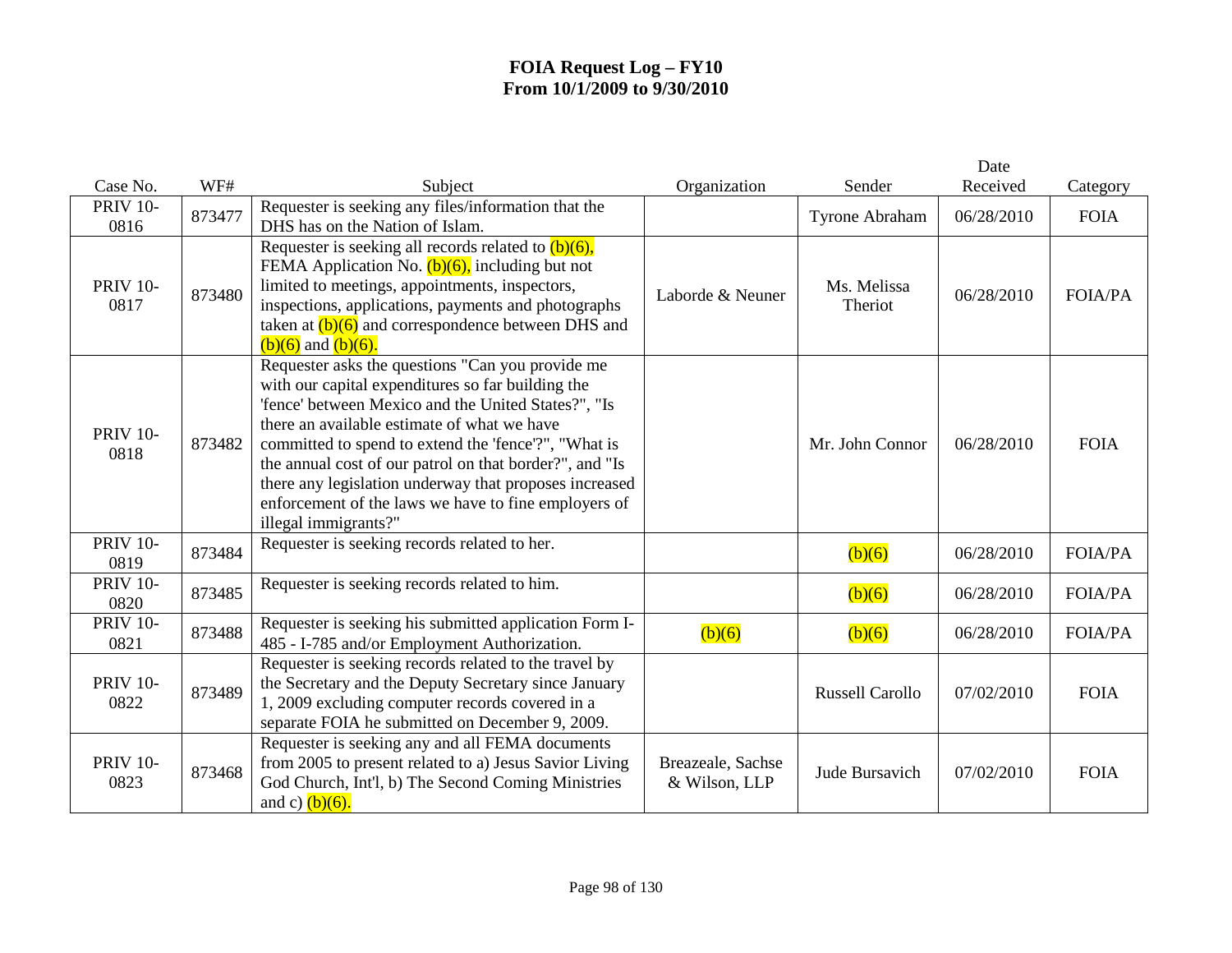# FOIA Request Log – FY10
## From 10/1/2009 to 9/30/2010

| Case No. | WF# | Subject | Organization | Sender | Date Received | Category |
|---|---|---|---|---|---|---|
| PRIV 10-0816 | 873477 | Requester is seeking any files/information that the DHS has on the Nation of Islam. | | Tyrone Abraham | 06/28/2010 | FOIA |
| PRIV 10-0817 | 873480 | Requester is seeking all records related to (b)(6), FEMA Application No. (b)(6), including but not limited to meetings, appointments, inspectors, inspections, applications, payments and photographs taken at (b)(6) and correspondence between DHS and (b)(6) and (b)(6). | Laborde & Neuner | Ms. Melissa Theriot | 06/28/2010 | FOIA/PA |
| PRIV 10-0818 | 873482 | Requester asks the questions "Can you provide me with our capital expenditures so far building the 'fence' between Mexico and the United States?", "Is there an available estimate of what we have committed to spend to extend the 'fence'?", "What is the annual cost of our patrol on that border?", and "Is there any legislation underway that proposes increased enforcement of the laws we have to fine employers of illegal immigrants?" | | Mr. John Connor | 06/28/2010 | FOIA |
| PRIV 10-0819 | 873484 | Requester is seeking records related to her. | | (b)(6) | 06/28/2010 | FOIA/PA |
| PRIV 10-0820 | 873485 | Requester is seeking records related to him. | | (b)(6) | 06/28/2010 | FOIA/PA |
| PRIV 10-0821 | 873488 | Requester is seeking his submitted application Form I-485 - I-785 and/or Employment Authorization. | (b)(6) | (b)(6) | 06/28/2010 | FOIA/PA |
| PRIV 10-0822 | 873489 | Requester is seeking records related to the travel by the Secretary and the Deputy Secretary since January 1, 2009 excluding computer records covered in a separate FOIA he submitted on December 9, 2009. | | Russell Carollo | 07/02/2010 | FOIA |
| PRIV 10-0823 | 873468 | Requester is seeking any and all FEMA documents from 2005 to present related to a) Jesus Savior Living God Church, Int'l, b) The Second Coming Ministries and c) (b)(6). | Breazeale, Sachse & Wilson, LLP | Jude Bursavich | 07/02/2010 | FOIA |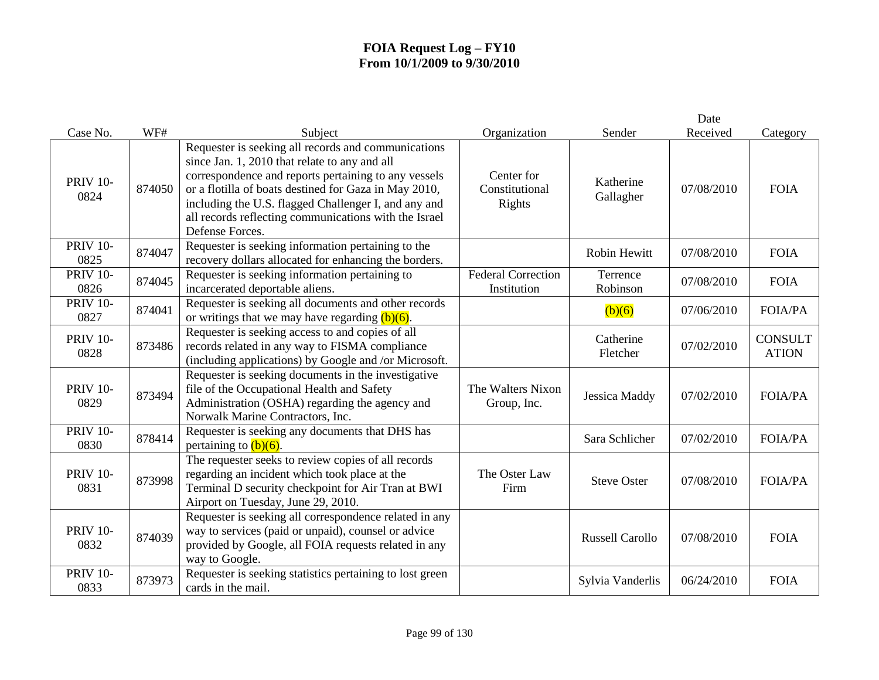# FOIA Request Log – FY10
## From 10/1/2009 to 9/30/2010

| Case No. | WF# | Subject | Organization | Sender | Date Received | Category |
|---|---|---|---|---|---|---|
| PRIV 10-0824 | 874050 | Requester is seeking all records and communications since Jan. 1, 2010 that relate to any and all correspondence and reports pertaining to any vessels or a flotilla of boats destined for Gaza in May 2010, including the U.S. flagged Challenger I, and any and all records reflecting communications with the Israel Defense Forces. | Center for Constitutional Rights | Katherine Gallagher | 07/08/2010 | FOIA |
| PRIV 10-0825 | 874047 | Requester is seeking information pertaining to the recovery dollars allocated for enhancing the borders. | | Robin Hewitt | 07/08/2010 | FOIA |
| PRIV 10-0826 | 874045 | Requester is seeking information pertaining to incarcerated deportable aliens. | Federal Correction Institution | Terrence Robinson | 07/08/2010 | FOIA |
| PRIV 10-0827 | 874041 | Requester is seeking all documents and other records or writings that we may have regarding (b)(6). | | (b)(6) | 07/06/2010 | FOIA/PA |
| PRIV 10-0828 | 873486 | Requester is seeking access to and copies of all records related in any way to FISMA compliance (including applications) by Google and /or Microsoft. | | Catherine Fletcher | 07/02/2010 | CONSULTATION |
| PRIV 10-0829 | 873494 | Requester is seeking documents in the investigative file of the Occupational Health and Safety Administration (OSHA) regarding the agency and Norwalk Marine Contractors, Inc. | The Walters Nixon Group, Inc. | Jessica Maddy | 07/02/2010 | FOIA/PA |
| PRIV 10-0830 | 878414 | Requester is seeking any documents that DHS has pertaining to (b)(6). | | Sara Schlicher | 07/02/2010 | FOIA/PA |
| PRIV 10-0831 | 873998 | The requester seeks to review copies of all records regarding an incident which took place at the Terminal D security checkpoint for Air Tran at BWI Airport on Tuesday, June 29, 2010. | The Oster Law Firm | Steve Oster | 07/08/2010 | FOIA/PA |
| PRIV 10-0832 | 874039 | Requester is seeking all correspondence related in any way to services (paid or unpaid), counsel or advice provided by Google, all FOIA requests related in any way to Google. | | Russell Carollo | 07/08/2010 | FOIA |
| PRIV 10-0833 | 873973 | Requester is seeking statistics pertaining to lost green cards in the mail. | | Sylvia Vanderlis | 06/24/2010 | FOIA |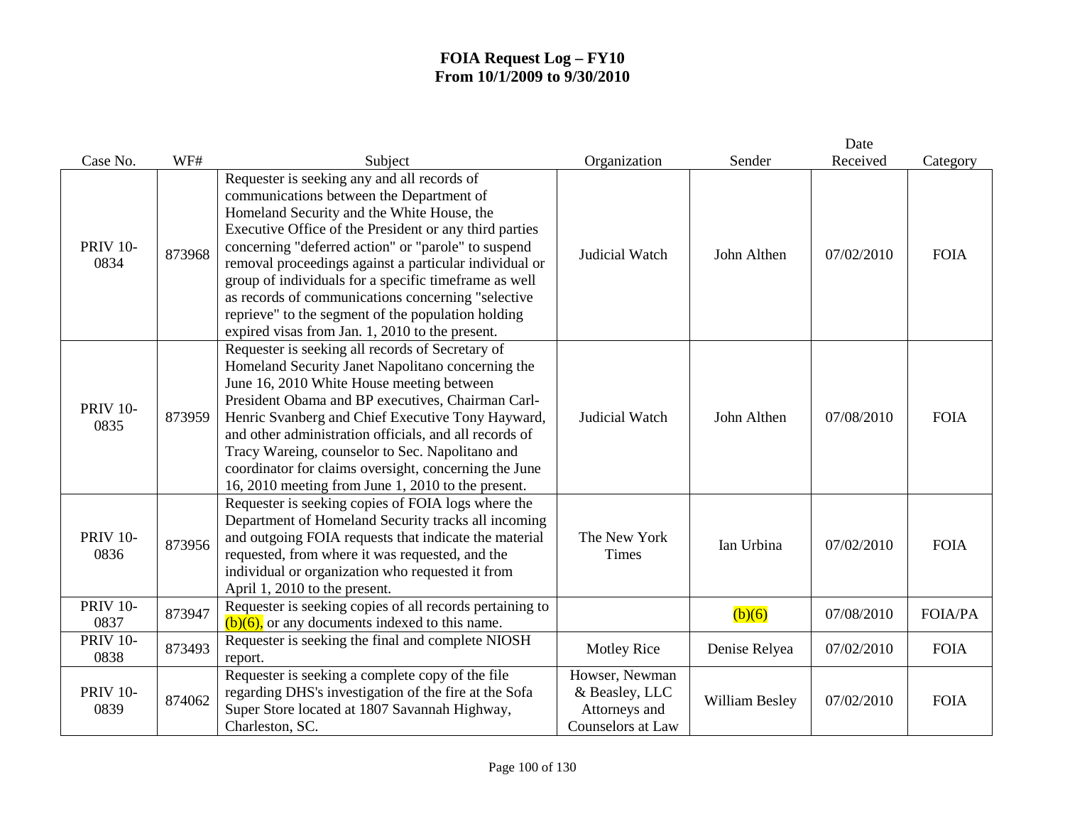# FOIA Request Log – FY10
# From 10/1/2009 to 9/30/2010

| Case No. | WF# | Subject | Organization | Sender | Date Received | Category |
|---|---|---|---|---|---|---|
| PRIV 10-0834 | 873968 | Requester is seeking any and all records of communications between the Department of Homeland Security and the White House, the Executive Office of the President or any third parties concerning "deferred action" or "parole" to suspend removal proceedings against a particular individual or group of individuals for a specific timeframe as well as records of communications concerning "selective reprieve" to the segment of the population holding expired visas from Jan. 1, 2010 to the present. | Judicial Watch | John Althen | 07/02/2010 | FOIA |
| PRIV 10-0835 | 873959 | Requester is seeking all records of Secretary of Homeland Security Janet Napolitano concerning the June 16, 2010 White House meeting between President Obama and BP executives, Chairman Carl-Henric Svanberg and Chief Executive Tony Hayward, and other administration officials, and all records of Tracy Wareing, counselor to Sec. Napolitano and coordinator for claims oversight, concerning the June 16, 2010 meeting from June 1, 2010 to the present. | Judicial Watch | John Althen | 07/08/2010 | FOIA |
| PRIV 10-0836 | 873956 | Requester is seeking copies of FOIA logs where the Department of Homeland Security tracks all incoming and outgoing FOIA requests that indicate the material requested, from where it was requested, and the individual or organization who requested it from April 1, 2010 to the present. | The New York Times | Ian Urbina | 07/02/2010 | FOIA |
| PRIV 10-0837 | 873947 | Requester is seeking copies of all records pertaining to (b)(6), or any documents indexed to this name. | | (b)(6) | 07/08/2010 | FOIA/PA |
| PRIV 10-0838 | 873493 | Requester is seeking the final and complete NIOSH report. | Motley Rice | Denise Relyea | 07/02/2010 | FOIA |
| PRIV 10-0839 | 874062 | Requester is seeking a complete copy of the file regarding DHS's investigation of the fire at the Sofa Super Store located at 1807 Savannah Highway, Charleston, SC. | Howser, Newman & Beasley, LLC Attorneys and Counselors at Law | William Besley | 07/02/2010 | FOIA |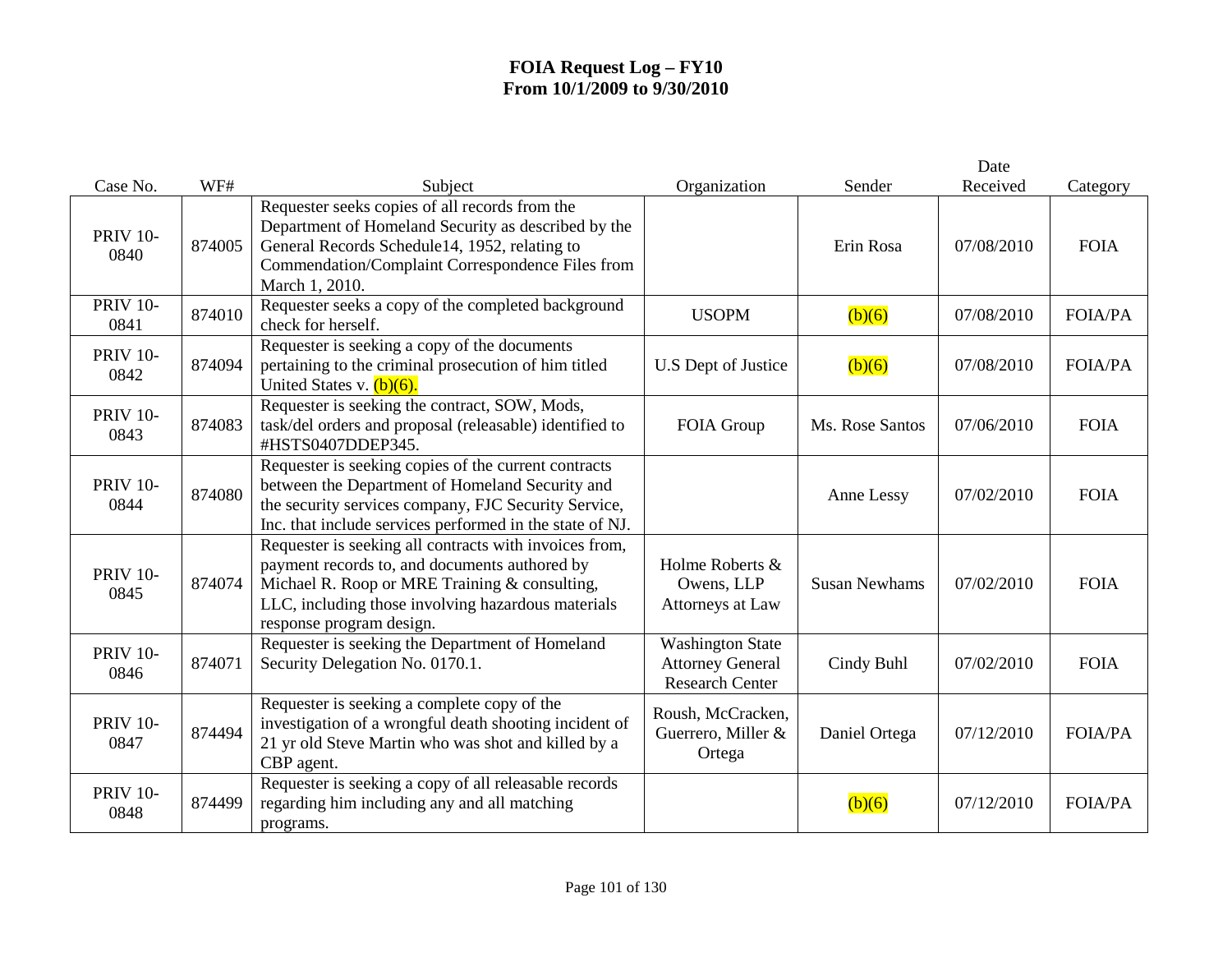# FOIA Request Log – FY10
## From 10/1/2009 to 9/30/2010

| Case No. | WF# | Subject | Organization | Sender | Date Received | Category |
|---|---|---|---|---|---|---|
| PRIV 10-0840 | 874005 | Requester seeks copies of all records from the Department of Homeland Security as described by the General Records Schedule14, 1952, relating to Commendation/Complaint Correspondence Files from March 1, 2010. | | Erin Rosa | 07/08/2010 | FOIA |
| PRIV 10-0841 | 874010 | Requester seeks a copy of the completed background check for herself. | USOPM | (b)(6) | 07/08/2010 | FOIA/PA |
| PRIV 10-0842 | 874094 | Requester is seeking a copy of the documents pertaining to the criminal prosecution of him titled United States v. (b)(6). | U.S Dept of Justice | (b)(6) | 07/08/2010 | FOIA/PA |
| PRIV 10-0843 | 874083 | Requester is seeking the contract, SOW, Mods, task/del orders and proposal (releasable) identified to #HSTS0407DDEP345. | FOIA Group | Ms. Rose Santos | 07/06/2010 | FOIA |
| PRIV 10-0844 | 874080 | Requester is seeking copies of the current contracts between the Department of Homeland Security and the security services company, FJC Security Service, Inc. that include services performed in the state of NJ. | | Anne Lessy | 07/02/2010 | FOIA |
| PRIV 10-0845 | 874074 | Requester is seeking all contracts with invoices from, payment records to, and documents authored by Michael R. Roop or MRE Training & consulting, LLC, including those involving hazardous materials response program design. | Holme Roberts & Owens, LLP Attorneys at Law | Susan Newhams | 07/02/2010 | FOIA |
| PRIV 10-0846 | 874071 | Requester is seeking the Department of Homeland Security Delegation No. 0170.1. | Washington State Attorney General Research Center | Cindy Buhl | 07/02/2010 | FOIA |
| PRIV 10-0847 | 874494 | Requester is seeking a complete copy of the investigation of a wrongful death shooting incident of 21 yr old Steve Martin who was shot and killed by a CBP agent. | Roush, McCracken, Guerrero, Miller & Ortega | Daniel Ortega | 07/12/2010 | FOIA/PA |
| PRIV 10-0848 | 874499 | Requester is seeking a copy of all releasable records regarding him including any and all matching programs. | | (b)(6) | 07/12/2010 | FOIA/PA |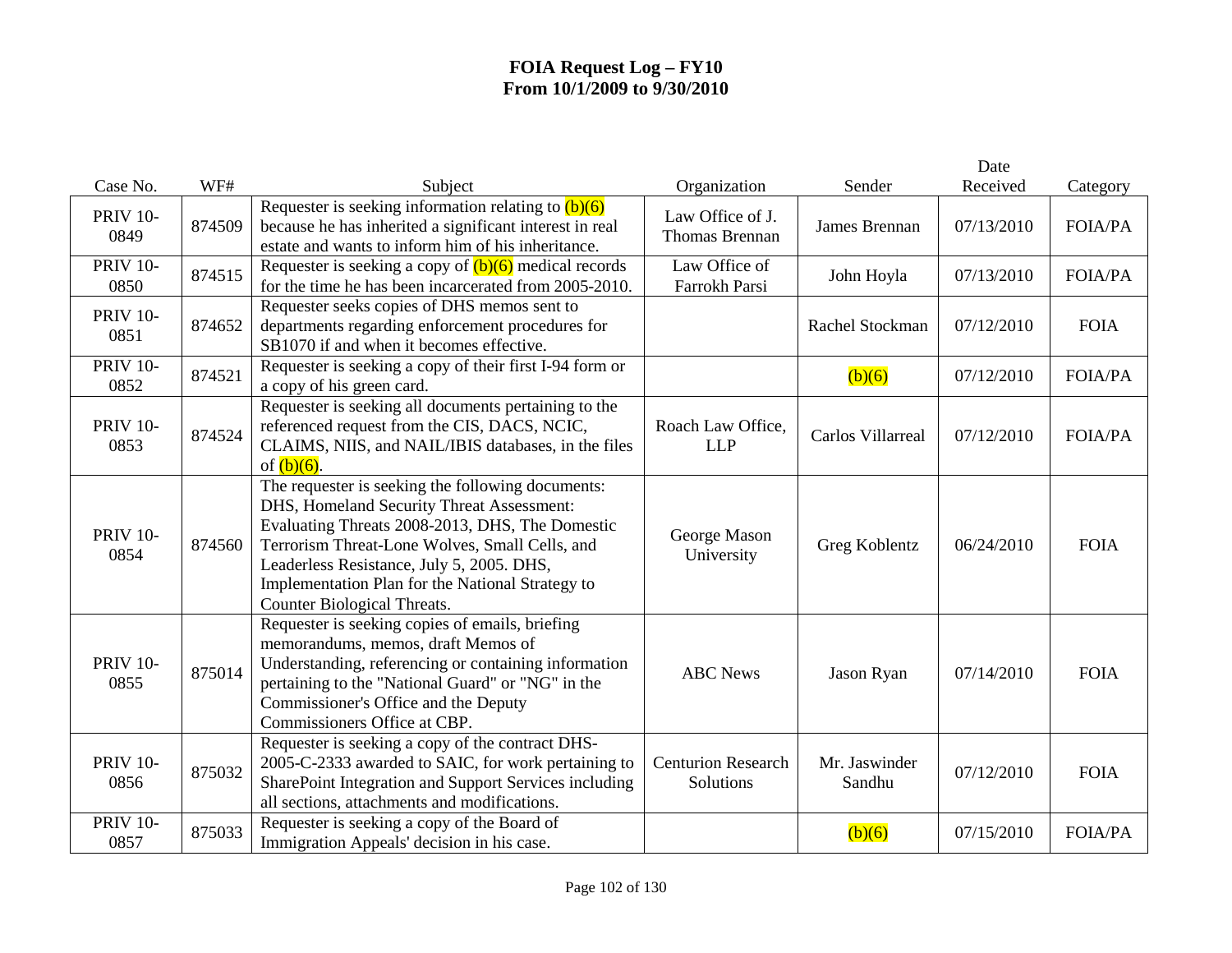# FOIA Request Log – FY10
## From 10/1/2009 to 9/30/2010

| Case No. | WF# | Subject | Organization | Sender | Date Received | Category |
|---|---|---|---|---|---|---|
| PRIV 10-0849 | 874509 | Requester is seeking information relating to (b)(6) because he has inherited a significant interest in real estate and wants to inform him of his inheritance. | Law Office of J. Thomas Brennan | James Brennan | 07/13/2010 | FOIA/PA |
| PRIV 10-0850 | 874515 | Requester is seeking a copy of (b)(6) medical records for the time he has been incarcerated from 2005-2010. | Law Office of Farrokh Parsi | John Hoyla | 07/13/2010 | FOIA/PA |
| PRIV 10-0851 | 874652 | Requester seeks copies of DHS memos sent to departments regarding enforcement procedures for SB1070 if and when it becomes effective. | | Rachel Stockman | 07/12/2010 | FOIA |
| PRIV 10-0852 | 874521 | Requester is seeking a copy of their first I-94 form or a copy of his green card. | | (b)(6) | 07/12/2010 | FOIA/PA |
| PRIV 10-0853 | 874524 | Requester is seeking all documents pertaining to the referenced request from the CIS, DACS, NCIC, CLAIMS, NIIS, and NAIL/IBIS databases, in the files of (b)(6). | Roach Law Office, LLP | Carlos Villarreal | 07/12/2010 | FOIA/PA |
| PRIV 10-0854 | 874560 | The requester is seeking the following documents: DHS, Homeland Security Threat Assessment: Evaluating Threats 2008-2013, DHS, The Domestic Terrorism Threat-Lone Wolves, Small Cells, and Leaderless Resistance, July 5, 2005. DHS, Implementation Plan for the National Strategy to Counter Biological Threats. | George Mason University | Greg Koblentz | 06/24/2010 | FOIA |
| PRIV 10-0855 | 875014 | Requester is seeking copies of emails, briefing memorandums, memos, draft Memos of Understanding, referencing or containing information pertaining to the "National Guard" or "NG" in the Commissioner's Office and the Deputy Commissioners Office at CBP. | ABC News | Jason Ryan | 07/14/2010 | FOIA |
| PRIV 10-0856 | 875032 | Requester is seeking a copy of the contract DHS-2005-C-2333 awarded to SAIC, for work pertaining to SharePoint Integration and Support Services including all sections, attachments and modifications. | Centurion Research Solutions | Mr. Jaswinder Sandhu | 07/12/2010 | FOIA |
| PRIV 10-0857 | 875033 | Requester is seeking a copy of the Board of Immigration Appeals' decision in his case. | | (b)(6) | 07/15/2010 | FOIA/PA |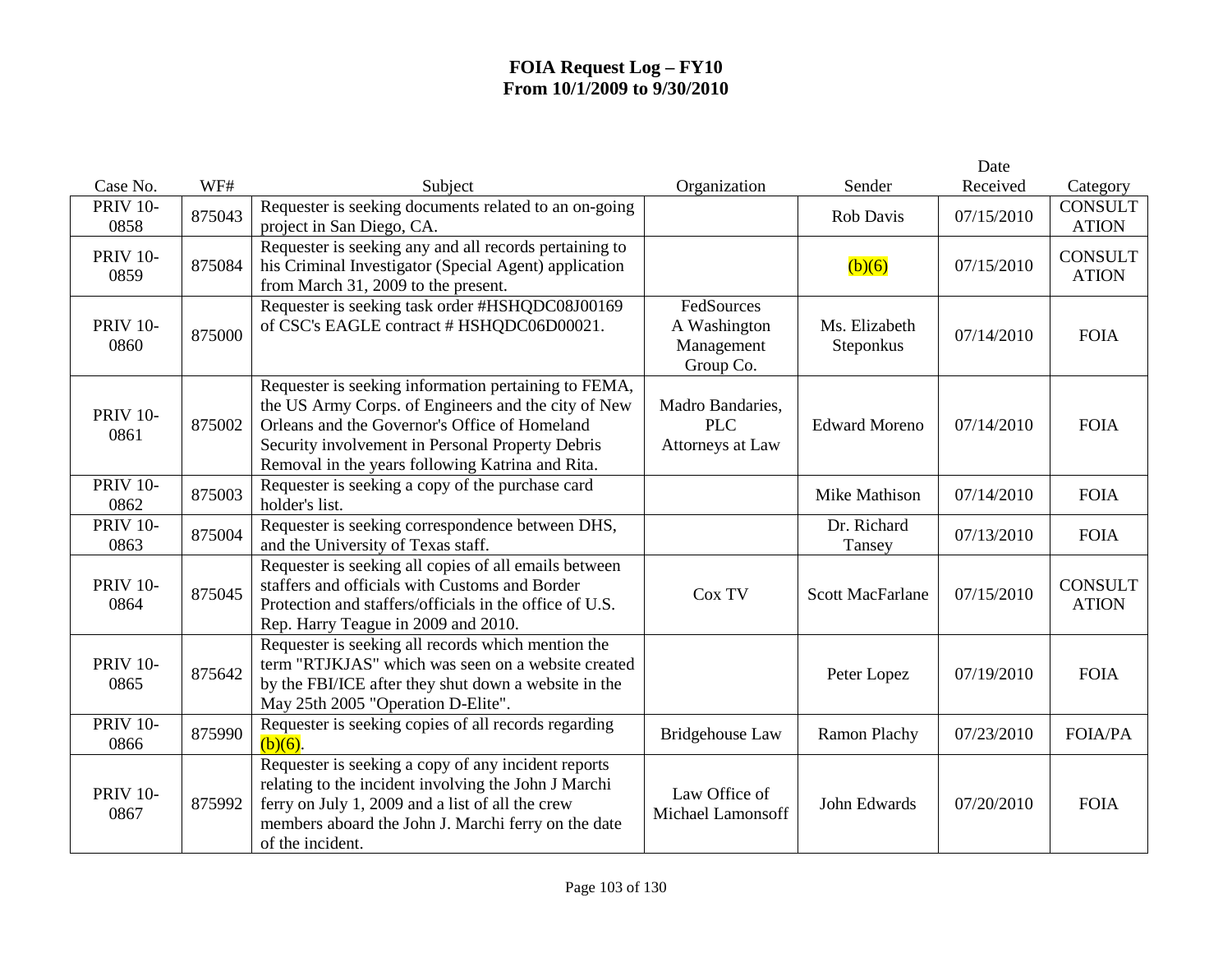# FOIA Request Log – FY10
## From 10/1/2009 to 9/30/2010

| Case No. | WF# | Subject | Organization | Sender | Date Received | Category |
|---|---|---|---|---|---|---|
| PRIV 10-0858 | 875043 | Requester is seeking documents related to an on-going project in San Diego, CA. | | Rob Davis | 07/15/2010 | CONSULTATION |
| PRIV 10-0859 | 875084 | Requester is seeking any and all records pertaining to his Criminal Investigator (Special Agent) application from March 31, 2009 to the present. | | (b)(6) | 07/15/2010 | CONSULTATION |
| PRIV 10-0860 | 875000 | Requester is seeking task order #HSHQDC08J00169 of CSC's EAGLE contract # HSHQDC06D00021. | FedSources A Washington Management Group Co. | Ms. Elizabeth Steponkus | 07/14/2010 | FOIA |
| PRIV 10-0861 | 875002 | Requester is seeking information pertaining to FEMA, the US Army Corps. of Engineers and the city of New Orleans and the Governor's Office of Homeland Security involvement in Personal Property Debris Removal in the years following Katrina and Rita. | Madro Bandaries, PLC Attorneys at Law | Edward Moreno | 07/14/2010 | FOIA |
| PRIV 10-0862 | 875003 | Requester is seeking a copy of the purchase card holder's list. | | Mike Mathison | 07/14/2010 | FOIA |
| PRIV 10-0863 | 875004 | Requester is seeking correspondence between DHS, and the University of Texas staff. | | Dr. Richard Tansey | 07/13/2010 | FOIA |
| PRIV 10-0864 | 875045 | Requester is seeking all copies of all emails between staffers and officials with Customs and Border Protection and staffers/officials in the office of U.S. Rep. Harry Teague in 2009 and 2010. | Cox TV | Scott MacFarlane | 07/15/2010 | CONSULTATION |
| PRIV 10-0865 | 875642 | Requester is seeking all records which mention the term "RTJKJAS" which was seen on a website created by the FBI/ICE after they shut down a website in the May 25th 2005 "Operation D-Elite". | | Peter Lopez | 07/19/2010 | FOIA |
| PRIV 10-0866 | 875990 | Requester is seeking copies of all records regarding (b)(6). | Bridgehouse Law | Ramon Plachy | 07/23/2010 | FOIA/PA |
| PRIV 10-0867 | 875992 | Requester is seeking a copy of any incident reports relating to the incident involving the John J Marchi ferry on July 1, 2009 and a list of all the crew members aboard the John J. Marchi ferry on the date of the incident. | Law Office of Michael Lamonsoff | John Edwards | 07/20/2010 | FOIA |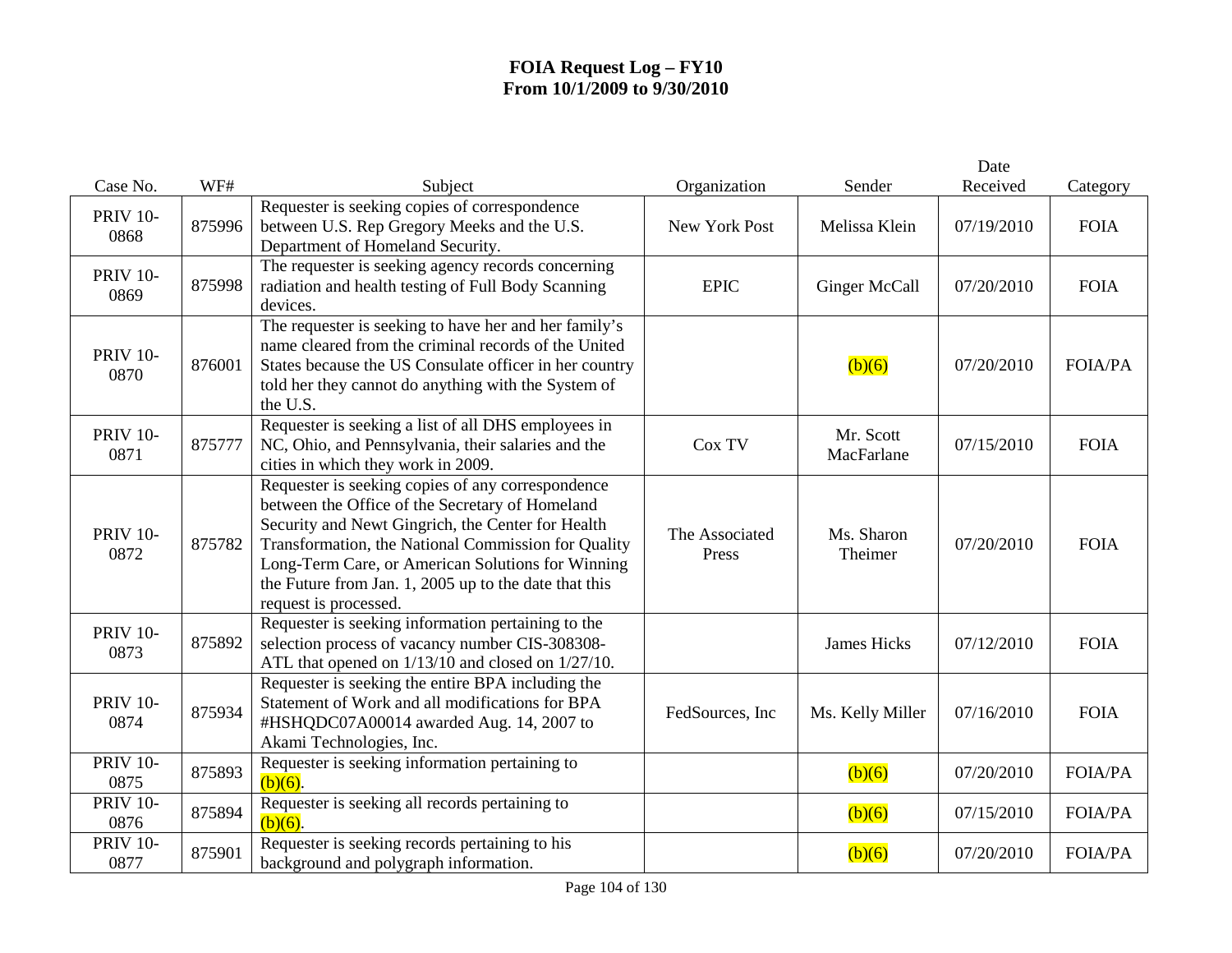**FOIA Request Log – FY10**
**From 10/1/2009 to 9/30/2010**

| Case No. | WF# | Subject | Organization | Sender | Date Received | Category |
|---|---|---|---|---|---|---|
| PRIV 10-0868 | 875996 | Requester is seeking copies of correspondence between U.S. Rep Gregory Meeks and the U.S. Department of Homeland Security. | New York Post | Melissa Klein | 07/19/2010 | FOIA |
| PRIV 10-0869 | 875998 | The requester is seeking agency records concerning radiation and health testing of Full Body Scanning devices. | EPIC | Ginger McCall | 07/20/2010 | FOIA |
| PRIV 10-0870 | 876001 | The requester is seeking to have her and her family's name cleared from the criminal records of the United States because the US Consulate officer in her country told her they cannot do anything with the System of the U.S. | | (b)(6) | 07/20/2010 | FOIA/PA |
| PRIV 10-0871 | 875777 | Requester is seeking a list of all DHS employees in NC, Ohio, and Pennsylvania, their salaries and the cities in which they work in 2009. | Cox TV | Mr. Scott MacFarlane | 07/15/2010 | FOIA |
| PRIV 10-0872 | 875782 | Requester is seeking copies of any correspondence between the Office of the Secretary of Homeland Security and Newt Gingrich, the Center for Health Transformation, the National Commission for Quality Long-Term Care, or American Solutions for Winning the Future from Jan. 1, 2005 up to the date that this request is processed. | The Associated Press | Ms. Sharon Theimer | 07/20/2010 | FOIA |
| PRIV 10-0873 | 875892 | Requester is seeking information pertaining to the selection process of vacancy number CIS-308308-ATL that opened on 1/13/10 and closed on 1/27/10. | | James Hicks | 07/12/2010 | FOIA |
| PRIV 10-0874 | 875934 | Requester is seeking the entire BPA including the Statement of Work and all modifications for BPA #HSHQDC07A00014 awarded Aug. 14, 2007 to Akami Technologies, Inc. | FedSources, Inc | Ms. Kelly Miller | 07/16/2010 | FOIA |
| PRIV 10-0875 | 875893 | Requester is seeking information pertaining to (b)(6). | | (b)(6) | 07/20/2010 | FOIA/PA |
| PRIV 10-0876 | 875894 | Requester is seeking all records pertaining to (b)(6). | | (b)(6) | 07/15/2010 | FOIA/PA |
| PRIV 10-0877 | 875901 | Requester is seeking records pertaining to his background and polygraph information. | | (b)(6) | 07/20/2010 | FOIA/PA |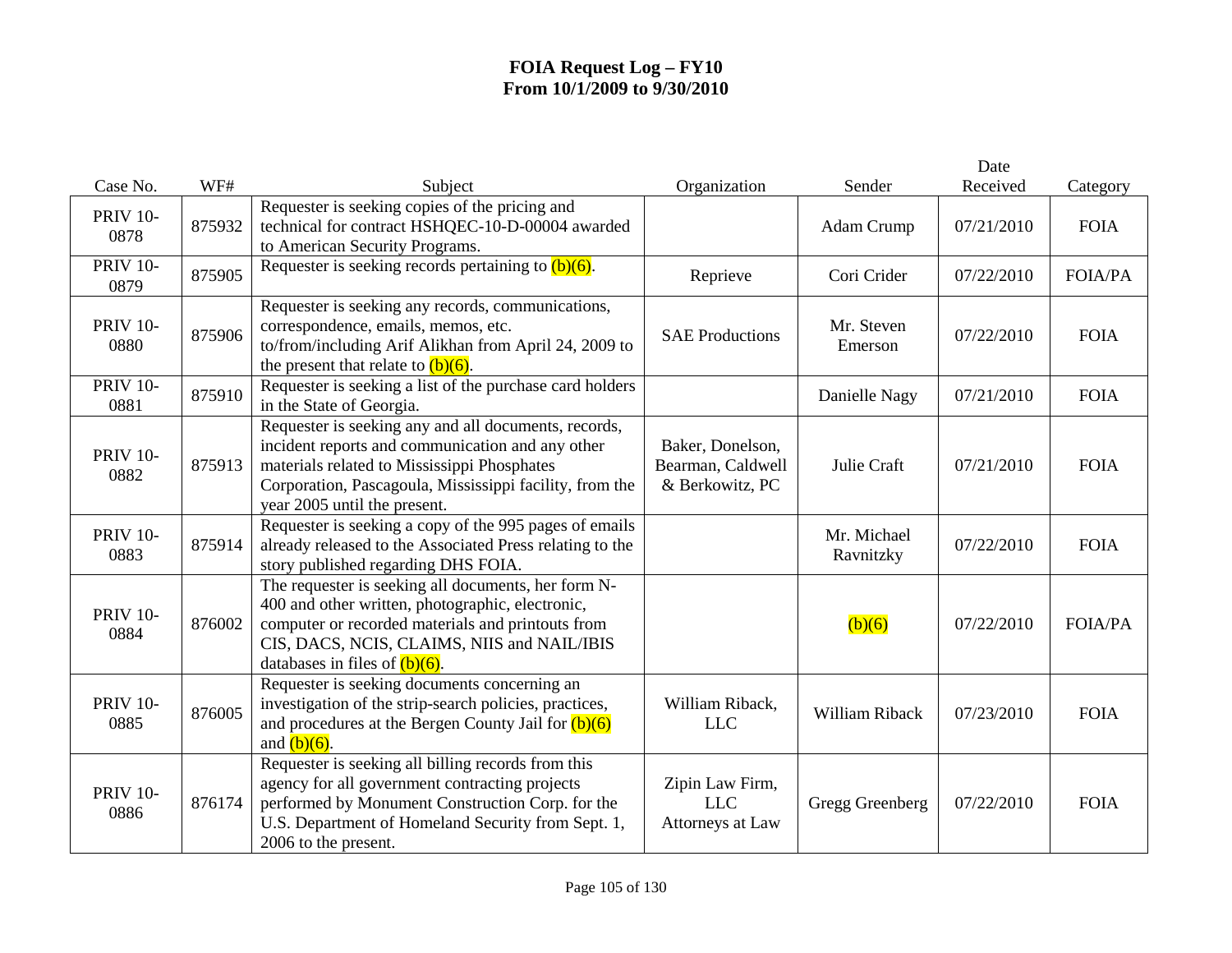# FOIA Request Log – FY10
## From 10/1/2009 to 9/30/2010

| Case No. | WF# | Subject | Organization | Sender | Date Received | Category |
|---|---|---|---|---|---|---|
| PRIV 10-0878 | 875932 | Requester is seeking copies of the pricing and technical for contract HSHQEC-10-D-00004 awarded to American Security Programs. | | Adam Crump | 07/21/2010 | FOIA |
| PRIV 10-0879 | 875905 | Requester is seeking records pertaining to (b)(6). | Reprieve | Cori Crider | 07/22/2010 | FOIA/PA |
| PRIV 10-0880 | 875906 | Requester is seeking any records, communications, correspondence, emails, memos, etc. to/from/including Arif Alikhan from April 24, 2009 to the present that relate to (b)(6). | SAE Productions | Mr. Steven Emerson | 07/22/2010 | FOIA |
| PRIV 10-0881 | 875910 | Requester is seeking a list of the purchase card holders in the State of Georgia. | | Danielle Nagy | 07/21/2010 | FOIA |
| PRIV 10-0882 | 875913 | Requester is seeking any and all documents, records, incident reports and communication and any other materials related to Mississippi Phosphates Corporation, Pascagoula, Mississippi facility, from the year 2005 until the present. | Baker, Donelson, Bearman, Caldwell & Berkowitz, PC | Julie Craft | 07/21/2010 | FOIA |
| PRIV 10-0883 | 875914 | Requester is seeking a copy of the 995 pages of emails already released to the Associated Press relating to the story published regarding DHS FOIA. | | Mr. Michael Ravnitzky | 07/22/2010 | FOIA |
| PRIV 10-0884 | 876002 | The requester is seeking all documents, her form N-400 and other written, photographic, electronic, computer or recorded materials and printouts from CIS, DACS, NCIS, CLAIMS, NIIS and NAIL/IBIS databases in files of (b)(6). | | (b)(6) | 07/22/2010 | FOIA/PA |
| PRIV 10-0885 | 876005 | Requester is seeking documents concerning an investigation of the strip-search policies, practices, and procedures at the Bergen County Jail for (b)(6) and (b)(6). | William Riback, LLC | William Riback | 07/23/2010 | FOIA |
| PRIV 10-0886 | 876174 | Requester is seeking all billing records from this agency for all government contracting projects performed by Monument Construction Corp. for the U.S. Department of Homeland Security from Sept. 1, 2006 to the present. | Zipin Law Firm, LLC Attorneys at Law | Gregg Greenberg | 07/22/2010 | FOIA |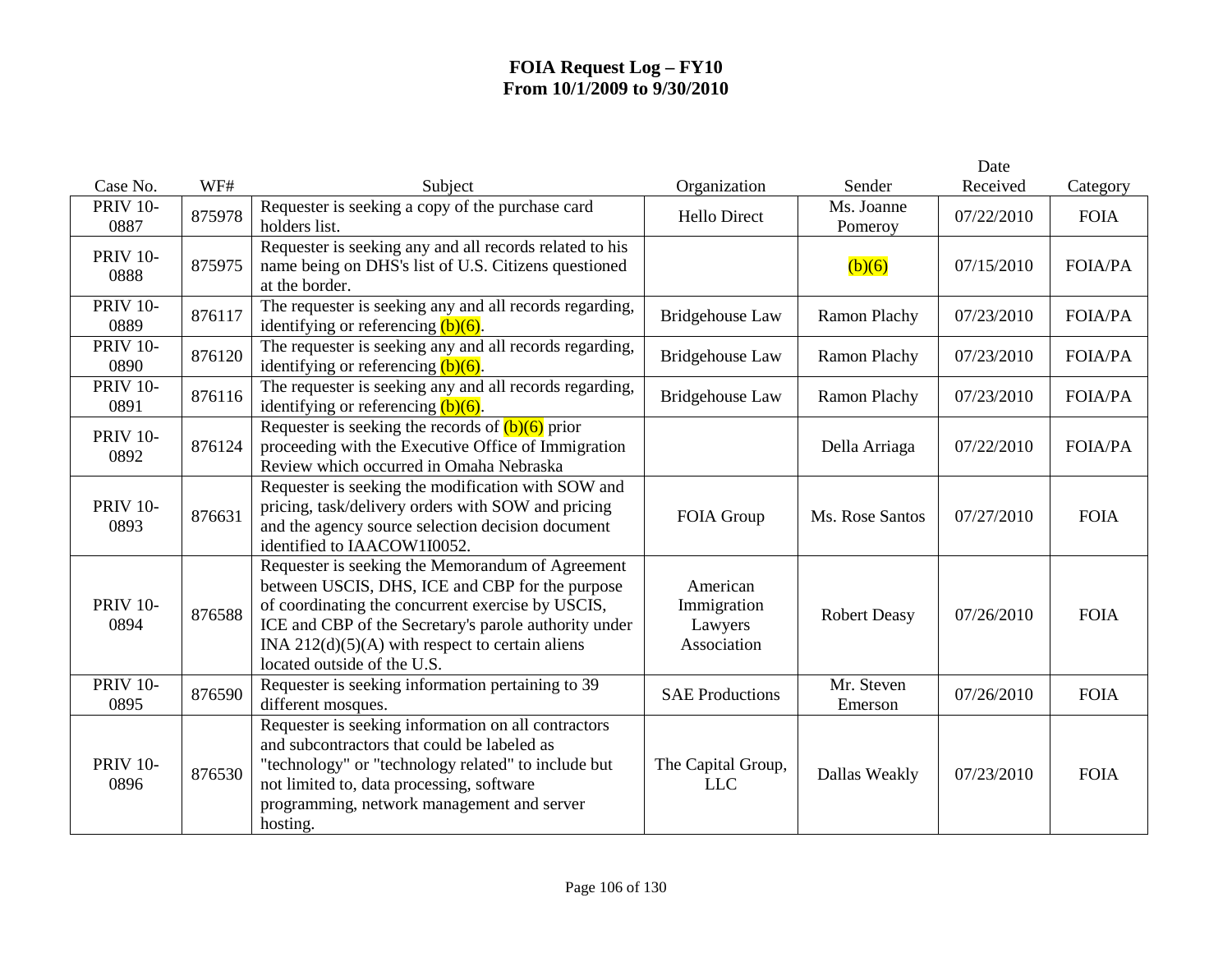# FOIA Request Log – FY10
# From 10/1/2009 to 9/30/2010

| Case No. | WF# | Subject | Organization | Sender | Date Received | Category |
|---|---|---|---|---|---|---|
| PRIV 10-0887 | 875978 | Requester is seeking a copy of the purchase card holders list. | Hello Direct | Ms. Joanne Pomeroy | 07/22/2010 | FOIA |
| PRIV 10-0888 | 875975 | Requester is seeking any and all records related to his name being on DHS's list of U.S. Citizens questioned at the border. | | (b)(6) | 07/15/2010 | FOIA/PA |
| PRIV 10-0889 | 876117 | The requester is seeking any and all records regarding, identifying or referencing (b)(6). | Bridgehouse Law | Ramon Plachy | 07/23/2010 | FOIA/PA |
| PRIV 10-0890 | 876120 | The requester is seeking any and all records regarding, identifying or referencing (b)(6). | Bridgehouse Law | Ramon Plachy | 07/23/2010 | FOIA/PA |
| PRIV 10-0891 | 876116 | The requester is seeking any and all records regarding, identifying or referencing (b)(6). | Bridgehouse Law | Ramon Plachy | 07/23/2010 | FOIA/PA |
| PRIV 10-0892 | 876124 | Requester is seeking the records of (b)(6) prior proceeding with the Executive Office of Immigration Review which occurred in Omaha Nebraska | | Della Arriaga | 07/22/2010 | FOIA/PA |
| PRIV 10-0893 | 876631 | Requester is seeking the modification with SOW and pricing, task/delivery orders with SOW and pricing and the agency source selection decision document identified to IAACOW1I0052. | FOIA Group | Ms. Rose Santos | 07/27/2010 | FOIA |
| PRIV 10-0894 | 876588 | Requester is seeking the Memorandum of Agreement between USCIS, DHS, ICE and CBP for the purpose of coordinating the concurrent exercise by USCIS, ICE and CBP of the Secretary's parole authority under INA 212(d)(5)(A) with respect to certain aliens located outside of the U.S. | American Immigration Lawyers Association | Robert Deasy | 07/26/2010 | FOIA |
| PRIV 10-0895 | 876590 | Requester is seeking information pertaining to 39 different mosques. | SAE Productions | Mr. Steven Emerson | 07/26/2010 | FOIA |
| PRIV 10-0896 | 876530 | Requester is seeking information on all contractors and subcontractors that could be labeled as "technology" or "technology related" to include but not limited to, data processing, software programming, network management and server hosting. | The Capital Group, LLC | Dallas Weakly | 07/23/2010 | FOIA |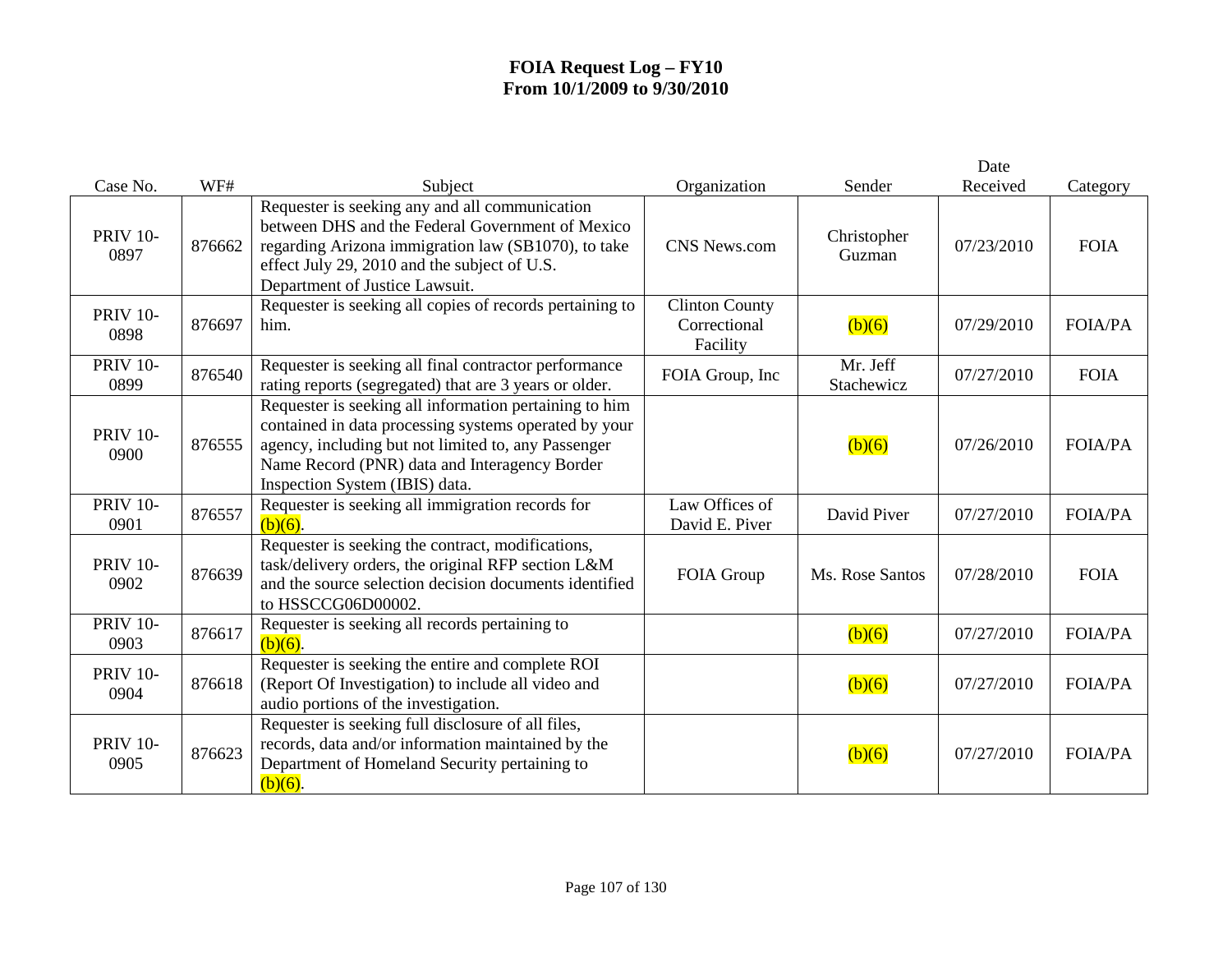# FOIA Request Log – FY10
## From 10/1/2009 to 9/30/2010

| Case No. | WF# | Subject | Organization | Sender | Date Received | Category |
|---|---|---|---|---|---|---|
| PRIV 10-0897 | 876662 | Requester is seeking any and all communication between DHS and the Federal Government of Mexico regarding Arizona immigration law (SB1070), to take effect July 29, 2010 and the subject of U.S. Department of Justice Lawsuit. | CNS News.com | Christopher Guzman | 07/23/2010 | FOIA |
| PRIV 10-0898 | 876697 | Requester is seeking all copies of records pertaining to him. | Clinton County Correctional Facility | (b)(6) | 07/29/2010 | FOIA/PA |
| PRIV 10-0899 | 876540 | Requester is seeking all final contractor performance rating reports (segregated) that are 3 years or older. | FOIA Group, Inc | Mr. Jeff Stachewicz | 07/27/2010 | FOIA |
| PRIV 10-0900 | 876555 | Requester is seeking all information pertaining to him contained in data processing systems operated by your agency, including but not limited to, any Passenger Name Record (PNR) data and Interagency Border Inspection System (IBIS) data. | | (b)(6) | 07/26/2010 | FOIA/PA |
| PRIV 10-0901 | 876557 | Requester is seeking all immigration records for (b)(6). | Law Offices of David E. Piver | David Piver | 07/27/2010 | FOIA/PA |
| PRIV 10-0902 | 876639 | Requester is seeking the contract, modifications, task/delivery orders, the original RFP section L&M and the source selection decision documents identified to HSSCCG06D00002. | FOIA Group | Ms. Rose Santos | 07/28/2010 | FOIA |
| PRIV 10-0903 | 876617 | Requester is seeking all records pertaining to (b)(6). | | (b)(6) | 07/27/2010 | FOIA/PA |
| PRIV 10-0904 | 876618 | Requester is seeking the entire and complete ROI (Report Of Investigation) to include all video and audio portions of the investigation. | | (b)(6) | 07/27/2010 | FOIA/PA |
| PRIV 10-0905 | 876623 | Requester is seeking full disclosure of all files, records, data and/or information maintained by the Department of Homeland Security pertaining to (b)(6). | | (b)(6) | 07/27/2010 | FOIA/PA |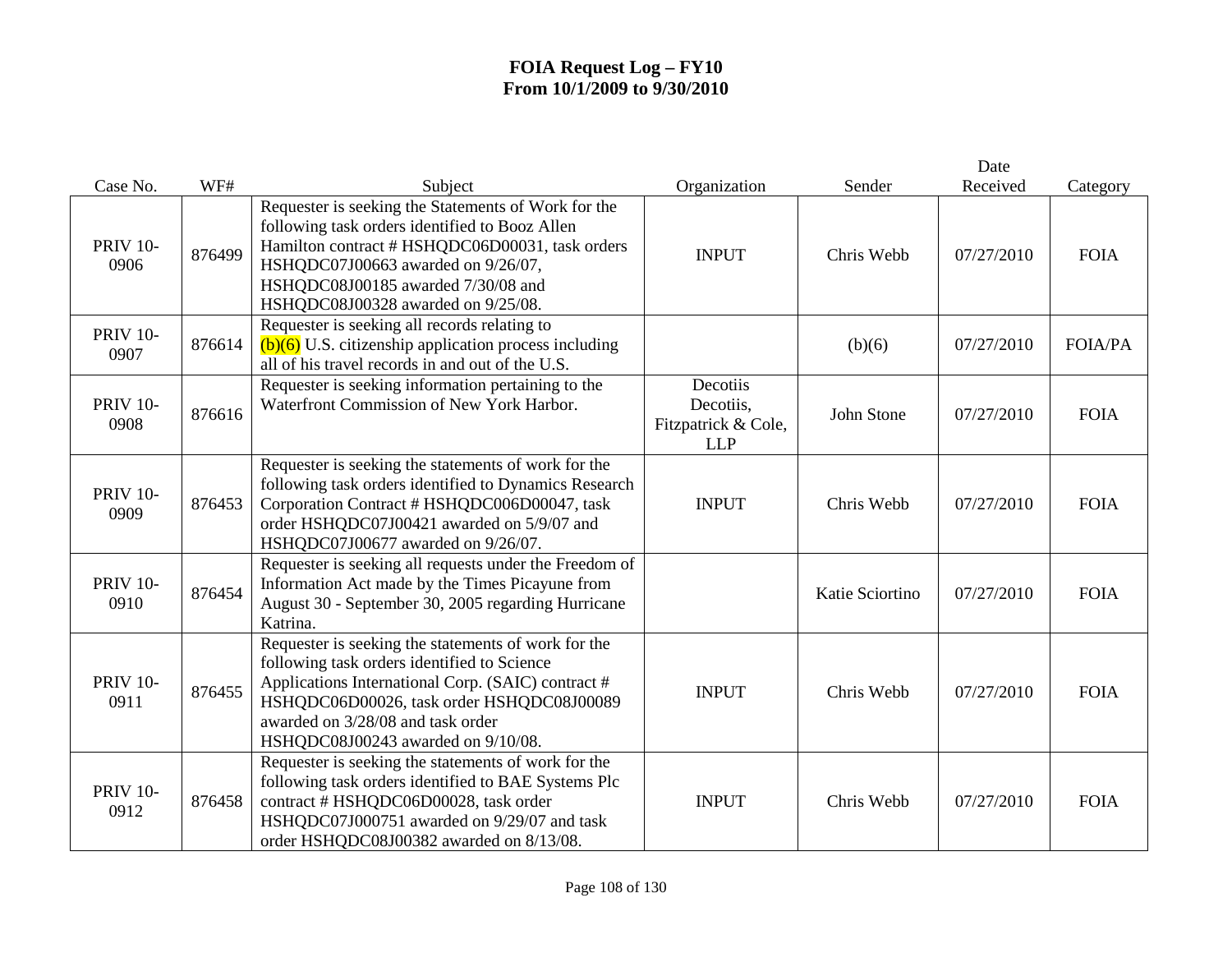# FOIA Request Log – FY10
## From 10/1/2009 to 9/30/2010

| Case No. | WF# | Subject | Organization | Sender | Date Received | Category |
|---|---|---|---|---|---|---|
| PRIV 10-0906 | 876499 | Requester is seeking the Statements of Work for the following task orders identified to Booz Allen Hamilton contract # HSHQDC06D00031, task orders HSHQDC07J00663 awarded on 9/26/07, HSHQDC08J00185 awarded 7/30/08 and HSHQDC08J00328 awarded on 9/25/08. | INPUT | Chris Webb | 07/27/2010 | FOIA |
| PRIV 10-0907 | 876614 | Requester is seeking all records relating to (b)(6) U.S. citizenship application process including all of his travel records in and out of the U.S. | | (b)(6) | 07/27/2010 | FOIA/PA |
| PRIV 10-0908 | 876616 | Requester is seeking information pertaining to the Waterfront Commission of New York Harbor. | Decotiis Decotiis, Fitzpatrick & Cole, LLP | John Stone | 07/27/2010 | FOIA |
| PRIV 10-0909 | 876453 | Requester is seeking the statements of work for the following task orders identified to Dynamics Research Corporation Contract # HSHQDC006D00047, task order HSHQDC07J00421 awarded on 5/9/07 and HSHQDC07J00677 awarded on 9/26/07. | INPUT | Chris Webb | 07/27/2010 | FOIA |
| PRIV 10-0910 | 876454 | Requester is seeking all requests under the Freedom of Information Act made by the Times Picayune from August 30 - September 30, 2005 regarding Hurricane Katrina. | | Katie Sciortino | 07/27/2010 | FOIA |
| PRIV 10-0911 | 876455 | Requester is seeking the statements of work for the following task orders identified to Science Applications International Corp. (SAIC) contract # HSHQDC06D00026, task order HSHQDC08J00089 awarded on 3/28/08 and task order HSHQDC08J00243 awarded on 9/10/08. | INPUT | Chris Webb | 07/27/2010 | FOIA |
| PRIV 10-0912 | 876458 | Requester is seeking the statements of work for the following task orders identified to BAE Systems Plc contract # HSHQDC06D00028, task order HSHQDC07J000751 awarded on 9/29/07 and task order HSHQDC08J00382 awarded on 8/13/08. | INPUT | Chris Webb | 07/27/2010 | FOIA |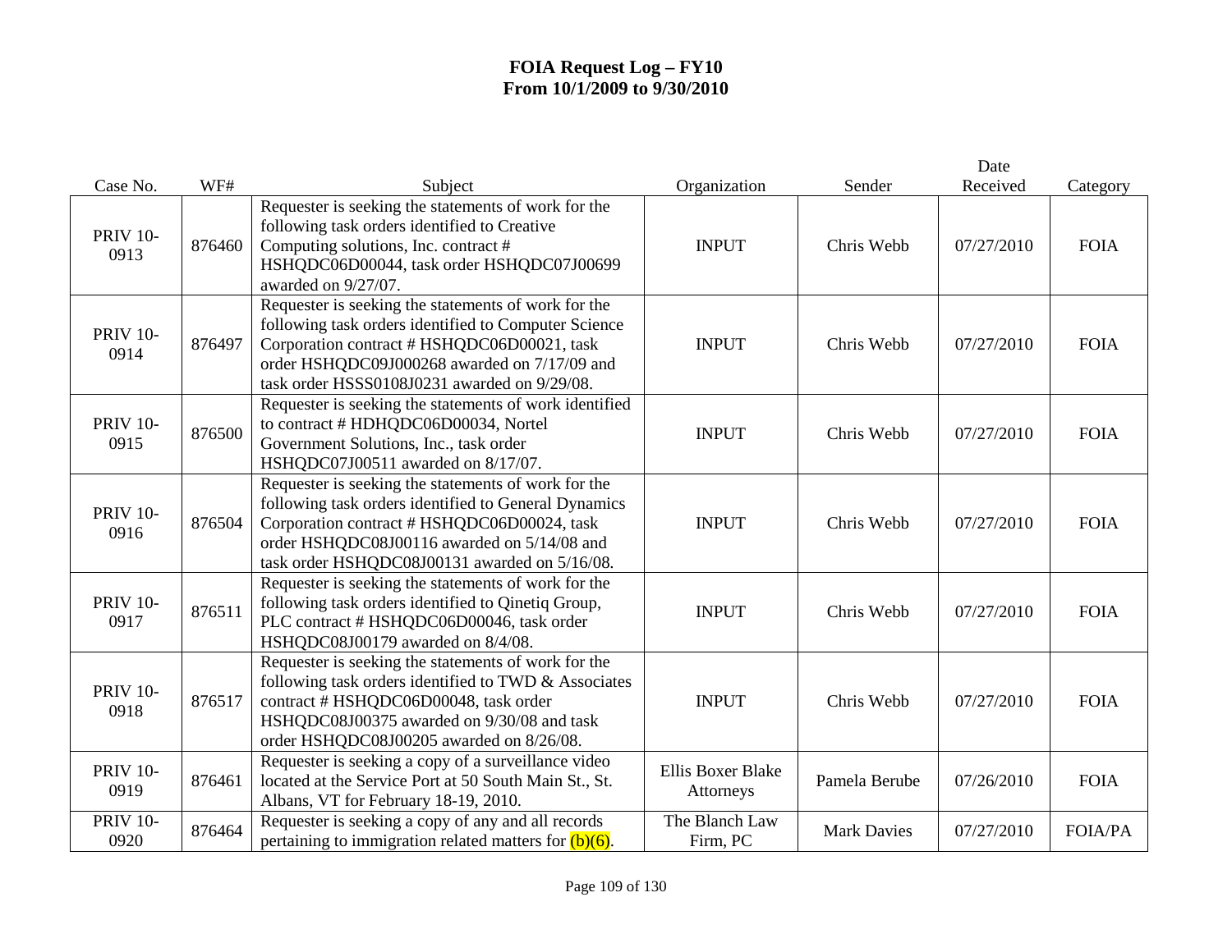# FOIA Request Log – FY10
## From 10/1/2009 to 9/30/2010

| Case No. | WF# | Subject | Organization | Sender | Date Received | Category |
|---|---|---|---|---|---|---|
| PRIV 10-0913 | 876460 | Requester is seeking the statements of work for the following task orders identified to Creative Computing solutions, Inc. contract # HSHQDC06D00044, task order HSHQDC07J00699 awarded on 9/27/07. | INPUT | Chris Webb | 07/27/2010 | FOIA |
| PRIV 10-0914 | 876497 | Requester is seeking the statements of work for the following task orders identified to Computer Science Corporation contract # HSHQDC06D00021, task order HSHQDC09J000268 awarded on 7/17/09 and task order HSSS0108J0231 awarded on 9/29/08. | INPUT | Chris Webb | 07/27/2010 | FOIA |
| PRIV 10-0915 | 876500 | Requester is seeking the statements of work identified to contract # HDHQDC06D00034, Nortel Government Solutions, Inc., task order HSHQDC07J00511 awarded on 8/17/07. | INPUT | Chris Webb | 07/27/2010 | FOIA |
| PRIV 10-0916 | 876504 | Requester is seeking the statements of work for the following task orders identified to General Dynamics Corporation contract # HSHQDC06D00024, task order HSHQDC08J00116 awarded on 5/14/08 and task order HSHQDC08J00131 awarded on 5/16/08. | INPUT | Chris Webb | 07/27/2010 | FOIA |
| PRIV 10-0917 | 876511 | Requester is seeking the statements of work for the following task orders identified to Qinetiq Group, PLC contract # HSHQDC06D00046, task order HSHQDC08J00179 awarded on 8/4/08. | INPUT | Chris Webb | 07/27/2010 | FOIA |
| PRIV 10-0918 | 876517 | Requester is seeking the statements of work for the following task orders identified to TWD & Associates contract # HSHQDC06D00048, task order HSHQDC08J00375 awarded on 9/30/08 and task order HSHQDC08J00205 awarded on 8/26/08. | INPUT | Chris Webb | 07/27/2010 | FOIA |
| PRIV 10-0919 | 876461 | Requester is seeking a copy of a surveillance video located at the Service Port at 50 South Main St., St. Albans, VT for February 18-19, 2010. | Ellis Boxer Blake Attorneys | Pamela Berube | 07/26/2010 | FOIA |
| PRIV 10-0920 | 876464 | Requester is seeking a copy of any and all records pertaining to immigration related matters for (b)(6). | The Blanch Law Firm, PC | Mark Davies | 07/27/2010 | FOIA/PA |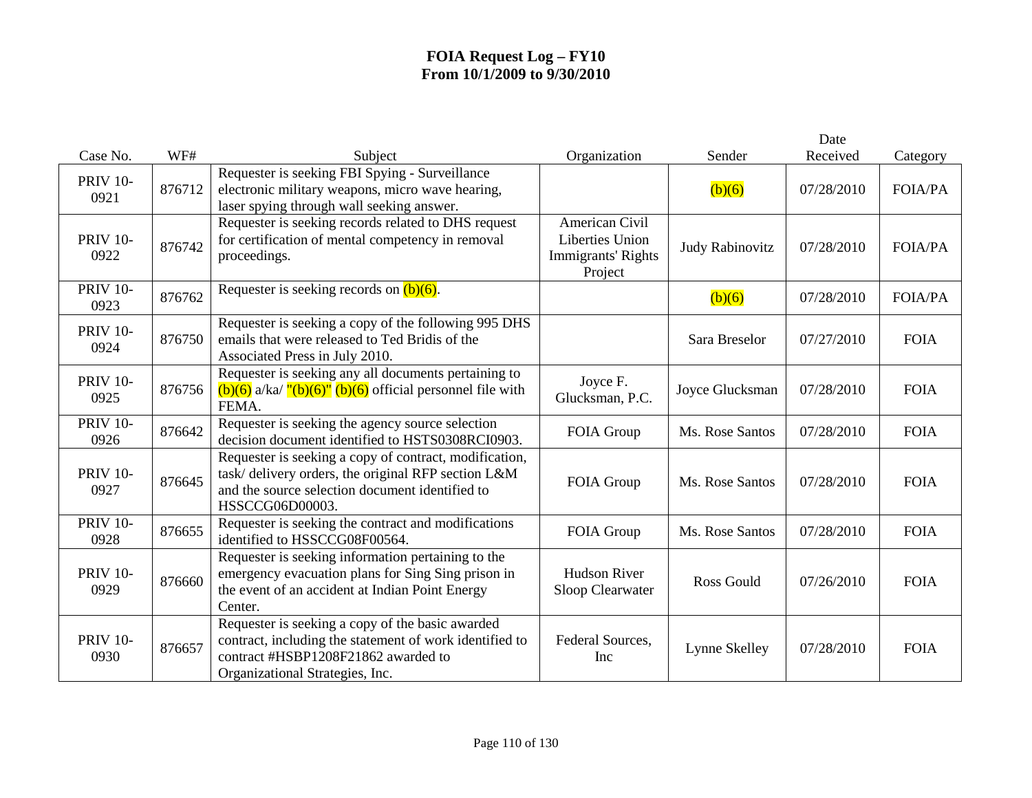# FOIA Request Log – FY10
# From 10/1/2009 to 9/30/2010

| Case No. | WF# | Subject | Organization | Sender | Date Received | Category |
|---|---|---|---|---|---|---|
| PRIV 10-0921 | 876712 | Requester is seeking FBI Spying - Surveillance electronic military weapons, micro wave hearing, laser spying through wall seeking answer. | | (b)(6) | 07/28/2010 | FOIA/PA |
| PRIV 10-0922 | 876742 | Requester is seeking records related to DHS request for certification of mental competency in removal proceedings. | American Civil Liberties Union Immigrants' Rights Project | Judy Rabinovitz | 07/28/2010 | FOIA/PA |
| PRIV 10-0923 | 876762 | Requester is seeking records on (b)(6). | | (b)(6) | 07/28/2010 | FOIA/PA |
| PRIV 10-0924 | 876750 | Requester is seeking a copy of the following 995 DHS emails that were released to Ted Bridis of the Associated Press in July 2010. | | Sara Breselor | 07/27/2010 | FOIA |
| PRIV 10-0925 | 876756 | Requester is seeking any all documents pertaining to (b)(6) a/ka/ "(b)(6)" (b)(6) official personnel file with FEMA. | Joyce F. Glucksman, P.C. | Joyce Glucksman | 07/28/2010 | FOIA |
| PRIV 10-0926 | 876642 | Requester is seeking the agency source selection decision document identified to HSTS0308RCI0903. | FOIA Group | Ms. Rose Santos | 07/28/2010 | FOIA |
| PRIV 10-0927 | 876645 | Requester is seeking a copy of contract, modification, task/ delivery orders, the original RFP section L&M and the source selection document identified to HSSCCG06D00003. | FOIA Group | Ms. Rose Santos | 07/28/2010 | FOIA |
| PRIV 10-0928 | 876655 | Requester is seeking the contract and modifications identified to HSSCCG08F00564. | FOIA Group | Ms. Rose Santos | 07/28/2010 | FOIA |
| PRIV 10-0929 | 876660 | Requester is seeking information pertaining to the emergency evacuation plans for Sing Sing prison in the event of an accident at Indian Point Energy Center. | Hudson River Sloop Clearwater | Ross Gould | 07/26/2010 | FOIA |
| PRIV 10-0930 | 876657 | Requester is seeking a copy of the basic awarded contract, including the statement of work identified to contract #HSBP1208F21862 awarded to Organizational Strategies, Inc. | Federal Sources, Inc | Lynne Skelley | 07/28/2010 | FOIA |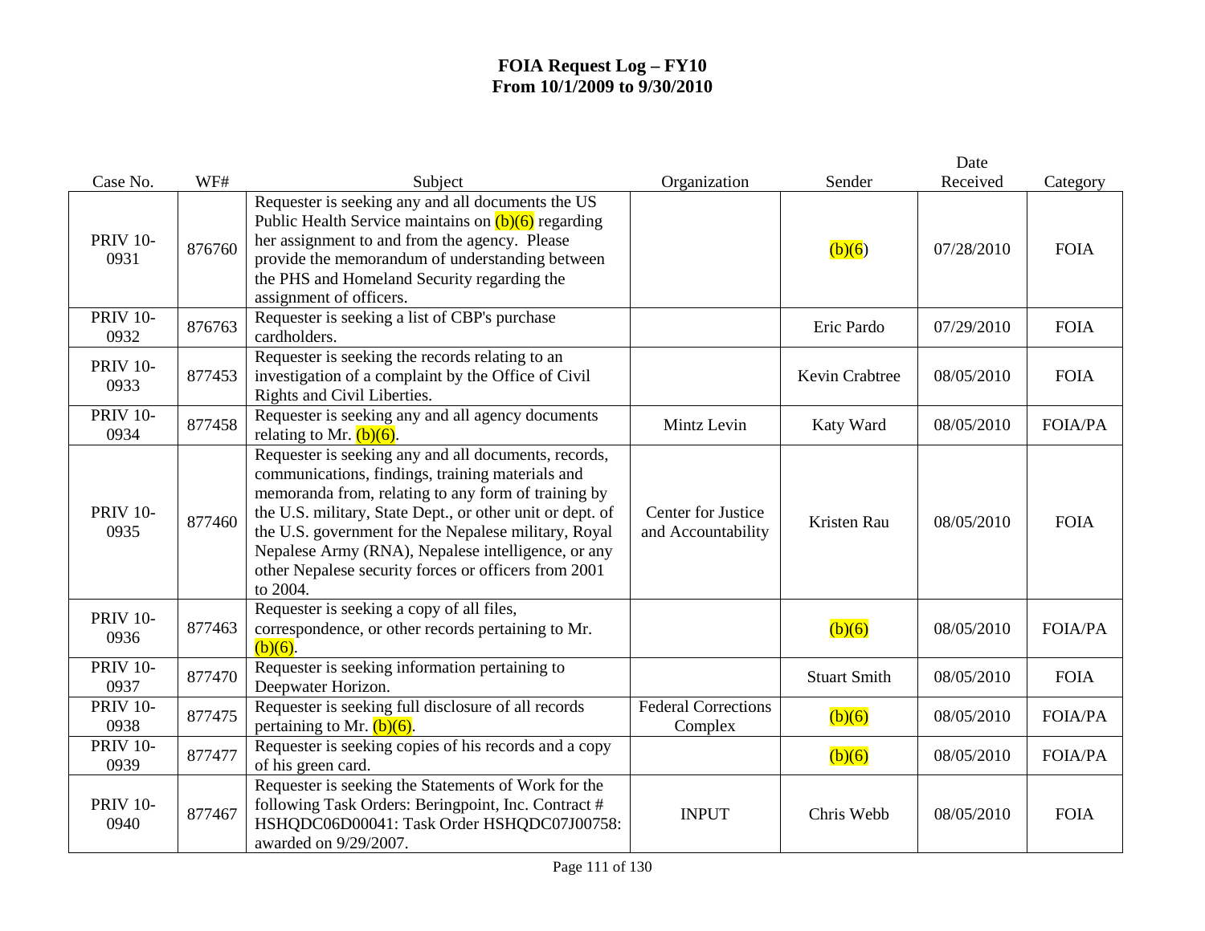# FOIA Request Log – FY10
# From 10/1/2009 to 9/30/2010

| Case No. | WF# | Subject | Organization | Sender | Date Received | Category |
|---|---|---|---|---|---|---|
| PRIV 10-0931 | 876760 | Requester is seeking any and all documents the US Public Health Service maintains on (b)(6) regarding her assignment to and from the agency. Please provide the memorandum of understanding between the PHS and Homeland Security regarding the assignment of officers. | | (b)(6) | 07/28/2010 | FOIA |
| PRIV 10-0932 | 876763 | Requester is seeking a list of CBP's purchase cardholders. | | Eric Pardo | 07/29/2010 | FOIA |
| PRIV 10-0933 | 877453 | Requester is seeking the records relating to an investigation of a complaint by the Office of Civil Rights and Civil Liberties. | | Kevin Crabtree | 08/05/2010 | FOIA |
| PRIV 10-0934 | 877458 | Requester is seeking any and all agency documents relating to Mr. (b)(6). | Mintz Levin | Katy Ward | 08/05/2010 | FOIA/PA |
| PRIV 10-0935 | 877460 | Requester is seeking any and all documents, records, communications, findings, training materials and memoranda from, relating to any form of training by the U.S. military, State Dept., or other unit or dept. of the U.S. government for the Nepalese military, Royal Nepalese Army (RNA), Nepalese intelligence, or any other Nepalese security forces or officers from 2001 to 2004. | Center for Justice and Accountability | Kristen Rau | 08/05/2010 | FOIA |
| PRIV 10-0936 | 877463 | Requester is seeking a copy of all files, correspondence, or other records pertaining to Mr. (b)(6). | | (b)(6) | 08/05/2010 | FOIA/PA |
| PRIV 10-0937 | 877470 | Requester is seeking information pertaining to Deepwater Horizon. | | Stuart Smith | 08/05/2010 | FOIA |
| PRIV 10-0938 | 877475 | Requester is seeking full disclosure of all records pertaining to Mr. (b)(6). | Federal Corrections Complex | (b)(6) | 08/05/2010 | FOIA/PA |
| PRIV 10-0939 | 877477 | Requester is seeking copies of his records and a copy of his green card. | | (b)(6) | 08/05/2010 | FOIA/PA |
| PRIV 10-0940 | 877467 | Requester is seeking the Statements of Work for the following Task Orders: Beringpoint, Inc. Contract # HSHQDC06D00041: Task Order HSHQDC07J00758: awarded on 9/29/2007. | INPUT | Chris Webb | 08/05/2010 | FOIA |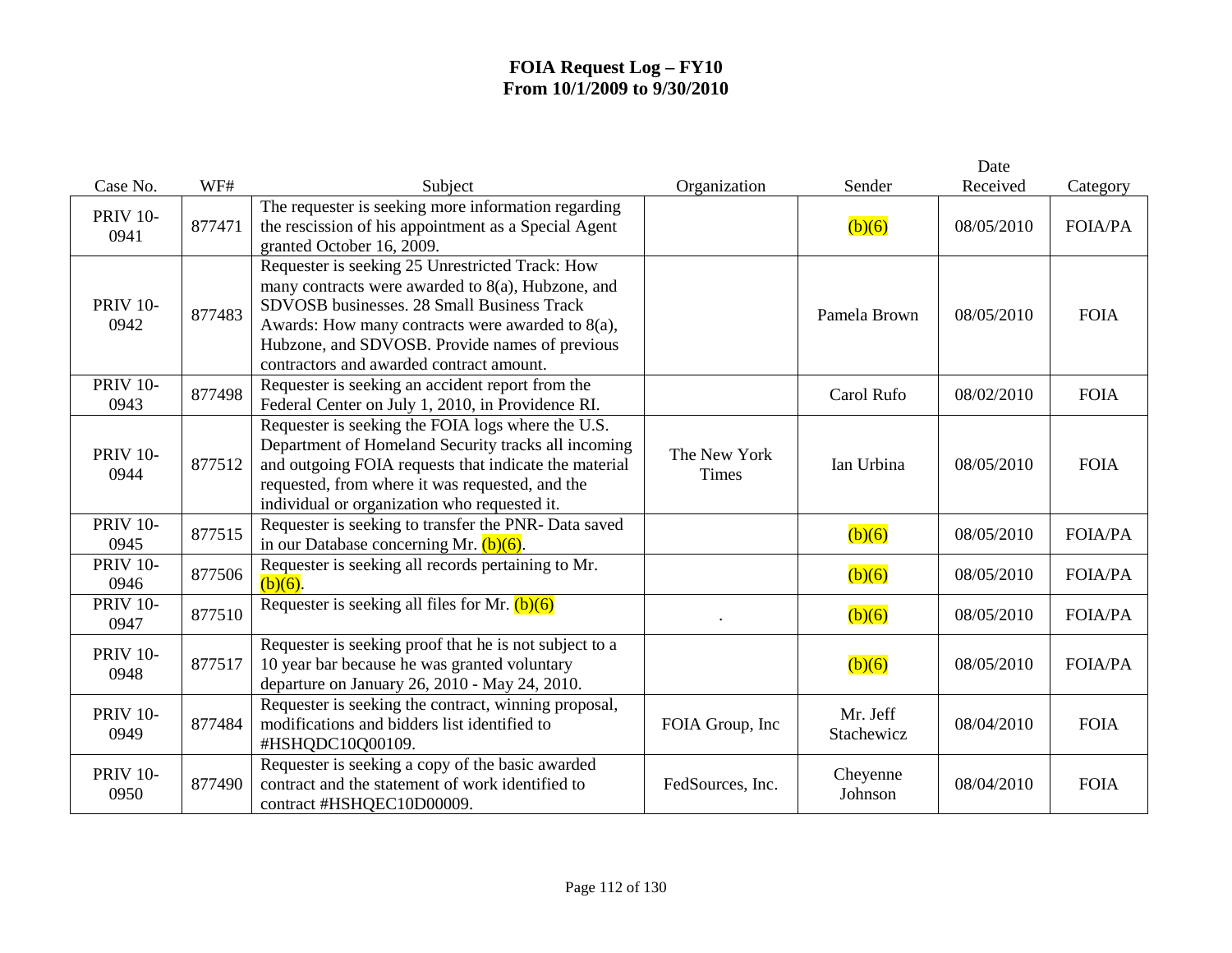**FOIA Request Log – FY10**
**From 10/1/2009 to 9/30/2010**

| Case No. | WF# | Subject | Organization | Sender | Date Received | Category |
|---|---|---|---|---|---|---|
| PRIV 10-0941 | 877471 | The requester is seeking more information regarding the rescission of his appointment as a Special Agent granted October 16, 2009. | | (b)(6) | 08/05/2010 | FOIA/PA |
| PRIV 10-0942 | 877483 | Requester is seeking 25 Unrestricted Track: How many contracts were awarded to 8(a), Hubzone, and SDVOSB businesses. 28 Small Business Track Awards: How many contracts were awarded to 8(a), Hubzone, and SDVOSB. Provide names of previous contractors and awarded contract amount. | | Pamela Brown | 08/05/2010 | FOIA |
| PRIV 10-0943 | 877498 | Requester is seeking an accident report from the Federal Center on July 1, 2010, in Providence RI. | | Carol Rufo | 08/02/2010 | FOIA |
| PRIV 10-0944 | 877512 | Requester is seeking the FOIA logs where the U.S. Department of Homeland Security tracks all incoming and outgoing FOIA requests that indicate the material requested, from where it was requested, and the individual or organization who requested it. | The New York Times | Ian Urbina | 08/05/2010 | FOIA |
| PRIV 10-0945 | 877515 | Requester is seeking to transfer the PNR- Data saved in our Database concerning Mr. (b)(6). | | (b)(6) | 08/05/2010 | FOIA/PA |
| PRIV 10-0946 | 877506 | Requester is seeking all records pertaining to Mr. (b)(6). | | (b)(6) | 08/05/2010 | FOIA/PA |
| PRIV 10-0947 | 877510 | Requester is seeking all files for Mr. (b)(6) | . | (b)(6) | 08/05/2010 | FOIA/PA |
| PRIV 10-0948 | 877517 | Requester is seeking proof that he is not subject to a 10 year bar because he was granted voluntary departure on January 26, 2010 - May 24, 2010. | | (b)(6) | 08/05/2010 | FOIA/PA |
| PRIV 10-0949 | 877484 | Requester is seeking the contract, winning proposal, modifications and bidders list identified to #HSHQDC10Q00109. | FOIA Group, Inc | Mr. Jeff Stachewicz | 08/04/2010 | FOIA |
| PRIV 10-0950 | 877490 | Requester is seeking a copy of the basic awarded contract and the statement of work identified to contract #HSHQEC10D00009. | FedSources, Inc. | Cheyenne Johnson | 08/04/2010 | FOIA |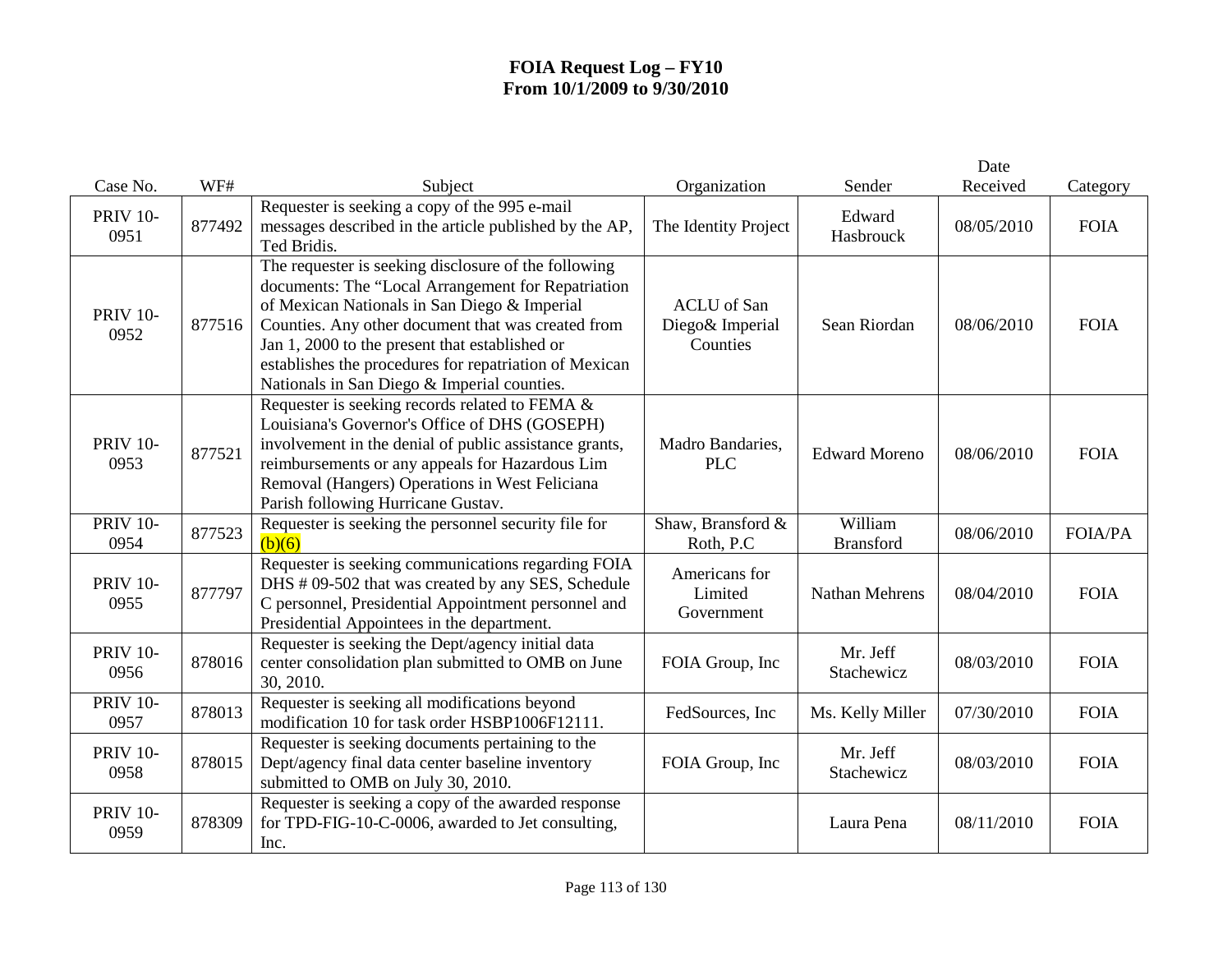# FOIA Request Log – FY10
# From 10/1/2009 to 9/30/2010

| Case No. | WF# | Subject | Organization | Sender | Date Received | Category |
|---|---|---|---|---|---|---|
| PRIV 10-0951 | 877492 | Requester is seeking a copy of the 995 e-mail messages described in the article published by the AP, Ted Bridis. | The Identity Project | Edward Hasbrouck | 08/05/2010 | FOIA |
| PRIV 10-0952 | 877516 | The requester is seeking disclosure of the following documents: The "Local Arrangement for Repatriation of Mexican Nationals in San Diego & Imperial Counties. Any other document that was created from Jan 1, 2000 to the present that established or establishes the procedures for repatriation of Mexican Nationals in San Diego & Imperial counties. | ACLU of San Diego& Imperial Counties | Sean Riordan | 08/06/2010 | FOIA |
| PRIV 10-0953 | 877521 | Requester is seeking records related to FEMA & Louisiana's Governor's Office of DHS (GOSEPH) involvement in the denial of public assistance grants, reimbursements or any appeals for Hazardous Lim Removal (Hangers) Operations in West Feliciana Parish following Hurricane Gustav. | Madro Bandaries, PLC | Edward Moreno | 08/06/2010 | FOIA |
| PRIV 10-0954 | 877523 | Requester is seeking the personnel security file for (b)(6) | Shaw, Bransford & Roth, P.C | William Bransford | 08/06/2010 | FOIA/PA |
| PRIV 10-0955 | 877797 | Requester is seeking communications regarding FOIA DHS # 09-502 that was created by any SES, Schedule C personnel, Presidential Appointment personnel and Presidential Appointees in the department. | Americans for Limited Government | Nathan Mehrens | 08/04/2010 | FOIA |
| PRIV 10-0956 | 878016 | Requester is seeking the Dept/agency initial data center consolidation plan submitted to OMB on June 30, 2010. | FOIA Group, Inc | Mr. Jeff Stachewicz | 08/03/2010 | FOIA |
| PRIV 10-0957 | 878013 | Requester is seeking all modifications beyond modification 10 for task order HSBP1006F12111. | FedSources, Inc | Ms. Kelly Miller | 07/30/2010 | FOIA |
| PRIV 10-0958 | 878015 | Requester is seeking documents pertaining to the Dept/agency final data center baseline inventory submitted to OMB on July 30, 2010. | FOIA Group, Inc | Mr. Jeff Stachewicz | 08/03/2010 | FOIA |
| PRIV 10-0959 | 878309 | Requester is seeking a copy of the awarded response for TPD-FIG-10-C-0006, awarded to Jet consulting, Inc. | | Laura Pena | 08/11/2010 | FOIA |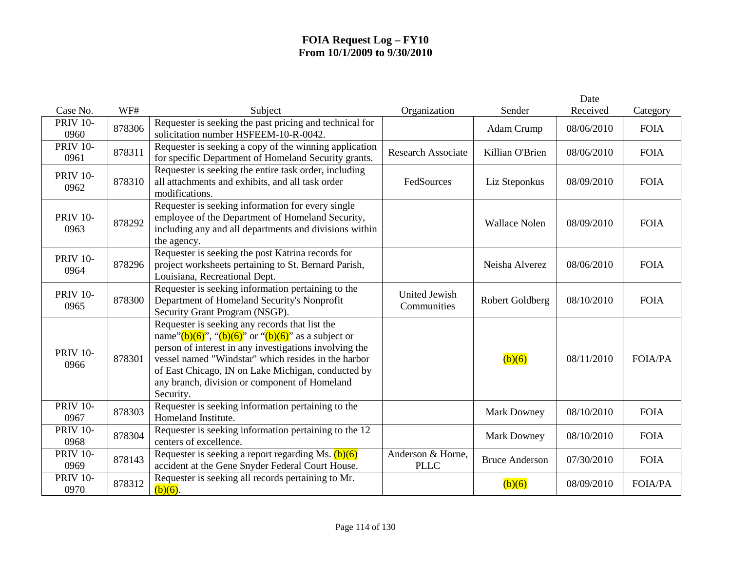# FOIA Request Log – FY10
## From 10/1/2009 to 9/30/2010

| Case No. | WF# | Subject | Organization | Sender | Date Received | Category |
|---|---|---|---|---|---|---|
| PRIV 10-0960 | 878306 | Requester is seeking the past pricing and technical for solicitation number HSFEEM-10-R-0042. | | Adam Crump | 08/06/2010 | FOIA |
| PRIV 10-0961 | 878311 | Requester is seeking a copy of the winning application for specific Department of Homeland Security grants. | Research Associate | Killian O'Brien | 08/06/2010 | FOIA |
| PRIV 10-0962 | 878310 | Requester is seeking the entire task order, including all attachments and exhibits, and all task order modifications. | FedSources | Liz Steponkus | 08/09/2010 | FOIA |
| PRIV 10-0963 | 878292 | Requester is seeking information for every single employee of the Department of Homeland Security, including any and all departments and divisions within the agency. | | Wallace Nolen | 08/09/2010 | FOIA |
| PRIV 10-0964 | 878296 | Requester is seeking the post Katrina records for project worksheets pertaining to St. Bernard Parish, Louisiana, Recreational Dept. | | Neisha Alverez | 08/06/2010 | FOIA |
| PRIV 10-0965 | 878300 | Requester is seeking information pertaining to the Department of Homeland Security's Nonprofit Security Grant Program (NSGP). | United Jewish Communities | Robert Goldberg | 08/10/2010 | FOIA |
| PRIV 10-0966 | 878301 | Requester is seeking any records that list the name"(b)(6)", "(b)(6)" or "(b)(6)" as a subject or person of interest in any investigations involving the vessel named "Windstar" which resides in the harbor of East Chicago, IN on Lake Michigan, conducted by any branch, division or component of Homeland Security. | | (b)(6) | 08/11/2010 | FOIA/PA |
| PRIV 10-0967 | 878303 | Requester is seeking information pertaining to the Homeland Institute. | | Mark Downey | 08/10/2010 | FOIA |
| PRIV 10-0968 | 878304 | Requester is seeking information pertaining to the 12 centers of excellence. | | Mark Downey | 08/10/2010 | FOIA |
| PRIV 10-0969 | 878143 | Requester is seeking a report regarding Ms. (b)(6) accident at the Gene Snyder Federal Court House. | Anderson & Horne, PLLC | Bruce Anderson | 07/30/2010 | FOIA |
| PRIV 10-0970 | 878312 | Requester is seeking all records pertaining to Mr. (b)(6). | | (b)(6) | 08/09/2010 | FOIA/PA |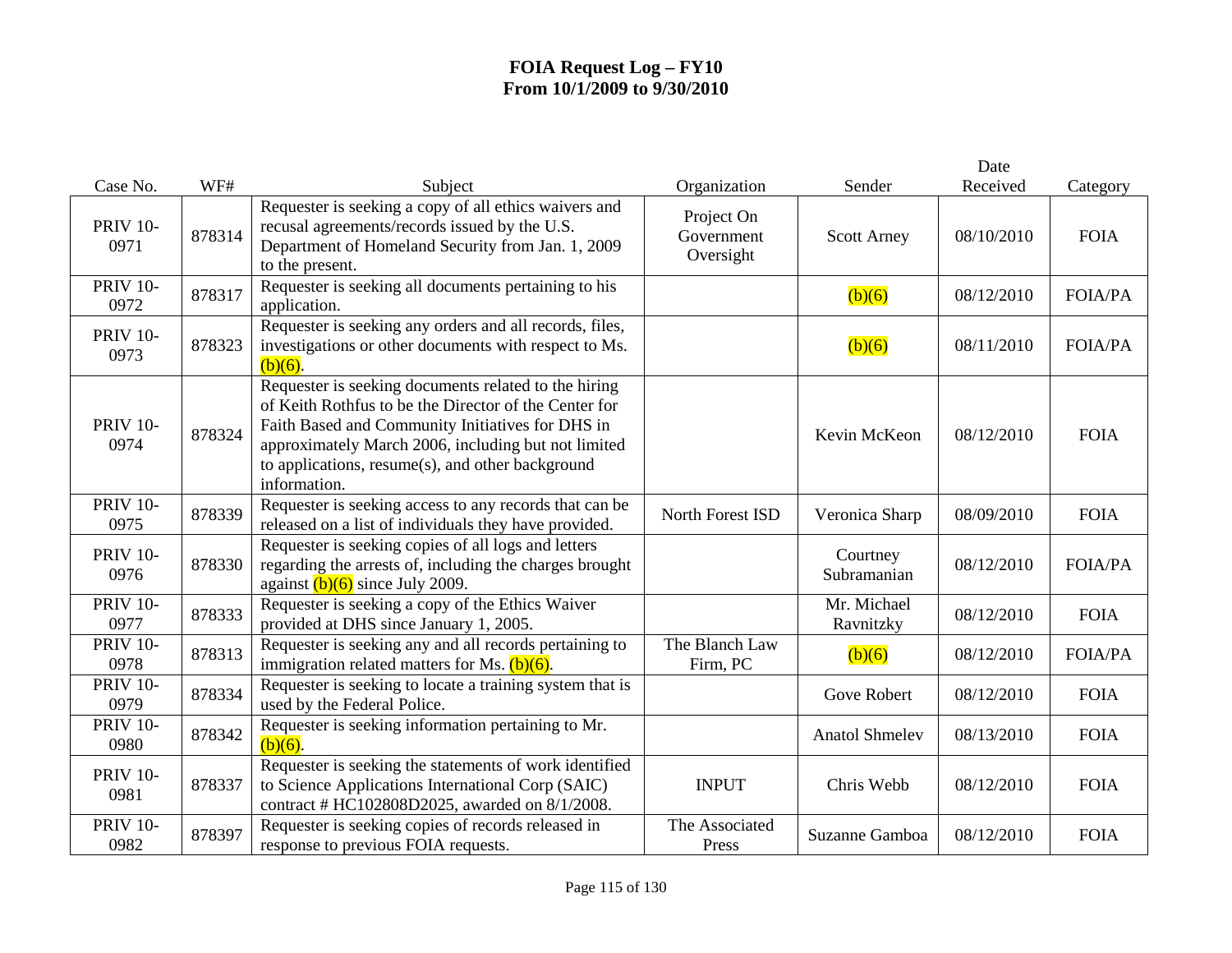# FOIA Request Log – FY10
## From 10/1/2009 to 9/30/2010

| Case No. | WF# | Subject | Organization | Sender | Date Received | Category |
|---|---|---|---|---|---|---|
| PRIV 10-0971 | 878314 | Requester is seeking a copy of all ethics waivers and recusal agreements/records issued by the U.S. Department of Homeland Security from Jan. 1, 2009 to the present. | Project On Government Oversight | Scott Arney | 08/10/2010 | FOIA |
| PRIV 10-0972 | 878317 | Requester is seeking all documents pertaining to his application. | | (b)(6) | 08/12/2010 | FOIA/PA |
| PRIV 10-0973 | 878323 | Requester is seeking any orders and all records, files, investigations or other documents with respect to Ms. (b)(6). | | (b)(6) | 08/11/2010 | FOIA/PA |
| PRIV 10-0974 | 878324 | Requester is seeking documents related to the hiring of Keith Rothfus to be the Director of the Center for Faith Based and Community Initiatives for DHS in approximately March 2006, including but not limited to applications, resume(s), and other background information. | | Kevin McKeon | 08/12/2010 | FOIA |
| PRIV 10-0975 | 878339 | Requester is seeking access to any records that can be released on a list of individuals they have provided. | North Forest ISD | Veronica Sharp | 08/09/2010 | FOIA |
| PRIV 10-0976 | 878330 | Requester is seeking copies of all logs and letters regarding the arrests of, including the charges brought against (b)(6) since July 2009. | | Courtney Subramanian | 08/12/2010 | FOIA/PA |
| PRIV 10-0977 | 878333 | Requester is seeking a copy of the Ethics Waiver provided at DHS since January 1, 2005. | | Mr. Michael Ravnitzky | 08/12/2010 | FOIA |
| PRIV 10-0978 | 878313 | Requester is seeking any and all records pertaining to immigration related matters for Ms. (b)(6). | The Blanch Law Firm, PC | (b)(6) | 08/12/2010 | FOIA/PA |
| PRIV 10-0979 | 878334 | Requester is seeking to locate a training system that is used by the Federal Police. | | Gove Robert | 08/12/2010 | FOIA |
| PRIV 10-0980 | 878342 | Requester is seeking information pertaining to Mr. (b)(6). | | Anatol Shmelev | 08/13/2010 | FOIA |
| PRIV 10-0981 | 878337 | Requester is seeking the statements of work identified to Science Applications International Corp (SAIC) contract # HC102808D2025, awarded on 8/1/2008. | INPUT | Chris Webb | 08/12/2010 | FOIA |
| PRIV 10-0982 | 878397 | Requester is seeking copies of records released in response to previous FOIA requests. | The Associated Press | Suzanne Gamboa | 08/12/2010 | FOIA |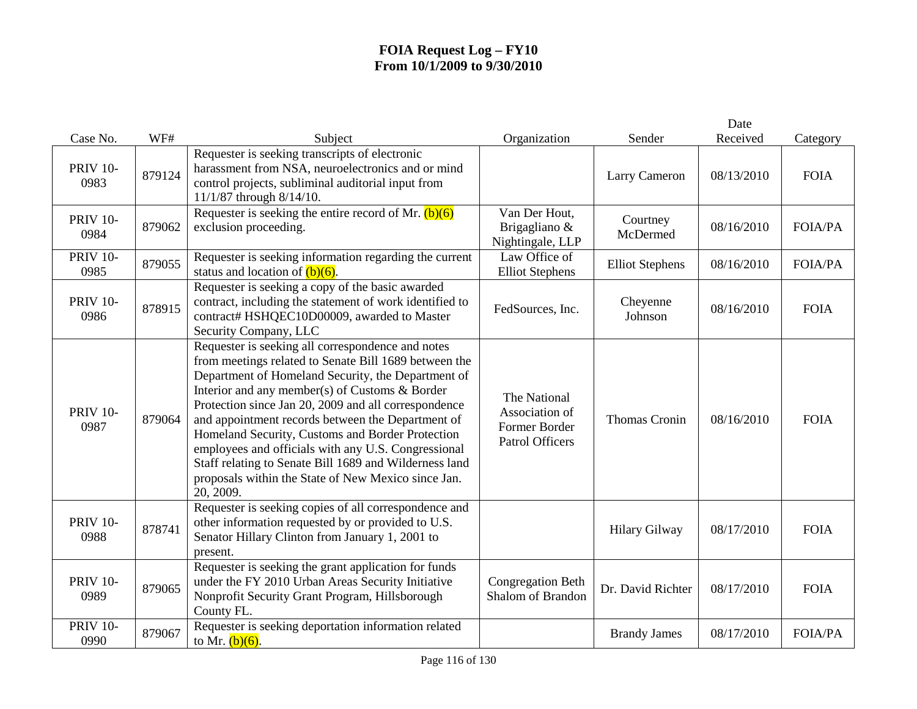# FOIA Request Log – FY10
## From 10/1/2009 to 9/30/2010

| Case No. | WF# | Subject | Organization | Sender | Date Received | Category |
|---|---|---|---|---|---|---|
| PRIV 10-0983 | 879124 | Requester is seeking transcripts of electronic harassment from NSA, neuroelectronics and or mind control projects, subliminal auditorial input from 11/1/87 through 8/14/10. | | Larry Cameron | 08/13/2010 | FOIA |
| PRIV 10-0984 | 879062 | Requester is seeking the entire record of Mr. (b)(6) exclusion proceeding. | Van Der Hout, Brigagliano & Nightingale, LLP | Courtney McDermed | 08/16/2010 | FOIA/PA |
| PRIV 10-0985 | 879055 | Requester is seeking information regarding the current status and location of (b)(6). | Law Office of Elliot Stephens | Elliot Stephens | 08/16/2010 | FOIA/PA |
| PRIV 10-0986 | 878915 | Requester is seeking a copy of the basic awarded contract, including the statement of work identified to contract# HSHQEC10D00009, awarded to Master Security Company, LLC | FedSources, Inc. | Cheyenne Johnson | 08/16/2010 | FOIA |
| PRIV 10-0987 | 879064 | Requester is seeking all correspondence and notes from meetings related to Senate Bill 1689 between the Department of Homeland Security, the Department of Interior and any member(s) of Customs & Border Protection since Jan 20, 2009 and all correspondence and appointment records between the Department of Homeland Security, Customs and Border Protection employees and officials with any U.S. Congressional Staff relating to Senate Bill 1689 and Wilderness land proposals within the State of New Mexico since Jan. 20, 2009. | The National Association of Former Border Patrol Officers | Thomas Cronin | 08/16/2010 | FOIA |
| PRIV 10-0988 | 878741 | Requester is seeking copies of all correspondence and other information requested by or provided to U.S. Senator Hillary Clinton from January 1, 2001 to present. | | Hilary Gilway | 08/17/2010 | FOIA |
| PRIV 10-0989 | 879065 | Requester is seeking the grant application for funds under the FY 2010 Urban Areas Security Initiative Nonprofit Security Grant Program, Hillsborough County FL. | Congregation Beth Shalom of Brandon | Dr. David Richter | 08/17/2010 | FOIA |
| PRIV 10-0990 | 879067 | Requester is seeking deportation information related to Mr. (b)(6). | | Brandy James | 08/17/2010 | FOIA/PA |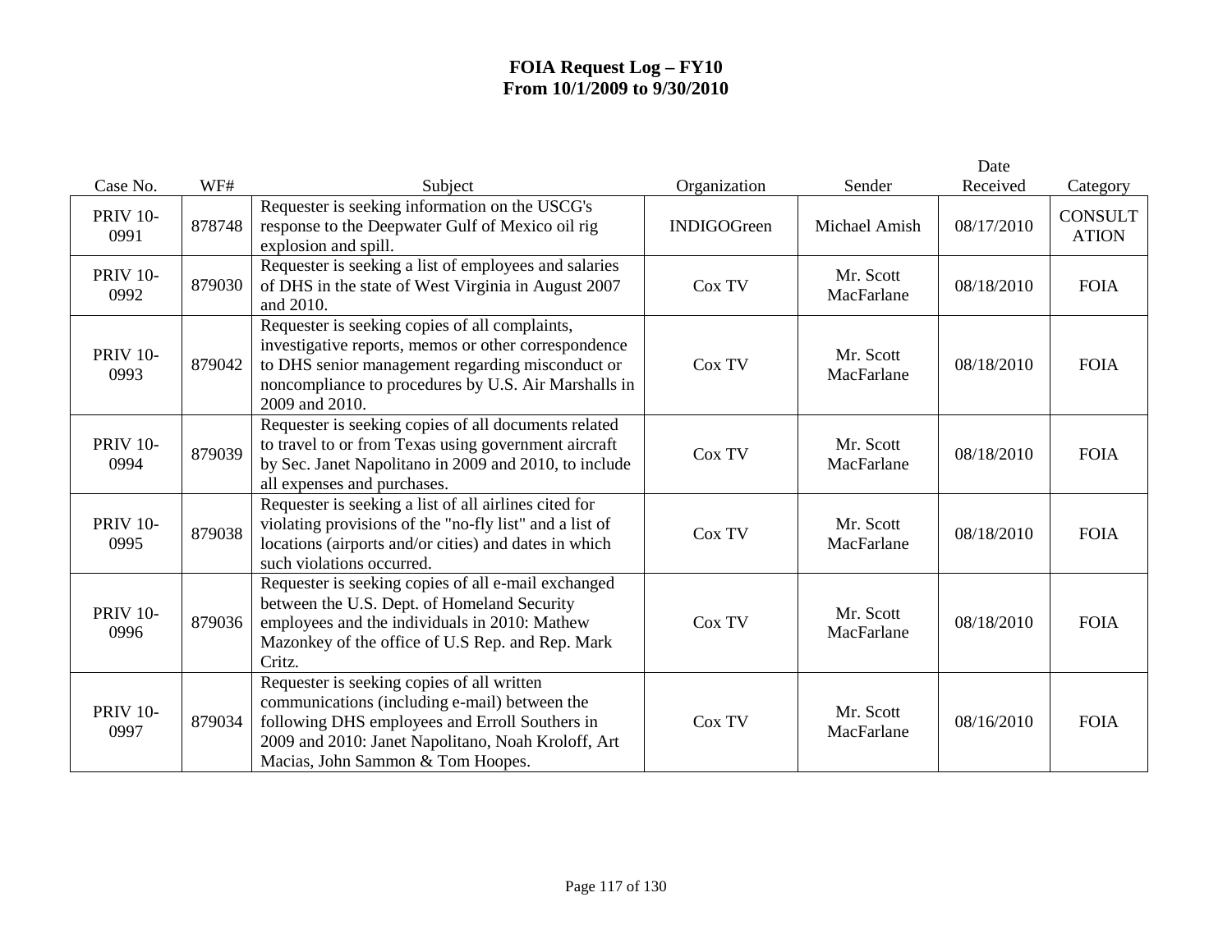# FOIA Request Log – FY10
## From 10/1/2009 to 9/30/2010

| Case No. | WF# | Subject | Organization | Sender | Date Received | Category |
|---|---|---|---|---|---|---|
| PRIV 10-0991 | 878748 | Requester is seeking information on the USCG's response to the Deepwater Gulf of Mexico oil rig explosion and spill. | INDIGOGreen | Michael Amish | 08/17/2010 | CONSULTATION |
| PRIV 10-0992 | 879030 | Requester is seeking a list of employees and salaries of DHS in the state of West Virginia in August 2007 and 2010. | Cox TV | Mr. Scott MacFarlane | 08/18/2010 | FOIA |
| PRIV 10-0993 | 879042 | Requester is seeking copies of all complaints, investigative reports, memos or other correspondence to DHS senior management regarding misconduct or noncompliance to procedures by U.S. Air Marshalls in 2009 and 2010. | Cox TV | Mr. Scott MacFarlane | 08/18/2010 | FOIA |
| PRIV 10-0994 | 879039 | Requester is seeking copies of all documents related to travel to or from Texas using government aircraft by Sec. Janet Napolitano in 2009 and 2010, to include all expenses and purchases. | Cox TV | Mr. Scott MacFarlane | 08/18/2010 | FOIA |
| PRIV 10-0995 | 879038 | Requester is seeking a list of all airlines cited for violating provisions of the "no-fly list" and a list of locations (airports and/or cities) and dates in which such violations occurred. | Cox TV | Mr. Scott MacFarlane | 08/18/2010 | FOIA |
| PRIV 10-0996 | 879036 | Requester is seeking copies of all e-mail exchanged between the U.S. Dept. of Homeland Security employees and the individuals in 2010: Mathew Mazonkey of the office of U.S Rep. and Rep. Mark Critz. | Cox TV | Mr. Scott MacFarlane | 08/18/2010 | FOIA |
| PRIV 10-0997 | 879034 | Requester is seeking copies of all written communications (including e-mail) between the following DHS employees and Erroll Southers in 2009 and 2010: Janet Napolitano, Noah Kroloff, Art Macias, John Sammon & Tom Hoopes. | Cox TV | Mr. Scott MacFarlane | 08/16/2010 | FOIA |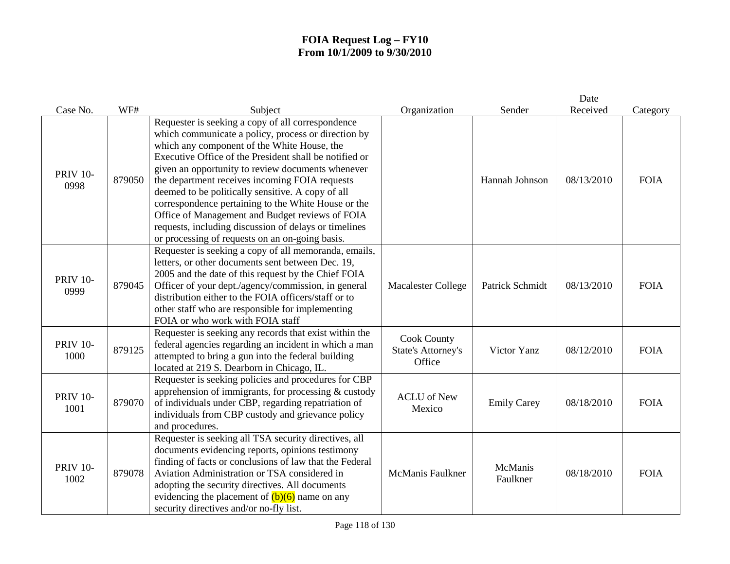# FOIA Request Log – FY10
# From 10/1/2009 to 9/30/2010

| Case No. | WF# | Subject | Organization | Sender | Date Received | Category |
|---|---|---|---|---|---|---|
| PRIV 10-0998 | 879050 | Requester is seeking a copy of all correspondence which communicate a policy, process or direction by which any component of the White House, the Executive Office of the President shall be notified or given an opportunity to review documents whenever the department receives incoming FOIA requests deemed to be politically sensitive. A copy of all correspondence pertaining to the White House or the Office of Management and Budget reviews of FOIA requests, including discussion of delays or timelines or processing of requests on an on-going basis. | | Hannah Johnson | 08/13/2010 | FOIA |
| PRIV 10-0999 | 879045 | Requester is seeking a copy of all memoranda, emails, letters, or other documents sent between Dec. 19, 2005 and the date of this request by the Chief FOIA Officer of your dept./agency/commission, in general distribution either to the FOIA officers/staff or to other staff who are responsible for implementing FOIA or who work with FOIA staff | Macalester College | Patrick Schmidt | 08/13/2010 | FOIA |
| PRIV 10-1000 | 879125 | Requester is seeking any records that exist within the federal agencies regarding an incident in which a man attempted to bring a gun into the federal building located at 219 S. Dearborn in Chicago, IL. | Cook County State's Attorney's Office | Victor Yanz | 08/12/2010 | FOIA |
| PRIV 10-1001 | 879070 | Requester is seeking policies and procedures for CBP apprehension of immigrants, for processing & custody of individuals under CBP, regarding repatriation of individuals from CBP custody and grievance policy and procedures. | ACLU of New Mexico | Emily Carey | 08/18/2010 | FOIA |
| PRIV 10-1002 | 879078 | Requester is seeking all TSA security directives, all documents evidencing reports, opinions testimony finding of facts or conclusions of law that the Federal Aviation Administration or TSA considered in adopting the security directives. All documents evidencing the placement of (b)(6) name on any security directives and/or no-fly list. | McManis Faulkner | McManis Faulkner | 08/18/2010 | FOIA |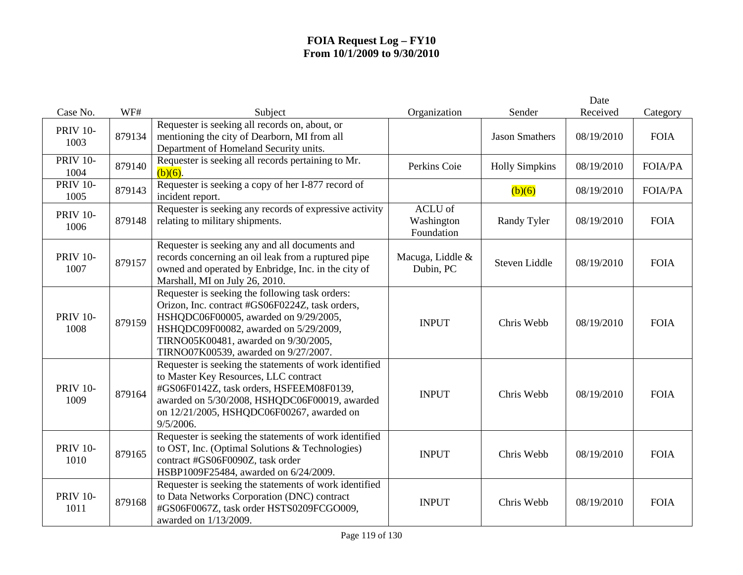# FOIA Request Log – FY10
# From 10/1/2009 to 9/30/2010

| Case No. | WF# | Subject | Organization | Sender | Date Received | Category |
|---|---|---|---|---|---|---|
| PRIV 10-1003 | 879134 | Requester is seeking all records on, about, or mentioning the city of Dearborn, MI from all Department of Homeland Security units. | | Jason Smathers | 08/19/2010 | FOIA |
| PRIV 10-1004 | 879140 | Requester is seeking all records pertaining to Mr. (b)(6). | Perkins Coie | Holly Simpkins | 08/19/2010 | FOIA/PA |
| PRIV 10-1005 | 879143 | Requester is seeking a copy of her I-877 record of incident report. | | (b)(6) | 08/19/2010 | FOIA/PA |
| PRIV 10-1006 | 879148 | Requester is seeking any records of expressive activity relating to military shipments. | ACLU of Washington Foundation | Randy Tyler | 08/19/2010 | FOIA |
| PRIV 10-1007 | 879157 | Requester is seeking any and all documents and records concerning an oil leak from a ruptured pipe owned and operated by Enbridge, Inc. in the city of Marshall, MI on July 26, 2010. | Macuga, Liddle & Dubin, PC | Steven Liddle | 08/19/2010 | FOIA |
| PRIV 10-1008 | 879159 | Requester is seeking the following task orders: Orizon, Inc. contract #GS06F0224Z, task orders, HSHQDC06F00005, awarded on 9/29/2005, HSHQDC09F00082, awarded on 5/29/2009, TIRNO05K00481, awarded on 9/30/2005, TIRNO07K00539, awarded on 9/27/2007. | INPUT | Chris Webb | 08/19/2010 | FOIA |
| PRIV 10-1009 | 879164 | Requester is seeking the statements of work identified to Master Key Resources, LLC contract #GS06F0142Z, task orders, HSFEEM08F0139, awarded on 5/30/2008, HSHQDC06F00019, awarded on 12/21/2005, HSHQDC06F00267, awarded on 9/5/2006. | INPUT | Chris Webb | 08/19/2010 | FOIA |
| PRIV 10-1010 | 879165 | Requester is seeking the statements of work identified to OST, Inc. (Optimal Solutions & Technologies) contract #GS06F0090Z, task order HSBP1009F25484, awarded on 6/24/2009. | INPUT | Chris Webb | 08/19/2010 | FOIA |
| PRIV 10-1011 | 879168 | Requester is seeking the statements of work identified to Data Networks Corporation (DNC) contract #GS06F0067Z, task order HSTS0209FCGO009, awarded on 1/13/2009. | INPUT | Chris Webb | 08/19/2010 | FOIA |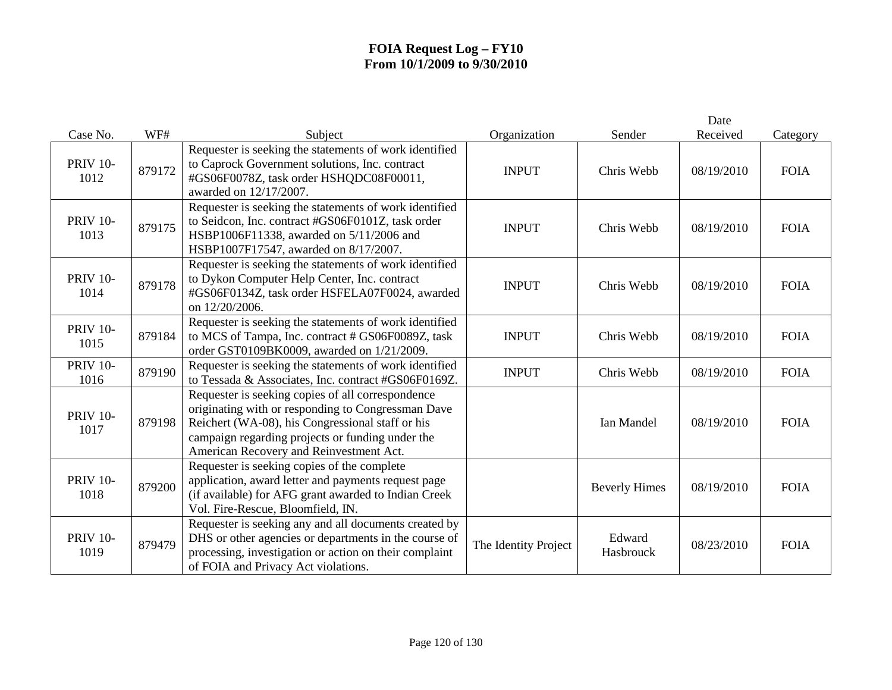# FOIA Request Log – FY10
## From 10/1/2009 to 9/30/2010

| Case No. | WF# | Subject | Organization | Sender | Date Received | Category |
|---|---|---|---|---|---|---|
| PRIV 10-1012 | 879172 | Requester is seeking the statements of work identified to Caprock Government solutions, Inc. contract #GS06F0078Z, task order HSHQDC08F00011, awarded on 12/17/2007. | INPUT | Chris Webb | 08/19/2010 | FOIA |
| PRIV 10-1013 | 879175 | Requester is seeking the statements of work identified to Seidcon, Inc. contract #GS06F0101Z, task order HSBP1006F11338, awarded on 5/11/2006 and HSBP1007F17547, awarded on 8/17/2007. | INPUT | Chris Webb | 08/19/2010 | FOIA |
| PRIV 10-1014 | 879178 | Requester is seeking the statements of work identified to Dykon Computer Help Center, Inc. contract #GS06F0134Z, task order HSFELA07F0024, awarded on 12/20/2006. | INPUT | Chris Webb | 08/19/2010 | FOIA |
| PRIV 10-1015 | 879184 | Requester is seeking the statements of work identified to MCS of Tampa, Inc. contract # GS06F0089Z, task order GST0109BK0009, awarded on 1/21/2009. | INPUT | Chris Webb | 08/19/2010 | FOIA |
| PRIV 10-1016 | 879190 | Requester is seeking the statements of work identified to Tessada & Associates, Inc. contract #GS06F0169Z. | INPUT | Chris Webb | 08/19/2010 | FOIA |
| PRIV 10-1017 | 879198 | Requester is seeking copies of all correspondence originating with or responding to Congressman Dave Reichert (WA-08), his Congressional staff or his campaign regarding projects or funding under the American Recovery and Reinvestment Act. | | Ian Mandel | 08/19/2010 | FOIA |
| PRIV 10-1018 | 879200 | Requester is seeking copies of the complete application, award letter and payments request page (if available) for AFG grant awarded to Indian Creek Vol. Fire-Rescue, Bloomfield, IN. | | Beverly Himes | 08/19/2010 | FOIA |
| PRIV 10-1019 | 879479 | Requester is seeking any and all documents created by DHS or other agencies or departments in the course of processing, investigation or action on their complaint of FOIA and Privacy Act violations. | The Identity Project | Edward Hasbrouck | 08/23/2010 | FOIA |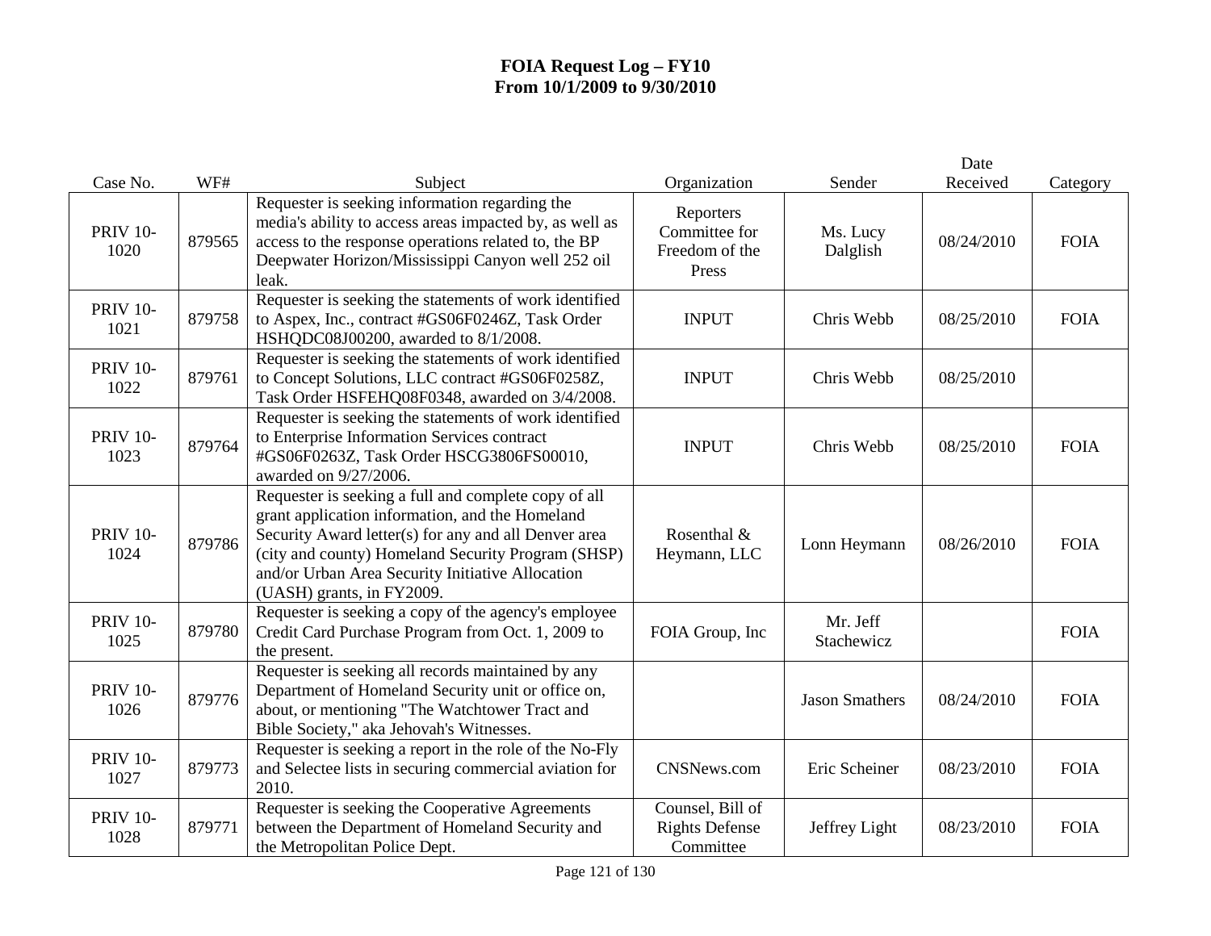# FOIA Request Log – FY10
## From 10/1/2009 to 9/30/2010

| Case No. | WF# | Subject | Organization | Sender | Date Received | Category |
|---|---|---|---|---|---|---|
| PRIV 10-1020 | 879565 | Requester is seeking information regarding the media's ability to access areas impacted by, as well as access to the response operations related to, the BP Deepwater Horizon/Mississippi Canyon well 252 oil leak. | Reporters Committee for Freedom of the Press | Ms. Lucy Dalglish | 08/24/2010 | FOIA |
| PRIV 10-1021 | 879758 | Requester is seeking the statements of work identified to Aspex, Inc., contract #GS06F0246Z, Task Order HSHQDC08J00200, awarded to 8/1/2008. | INPUT | Chris Webb | 08/25/2010 | FOIA |
| PRIV 10-1022 | 879761 | Requester is seeking the statements of work identified to Concept Solutions, LLC contract #GS06F0258Z, Task Order HSFEHQ08F0348, awarded on 3/4/2008. | INPUT | Chris Webb | 08/25/2010 | |
| PRIV 10-1023 | 879764 | Requester is seeking the statements of work identified to Enterprise Information Services contract #GS06F0263Z, Task Order HSCG3806FS00010, awarded on 9/27/2006. | INPUT | Chris Webb | 08/25/2010 | FOIA |
| PRIV 10-1024 | 879786 | Requester is seeking a full and complete copy of all grant application information, and the Homeland Security Award letter(s) for any and all Denver area (city and county) Homeland Security Program (SHSP) and/or Urban Area Security Initiative Allocation (UASH) grants, in FY2009. | Rosenthal & Heymann, LLC | Lonn Heymann | 08/26/2010 | FOIA |
| PRIV 10-1025 | 879780 | Requester is seeking a copy of the agency's employee Credit Card Purchase Program from Oct. 1, 2009 to the present. | FOIA Group, Inc | Mr. Jeff Stachewicz | | FOIA |
| PRIV 10-1026 | 879776 | Requester is seeking all records maintained by any Department of Homeland Security unit or office on, about, or mentioning "The Watchtower Tract and Bible Society," aka Jehovah's Witnesses. | | Jason Smathers | 08/24/2010 | FOIA |
| PRIV 10-1027 | 879773 | Requester is seeking a report in the role of the No-Fly and Selectee lists in securing commercial aviation for 2010. | CNSNews.com | Eric Scheiner | 08/23/2010 | FOIA |
| PRIV 10-1028 | 879771 | Requester is seeking the Cooperative Agreements between the Department of Homeland Security and the Metropolitan Police Dept. | Counsel, Bill of Rights Defense Committee | Jeffrey Light | 08/23/2010 | FOIA |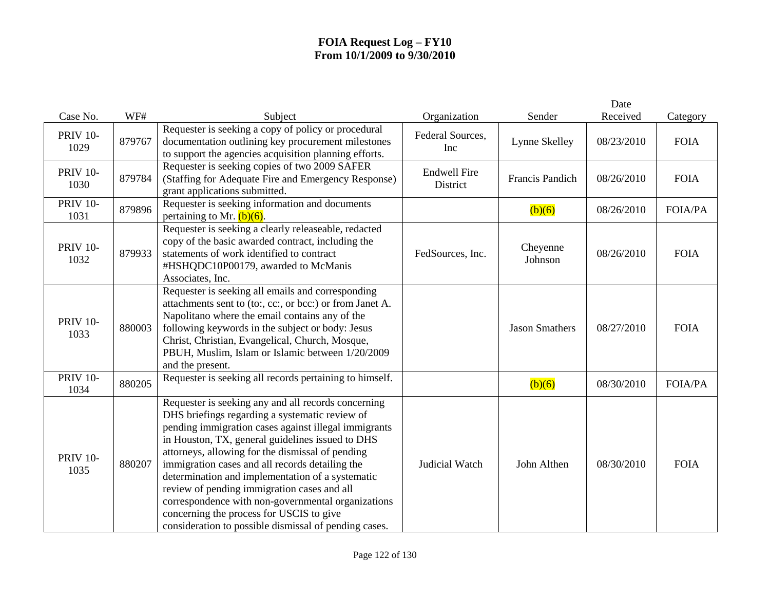# FOIA Request Log – FY10
# From 10/1/2009 to 9/30/2010

| Case No. | WF# | Subject | Organization | Sender | Date Received | Category |
|---|---|---|---|---|---|---|
| PRIV 10-1029 | 879767 | Requester is seeking a copy of policy or procedural documentation outlining key procurement milestones to support the agencies acquisition planning efforts. | Federal Sources, Inc | Lynne Skelley | 08/23/2010 | FOIA |
| PRIV 10-1030 | 879784 | Requester is seeking copies of two 2009 SAFER (Staffing for Adequate Fire and Emergency Response) grant applications submitted. | Endwell Fire District | Francis Pandich | 08/26/2010 | FOIA |
| PRIV 10-1031 | 879896 | Requester is seeking information and documents pertaining to Mr. (b)(6). | | (b)(6) | 08/26/2010 | FOIA/PA |
| PRIV 10-1032 | 879933 | Requester is seeking a clearly releaseable, redacted copy of the basic awarded contract, including the statements of work identified to contract #HSHQDC10P00179, awarded to McManis Associates, Inc. | FedSources, Inc. | Cheyenne Johnson | 08/26/2010 | FOIA |
| PRIV 10-1033 | 880003 | Requester is seeking all emails and corresponding attachments sent to (to:, cc:, or bcc:) or from Janet A. Napolitano where the email contains any of the following keywords in the subject or body: Jesus Christ, Christian, Evangelical, Church, Mosque, PBUH, Muslim, Islam or Islamic between 1/20/2009 and the present. | | Jason Smathers | 08/27/2010 | FOIA |
| PRIV 10-1034 | 880205 | Requester is seeking all records pertaining to himself. | | (b)(6) | 08/30/2010 | FOIA/PA |
| PRIV 10-1035 | 880207 | Requester is seeking any and all records concerning DHS briefings regarding a systematic review of pending immigration cases against illegal immigrants in Houston, TX, general guidelines issued to DHS attorneys, allowing for the dismissal of pending immigration cases and all records detailing the determination and implementation of a systematic review of pending immigration cases and all correspondence with non-governmental organizations concerning the process for USCIS to give consideration to possible dismissal of pending cases. | Judicial Watch | John Althen | 08/30/2010 | FOIA |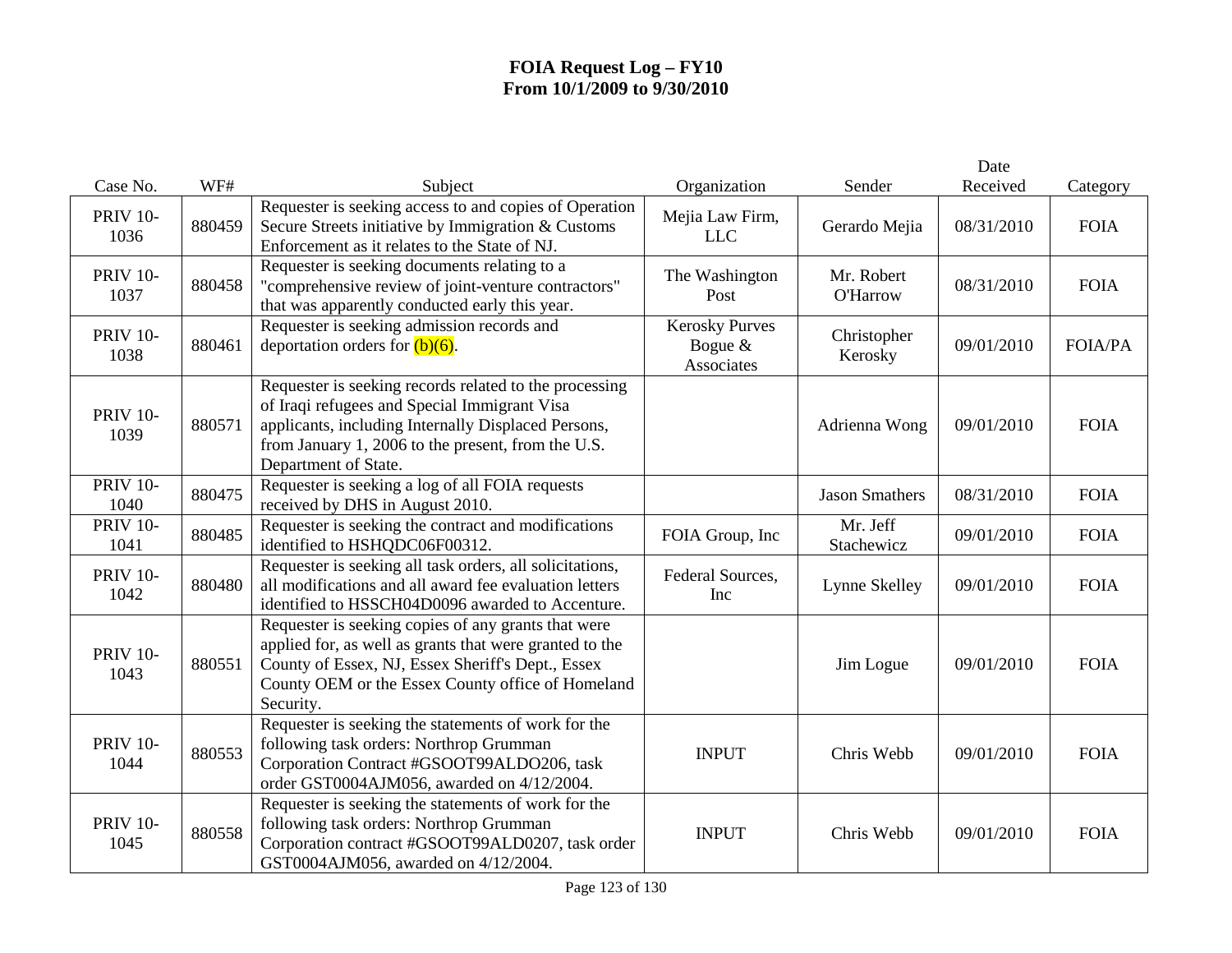# FOIA Request Log – FY10
## From 10/1/2009 to 9/30/2010

| Case No. | WF# | Subject | Organization | Sender | Date Received | Category |
|---|---|---|---|---|---|---|
| PRIV 10-1036 | 880459 | Requester is seeking access to and copies of Operation Secure Streets initiative by Immigration & Customs Enforcement as it relates to the State of NJ. | Mejia Law Firm, LLC | Gerardo Mejia | 08/31/2010 | FOIA |
| PRIV 10-1037 | 880458 | Requester is seeking documents relating to a "comprehensive review of joint-venture contractors" that was apparently conducted early this year. | The Washington Post | Mr. Robert O'Harrow | 08/31/2010 | FOIA |
| PRIV 10-1038 | 880461 | Requester is seeking admission records and deportation orders for (b)(6). | Kerosky Purves Bogue & Associates | Christopher Kerosky | 09/01/2010 | FOIA/PA |
| PRIV 10-1039 | 880571 | Requester is seeking records related to the processing of Iraqi refugees and Special Immigrant Visa applicants, including Internally Displaced Persons, from January 1, 2006 to the present, from the U.S. Department of State. | | Adrienna Wong | 09/01/2010 | FOIA |
| PRIV 10-1040 | 880475 | Requester is seeking a log of all FOIA requests received by DHS in August 2010. | | Jason Smathers | 08/31/2010 | FOIA |
| PRIV 10-1041 | 880485 | Requester is seeking the contract and modifications identified to HSHQDC06F00312. | FOIA Group, Inc | Mr. Jeff Stachewicz | 09/01/2010 | FOIA |
| PRIV 10-1042 | 880480 | Requester is seeking all task orders, all solicitations, all modifications and all award fee evaluation letters identified to HSSCH04D0096 awarded to Accenture. | Federal Sources, Inc | Lynne Skelley | 09/01/2010 | FOIA |
| PRIV 10-1043 | 880551 | Requester is seeking copies of any grants that were applied for, as well as grants that were granted to the County of Essex, NJ, Essex Sheriff's Dept., Essex County OEM or the Essex County office of Homeland Security. | | Jim Logue | 09/01/2010 | FOIA |
| PRIV 10-1044 | 880553 | Requester is seeking the statements of work for the following task orders: Northrop Grumman Corporation Contract #GSOOT99ALDO206, task order GST0004AJM056, awarded on 4/12/2004. | INPUT | Chris Webb | 09/01/2010 | FOIA |
| PRIV 10-1045 | 880558 | Requester is seeking the statements of work for the following task orders: Northrop Grumman Corporation contract #GSOOT99ALD0207, task order GST0004AJM056, awarded on 4/12/2004. | INPUT | Chris Webb | 09/01/2010 | FOIA |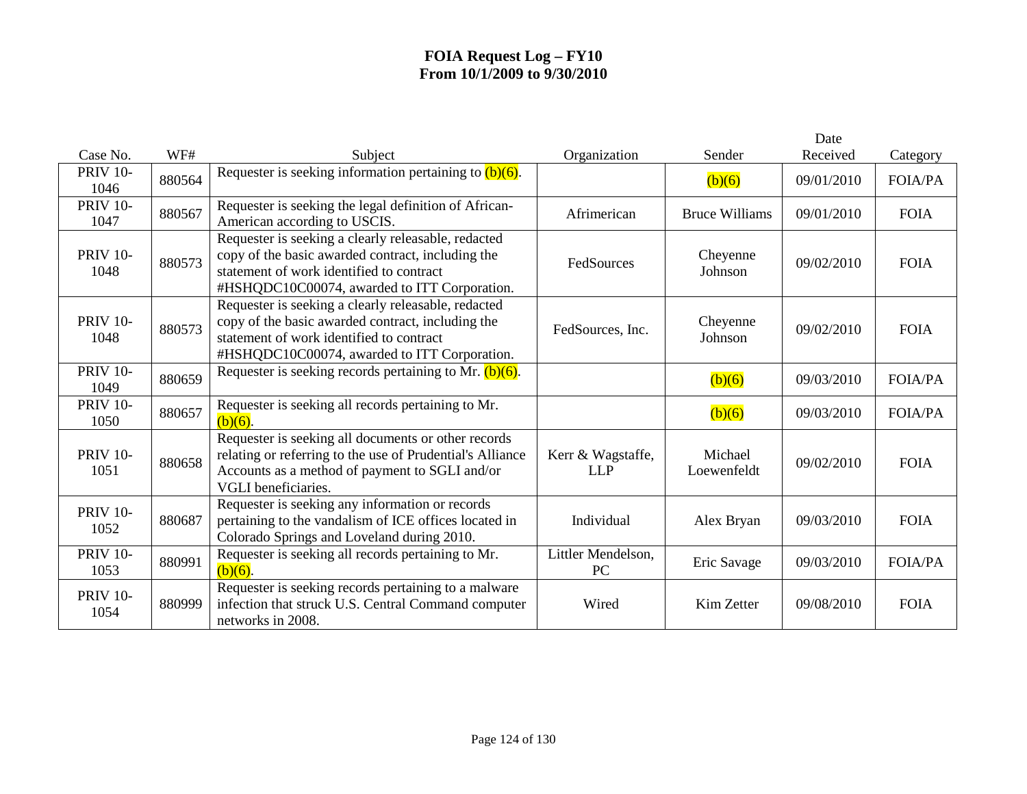# FOIA Request Log – FY10
## From 10/1/2009 to 9/30/2010

| Case No. | WF# | Subject | Organization | Sender | Date Received | Category |
|---|---|---|---|---|---|---|
| PRIV 10-1046 | 880564 | Requester is seeking information pertaining to (b)(6). | | (b)(6) | 09/01/2010 | FOIA/PA |
| PRIV 10-1047 | 880567 | Requester is seeking the legal definition of African-American according to USCIS. | Afrimerican | Bruce Williams | 09/01/2010 | FOIA |
| PRIV 10-1048 | 880573 | Requester is seeking a clearly releasable, redacted copy of the basic awarded contract, including the statement of work identified to contract #HSHQDC10C00074, awarded to ITT Corporation. | FedSources | Cheyenne Johnson | 09/02/2010 | FOIA |
| PRIV 10-1048 | 880573 | Requester is seeking a clearly releasable, redacted copy of the basic awarded contract, including the statement of work identified to contract #HSHQDC10C00074, awarded to ITT Corporation. | FedSources, Inc. | Cheyenne Johnson | 09/02/2010 | FOIA |
| PRIV 10-1049 | 880659 | Requester is seeking records pertaining to Mr. (b)(6). | | (b)(6) | 09/03/2010 | FOIA/PA |
| PRIV 10-1050 | 880657 | Requester is seeking all records pertaining to Mr. (b)(6). | | (b)(6) | 09/03/2010 | FOIA/PA |
| PRIV 10-1051 | 880658 | Requester is seeking all documents or other records relating or referring to the use of Prudential's Alliance Accounts as a method of payment to SGLI and/or VGLI beneficiaries. | Kerr & Wagstaffe, LLP | Michael Loewenfeldt | 09/02/2010 | FOIA |
| PRIV 10-1052 | 880687 | Requester is seeking any information or records pertaining to the vandalism of ICE offices located in Colorado Springs and Loveland during 2010. | Individual | Alex Bryan | 09/03/2010 | FOIA |
| PRIV 10-1053 | 880991 | Requester is seeking all records pertaining to Mr. (b)(6). | Littler Mendelson, PC | Eric Savage | 09/03/2010 | FOIA/PA |
| PRIV 10-1054 | 880999 | Requester is seeking records pertaining to a malware infection that struck U.S. Central Command computer networks in 2008. | Wired | Kim Zetter | 09/08/2010 | FOIA |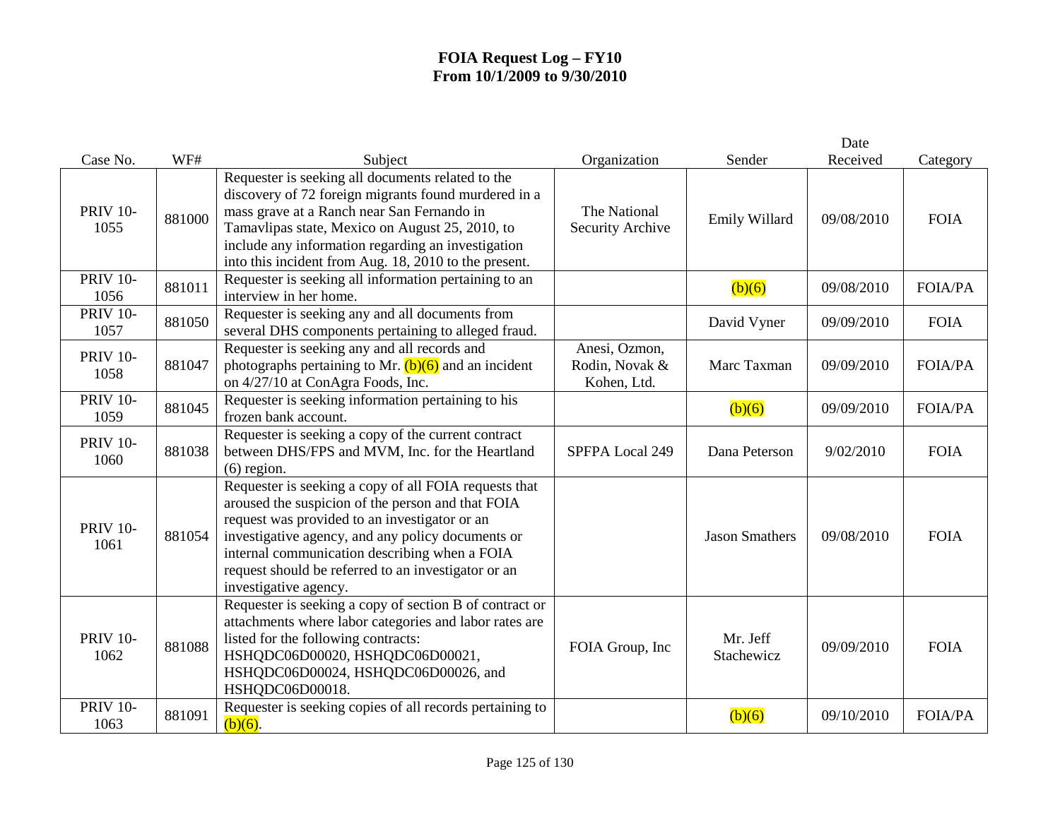# FOIA Request Log – FY10
# From 10/1/2009 to 9/30/2010

| Case No. | WF# | Subject | Organization | Sender | Date Received | Category |
|---|---|---|---|---|---|---|
| PRIV 10-1055 | 881000 | Requester is seeking all documents related to the discovery of 72 foreign migrants found murdered in a mass grave at a Ranch near San Fernando in Tamavlipas state, Mexico on August 25, 2010, to include any information regarding an investigation into this incident from Aug. 18, 2010 to the present. | The National Security Archive | Emily Willard | 09/08/2010 | FOIA |
| PRIV 10-1056 | 881011 | Requester is seeking all information pertaining to an interview in her home. | | (b)(6) | 09/08/2010 | FOIA/PA |
| PRIV 10-1057 | 881050 | Requester is seeking any and all documents from several DHS components pertaining to alleged fraud. | | David Vyner | 09/09/2010 | FOIA |
| PRIV 10-1058 | 881047 | Requester is seeking any and all records and photographs pertaining to Mr. (b)(6) and an incident on 4/27/10 at ConAgra Foods, Inc. | Anesi, Ozmon, Rodin, Novak & Kohen, Ltd. | Marc Taxman | 09/09/2010 | FOIA/PA |
| PRIV 10-1059 | 881045 | Requester is seeking information pertaining to his frozen bank account. | | (b)(6) | 09/09/2010 | FOIA/PA |
| PRIV 10-1060 | 881038 | Requester is seeking a copy of the current contract between DHS/FPS and MVM, Inc. for the Heartland (6) region. | SPFPA Local 249 | Dana Peterson | 9/02/2010 | FOIA |
| PRIV 10-1061 | 881054 | Requester is seeking a copy of all FOIA requests that aroused the suspicion of the person and that FOIA request was provided to an investigator or an investigative agency, and any policy documents or internal communication describing when a FOIA request should be referred to an investigator or an investigative agency. | | Jason Smathers | 09/08/2010 | FOIA |
| PRIV 10-1062 | 881088 | Requester is seeking a copy of section B of contract or attachments where labor categories and labor rates are listed for the following contracts: HSHQDC06D00020, HSHQDC06D00021, HSHQDC06D00024, HSHQDC06D00026, and HSHQDC06D00018. | FOIA Group, Inc | Mr. Jeff Stachewicz | 09/09/2010 | FOIA |
| PRIV 10-1063 | 881091 | Requester is seeking copies of all records pertaining to (b)(6). | | (b)(6) | 09/10/2010 | FOIA/PA |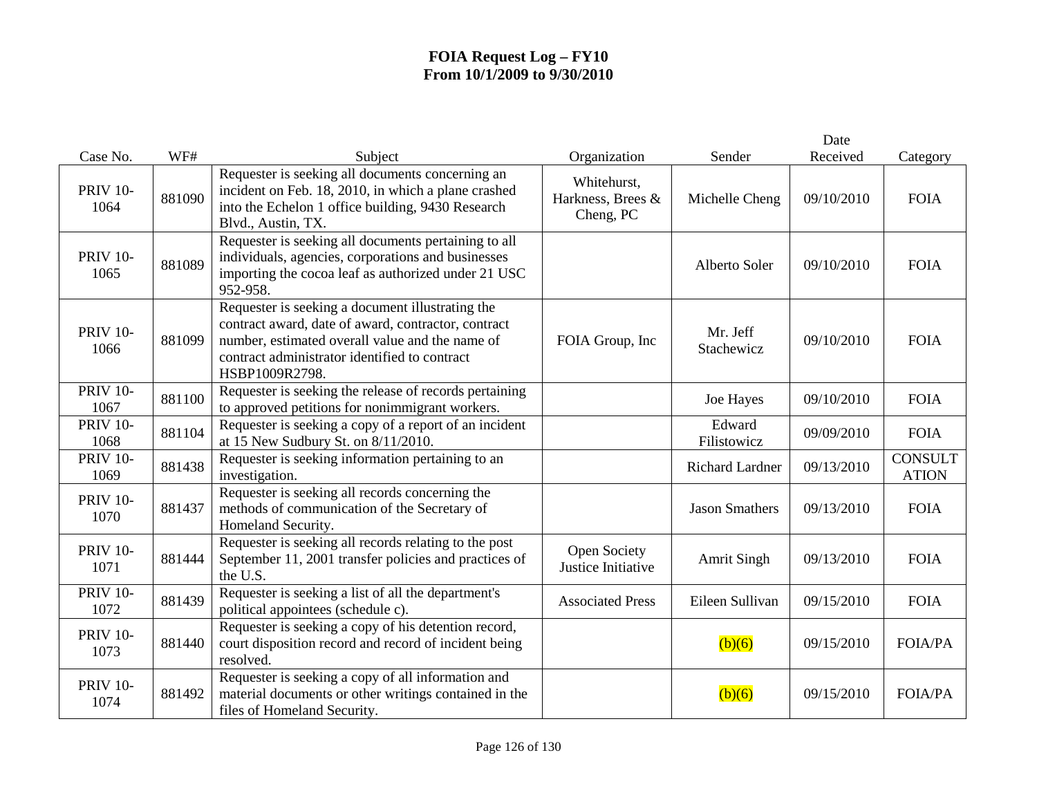# FOIA Request Log – FY10
## From 10/1/2009 to 9/30/2010

| Case No. | WF# | Subject | Organization | Sender | Date Received | Category |
|---|---|---|---|---|---|---|
| PRIV 10-1064 | 881090 | Requester is seeking all documents concerning an incident on Feb. 18, 2010, in which a plane crashed into the Echelon 1 office building, 9430 Research Blvd., Austin, TX. | Whitehurst, Harkness, Brees & Cheng, PC | Michelle Cheng | 09/10/2010 | FOIA |
| PRIV 10-1065 | 881089 | Requester is seeking all documents pertaining to all individuals, agencies, corporations and businesses importing the cocoa leaf as authorized under 21 USC 952-958. | | Alberto Soler | 09/10/2010 | FOIA |
| PRIV 10-1066 | 881099 | Requester is seeking a document illustrating the contract award, date of award, contractor, contract number, estimated overall value and the name of contract administrator identified to contract HSBP1009R2798. | FOIA Group, Inc | Mr. Jeff Stachewicz | 09/10/2010 | FOIA |
| PRIV 10-1067 | 881100 | Requester is seeking the release of records pertaining to approved petitions for nonimmigrant workers. | | Joe Hayes | 09/10/2010 | FOIA |
| PRIV 10-1068 | 881104 | Requester is seeking a copy of a report of an incident at 15 New Sudbury St. on 8/11/2010. | | Edward Filistowicz | 09/09/2010 | FOIA |
| PRIV 10-1069 | 881438 | Requester is seeking information pertaining to an investigation. | | Richard Lardner | 09/13/2010 | CONSULTATION |
| PRIV 10-1070 | 881437 | Requester is seeking all records concerning the methods of communication of the Secretary of Homeland Security. | | Jason Smathers | 09/13/2010 | FOIA |
| PRIV 10-1071 | 881444 | Requester is seeking all records relating to the post September 11, 2001 transfer policies and practices of the U.S. | Open Society Justice Initiative | Amrit Singh | 09/13/2010 | FOIA |
| PRIV 10-1072 | 881439 | Requester is seeking a list of all the department's political appointees (schedule c). | Associated Press | Eileen Sullivan | 09/15/2010 | FOIA |
| PRIV 10-1073 | 881440 | Requester is seeking a copy of his detention record, court disposition record and record of incident being resolved. | | (b)(6) | 09/15/2010 | FOIA/PA |
| PRIV 10-1074 | 881492 | Requester is seeking a copy of all information and material documents or other writings contained in the files of Homeland Security. | | (b)(6) | 09/15/2010 | FOIA/PA |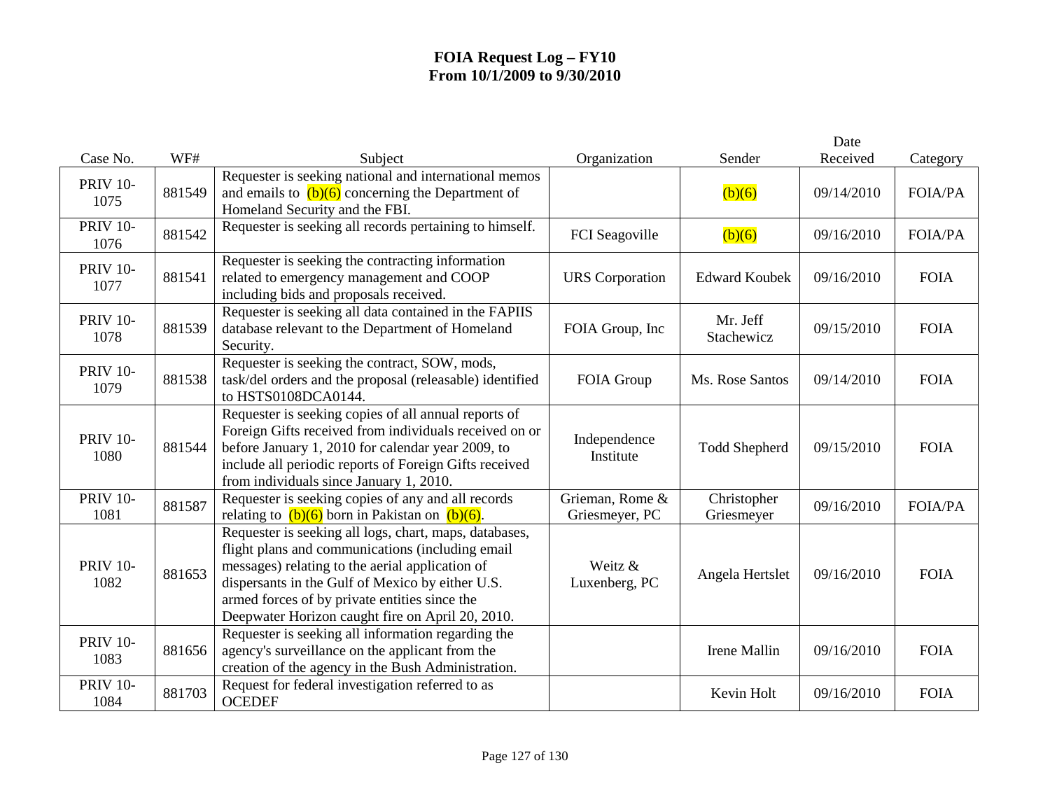## FOIA Request Log – FY10
## From 10/1/2009 to 9/30/2010

| Case No. | WF# | Subject | Organization | Sender | Date Received | Category |
|---|---|---|---|---|---|---|
| PRIV 10-1075 | 881549 | Requester is seeking national and international memos and emails to (b)(6) concerning the Department of Homeland Security and the FBI. | | (b)(6) | 09/14/2010 | FOIA/PA |
| PRIV 10-1076 | 881542 | Requester is seeking all records pertaining to himself. | FCI Seagoville | (b)(6) | 09/16/2010 | FOIA/PA |
| PRIV 10-1077 | 881541 | Requester is seeking the contracting information related to emergency management and COOP including bids and proposals received. | URS Corporation | Edward Koubek | 09/16/2010 | FOIA |
| PRIV 10-1078 | 881539 | Requester is seeking all data contained in the FAPIIS database relevant to the Department of Homeland Security. | FOIA Group, Inc | Mr. Jeff Stachewicz | 09/15/2010 | FOIA |
| PRIV 10-1079 | 881538 | Requester is seeking the contract, SOW, mods, task/del orders and the proposal (releasable) identified to HSTS0108DCA0144. | FOIA Group | Ms. Rose Santos | 09/14/2010 | FOIA |
| PRIV 10-1080 | 881544 | Requester is seeking copies of all annual reports of Foreign Gifts received from individuals received on or before January 1, 2010 for calendar year 2009, to include all periodic reports of Foreign Gifts received from individuals since January 1, 2010. | Independence Institute | Todd Shepherd | 09/15/2010 | FOIA |
| PRIV 10-1081 | 881587 | Requester is seeking copies of any and all records relating to (b)(6) born in Pakistan on (b)(6). | Grieman, Rome & Griesmeyer, PC | Christopher Griesmeyer | 09/16/2010 | FOIA/PA |
| PRIV 10-1082 | 881653 | Requester is seeking all logs, chart, maps, databases, flight plans and communications (including email messages) relating to the aerial application of dispersants in the Gulf of Mexico by either U.S. armed forces of by private entities since the Deepwater Horizon caught fire on April 20, 2010. | Weitz & Luxenberg, PC | Angela Hertslet | 09/16/2010 | FOIA |
| PRIV 10-1083 | 881656 | Requester is seeking all information regarding the agency's surveillance on the applicant from the creation of the agency in the Bush Administration. | | Irene Mallin | 09/16/2010 | FOIA |
| PRIV 10-1084 | 881703 | Request for federal investigation referred to as OCEDEF | | Kevin Holt | 09/16/2010 | FOIA |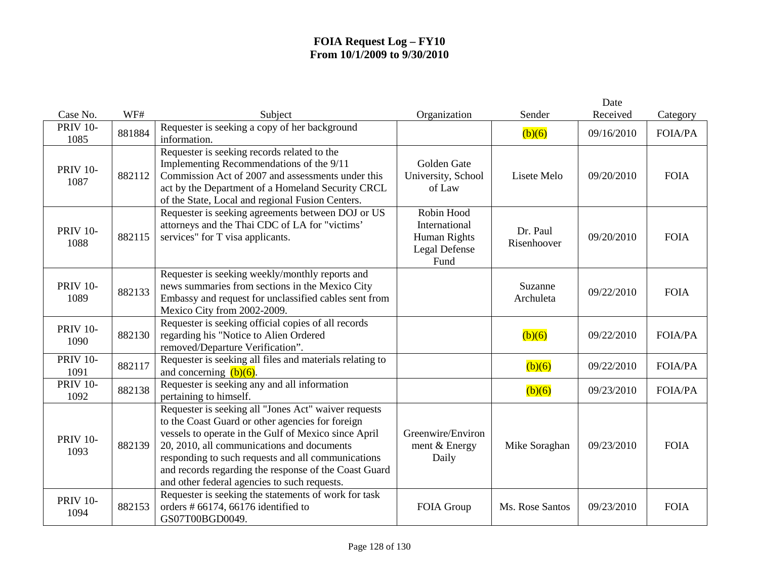**FOIA Request Log – FY10**
**From 10/1/2009 to 9/30/2010**

| Case No. | WF# | Subject | Organization | Sender | Date Received | Category |
|---|---|---|---|---|---|---|
| PRIV 10-1085 | 881884 | Requester is seeking a copy of her background information. | | (b)(6) | 09/16/2010 | FOIA/PA |
| PRIV 10-1087 | 882112 | Requester is seeking records related to the Implementing Recommendations of the 9/11 Commission Act of 2007 and assessments under this act by the Department of a Homeland Security CRCL of the State, Local and regional Fusion Centers. | Golden Gate University, School of Law | Lisete Melo | 09/20/2010 | FOIA |
| PRIV 10-1088 | 882115 | Requester is seeking agreements between DOJ or US attorneys and the Thai CDC of LA for "victims' services" for T visa applicants. | Robin Hood International Human Rights Legal Defense Fund | Dr. Paul Risenhoover | 09/20/2010 | FOIA |
| PRIV 10-1089 | 882133 | Requester is seeking weekly/monthly reports and news summaries from sections in the Mexico City Embassy and request for unclassified cables sent from Mexico City from 2002-2009. | | Suzanne Archuleta | 09/22/2010 | FOIA |
| PRIV 10-1090 | 882130 | Requester is seeking official copies of all records regarding his "Notice to Alien Ordered removed/Departure Verification". | | (b)(6) | 09/22/2010 | FOIA/PA |
| PRIV 10-1091 | 882117 | Requester is seeking all files and materials relating to and concerning (b)(6). | | (b)(6) | 09/22/2010 | FOIA/PA |
| PRIV 10-1092 | 882138 | Requester is seeking any and all information pertaining to himself. | | (b)(6) | 09/23/2010 | FOIA/PA |
| PRIV 10-1093 | 882139 | Requester is seeking all "Jones Act" waiver requests to the Coast Guard or other agencies for foreign vessels to operate in the Gulf of Mexico since April 20, 2010, all communications and documents responding to such requests and all communications and records regarding the response of the Coast Guard and other federal agencies to such requests. | Greenwire/Environment & Energy Daily | Mike Soraghan | 09/23/2010 | FOIA |
| PRIV 10-1094 | 882153 | Requester is seeking the statements of work for task orders # 66174, 66176 identified to GS07T00BGD0049. | FOIA Group | Ms. Rose Santos | 09/23/2010 | FOIA |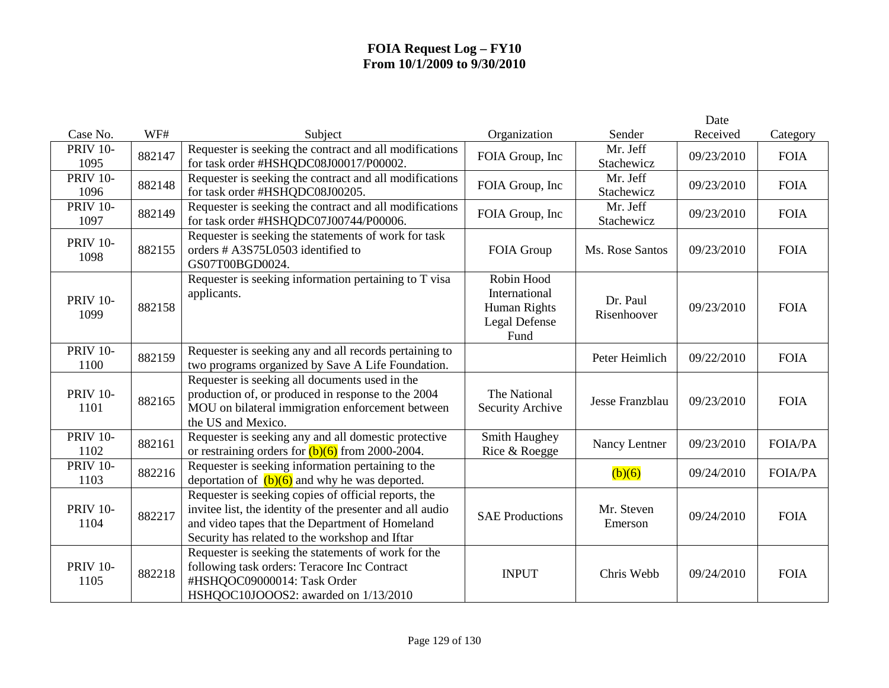**FOIA Request Log – FY10**
**From 10/1/2009 to 9/30/2010**

| Case No. | WF# | Subject | Organization | Sender | Date Received | Category |
|---|---|---|---|---|---|---|
| PRIV 10-1095 | 882147 | Requester is seeking the contract and all modifications for task order #HSHQDC08J00017/P00002. | FOIA Group, Inc | Mr. Jeff Stachewicz | 09/23/2010 | FOIA |
| PRIV 10-1096 | 882148 | Requester is seeking the contract and all modifications for task order #HSHQDC08J00205. | FOIA Group, Inc | Mr. Jeff Stachewicz | 09/23/2010 | FOIA |
| PRIV 10-1097 | 882149 | Requester is seeking the contract and all modifications for task order #HSHQDC07J00744/P00006. | FOIA Group, Inc | Mr. Jeff Stachewicz | 09/23/2010 | FOIA |
| PRIV 10-1098 | 882155 | Requester is seeking the statements of work for task orders # A3S75L0503 identified to GS07T00BGD0024. | FOIA Group | Ms. Rose Santos | 09/23/2010 | FOIA |
| PRIV 10-1099 | 882158 | Requester is seeking information pertaining to T visa applicants. | Robin Hood International Human Rights Legal Defense Fund | Dr. Paul Risenhoover | 09/23/2010 | FOIA |
| PRIV 10-1100 | 882159 | Requester is seeking any and all records pertaining to two programs organized by Save A Life Foundation. | | Peter Heimlich | 09/22/2010 | FOIA |
| PRIV 10-1101 | 882165 | Requester is seeking all documents used in the production of, or produced in response to the 2004 MOU on bilateral immigration enforcement between the US and Mexico. | The National Security Archive | Jesse Franzblau | 09/23/2010 | FOIA |
| PRIV 10-1102 | 882161 | Requester is seeking any and all domestic protective or restraining orders for (b)(6) from 2000-2004. | Smith Haughey Rice & Roegge | Nancy Lentner | 09/23/2010 | FOIA/PA |
| PRIV 10-1103 | 882216 | Requester is seeking information pertaining to the deportation of (b)(6) and why he was deported. | | (b)(6) | 09/24/2010 | FOIA/PA |
| PRIV 10-1104 | 882217 | Requester is seeking copies of official reports, the invitee list, the identity of the presenter and all audio and video tapes that the Department of Homeland Security has related to the workshop and Iftar | SAE Productions | Mr. Steven Emerson | 09/24/2010 | FOIA |
| PRIV 10-1105 | 882218 | Requester is seeking the statements of work for the following task orders: Teracore Inc Contract #HSHQOC09000014: Task Order HSHQOC10JOOOS2: awarded on 1/13/2010 | INPUT | Chris Webb | 09/24/2010 | FOIA |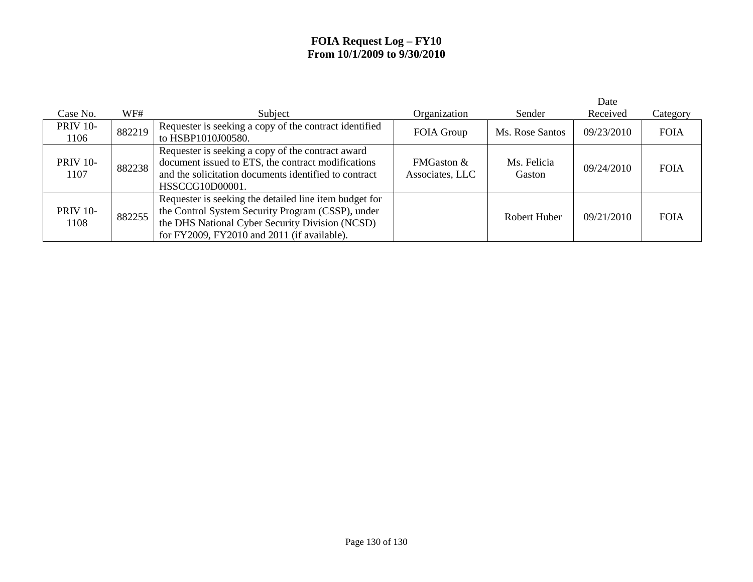**FOIA Request Log – FY10**
**From 10/1/2009 to 9/30/2010**

| Case No. | WF# | Subject | Organization | Sender | Date Received | Category |
|---|---|---|---|---|---|---|
| PRIV 10-1106 | 882219 | Requester is seeking a copy of the contract identified to HSBP1010J00580. | FOIA Group | Ms. Rose Santos | 09/23/2010 | FOIA |
| PRIV 10-1107 | 882238 | Requester is seeking a copy of the contract award document issued to ETS, the contract modifications and the solicitation documents identified to contract HSSCCG10D00001. | FMGaston & Associates, LLC | Ms. Felicia Gaston | 09/24/2010 | FOIA |
| PRIV 10-1108 | 882255 | Requester is seeking the detailed line item budget for the Control System Security Program (CSSP), under the DHS National Cyber Security Division (NCSD) for FY2009, FY2010 and 2011 (if available). | | Robert Huber | 09/21/2010 | FOIA |